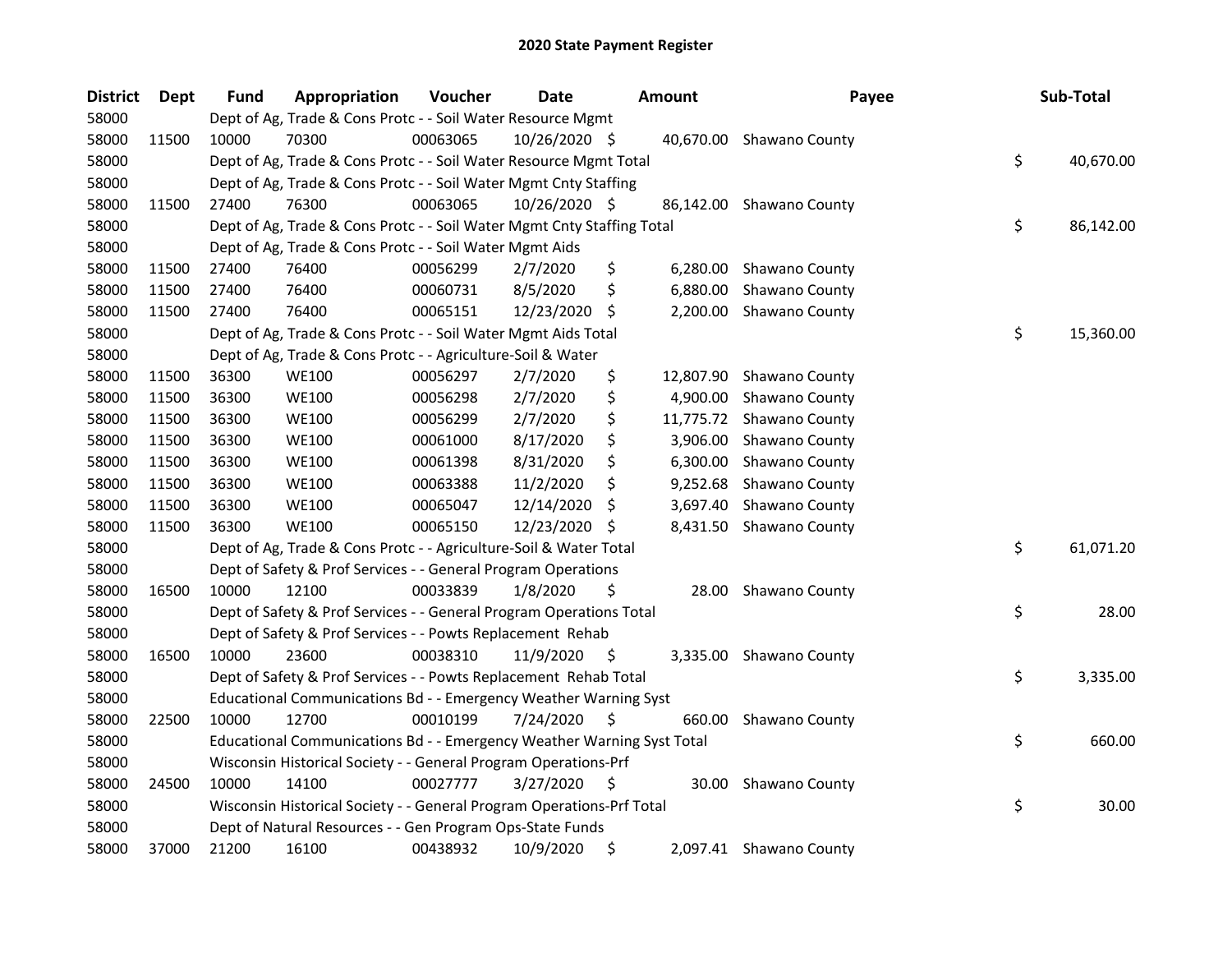# 2020 State Payment Register

| District | Dept | Fund | Appropriation | Voucher | Date | Amount | Payee | Sub-Total |
|---|---|---|---|---|---|---|---|---|
| 58000 | | Dept of Ag, Trade & Cons Protc - - Soil Water Resource Mgmt | | | | | | |
| 58000 | 11500 | 10000 | 70300 | 00063065 | 10/26/2020 | $ 40,670.00 | Shawano County | |
| 58000 | | Dept of Ag, Trade & Cons Protc - - Soil Water Resource Mgmt Total | | | | | | $ 40,670.00 |
| 58000 | | Dept of Ag, Trade & Cons Protc - - Soil Water Mgmt Cnty Staffing | | | | | | |
| 58000 | 11500 | 27400 | 76300 | 00063065 | 10/26/2020 | $ 86,142.00 | Shawano County | |
| 58000 | | Dept of Ag, Trade & Cons Protc - - Soil Water Mgmt Cnty Staffing Total | | | | | | $ 86,142.00 |
| 58000 | | Dept of Ag, Trade & Cons Protc - - Soil Water Mgmt Aids | | | | | | |
| 58000 | 11500 | 27400 | 76400 | 00056299 | 2/7/2020 | $ 6,280.00 | Shawano County | |
| 58000 | 11500 | 27400 | 76400 | 00060731 | 8/5/2020 | $ 6,880.00 | Shawano County | |
| 58000 | 11500 | 27400 | 76400 | 00065151 | 12/23/2020 | $ 2,200.00 | Shawano County | |
| 58000 | | Dept of Ag, Trade & Cons Protc - - Soil Water Mgmt Aids Total | | | | | | $ 15,360.00 |
| 58000 | | Dept of Ag, Trade & Cons Protc - - Agriculture-Soil & Water | | | | | | |
| 58000 | 11500 | 36300 | WE100 | 00056297 | 2/7/2020 | $ 12,807.90 | Shawano County | |
| 58000 | 11500 | 36300 | WE100 | 00056298 | 2/7/2020 | $ 4,900.00 | Shawano County | |
| 58000 | 11500 | 36300 | WE100 | 00056299 | 2/7/2020 | $ 11,775.72 | Shawano County | |
| 58000 | 11500 | 36300 | WE100 | 00061000 | 8/17/2020 | $ 3,906.00 | Shawano County | |
| 58000 | 11500 | 36300 | WE100 | 00061398 | 8/31/2020 | $ 6,300.00 | Shawano County | |
| 58000 | 11500 | 36300 | WE100 | 00063388 | 11/2/2020 | $ 9,252.68 | Shawano County | |
| 58000 | 11500 | 36300 | WE100 | 00065047 | 12/14/2020 | $ 3,697.40 | Shawano County | |
| 58000 | 11500 | 36300 | WE100 | 00065150 | 12/23/2020 | $ 8,431.50 | Shawano County | |
| 58000 | | Dept of Ag, Trade & Cons Protc - - Agriculture-Soil & Water Total | | | | | | $ 61,071.20 |
| 58000 | | Dept of Safety & Prof Services - - General Program Operations | | | | | | |
| 58000 | 16500 | 10000 | 12100 | 00033839 | 1/8/2020 | $ 28.00 | Shawano County | |
| 58000 | | Dept of Safety & Prof Services - - General Program Operations Total | | | | | | $ 28.00 |
| 58000 | | Dept of Safety & Prof Services - - Powts Replacement Rehab | | | | | | |
| 58000 | 16500 | 10000 | 23600 | 00038310 | 11/9/2020 | $ 3,335.00 | Shawano County | |
| 58000 | | Dept of Safety & Prof Services - - Powts Replacement Rehab Total | | | | | | $ 3,335.00 |
| 58000 | | Educational Communications Bd - - Emergency Weather Warning Syst | | | | | | |
| 58000 | 22500 | 10000 | 12700 | 00010199 | 7/24/2020 | $ 660.00 | Shawano County | |
| 58000 | | Educational Communications Bd - - Emergency Weather Warning Syst Total | | | | | | $ 660.00 |
| 58000 | | Wisconsin Historical Society - - General Program Operations-Prf | | | | | | |
| 58000 | 24500 | 10000 | 14100 | 00027777 | 3/27/2020 | $ 30.00 | Shawano County | |
| 58000 | | Wisconsin Historical Society - - General Program Operations-Prf Total | | | | | | $ 30.00 |
| 58000 | | Dept of Natural Resources - - Gen Program Ops-State Funds | | | | | | |
| 58000 | 37000 | 21200 | 16100 | 00438932 | 10/9/2020 | $ 2,097.41 | Shawano County | |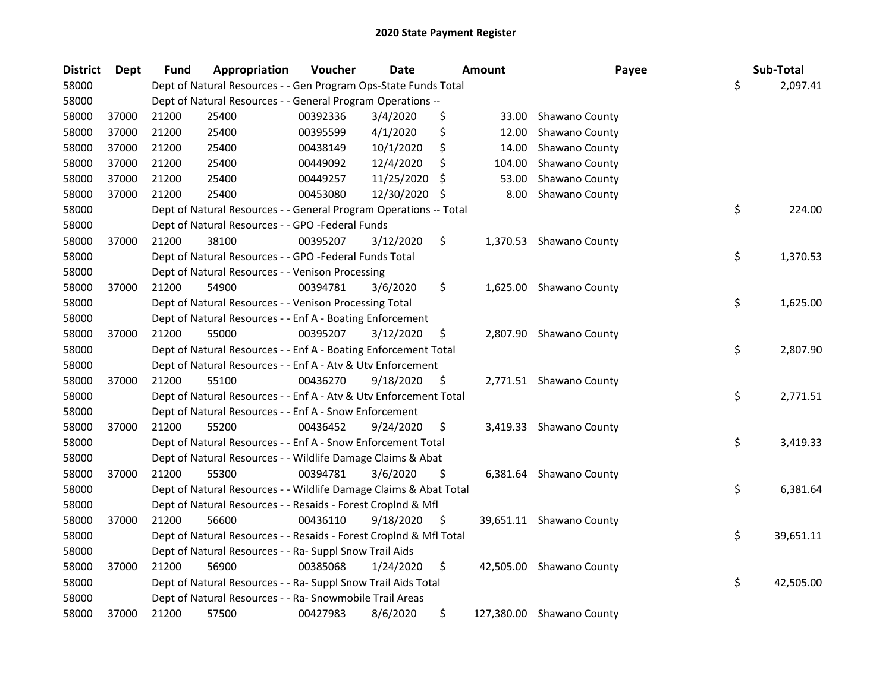## 2020 State Payment Register

| District | Dept | Fund | Appropriation | Voucher | Date | Amount | Payee | Sub-Total |
|---|---|---|---|---|---|---|---|---|
| 58000 | | Dept of Natural Resources - - Gen Program Ops-State Funds Total | | | | | | $ 2,097.41 |
| 58000 | | Dept of Natural Resources - - General Program Operations -- | | | | | | |
| 58000 | 37000 | 21200 | 25400 | 00392336 | 3/4/2020 | $ 33.00 | Shawano County | |
| 58000 | 37000 | 21200 | 25400 | 00395599 | 4/1/2020 | $ 12.00 | Shawano County | |
| 58000 | 37000 | 21200 | 25400 | 00438149 | 10/1/2020 | $ 14.00 | Shawano County | |
| 58000 | 37000 | 21200 | 25400 | 00449092 | 12/4/2020 | $ 104.00 | Shawano County | |
| 58000 | 37000 | 21200 | 25400 | 00449257 | 11/25/2020 | $ 53.00 | Shawano County | |
| 58000 | 37000 | 21200 | 25400 | 00453080 | 12/30/2020 | $ 8.00 | Shawano County | |
| 58000 | | Dept of Natural Resources - - General Program Operations -- Total | | | | | | $ 224.00 |
| 58000 | | Dept of Natural Resources - - GPO -Federal Funds | | | | | | |
| 58000 | 37000 | 21200 | 38100 | 00395207 | 3/12/2020 | $ 1,370.53 | Shawano County | |
| 58000 | | Dept of Natural Resources - - GPO -Federal Funds Total | | | | | | $ 1,370.53 |
| 58000 | | Dept of Natural Resources - - Venison Processing | | | | | | |
| 58000 | 37000 | 21200 | 54900 | 00394781 | 3/6/2020 | $ 1,625.00 | Shawano County | |
| 58000 | | Dept of Natural Resources - - Venison Processing Total | | | | | | $ 1,625.00 |
| 58000 | | Dept of Natural Resources - - Enf A - Boating Enforcement | | | | | | |
| 58000 | 37000 | 21200 | 55000 | 00395207 | 3/12/2020 | $ 2,807.90 | Shawano County | |
| 58000 | | Dept of Natural Resources - - Enf A - Boating Enforcement Total | | | | | | $ 2,807.90 |
| 58000 | | Dept of Natural Resources - - Enf A - Atv & Utv Enforcement | | | | | | |
| 58000 | 37000 | 21200 | 55100 | 00436270 | 9/18/2020 | $ 2,771.51 | Shawano County | |
| 58000 | | Dept of Natural Resources - - Enf A - Atv & Utv Enforcement Total | | | | | | $ 2,771.51 |
| 58000 | | Dept of Natural Resources - - Enf A - Snow Enforcement | | | | | | |
| 58000 | 37000 | 21200 | 55200 | 00436452 | 9/24/2020 | $ 3,419.33 | Shawano County | |
| 58000 | | Dept of Natural Resources - - Enf A - Snow Enforcement Total | | | | | | $ 3,419.33 |
| 58000 | | Dept of Natural Resources - - Wildlife Damage Claims & Abat | | | | | | |
| 58000 | 37000 | 21200 | 55300 | 00394781 | 3/6/2020 | $ 6,381.64 | Shawano County | |
| 58000 | | Dept of Natural Resources - - Wildlife Damage Claims & Abat Total | | | | | | $ 6,381.64 |
| 58000 | | Dept of Natural Resources - - Resaids - Forest Croplnd & Mfl | | | | | | |
| 58000 | 37000 | 21200 | 56600 | 00436110 | 9/18/2020 | $ 39,651.11 | Shawano County | |
| 58000 | | Dept of Natural Resources - - Resaids - Forest Croplnd & Mfl Total | | | | | | $ 39,651.11 |
| 58000 | | Dept of Natural Resources - - Ra- Suppl Snow Trail Aids | | | | | | |
| 58000 | 37000 | 21200 | 56900 | 00385068 | 1/24/2020 | $ 42,505.00 | Shawano County | |
| 58000 | | Dept of Natural Resources - - Ra- Suppl Snow Trail Aids Total | | | | | | $ 42,505.00 |
| 58000 | | Dept of Natural Resources - - Ra- Snowmobile Trail Areas | | | | | | |
| 58000 | 37000 | 21200 | 57500 | 00427983 | 8/6/2020 | $ 127,380.00 | Shawano County | |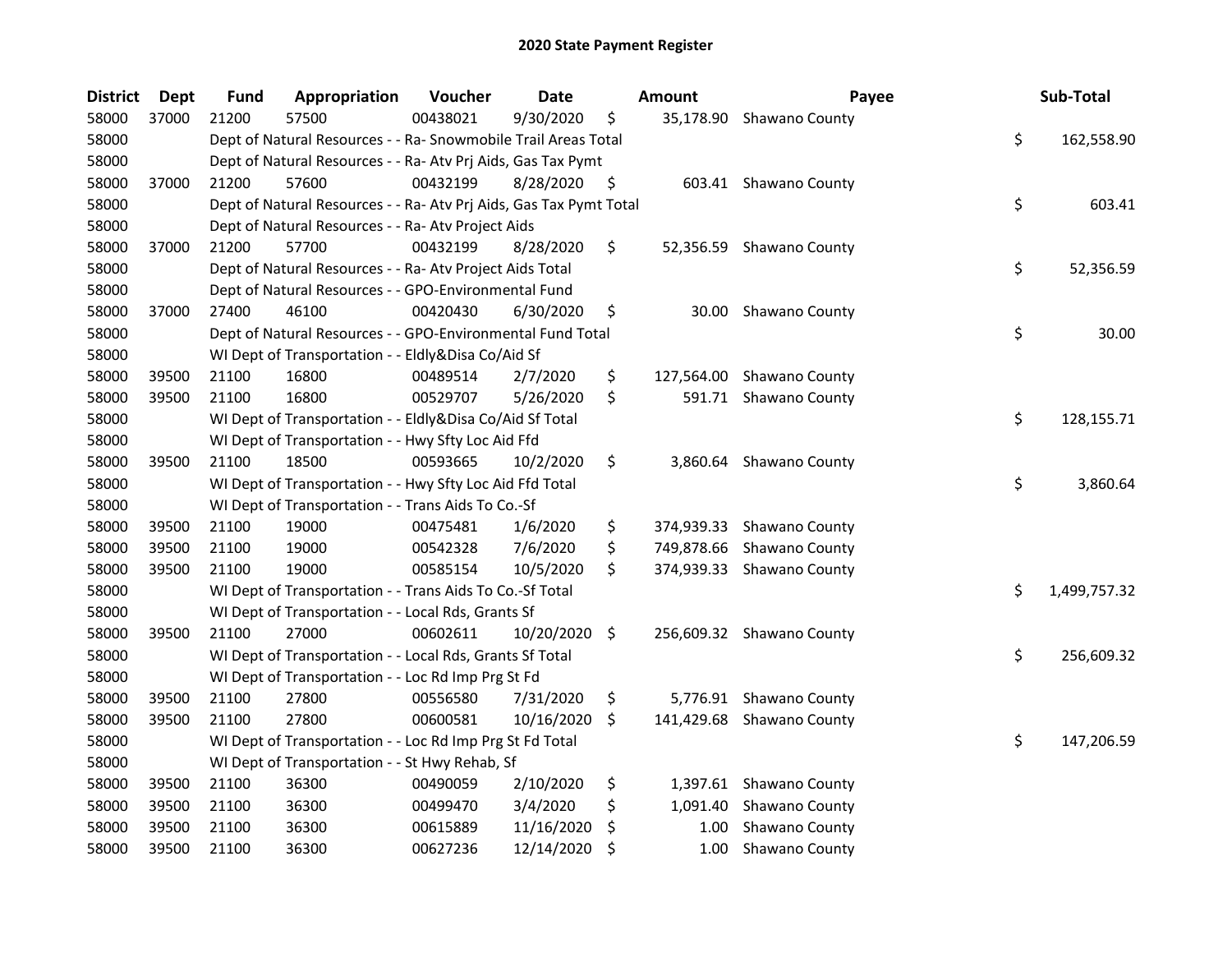# 2020 State Payment Register

| District | Dept | Fund | Appropriation | Voucher | Date | Amount | Payee | Sub-Total |
|---|---|---|---|---|---|---|---|---|
| 58000 | 37000 | 21200 | 57500 | 00438021 | 9/30/2020 | $ 35,178.90 | Shawano County | |
| 58000 | | Dept of Natural Resources - - Ra- Snowmobile Trail Areas Total | | | | | | $ 162,558.90 |
| 58000 | | Dept of Natural Resources - - Ra- Atv Prj Aids, Gas Tax Pymt | | | | | | |
| 58000 | 37000 | 21200 | 57600 | 00432199 | 8/28/2020 | $ 603.41 | Shawano County | |
| 58000 | | Dept of Natural Resources - - Ra- Atv Prj Aids, Gas Tax Pymt Total | | | | | | $ 603.41 |
| 58000 | | Dept of Natural Resources - - Ra- Atv Project Aids | | | | | | |
| 58000 | 37000 | 21200 | 57700 | 00432199 | 8/28/2020 | $ 52,356.59 | Shawano County | |
| 58000 | | Dept of Natural Resources - - Ra- Atv Project Aids Total | | | | | | $ 52,356.59 |
| 58000 | | Dept of Natural Resources - - GPO-Environmental Fund | | | | | | |
| 58000 | 37000 | 27400 | 46100 | 00420430 | 6/30/2020 | $ 30.00 | Shawano County | |
| 58000 | | Dept of Natural Resources - - GPO-Environmental Fund Total | | | | | | $ 30.00 |
| 58000 | | WI Dept of Transportation - - Eldly&Disa Co/Aid Sf | | | | | | |
| 58000 | 39500 | 21100 | 16800 | 00489514 | 2/7/2020 | $ 127,564.00 | Shawano County | |
| 58000 | 39500 | 21100 | 16800 | 00529707 | 5/26/2020 | $ 591.71 | Shawano County | |
| 58000 | | WI Dept of Transportation - - Eldly&Disa Co/Aid Sf Total | | | | | | $ 128,155.71 |
| 58000 | | WI Dept of Transportation - - Hwy Sfty Loc Aid Ffd | | | | | | |
| 58000 | 39500 | 21100 | 18500 | 00593665 | 10/2/2020 | $ 3,860.64 | Shawano County | |
| 58000 | | WI Dept of Transportation - - Hwy Sfty Loc Aid Ffd Total | | | | | | $ 3,860.64 |
| 58000 | | WI Dept of Transportation - - Trans Aids To Co.-Sf | | | | | | |
| 58000 | 39500 | 21100 | 19000 | 00475481 | 1/6/2020 | $ 374,939.33 | Shawano County | |
| 58000 | 39500 | 21100 | 19000 | 00542328 | 7/6/2020 | $ 749,878.66 | Shawano County | |
| 58000 | 39500 | 21100 | 19000 | 00585154 | 10/5/2020 | $ 374,939.33 | Shawano County | |
| 58000 | | WI Dept of Transportation - - Trans Aids To Co.-Sf Total | | | | | | $ 1,499,757.32 |
| 58000 | | WI Dept of Transportation - - Local Rds, Grants Sf | | | | | | |
| 58000 | 39500 | 21100 | 27000 | 00602611 | 10/20/2020 | $ 256,609.32 | Shawano County | |
| 58000 | | WI Dept of Transportation - - Local Rds, Grants Sf Total | | | | | | $ 256,609.32 |
| 58000 | | WI Dept of Transportation - - Loc Rd Imp Prg St Fd | | | | | | |
| 58000 | 39500 | 21100 | 27800 | 00556580 | 7/31/2020 | $ 5,776.91 | Shawano County | |
| 58000 | 39500 | 21100 | 27800 | 00600581 | 10/16/2020 | $ 141,429.68 | Shawano County | |
| 58000 | | WI Dept of Transportation - - Loc Rd Imp Prg St Fd Total | | | | | | $ 147,206.59 |
| 58000 | | WI Dept of Transportation - - St Hwy Rehab, Sf | | | | | | |
| 58000 | 39500 | 21100 | 36300 | 00490059 | 2/10/2020 | $ 1,397.61 | Shawano County | |
| 58000 | 39500 | 21100 | 36300 | 00499470 | 3/4/2020 | $ 1,091.40 | Shawano County | |
| 58000 | 39500 | 21100 | 36300 | 00615889 | 11/16/2020 | $ 1.00 | Shawano County | |
| 58000 | 39500 | 21100 | 36300 | 00627236 | 12/14/2020 | $ 1.00 | Shawano County | |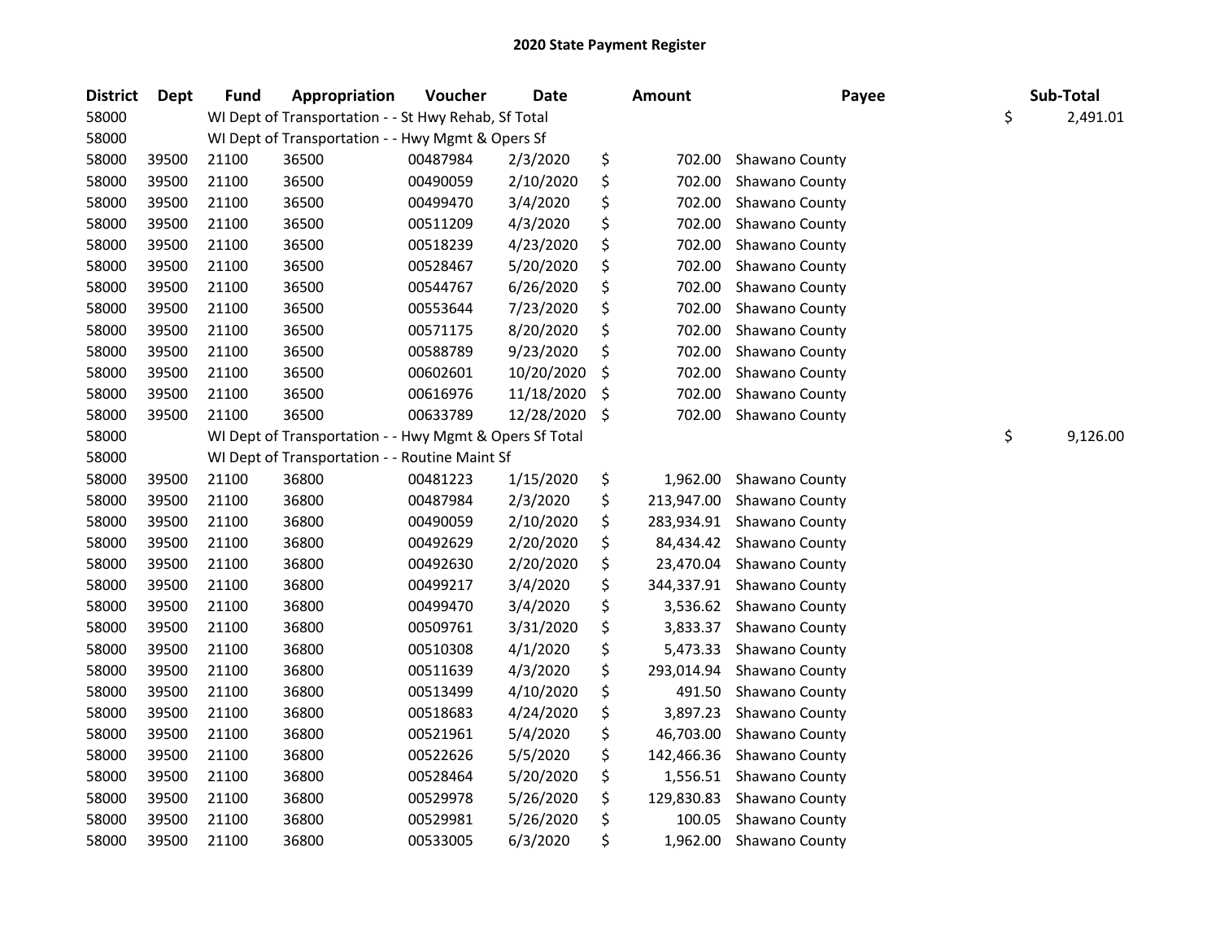# 2020 State Payment Register

| District | Dept | Fund | Appropriation | Voucher | Date | Amount | Payee | Sub-Total |
|---|---|---|---|---|---|---|---|---|
| 58000 | | WI Dept of Transportation - - St Hwy Rehab, Sf Total | | | | | | $ 2,491.01 |
| 58000 | | WI Dept of Transportation - - Hwy Mgmt & Opers Sf | | | | | | |
| 58000 | 39500 | 21100 | 36500 | 00487984 | 2/3/2020 | $ 702.00 | Shawano County | |
| 58000 | 39500 | 21100 | 36500 | 00490059 | 2/10/2020 | $ 702.00 | Shawano County | |
| 58000 | 39500 | 21100 | 36500 | 00499470 | 3/4/2020 | $ 702.00 | Shawano County | |
| 58000 | 39500 | 21100 | 36500 | 00511209 | 4/3/2020 | $ 702.00 | Shawano County | |
| 58000 | 39500 | 21100 | 36500 | 00518239 | 4/23/2020 | $ 702.00 | Shawano County | |
| 58000 | 39500 | 21100 | 36500 | 00528467 | 5/20/2020 | $ 702.00 | Shawano County | |
| 58000 | 39500 | 21100 | 36500 | 00544767 | 6/26/2020 | $ 702.00 | Shawano County | |
| 58000 | 39500 | 21100 | 36500 | 00553644 | 7/23/2020 | $ 702.00 | Shawano County | |
| 58000 | 39500 | 21100 | 36500 | 00571175 | 8/20/2020 | $ 702.00 | Shawano County | |
| 58000 | 39500 | 21100 | 36500 | 00588789 | 9/23/2020 | $ 702.00 | Shawano County | |
| 58000 | 39500 | 21100 | 36500 | 00602601 | 10/20/2020 | $ 702.00 | Shawano County | |
| 58000 | 39500 | 21100 | 36500 | 00616976 | 11/18/2020 | $ 702.00 | Shawano County | |
| 58000 | 39500 | 21100 | 36500 | 00633789 | 12/28/2020 | $ 702.00 | Shawano County | |
| 58000 | | WI Dept of Transportation - - Hwy Mgmt & Opers Sf Total | | | | | | $ 9,126.00 |
| 58000 | | WI Dept of Transportation - - Routine Maint Sf | | | | | | |
| 58000 | 39500 | 21100 | 36800 | 00481223 | 1/15/2020 | $ 1,962.00 | Shawano County | |
| 58000 | 39500 | 21100 | 36800 | 00487984 | 2/3/2020 | $ 213,947.00 | Shawano County | |
| 58000 | 39500 | 21100 | 36800 | 00490059 | 2/10/2020 | $ 283,934.91 | Shawano County | |
| 58000 | 39500 | 21100 | 36800 | 00492629 | 2/20/2020 | $ 84,434.42 | Shawano County | |
| 58000 | 39500 | 21100 | 36800 | 00492630 | 2/20/2020 | $ 23,470.04 | Shawano County | |
| 58000 | 39500 | 21100 | 36800 | 00499217 | 3/4/2020 | $ 344,337.91 | Shawano County | |
| 58000 | 39500 | 21100 | 36800 | 00499470 | 3/4/2020 | $ 3,536.62 | Shawano County | |
| 58000 | 39500 | 21100 | 36800 | 00509761 | 3/31/2020 | $ 3,833.37 | Shawano County | |
| 58000 | 39500 | 21100 | 36800 | 00510308 | 4/1/2020 | $ 5,473.33 | Shawano County | |
| 58000 | 39500 | 21100 | 36800 | 00511639 | 4/3/2020 | $ 293,014.94 | Shawano County | |
| 58000 | 39500 | 21100 | 36800 | 00513499 | 4/10/2020 | $ 491.50 | Shawano County | |
| 58000 | 39500 | 21100 | 36800 | 00518683 | 4/24/2020 | $ 3,897.23 | Shawano County | |
| 58000 | 39500 | 21100 | 36800 | 00521961 | 5/4/2020 | $ 46,703.00 | Shawano County | |
| 58000 | 39500 | 21100 | 36800 | 00522626 | 5/5/2020 | $ 142,466.36 | Shawano County | |
| 58000 | 39500 | 21100 | 36800 | 00528464 | 5/20/2020 | $ 1,556.51 | Shawano County | |
| 58000 | 39500 | 21100 | 36800 | 00529978 | 5/26/2020 | $ 129,830.83 | Shawano County | |
| 58000 | 39500 | 21100 | 36800 | 00529981 | 5/26/2020 | $ 100.05 | Shawano County | |
| 58000 | 39500 | 21100 | 36800 | 00533005 | 6/3/2020 | $ 1,962.00 | Shawano County | |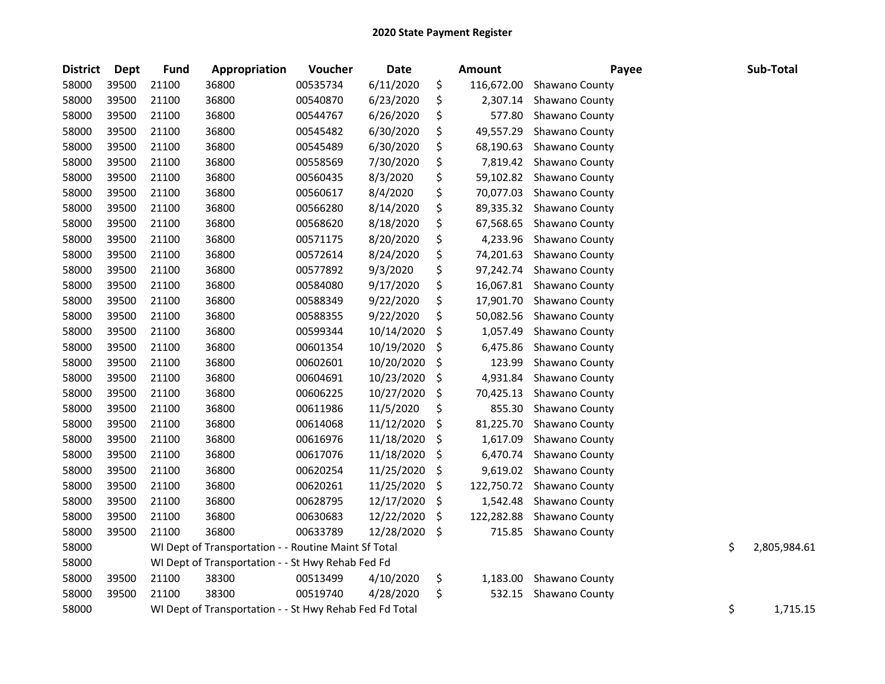# 2020 State Payment Register

| District | Dept | Fund | Appropriation | Voucher | Date | Amount | Payee | Sub-Total |
|---|---|---|---|---|---|---|---|---|
| 58000 | 39500 | 21100 | 36800 | 00535734 | 6/11/2020 | $ 116,672.00 | Shawano County | |
| 58000 | 39500 | 21100 | 36800 | 00540870 | 6/23/2020 | $ 2,307.14 | Shawano County | |
| 58000 | 39500 | 21100 | 36800 | 00544767 | 6/26/2020 | $ 577.80 | Shawano County | |
| 58000 | 39500 | 21100 | 36800 | 00545482 | 6/30/2020 | $ 49,557.29 | Shawano County | |
| 58000 | 39500 | 21100 | 36800 | 00545489 | 6/30/2020 | $ 68,190.63 | Shawano County | |
| 58000 | 39500 | 21100 | 36800 | 00558569 | 7/30/2020 | $ 7,819.42 | Shawano County | |
| 58000 | 39500 | 21100 | 36800 | 00560435 | 8/3/2020 | $ 59,102.82 | Shawano County | |
| 58000 | 39500 | 21100 | 36800 | 00560617 | 8/4/2020 | $ 70,077.03 | Shawano County | |
| 58000 | 39500 | 21100 | 36800 | 00566280 | 8/14/2020 | $ 89,335.32 | Shawano County | |
| 58000 | 39500 | 21100 | 36800 | 00568620 | 8/18/2020 | $ 67,568.65 | Shawano County | |
| 58000 | 39500 | 21100 | 36800 | 00571175 | 8/20/2020 | $ 4,233.96 | Shawano County | |
| 58000 | 39500 | 21100 | 36800 | 00572614 | 8/24/2020 | $ 74,201.63 | Shawano County | |
| 58000 | 39500 | 21100 | 36800 | 00577892 | 9/3/2020 | $ 97,242.74 | Shawano County | |
| 58000 | 39500 | 21100 | 36800 | 00584080 | 9/17/2020 | $ 16,067.81 | Shawano County | |
| 58000 | 39500 | 21100 | 36800 | 00588349 | 9/22/2020 | $ 17,901.70 | Shawano County | |
| 58000 | 39500 | 21100 | 36800 | 00588355 | 9/22/2020 | $ 50,082.56 | Shawano County | |
| 58000 | 39500 | 21100 | 36800 | 00599344 | 10/14/2020 | $ 1,057.49 | Shawano County | |
| 58000 | 39500 | 21100 | 36800 | 00601354 | 10/19/2020 | $ 6,475.86 | Shawano County | |
| 58000 | 39500 | 21100 | 36800 | 00602601 | 10/20/2020 | $ 123.99 | Shawano County | |
| 58000 | 39500 | 21100 | 36800 | 00604691 | 10/23/2020 | $ 4,931.84 | Shawano County | |
| 58000 | 39500 | 21100 | 36800 | 00606225 | 10/27/2020 | $ 70,425.13 | Shawano County | |
| 58000 | 39500 | 21100 | 36800 | 00611986 | 11/5/2020 | $ 855.30 | Shawano County | |
| 58000 | 39500 | 21100 | 36800 | 00614068 | 11/12/2020 | $ 81,225.70 | Shawano County | |
| 58000 | 39500 | 21100 | 36800 | 00616976 | 11/18/2020 | $ 1,617.09 | Shawano County | |
| 58000 | 39500 | 21100 | 36800 | 00617076 | 11/18/2020 | $ 6,470.74 | Shawano County | |
| 58000 | 39500 | 21100 | 36800 | 00620254 | 11/25/2020 | $ 9,619.02 | Shawano County | |
| 58000 | 39500 | 21100 | 36800 | 00620261 | 11/25/2020 | $ 122,750.72 | Shawano County | |
| 58000 | 39500 | 21100 | 36800 | 00628795 | 12/17/2020 | $ 1,542.48 | Shawano County | |
| 58000 | 39500 | 21100 | 36800 | 00630683 | 12/22/2020 | $ 122,282.88 | Shawano County | |
| 58000 | 39500 | 21100 | 36800 | 00633789 | 12/28/2020 | $ 715.85 | Shawano County | |
| 58000 | | WI Dept of Transportation - - Routine Maint Sf Total | | | | | | $ 2,805,984.61 |
| 58000 | | WI Dept of Transportation - - St Hwy Rehab Fed Fd | | | | | | |
| 58000 | 39500 | 21100 | 38300 | 00513499 | 4/10/2020 | $ 1,183.00 | Shawano County | |
| 58000 | 39500 | 21100 | 38300 | 00519740 | 4/28/2020 | $ 532.15 | Shawano County | |
| 58000 | | WI Dept of Transportation - - St Hwy Rehab Fed Fd Total | | | | | | $ 1,715.15 |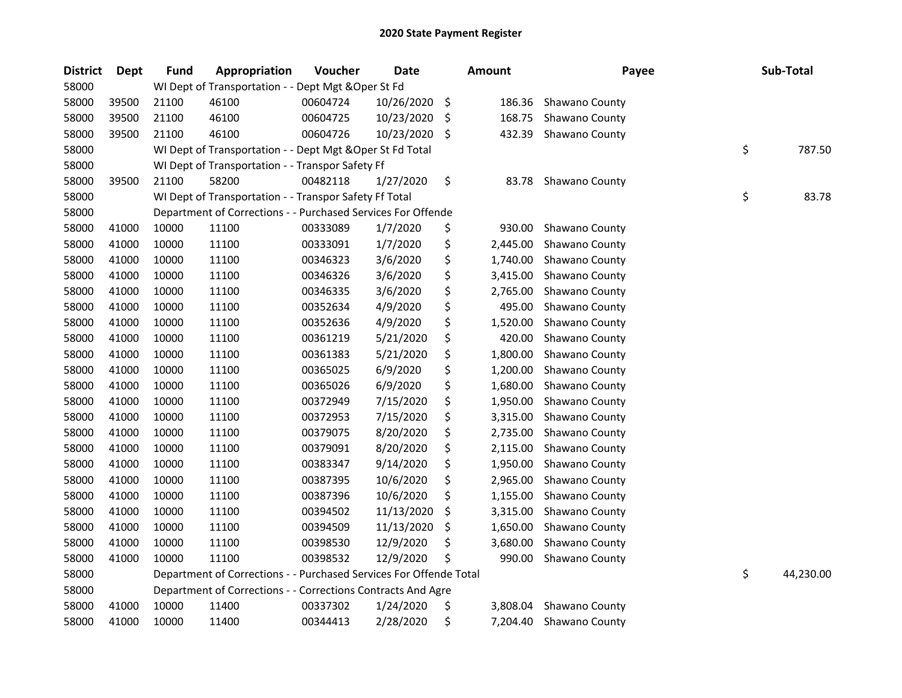# 2020 State Payment Register

| District | Dept | Fund | Appropriation | Voucher | Date | Amount | Payee | Sub-Total |
|---|---|---|---|---|---|---|---|---|
| 58000 | | WI Dept of Transportation - - Dept Mgt &Oper St Fd | | | | | | |
| 58000 | 39500 | 21100 | 46100 | 00604724 | 10/26/2020 | $ 186.36 | Shawano County | |
| 58000 | 39500 | 21100 | 46100 | 00604725 | 10/23/2020 | $ 168.75 | Shawano County | |
| 58000 | 39500 | 21100 | 46100 | 00604726 | 10/23/2020 | $ 432.39 | Shawano County | |
| 58000 | | WI Dept of Transportation - - Dept Mgt &Oper St Fd Total | | | | | | $ 787.50 |
| 58000 | | WI Dept of Transportation - - Transpor Safety Ff | | | | | | |
| 58000 | 39500 | 21100 | 58200 | 00482118 | 1/27/2020 | $ 83.78 | Shawano County | |
| 58000 | | WI Dept of Transportation - - Transpor Safety Ff Total | | | | | | $ 83.78 |
| 58000 | | Department of Corrections - - Purchased Services For Offende | | | | | | |
| 58000 | 41000 | 10000 | 11100 | 00333089 | 1/7/2020 | $ 930.00 | Shawano County | |
| 58000 | 41000 | 10000 | 11100 | 00333091 | 1/7/2020 | $ 2,445.00 | Shawano County | |
| 58000 | 41000 | 10000 | 11100 | 00346323 | 3/6/2020 | $ 1,740.00 | Shawano County | |
| 58000 | 41000 | 10000 | 11100 | 00346326 | 3/6/2020 | $ 3,415.00 | Shawano County | |
| 58000 | 41000 | 10000 | 11100 | 00346335 | 3/6/2020 | $ 2,765.00 | Shawano County | |
| 58000 | 41000 | 10000 | 11100 | 00352634 | 4/9/2020 | $ 495.00 | Shawano County | |
| 58000 | 41000 | 10000 | 11100 | 00352636 | 4/9/2020 | $ 1,520.00 | Shawano County | |
| 58000 | 41000 | 10000 | 11100 | 00361219 | 5/21/2020 | $ 420.00 | Shawano County | |
| 58000 | 41000 | 10000 | 11100 | 00361383 | 5/21/2020 | $ 1,800.00 | Shawano County | |
| 58000 | 41000 | 10000 | 11100 | 00365025 | 6/9/2020 | $ 1,200.00 | Shawano County | |
| 58000 | 41000 | 10000 | 11100 | 00365026 | 6/9/2020 | $ 1,680.00 | Shawano County | |
| 58000 | 41000 | 10000 | 11100 | 00372949 | 7/15/2020 | $ 1,950.00 | Shawano County | |
| 58000 | 41000 | 10000 | 11100 | 00372953 | 7/15/2020 | $ 3,315.00 | Shawano County | |
| 58000 | 41000 | 10000 | 11100 | 00379075 | 8/20/2020 | $ 2,735.00 | Shawano County | |
| 58000 | 41000 | 10000 | 11100 | 00379091 | 8/20/2020 | $ 2,115.00 | Shawano County | |
| 58000 | 41000 | 10000 | 11100 | 00383347 | 9/14/2020 | $ 1,950.00 | Shawano County | |
| 58000 | 41000 | 10000 | 11100 | 00387395 | 10/6/2020 | $ 2,965.00 | Shawano County | |
| 58000 | 41000 | 10000 | 11100 | 00387396 | 10/6/2020 | $ 1,155.00 | Shawano County | |
| 58000 | 41000 | 10000 | 11100 | 00394502 | 11/13/2020 | $ 3,315.00 | Shawano County | |
| 58000 | 41000 | 10000 | 11100 | 00394509 | 11/13/2020 | $ 1,650.00 | Shawano County | |
| 58000 | 41000 | 10000 | 11100 | 00398530 | 12/9/2020 | $ 3,680.00 | Shawano County | |
| 58000 | 41000 | 10000 | 11100 | 00398532 | 12/9/2020 | $ 990.00 | Shawano County | |
| 58000 | | Department of Corrections - - Purchased Services For Offende Total | | | | | | $ 44,230.00 |
| 58000 | | Department of Corrections - - Corrections Contracts And Agre | | | | | | |
| 58000 | 41000 | 10000 | 11400 | 00337302 | 1/24/2020 | $ 3,808.04 | Shawano County | |
| 58000 | 41000 | 10000 | 11400 | 00344413 | 2/28/2020 | $ 7,204.40 | Shawano County | |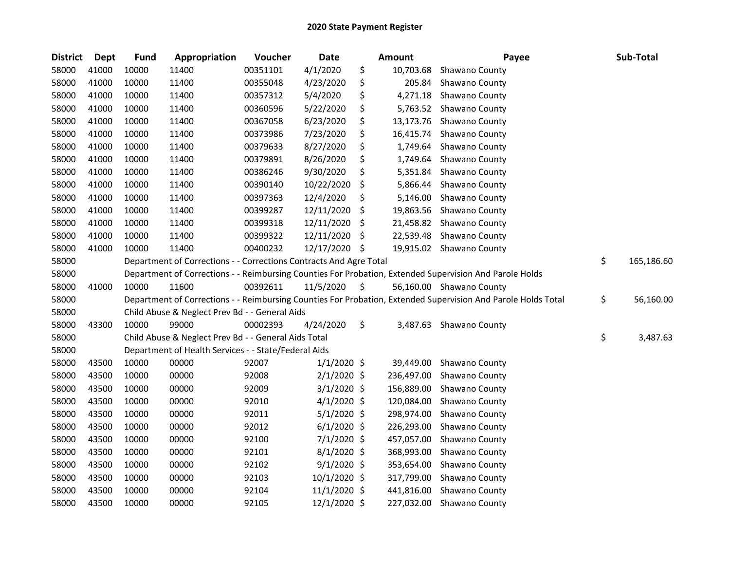# 2020 State Payment Register

| District | Dept | Fund | Appropriation | Voucher | Date | Amount | Payee | Sub-Total |
|---|---|---|---|---|---|---|---|---|
| 58000 | 41000 | 10000 | 11400 | 00351101 | 4/1/2020 | $ 10,703.68 | Shawano County | |
| 58000 | 41000 | 10000 | 11400 | 00355048 | 4/23/2020 | $ 205.84 | Shawano County | |
| 58000 | 41000 | 10000 | 11400 | 00357312 | 5/4/2020 | $ 4,271.18 | Shawano County | |
| 58000 | 41000 | 10000 | 11400 | 00360596 | 5/22/2020 | $ 5,763.52 | Shawano County | |
| 58000 | 41000 | 10000 | 11400 | 00367058 | 6/23/2020 | $ 13,173.76 | Shawano County | |
| 58000 | 41000 | 10000 | 11400 | 00373986 | 7/23/2020 | $ 16,415.74 | Shawano County | |
| 58000 | 41000 | 10000 | 11400 | 00379633 | 8/27/2020 | $ 1,749.64 | Shawano County | |
| 58000 | 41000 | 10000 | 11400 | 00379891 | 8/26/2020 | $ 1,749.64 | Shawano County | |
| 58000 | 41000 | 10000 | 11400 | 00386246 | 9/30/2020 | $ 5,351.84 | Shawano County | |
| 58000 | 41000 | 10000 | 11400 | 00390140 | 10/22/2020 | $ 5,866.44 | Shawano County | |
| 58000 | 41000 | 10000 | 11400 | 00397363 | 12/4/2020 | $ 5,146.00 | Shawano County | |
| 58000 | 41000 | 10000 | 11400 | 00399287 | 12/11/2020 | $ 19,863.56 | Shawano County | |
| 58000 | 41000 | 10000 | 11400 | 00399318 | 12/11/2020 | $ 21,458.82 | Shawano County | |
| 58000 | 41000 | 10000 | 11400 | 00399322 | 12/11/2020 | $ 22,539.48 | Shawano County | |
| 58000 | 41000 | 10000 | 11400 | 00400232 | 12/17/2020 | $ 19,915.02 | Shawano County | |
| 58000 | | Department of Corrections - - Corrections Contracts And Agre Total | | | | | | $ 165,186.60 |
| 58000 | | Department of Corrections - - Reimbursing Counties For Probation, Extended Supervision And Parole Holds | | | | | | |
| 58000 | 41000 | 10000 | 11600 | 00392611 | 11/5/2020 | $ 56,160.00 | Shawano County | |
| 58000 | | Department of Corrections - - Reimbursing Counties For Probation, Extended Supervision And Parole Holds Total | | | | | | $ 56,160.00 |
| 58000 | | Child Abuse & Neglect Prev Bd - - General Aids | | | | | | |
| 58000 | 43300 | 10000 | 99000 | 00002393 | 4/24/2020 | $ 3,487.63 | Shawano County | |
| 58000 | | Child Abuse & Neglect Prev Bd - - General Aids Total | | | | | | $ 3,487.63 |
| 58000 | | Department of Health Services - - State/Federal Aids | | | | | | |
| 58000 | 43500 | 10000 | 00000 | 92007 | 1/1/2020 | $ 39,449.00 | Shawano County | |
| 58000 | 43500 | 10000 | 00000 | 92008 | 2/1/2020 | $ 236,497.00 | Shawano County | |
| 58000 | 43500 | 10000 | 00000 | 92009 | 3/1/2020 | $ 156,889.00 | Shawano County | |
| 58000 | 43500 | 10000 | 00000 | 92010 | 4/1/2020 | $ 120,084.00 | Shawano County | |
| 58000 | 43500 | 10000 | 00000 | 92011 | 5/1/2020 | $ 298,974.00 | Shawano County | |
| 58000 | 43500 | 10000 | 00000 | 92012 | 6/1/2020 | $ 226,293.00 | Shawano County | |
| 58000 | 43500 | 10000 | 00000 | 92100 | 7/1/2020 | $ 457,057.00 | Shawano County | |
| 58000 | 43500 | 10000 | 00000 | 92101 | 8/1/2020 | $ 368,993.00 | Shawano County | |
| 58000 | 43500 | 10000 | 00000 | 92102 | 9/1/2020 | $ 353,654.00 | Shawano County | |
| 58000 | 43500 | 10000 | 00000 | 92103 | 10/1/2020 | $ 317,799.00 | Shawano County | |
| 58000 | 43500 | 10000 | 00000 | 92104 | 11/1/2020 | $ 441,816.00 | Shawano County | |
| 58000 | 43500 | 10000 | 00000 | 92105 | 12/1/2020 | $ 227,032.00 | Shawano County | |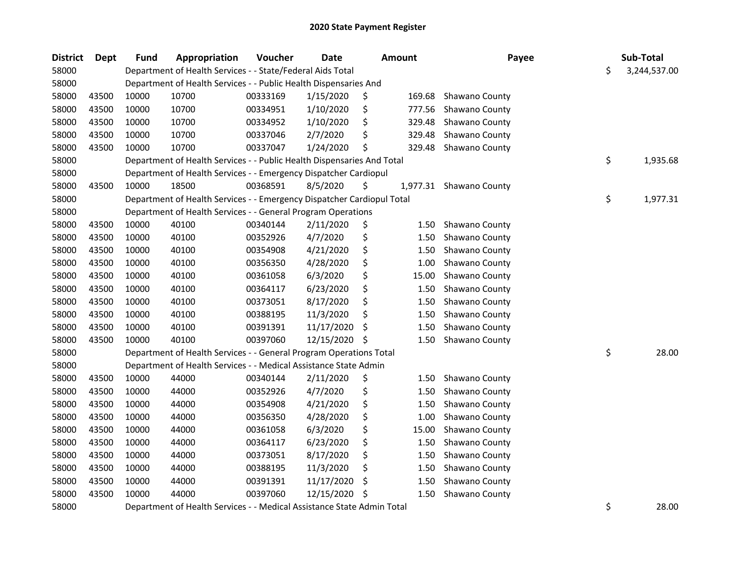# 2020 State Payment Register

| District | Dept | Fund | Appropriation | Voucher | Date | Amount | Payee | Sub-Total |
|---|---|---|---|---|---|---|---|---|
| 58000 | | Department of Health Services - - State/Federal Aids Total | | | | | | $ 3,244,537.00 |
| 58000 | | Department of Health Services - - Public Health Dispensaries And | | | | | | |
| 58000 | 43500 | 10000 | 10700 | 00333169 | 1/15/2020 | $ 169.68 | Shawano County | |
| 58000 | 43500 | 10000 | 10700 | 00334951 | 1/10/2020 | $ 777.56 | Shawano County | |
| 58000 | 43500 | 10000 | 10700 | 00334952 | 1/10/2020 | $ 329.48 | Shawano County | |
| 58000 | 43500 | 10000 | 10700 | 00337046 | 2/7/2020 | $ 329.48 | Shawano County | |
| 58000 | 43500 | 10000 | 10700 | 00337047 | 1/24/2020 | $ 329.48 | Shawano County | |
| 58000 | | Department of Health Services - - Public Health Dispensaries And Total | | | | | | $ 1,935.68 |
| 58000 | | Department of Health Services - - Emergency Dispatcher Cardiopul | | | | | | |
| 58000 | 43500 | 10000 | 18500 | 00368591 | 8/5/2020 | $ 1,977.31 | Shawano County | |
| 58000 | | Department of Health Services - - Emergency Dispatcher Cardiopul Total | | | | | | $ 1,977.31 |
| 58000 | | Department of Health Services - - General Program Operations | | | | | | |
| 58000 | 43500 | 10000 | 40100 | 00340144 | 2/11/2020 | $ 1.50 | Shawano County | |
| 58000 | 43500 | 10000 | 40100 | 00352926 | 4/7/2020 | $ 1.50 | Shawano County | |
| 58000 | 43500 | 10000 | 40100 | 00354908 | 4/21/2020 | $ 1.50 | Shawano County | |
| 58000 | 43500 | 10000 | 40100 | 00356350 | 4/28/2020 | $ 1.00 | Shawano County | |
| 58000 | 43500 | 10000 | 40100 | 00361058 | 6/3/2020 | $ 15.00 | Shawano County | |
| 58000 | 43500 | 10000 | 40100 | 00364117 | 6/23/2020 | $ 1.50 | Shawano County | |
| 58000 | 43500 | 10000 | 40100 | 00373051 | 8/17/2020 | $ 1.50 | Shawano County | |
| 58000 | 43500 | 10000 | 40100 | 00388195 | 11/3/2020 | $ 1.50 | Shawano County | |
| 58000 | 43500 | 10000 | 40100 | 00391391 | 11/17/2020 | $ 1.50 | Shawano County | |
| 58000 | 43500 | 10000 | 40100 | 00397060 | 12/15/2020 | $ 1.50 | Shawano County | |
| 58000 | | Department of Health Services - - General Program Operations Total | | | | | | $ 28.00 |
| 58000 | | Department of Health Services - - Medical Assistance State Admin | | | | | | |
| 58000 | 43500 | 10000 | 44000 | 00340144 | 2/11/2020 | $ 1.50 | Shawano County | |
| 58000 | 43500 | 10000 | 44000 | 00352926 | 4/7/2020 | $ 1.50 | Shawano County | |
| 58000 | 43500 | 10000 | 44000 | 00354908 | 4/21/2020 | $ 1.50 | Shawano County | |
| 58000 | 43500 | 10000 | 44000 | 00356350 | 4/28/2020 | $ 1.00 | Shawano County | |
| 58000 | 43500 | 10000 | 44000 | 00361058 | 6/3/2020 | $ 15.00 | Shawano County | |
| 58000 | 43500 | 10000 | 44000 | 00364117 | 6/23/2020 | $ 1.50 | Shawano County | |
| 58000 | 43500 | 10000 | 44000 | 00373051 | 8/17/2020 | $ 1.50 | Shawano County | |
| 58000 | 43500 | 10000 | 44000 | 00388195 | 11/3/2020 | $ 1.50 | Shawano County | |
| 58000 | 43500 | 10000 | 44000 | 00391391 | 11/17/2020 | $ 1.50 | Shawano County | |
| 58000 | 43500 | 10000 | 44000 | 00397060 | 12/15/2020 | $ 1.50 | Shawano County | |
| 58000 | | Department of Health Services - - Medical Assistance State Admin Total | | | | | | $ 28.00 |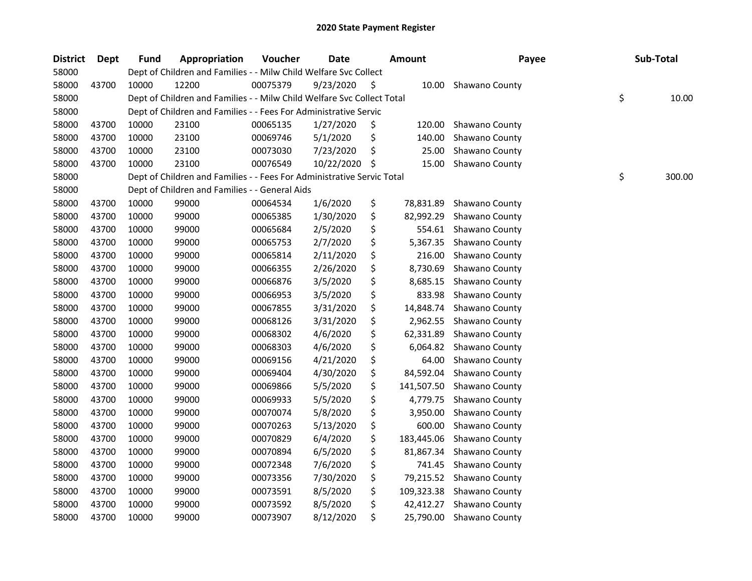# 2020 State Payment Register

| District | Dept | Fund | Appropriation | Voucher | Date | Amount | Payee | Sub-Total |
|---|---|---|---|---|---|---|---|---|
| 58000 | | Dept of Children and Families - - Milw Child Welfare Svc Collect | | | | | | |
| 58000 | 43700 | 10000 | 12200 | 00075379 | 9/23/2020 | $ 10.00 | Shawano County | |
| 58000 | | Dept of Children and Families - - Milw Child Welfare Svc Collect Total | | | | | | $ 10.00 |
| 58000 | | Dept of Children and Families - - Fees For Administrative Servic | | | | | | |
| 58000 | 43700 | 10000 | 23100 | 00065135 | 1/27/2020 | $ 120.00 | Shawano County | |
| 58000 | 43700 | 10000 | 23100 | 00069746 | 5/1/2020 | $ 140.00 | Shawano County | |
| 58000 | 43700 | 10000 | 23100 | 00073030 | 7/23/2020 | $ 25.00 | Shawano County | |
| 58000 | 43700 | 10000 | 23100 | 00076549 | 10/22/2020 | $ 15.00 | Shawano County | |
| 58000 | | Dept of Children and Families - - Fees For Administrative Servic Total | | | | | | $ 300.00 |
| 58000 | | Dept of Children and Families - - General Aids | | | | | | |
| 58000 | 43700 | 10000 | 99000 | 00064534 | 1/6/2020 | $ 78,831.89 | Shawano County | |
| 58000 | 43700 | 10000 | 99000 | 00065385 | 1/30/2020 | $ 82,992.29 | Shawano County | |
| 58000 | 43700 | 10000 | 99000 | 00065684 | 2/5/2020 | $ 554.61 | Shawano County | |
| 58000 | 43700 | 10000 | 99000 | 00065753 | 2/7/2020 | $ 5,367.35 | Shawano County | |
| 58000 | 43700 | 10000 | 99000 | 00065814 | 2/11/2020 | $ 216.00 | Shawano County | |
| 58000 | 43700 | 10000 | 99000 | 00066355 | 2/26/2020 | $ 8,730.69 | Shawano County | |
| 58000 | 43700 | 10000 | 99000 | 00066876 | 3/5/2020 | $ 8,685.15 | Shawano County | |
| 58000 | 43700 | 10000 | 99000 | 00066953 | 3/5/2020 | $ 833.98 | Shawano County | |
| 58000 | 43700 | 10000 | 99000 | 00067855 | 3/31/2020 | $ 14,848.74 | Shawano County | |
| 58000 | 43700 | 10000 | 99000 | 00068126 | 3/31/2020 | $ 2,962.55 | Shawano County | |
| 58000 | 43700 | 10000 | 99000 | 00068302 | 4/6/2020 | $ 62,331.89 | Shawano County | |
| 58000 | 43700 | 10000 | 99000 | 00068303 | 4/6/2020 | $ 6,064.82 | Shawano County | |
| 58000 | 43700 | 10000 | 99000 | 00069156 | 4/21/2020 | $ 64.00 | Shawano County | |
| 58000 | 43700 | 10000 | 99000 | 00069404 | 4/30/2020 | $ 84,592.04 | Shawano County | |
| 58000 | 43700 | 10000 | 99000 | 00069866 | 5/5/2020 | $ 141,507.50 | Shawano County | |
| 58000 | 43700 | 10000 | 99000 | 00069933 | 5/5/2020 | $ 4,779.75 | Shawano County | |
| 58000 | 43700 | 10000 | 99000 | 00070074 | 5/8/2020 | $ 3,950.00 | Shawano County | |
| 58000 | 43700 | 10000 | 99000 | 00070263 | 5/13/2020 | $ 600.00 | Shawano County | |
| 58000 | 43700 | 10000 | 99000 | 00070829 | 6/4/2020 | $ 183,445.06 | Shawano County | |
| 58000 | 43700 | 10000 | 99000 | 00070894 | 6/5/2020 | $ 81,867.34 | Shawano County | |
| 58000 | 43700 | 10000 | 99000 | 00072348 | 7/6/2020 | $ 741.45 | Shawano County | |
| 58000 | 43700 | 10000 | 99000 | 00073356 | 7/30/2020 | $ 79,215.52 | Shawano County | |
| 58000 | 43700 | 10000 | 99000 | 00073591 | 8/5/2020 | $ 109,323.38 | Shawano County | |
| 58000 | 43700 | 10000 | 99000 | 00073592 | 8/5/2020 | $ 42,412.27 | Shawano County | |
| 58000 | 43700 | 10000 | 99000 | 00073907 | 8/12/2020 | $ 25,790.00 | Shawano County | |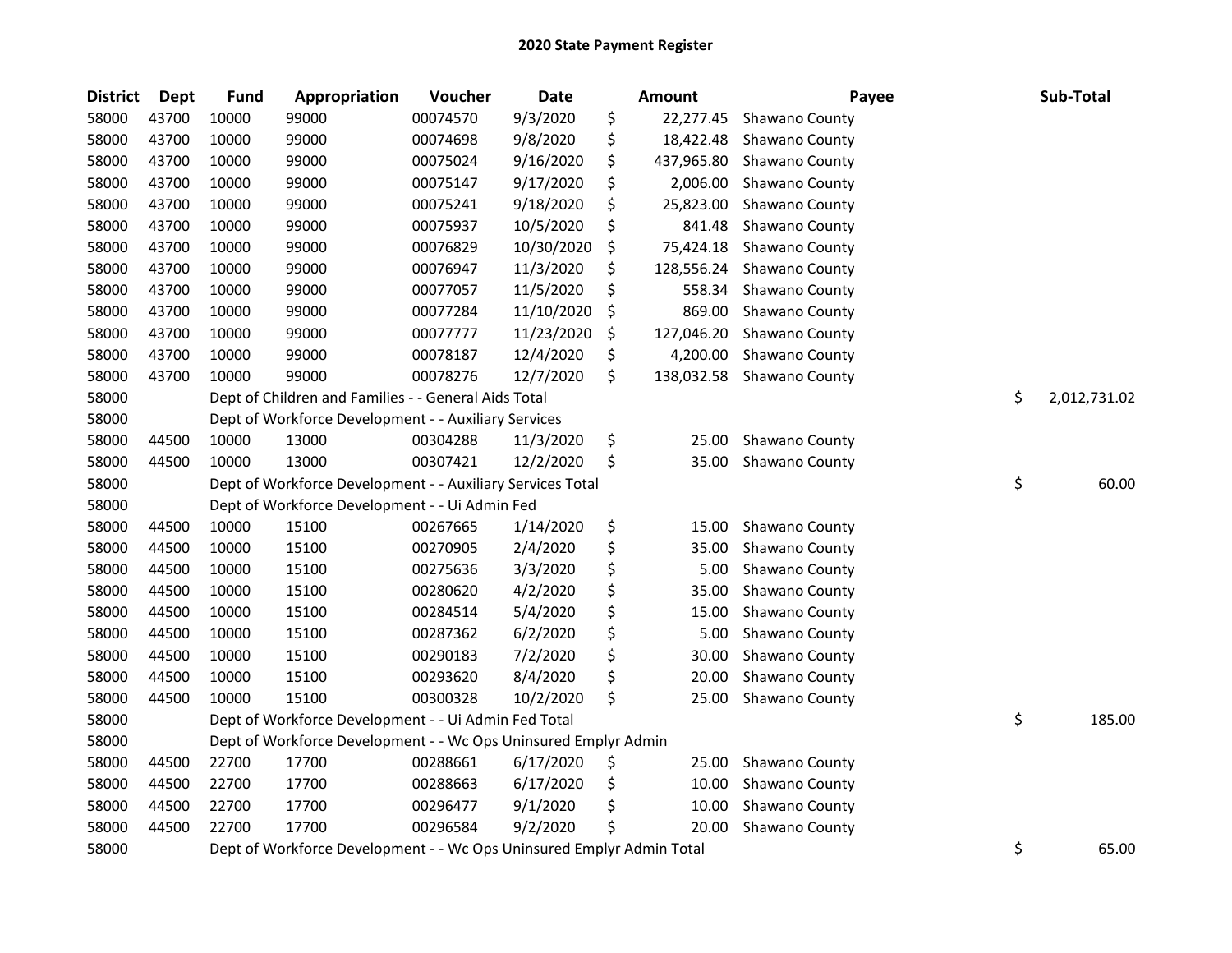# 2020 State Payment Register

| District | Dept | Fund | Appropriation | Voucher | Date | Amount | Payee | Sub-Total |
|---|---|---|---|---|---|---|---|---|
| 58000 | 43700 | 10000 | 99000 | 00074570 | 9/3/2020 | $ 22,277.45 | Shawano County | |
| 58000 | 43700 | 10000 | 99000 | 00074698 | 9/8/2020 | $ 18,422.48 | Shawano County | |
| 58000 | 43700 | 10000 | 99000 | 00075024 | 9/16/2020 | $ 437,965.80 | Shawano County | |
| 58000 | 43700 | 10000 | 99000 | 00075147 | 9/17/2020 | $ 2,006.00 | Shawano County | |
| 58000 | 43700 | 10000 | 99000 | 00075241 | 9/18/2020 | $ 25,823.00 | Shawano County | |
| 58000 | 43700 | 10000 | 99000 | 00075937 | 10/5/2020 | $ 841.48 | Shawano County | |
| 58000 | 43700 | 10000 | 99000 | 00076829 | 10/30/2020 | $ 75,424.18 | Shawano County | |
| 58000 | 43700 | 10000 | 99000 | 00076947 | 11/3/2020 | $ 128,556.24 | Shawano County | |
| 58000 | 43700 | 10000 | 99000 | 00077057 | 11/5/2020 | $ 558.34 | Shawano County | |
| 58000 | 43700 | 10000 | 99000 | 00077284 | 11/10/2020 | $ 869.00 | Shawano County | |
| 58000 | 43700 | 10000 | 99000 | 00077777 | 11/23/2020 | $ 127,046.20 | Shawano County | |
| 58000 | 43700 | 10000 | 99000 | 00078187 | 12/4/2020 | $ 4,200.00 | Shawano County | |
| 58000 | 43700 | 10000 | 99000 | 00078276 | 12/7/2020 | $ 138,032.58 | Shawano County | |
| 58000 | | Dept of Children and Families - - General Aids Total | | | | | | $ 2,012,731.02 |
| 58000 | | Dept of Workforce Development - - Auxiliary Services | | | | | | |
| 58000 | 44500 | 10000 | 13000 | 00304288 | 11/3/2020 | $ 25.00 | Shawano County | |
| 58000 | 44500 | 10000 | 13000 | 00307421 | 12/2/2020 | $ 35.00 | Shawano County | |
| 58000 | | Dept of Workforce Development - - Auxiliary Services Total | | | | | | $ 60.00 |
| 58000 | | Dept of Workforce Development - - Ui Admin Fed | | | | | | |
| 58000 | 44500 | 10000 | 15100 | 00267665 | 1/14/2020 | $ 15.00 | Shawano County | |
| 58000 | 44500 | 10000 | 15100 | 00270905 | 2/4/2020 | $ 35.00 | Shawano County | |
| 58000 | 44500 | 10000 | 15100 | 00275636 | 3/3/2020 | $ 5.00 | Shawano County | |
| 58000 | 44500 | 10000 | 15100 | 00280620 | 4/2/2020 | $ 35.00 | Shawano County | |
| 58000 | 44500 | 10000 | 15100 | 00284514 | 5/4/2020 | $ 15.00 | Shawano County | |
| 58000 | 44500 | 10000 | 15100 | 00287362 | 6/2/2020 | $ 5.00 | Shawano County | |
| 58000 | 44500 | 10000 | 15100 | 00290183 | 7/2/2020 | $ 30.00 | Shawano County | |
| 58000 | 44500 | 10000 | 15100 | 00293620 | 8/4/2020 | $ 20.00 | Shawano County | |
| 58000 | 44500 | 10000 | 15100 | 00300328 | 10/2/2020 | $ 25.00 | Shawano County | |
| 58000 | | Dept of Workforce Development - - Ui Admin Fed Total | | | | | | $ 185.00 |
| 58000 | | Dept of Workforce Development - - Wc Ops Uninsured Emplyr Admin | | | | | | |
| 58000 | 44500 | 22700 | 17700 | 00288661 | 6/17/2020 | $ 25.00 | Shawano County | |
| 58000 | 44500 | 22700 | 17700 | 00288663 | 6/17/2020 | $ 10.00 | Shawano County | |
| 58000 | 44500 | 22700 | 17700 | 00296477 | 9/1/2020 | $ 10.00 | Shawano County | |
| 58000 | 44500 | 22700 | 17700 | 00296584 | 9/2/2020 | $ 20.00 | Shawano County | |
| 58000 | | Dept of Workforce Development - - Wc Ops Uninsured Emplyr Admin Total | | | | | | $ 65.00 |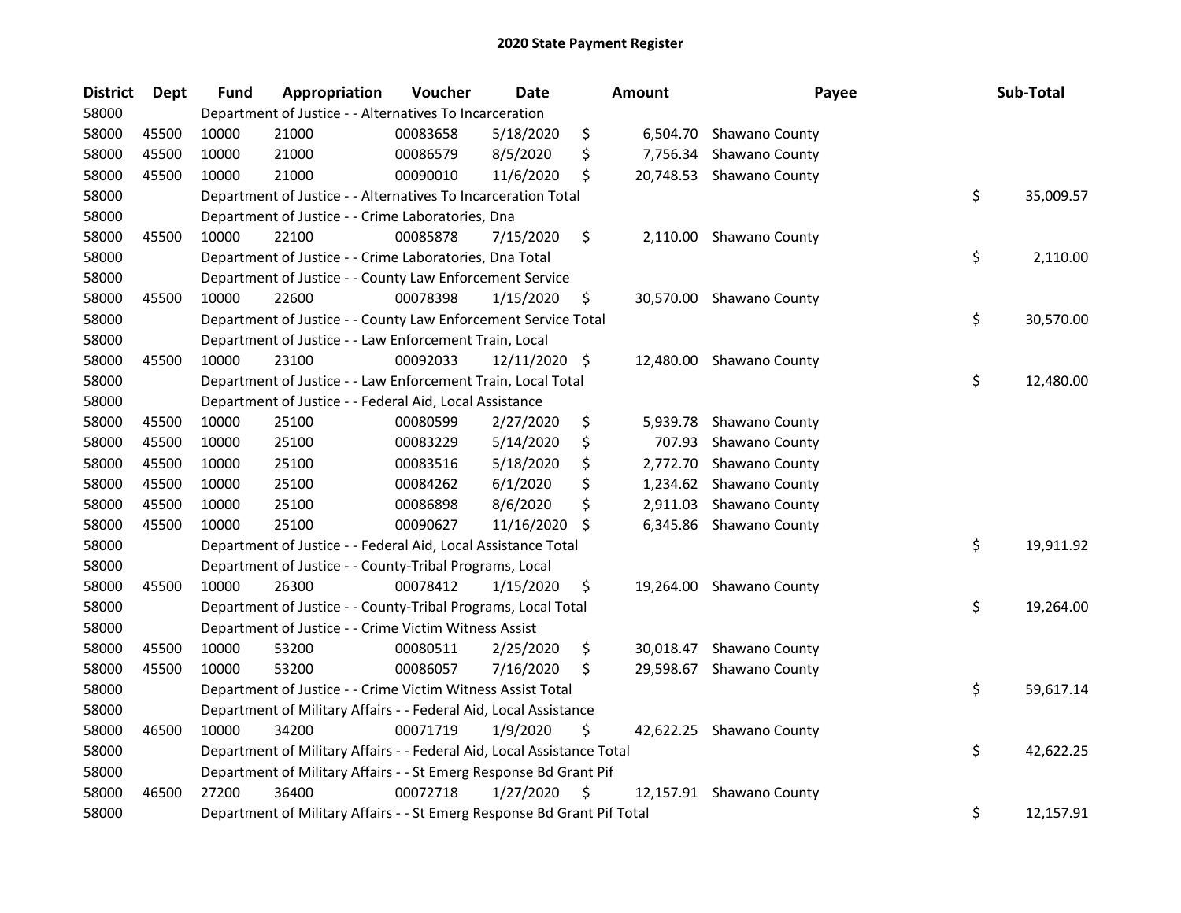# 2020 State Payment Register

| District | Dept | Fund | Appropriation | Voucher | Date | Amount | Payee | Sub-Total |
|---|---|---|---|---|---|---|---|---|
| 58000 | | Department of Justice - - Alternatives To Incarceration | | | | | | |
| 58000 | 45500 | 10000 | 21000 | 00083658 | 5/18/2020 | $ 6,504.70 | Shawano County | |
| 58000 | 45500 | 10000 | 21000 | 00086579 | 8/5/2020 | $ 7,756.34 | Shawano County | |
| 58000 | 45500 | 10000 | 21000 | 00090010 | 11/6/2020 | $ 20,748.53 | Shawano County | |
| 58000 | | Department of Justice - - Alternatives To Incarceration Total | | | | | | $ 35,009.57 |
| 58000 | | Department of Justice - - Crime Laboratories, Dna | | | | | | |
| 58000 | 45500 | 10000 | 22100 | 00085878 | 7/15/2020 | $ 2,110.00 | Shawano County | |
| 58000 | | Department of Justice - - Crime Laboratories, Dna Total | | | | | | $ 2,110.00 |
| 58000 | | Department of Justice - - County Law Enforcement Service | | | | | | |
| 58000 | 45500 | 10000 | 22600 | 00078398 | 1/15/2020 | $ 30,570.00 | Shawano County | |
| 58000 | | Department of Justice - - County Law Enforcement Service Total | | | | | | $ 30,570.00 |
| 58000 | | Department of Justice - - Law Enforcement Train, Local | | | | | | |
| 58000 | 45500 | 10000 | 23100 | 00092033 | 12/11/2020 | $ 12,480.00 | Shawano County | |
| 58000 | | Department of Justice - - Law Enforcement Train, Local Total | | | | | | $ 12,480.00 |
| 58000 | | Department of Justice - - Federal Aid, Local Assistance | | | | | | |
| 58000 | 45500 | 10000 | 25100 | 00080599 | 2/27/2020 | $ 5,939.78 | Shawano County | |
| 58000 | 45500 | 10000 | 25100 | 00083229 | 5/14/2020 | $ 707.93 | Shawano County | |
| 58000 | 45500 | 10000 | 25100 | 00083516 | 5/18/2020 | $ 2,772.70 | Shawano County | |
| 58000 | 45500 | 10000 | 25100 | 00084262 | 6/1/2020 | $ 1,234.62 | Shawano County | |
| 58000 | 45500 | 10000 | 25100 | 00086898 | 8/6/2020 | $ 2,911.03 | Shawano County | |
| 58000 | 45500 | 10000 | 25100 | 00090627 | 11/16/2020 | $ 6,345.86 | Shawano County | |
| 58000 | | Department of Justice - - Federal Aid, Local Assistance Total | | | | | | $ 19,911.92 |
| 58000 | | Department of Justice - - County-Tribal Programs, Local | | | | | | |
| 58000 | 45500 | 10000 | 26300 | 00078412 | 1/15/2020 | $ 19,264.00 | Shawano County | |
| 58000 | | Department of Justice - - County-Tribal Programs, Local Total | | | | | | $ 19,264.00 |
| 58000 | | Department of Justice - - Crime Victim Witness Assist | | | | | | |
| 58000 | 45500 | 10000 | 53200 | 00080511 | 2/25/2020 | $ 30,018.47 | Shawano County | |
| 58000 | 45500 | 10000 | 53200 | 00086057 | 7/16/2020 | $ 29,598.67 | Shawano County | |
| 58000 | | Department of Justice - - Crime Victim Witness Assist Total | | | | | | $ 59,617.14 |
| 58000 | | Department of Military Affairs - - Federal Aid, Local Assistance | | | | | | |
| 58000 | 46500 | 10000 | 34200 | 00071719 | 1/9/2020 | $ 42,622.25 | Shawano County | |
| 58000 | | Department of Military Affairs - - Federal Aid, Local Assistance Total | | | | | | $ 42,622.25 |
| 58000 | | Department of Military Affairs - - St Emerg Response Bd Grant Pif | | | | | | |
| 58000 | 46500 | 27200 | 36400 | 00072718 | 1/27/2020 | $ 12,157.91 | Shawano County | |
| 58000 | | Department of Military Affairs - - St Emerg Response Bd Grant Pif Total | | | | | | $ 12,157.91 |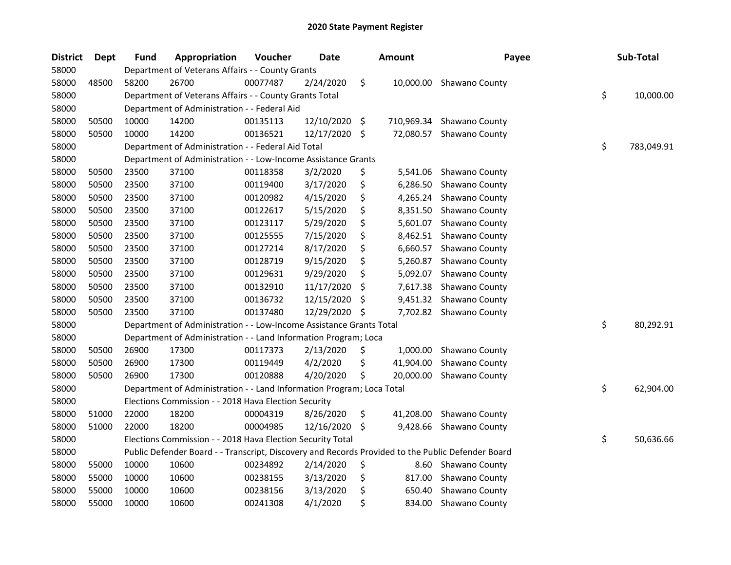# 2020 State Payment Register

| District | Dept | Fund | Appropriation | Voucher | Date | Amount | Payee | Sub-Total |
|---|---|---|---|---|---|---|---|---|
| 58000 | | Department of Veterans Affairs - - County Grants | | | | | | |
| 58000 | 48500 | 58200 | 26700 | 00077487 | 2/24/2020 | $ 10,000.00 | Shawano County | |
| 58000 | | Department of Veterans Affairs - - County Grants Total | | | | | | $ 10,000.00 |
| 58000 | | Department of Administration - - Federal Aid | | | | | | |
| 58000 | 50500 | 10000 | 14200 | 00135113 | 12/10/2020 | $ 710,969.34 | Shawano County | |
| 58000 | 50500 | 10000 | 14200 | 00136521 | 12/17/2020 | $ 72,080.57 | Shawano County | |
| 58000 | | Department of Administration - - Federal Aid Total | | | | | | $ 783,049.91 |
| 58000 | | Department of Administration - - Low-Income Assistance Grants | | | | | | |
| 58000 | 50500 | 23500 | 37100 | 00118358 | 3/2/2020 | $ 5,541.06 | Shawano County | |
| 58000 | 50500 | 23500 | 37100 | 00119400 | 3/17/2020 | $ 6,286.50 | Shawano County | |
| 58000 | 50500 | 23500 | 37100 | 00120982 | 4/15/2020 | $ 4,265.24 | Shawano County | |
| 58000 | 50500 | 23500 | 37100 | 00122617 | 5/15/2020 | $ 8,351.50 | Shawano County | |
| 58000 | 50500 | 23500 | 37100 | 00123117 | 5/29/2020 | $ 5,601.07 | Shawano County | |
| 58000 | 50500 | 23500 | 37100 | 00125555 | 7/15/2020 | $ 8,462.51 | Shawano County | |
| 58000 | 50500 | 23500 | 37100 | 00127214 | 8/17/2020 | $ 6,660.57 | Shawano County | |
| 58000 | 50500 | 23500 | 37100 | 00128719 | 9/15/2020 | $ 5,260.87 | Shawano County | |
| 58000 | 50500 | 23500 | 37100 | 00129631 | 9/29/2020 | $ 5,092.07 | Shawano County | |
| 58000 | 50500 | 23500 | 37100 | 00132910 | 11/17/2020 | $ 7,617.38 | Shawano County | |
| 58000 | 50500 | 23500 | 37100 | 00136732 | 12/15/2020 | $ 9,451.32 | Shawano County | |
| 58000 | 50500 | 23500 | 37100 | 00137480 | 12/29/2020 | $ 7,702.82 | Shawano County | |
| 58000 | | Department of Administration - - Low-Income Assistance Grants Total | | | | | | $ 80,292.91 |
| 58000 | | Department of Administration - - Land Information Program; Loca | | | | | | |
| 58000 | 50500 | 26900 | 17300 | 00117373 | 2/13/2020 | $ 1,000.00 | Shawano County | |
| 58000 | 50500 | 26900 | 17300 | 00119449 | 4/2/2020 | $ 41,904.00 | Shawano County | |
| 58000 | 50500 | 26900 | 17300 | 00120888 | 4/20/2020 | $ 20,000.00 | Shawano County | |
| 58000 | | Department of Administration - - Land Information Program; Loca Total | | | | | | $ 62,904.00 |
| 58000 | | Elections Commission - - 2018 Hava Election Security | | | | | | |
| 58000 | 51000 | 22000 | 18200 | 00004319 | 8/26/2020 | $ 41,208.00 | Shawano County | |
| 58000 | 51000 | 22000 | 18200 | 00004985 | 12/16/2020 | $ 9,428.66 | Shawano County | |
| 58000 | | Elections Commission - - 2018 Hava Election Security Total | | | | | | $ 50,636.66 |
| 58000 | | Public Defender Board - - Transcript, Discovery and Records Provided to the Public Defender Board | | | | | | |
| 58000 | 55000 | 10000 | 10600 | 00234892 | 2/14/2020 | $ 8.60 | Shawano County | |
| 58000 | 55000 | 10000 | 10600 | 00238155 | 3/13/2020 | $ 817.00 | Shawano County | |
| 58000 | 55000 | 10000 | 10600 | 00238156 | 3/13/2020 | $ 650.40 | Shawano County | |
| 58000 | 55000 | 10000 | 10600 | 00241308 | 4/1/2020 | $ 834.00 | Shawano County | |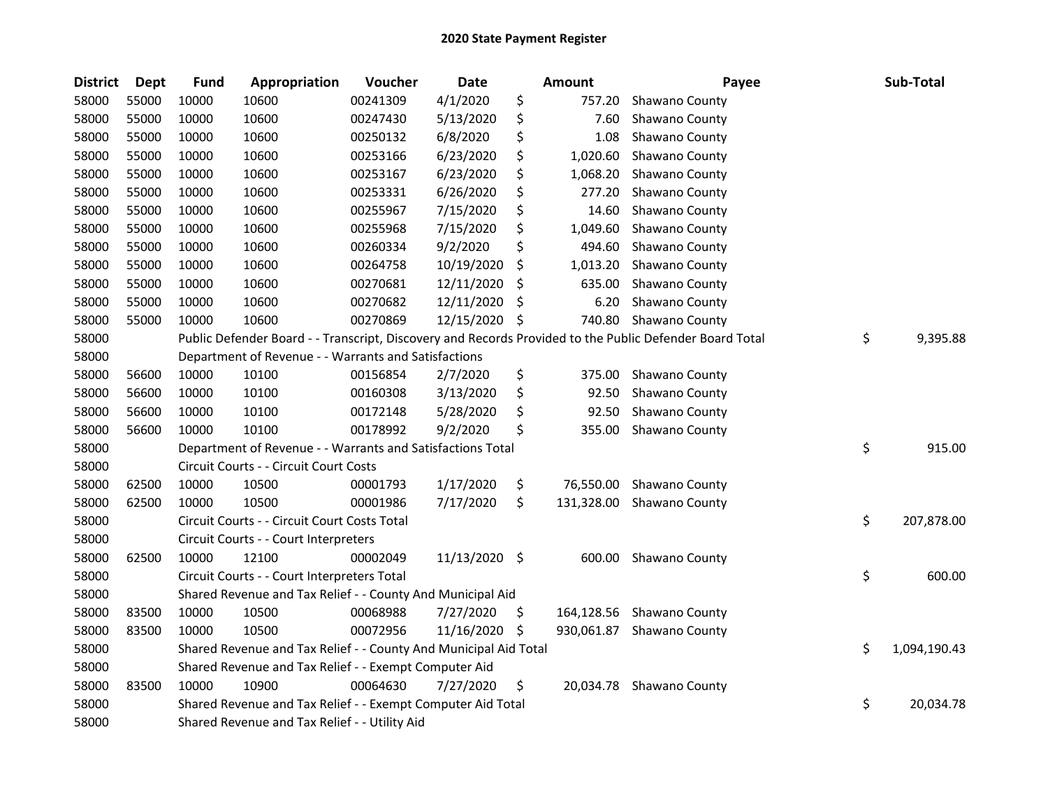# 2020 State Payment Register

| District | Dept | Fund | Appropriation | Voucher | Date | Amount | Payee | Sub-Total |
|---|---|---|---|---|---|---|---|---|
| 58000 | 55000 | 10000 | 10600 | 00241309 | 4/1/2020 | $ 757.20 | Shawano County | |
| 58000 | 55000 | 10000 | 10600 | 00247430 | 5/13/2020 | $ 7.60 | Shawano County | |
| 58000 | 55000 | 10000 | 10600 | 00250132 | 6/8/2020 | $ 1.08 | Shawano County | |
| 58000 | 55000 | 10000 | 10600 | 00253166 | 6/23/2020 | $ 1,020.60 | Shawano County | |
| 58000 | 55000 | 10000 | 10600 | 00253167 | 6/23/2020 | $ 1,068.20 | Shawano County | |
| 58000 | 55000 | 10000 | 10600 | 00253331 | 6/26/2020 | $ 277.20 | Shawano County | |
| 58000 | 55000 | 10000 | 10600 | 00255967 | 7/15/2020 | $ 14.60 | Shawano County | |
| 58000 | 55000 | 10000 | 10600 | 00255968 | 7/15/2020 | $ 1,049.60 | Shawano County | |
| 58000 | 55000 | 10000 | 10600 | 00260334 | 9/2/2020 | $ 494.60 | Shawano County | |
| 58000 | 55000 | 10000 | 10600 | 00264758 | 10/19/2020 | $ 1,013.20 | Shawano County | |
| 58000 | 55000 | 10000 | 10600 | 00270681 | 12/11/2020 | $ 635.00 | Shawano County | |
| 58000 | 55000 | 10000 | 10600 | 00270682 | 12/11/2020 | $ 6.20 | Shawano County | |
| 58000 | 55000 | 10000 | 10600 | 00270869 | 12/15/2020 | $ 740.80 | Shawano County | |
| 58000 | | Public Defender Board - - Transcript, Discovery and Records Provided to the Public Defender Board Total | | | | | | $ 9,395.88 |
| 58000 | | Department of Revenue - - Warrants and Satisfactions | | | | | | |
| 58000 | 56600 | 10000 | 10100 | 00156854 | 2/7/2020 | $ 375.00 | Shawano County | |
| 58000 | 56600 | 10000 | 10100 | 00160308 | 3/13/2020 | $ 92.50 | Shawano County | |
| 58000 | 56600 | 10000 | 10100 | 00172148 | 5/28/2020 | $ 92.50 | Shawano County | |
| 58000 | 56600 | 10000 | 10100 | 00178992 | 9/2/2020 | $ 355.00 | Shawano County | |
| 58000 | | Department of Revenue - - Warrants and Satisfactions Total | | | | | | $ 915.00 |
| 58000 | | Circuit Courts - - Circuit Court Costs | | | | | | |
| 58000 | 62500 | 10000 | 10500 | 00001793 | 1/17/2020 | $ 76,550.00 | Shawano County | |
| 58000 | 62500 | 10000 | 10500 | 00001986 | 7/17/2020 | $ 131,328.00 | Shawano County | |
| 58000 | | Circuit Courts - - Circuit Court Costs Total | | | | | | $ 207,878.00 |
| 58000 | | Circuit Courts - - Court Interpreters | | | | | | |
| 58000 | 62500 | 10000 | 12100 | 00002049 | 11/13/2020 | $ 600.00 | Shawano County | |
| 58000 | | Circuit Courts - - Court Interpreters Total | | | | | | $ 600.00 |
| 58000 | | Shared Revenue and Tax Relief - - County And Municipal Aid | | | | | | |
| 58000 | 83500 | 10000 | 10500 | 00068988 | 7/27/2020 | $ 164,128.56 | Shawano County | |
| 58000 | 83500 | 10000 | 10500 | 00072956 | 11/16/2020 | $ 930,061.87 | Shawano County | |
| 58000 | | Shared Revenue and Tax Relief - - County And Municipal Aid Total | | | | | | $ 1,094,190.43 |
| 58000 | | Shared Revenue and Tax Relief - - Exempt Computer Aid | | | | | | |
| 58000 | 83500 | 10000 | 10900 | 00064630 | 7/27/2020 | $ 20,034.78 | Shawano County | |
| 58000 | | Shared Revenue and Tax Relief - - Exempt Computer Aid Total | | | | | | $ 20,034.78 |
| 58000 | | Shared Revenue and Tax Relief - - Utility Aid | | | | | | |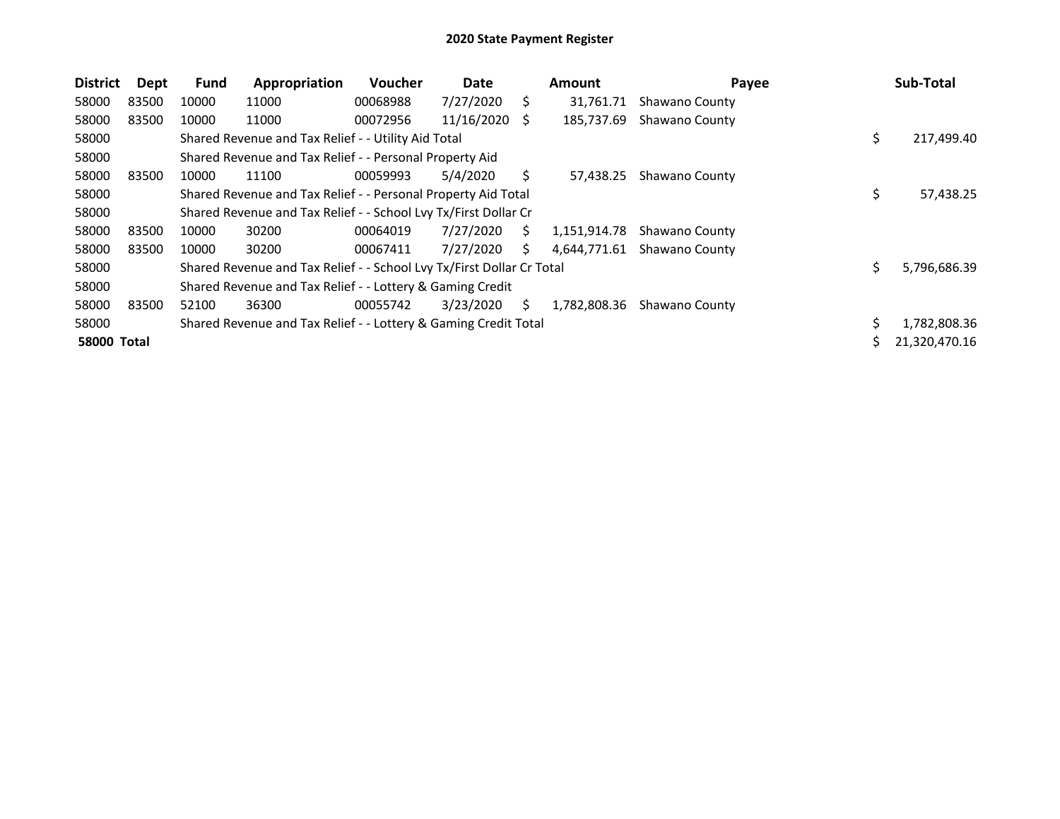# 2020 State Payment Register

| District | Dept | Fund | Appropriation | Voucher | Date | | Amount | Payee | | Sub-Total |
|---|---|---|---|---|---|---|---|---|---|---|
| 58000 | 83500 | 10000 | 11000 | 00068988 | 7/27/2020 | $ | 31,761.71 | Shawano County | | |
| 58000 | 83500 | 10000 | 11000 | 00072956 | 11/16/2020 | $ | 185,737.69 | Shawano County | | |
| 58000 | | Shared Revenue and Tax Relief - - Utility Aid Total | | | | | | | $ | 217,499.40 |
| 58000 | | Shared Revenue and Tax Relief - - Personal Property Aid | | | | | | | | |
| 58000 | 83500 | 10000 | 11100 | 00059993 | 5/4/2020 | $ | 57,438.25 | Shawano County | | |
| 58000 | | Shared Revenue and Tax Relief - - Personal Property Aid Total | | | | | | | $ | 57,438.25 |
| 58000 | | Shared Revenue and Tax Relief - - School Lvy Tx/First Dollar Cr | | | | | | | | |
| 58000 | 83500 | 10000 | 30200 | 00064019 | 7/27/2020 | $ | 1,151,914.78 | Shawano County | | |
| 58000 | 83500 | 10000 | 30200 | 00067411 | 7/27/2020 | $ | 4,644,771.61 | Shawano County | | |
| 58000 | | Shared Revenue and Tax Relief - - School Lvy Tx/First Dollar Cr Total | | | | | | | $ | 5,796,686.39 |
| 58000 | | Shared Revenue and Tax Relief - - Lottery & Gaming Credit | | | | | | | | |
| 58000 | 83500 | 52100 | 36300 | 00055742 | 3/23/2020 | $ | 1,782,808.36 | Shawano County | | |
| 58000 | | Shared Revenue and Tax Relief - - Lottery & Gaming Credit Total | | | | | | | $ | 1,782,808.36 |
| **58000 Total** | | | | | | | | | $ | 21,320,470.16 |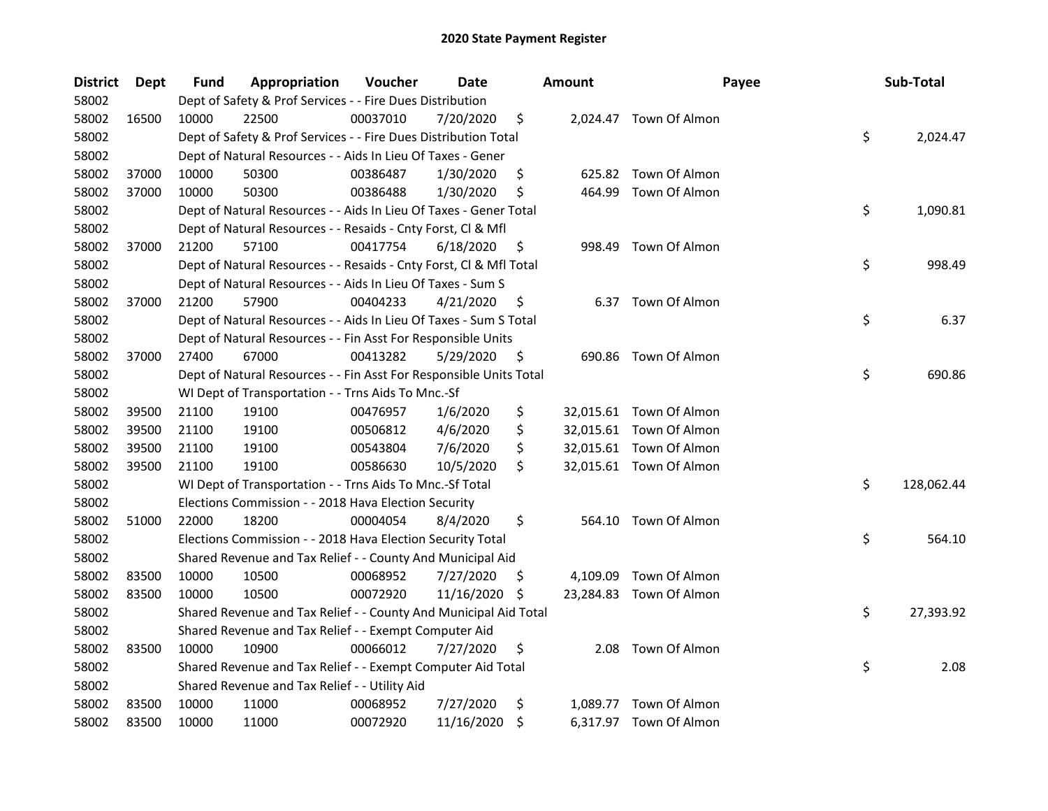# 2020 State Payment Register

| District | Dept | Fund | Appropriation | Voucher | Date | Amount | Payee | Sub-Total |
|---|---|---|---|---|---|---|---|---|
| 58002 | | Dept of Safety & Prof Services - - Fire Dues Distribution | | | | | | |
| 58002 | 16500 | 10000 | 22500 | 00037010 | 7/20/2020 | $ 2,024.47 | Town Of Almon | |
| 58002 | | Dept of Safety & Prof Services - - Fire Dues Distribution Total | | | | | | $ 2,024.47 |
| 58002 | | Dept of Natural Resources - - Aids In Lieu Of Taxes - Gener | | | | | | |
| 58002 | 37000 | 10000 | 50300 | 00386487 | 1/30/2020 | $ 625.82 | Town Of Almon | |
| 58002 | 37000 | 10000 | 50300 | 00386488 | 1/30/2020 | $ 464.99 | Town Of Almon | |
| 58002 | | Dept of Natural Resources - - Aids In Lieu Of Taxes - Gener Total | | | | | | $ 1,090.81 |
| 58002 | | Dept of Natural Resources - - Resaids - Cnty Forst, Cl & Mfl | | | | | | |
| 58002 | 37000 | 21200 | 57100 | 00417754 | 6/18/2020 | $ 998.49 | Town Of Almon | |
| 58002 | | Dept of Natural Resources - - Resaids - Cnty Forst, Cl & Mfl Total | | | | | | $ 998.49 |
| 58002 | | Dept of Natural Resources - - Aids In Lieu Of Taxes - Sum S | | | | | | |
| 58002 | 37000 | 21200 | 57900 | 00404233 | 4/21/2020 | $ 6.37 | Town Of Almon | |
| 58002 | | Dept of Natural Resources - - Aids In Lieu Of Taxes - Sum S Total | | | | | | $ 6.37 |
| 58002 | | Dept of Natural Resources - - Fin Asst For Responsible Units | | | | | | |
| 58002 | 37000 | 27400 | 67000 | 00413282 | 5/29/2020 | $ 690.86 | Town Of Almon | |
| 58002 | | Dept of Natural Resources - - Fin Asst For Responsible Units Total | | | | | | $ 690.86 |
| 58002 | | WI Dept of Transportation - - Trns Aids To Mnc.-Sf | | | | | | |
| 58002 | 39500 | 21100 | 19100 | 00476957 | 1/6/2020 | $ 32,015.61 | Town Of Almon | |
| 58002 | 39500 | 21100 | 19100 | 00506812 | 4/6/2020 | $ 32,015.61 | Town Of Almon | |
| 58002 | 39500 | 21100 | 19100 | 00543804 | 7/6/2020 | $ 32,015.61 | Town Of Almon | |
| 58002 | 39500 | 21100 | 19100 | 00586630 | 10/5/2020 | $ 32,015.61 | Town Of Almon | |
| 58002 | | WI Dept of Transportation - - Trns Aids To Mnc.-Sf Total | | | | | | $ 128,062.44 |
| 58002 | | Elections Commission - - 2018 Hava Election Security | | | | | | |
| 58002 | 51000 | 22000 | 18200 | 00004054 | 8/4/2020 | $ 564.10 | Town Of Almon | |
| 58002 | | Elections Commission - - 2018 Hava Election Security Total | | | | | | $ 564.10 |
| 58002 | | Shared Revenue and Tax Relief - - County And Municipal Aid | | | | | | |
| 58002 | 83500 | 10000 | 10500 | 00068952 | 7/27/2020 | $ 4,109.09 | Town Of Almon | |
| 58002 | 83500 | 10000 | 10500 | 00072920 | 11/16/2020 | $ 23,284.83 | Town Of Almon | |
| 58002 | | Shared Revenue and Tax Relief - - County And Municipal Aid Total | | | | | | $ 27,393.92 |
| 58002 | | Shared Revenue and Tax Relief - - Exempt Computer Aid | | | | | | |
| 58002 | 83500 | 10000 | 10900 | 00066012 | 7/27/2020 | $ 2.08 | Town Of Almon | |
| 58002 | | Shared Revenue and Tax Relief - - Exempt Computer Aid Total | | | | | | $ 2.08 |
| 58002 | | Shared Revenue and Tax Relief - - Utility Aid | | | | | | |
| 58002 | 83500 | 10000 | 11000 | 00068952 | 7/27/2020 | $ 1,089.77 | Town Of Almon | |
| 58002 | 83500 | 10000 | 11000 | 00072920 | 11/16/2020 | $ 6,317.97 | Town Of Almon | |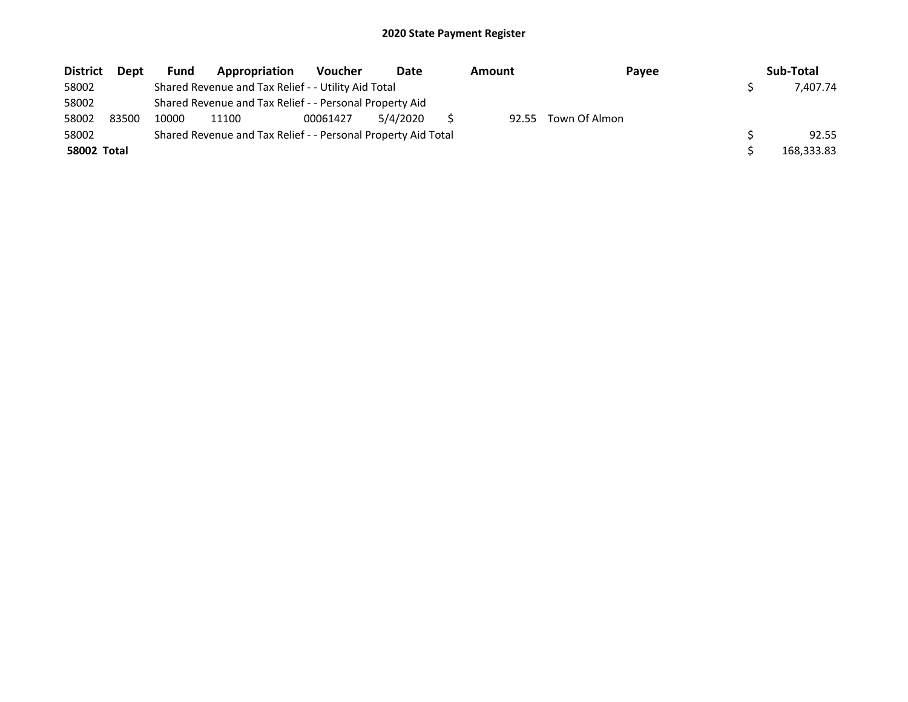# 2020 State Payment Register

| District | Dept | Fund | Appropriation | Voucher | Date | Amount | Payee | Sub-Total |
|---|---|---|---|---|---|---|---|---|
| 58002 | | Shared Revenue and Tax Relief - - Utility Aid Total | | | | | | $ 7,407.74 |
| 58002 | | Shared Revenue and Tax Relief - - Personal Property Aid | | | | | | |
| 58002 | 83500 | 10000 | 11100 | 00061427 | 5/4/2020 | $ 92.55 | Town Of Almon | |
| 58002 | | Shared Revenue and Tax Relief - - Personal Property Aid Total | | | | | | $ 92.55 |
| **58002 Total** | | | | | | | | $ 168,333.83 |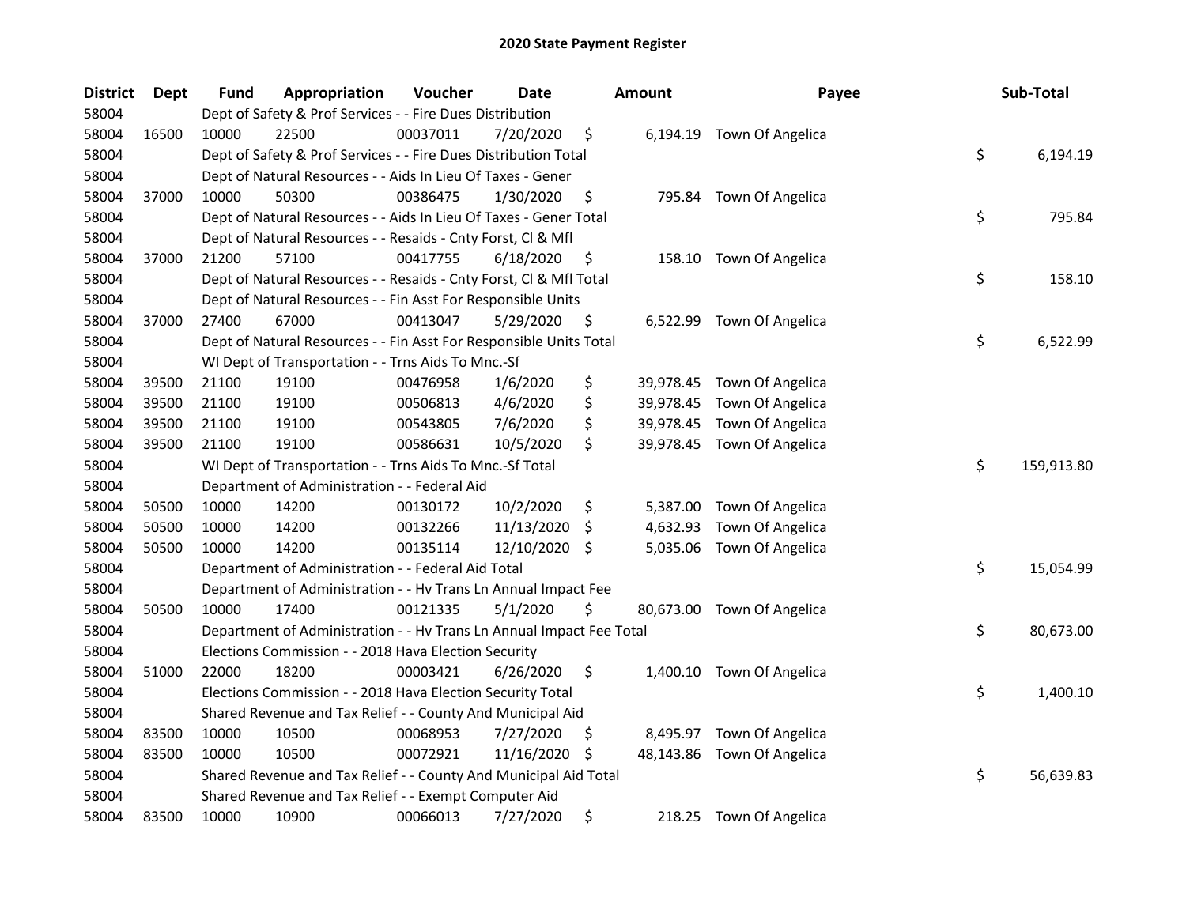# 2020 State Payment Register

| District | Dept | Fund | Appropriation | Voucher | Date | Amount | Payee | Sub-Total |
|---|---|---|---|---|---|---|---|---|
| 58004 | | Dept of Safety & Prof Services - - Fire Dues Distribution | | | | | | |
| 58004 | 16500 | 10000 | 22500 | 00037011 | 7/20/2020 | $ 6,194.19 | Town Of Angelica | |
| 58004 | | Dept of Safety & Prof Services - - Fire Dues Distribution Total | | | | | | $ 6,194.19 |
| 58004 | | Dept of Natural Resources - - Aids In Lieu Of Taxes - Gener | | | | | | |
| 58004 | 37000 | 10000 | 50300 | 00386475 | 1/30/2020 | $ 795.84 | Town Of Angelica | |
| 58004 | | Dept of Natural Resources - - Aids In Lieu Of Taxes - Gener Total | | | | | | $ 795.84 |
| 58004 | | Dept of Natural Resources - - Resaids - Cnty Forst, Cl & Mfl | | | | | | |
| 58004 | 37000 | 21200 | 57100 | 00417755 | 6/18/2020 | $ 158.10 | Town Of Angelica | |
| 58004 | | Dept of Natural Resources - - Resaids - Cnty Forst, Cl & Mfl Total | | | | | | $ 158.10 |
| 58004 | | Dept of Natural Resources - - Fin Asst For Responsible Units | | | | | | |
| 58004 | 37000 | 27400 | 67000 | 00413047 | 5/29/2020 | $ 6,522.99 | Town Of Angelica | |
| 58004 | | Dept of Natural Resources - - Fin Asst For Responsible Units Total | | | | | | $ 6,522.99 |
| 58004 | | WI Dept of Transportation - - Trns Aids To Mnc.-Sf | | | | | | |
| 58004 | 39500 | 21100 | 19100 | 00476958 | 1/6/2020 | $ 39,978.45 | Town Of Angelica | |
| 58004 | 39500 | 21100 | 19100 | 00506813 | 4/6/2020 | $ 39,978.45 | Town Of Angelica | |
| 58004 | 39500 | 21100 | 19100 | 00543805 | 7/6/2020 | $ 39,978.45 | Town Of Angelica | |
| 58004 | 39500 | 21100 | 19100 | 00586631 | 10/5/2020 | $ 39,978.45 | Town Of Angelica | |
| 58004 | | WI Dept of Transportation - - Trns Aids To Mnc.-Sf Total | | | | | | $ 159,913.80 |
| 58004 | | Department of Administration - - Federal Aid | | | | | | |
| 58004 | 50500 | 10000 | 14200 | 00130172 | 10/2/2020 | $ 5,387.00 | Town Of Angelica | |
| 58004 | 50500 | 10000 | 14200 | 00132266 | 11/13/2020 | $ 4,632.93 | Town Of Angelica | |
| 58004 | 50500 | 10000 | 14200 | 00135114 | 12/10/2020 | $ 5,035.06 | Town Of Angelica | |
| 58004 | | Department of Administration - - Federal Aid Total | | | | | | $ 15,054.99 |
| 58004 | | Department of Administration - - Hv Trans Ln Annual Impact Fee | | | | | | |
| 58004 | 50500 | 10000 | 17400 | 00121335 | 5/1/2020 | $ 80,673.00 | Town Of Angelica | |
| 58004 | | Department of Administration - - Hv Trans Ln Annual Impact Fee Total | | | | | | $ 80,673.00 |
| 58004 | | Elections Commission - - 2018 Hava Election Security | | | | | | |
| 58004 | 51000 | 22000 | 18200 | 00003421 | 6/26/2020 | $ 1,400.10 | Town Of Angelica | |
| 58004 | | Elections Commission - - 2018 Hava Election Security Total | | | | | | $ 1,400.10 |
| 58004 | | Shared Revenue and Tax Relief - - County And Municipal Aid | | | | | | |
| 58004 | 83500 | 10000 | 10500 | 00068953 | 7/27/2020 | $ 8,495.97 | Town Of Angelica | |
| 58004 | 83500 | 10000 | 10500 | 00072921 | 11/16/2020 | $ 48,143.86 | Town Of Angelica | |
| 58004 | | Shared Revenue and Tax Relief - - County And Municipal Aid Total | | | | | | $ 56,639.83 |
| 58004 | | Shared Revenue and Tax Relief - - Exempt Computer Aid | | | | | | |
| 58004 | 83500 | 10000 | 10900 | 00066013 | 7/27/2020 | $ 218.25 | Town Of Angelica | |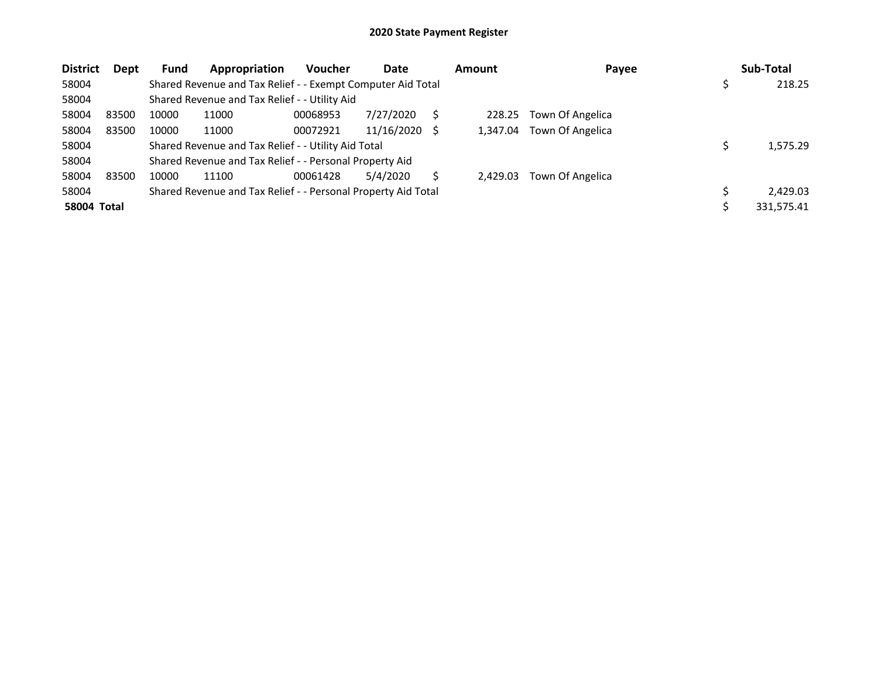# 2020 State Payment Register

| District | Dept | Fund | Appropriation | Voucher | Date | Amount | Payee | Sub-Total |
|---|---|---|---|---|---|---|---|---|
| 58004 | | Shared Revenue and Tax Relief - - Exempt Computer Aid Total | | | | | | $ 218.25 |
| 58004 | | Shared Revenue and Tax Relief - - Utility Aid | | | | | | |
| 58004 | 83500 | 10000 | 11000 | 00068953 | 7/27/2020 | $ 228.25 | Town Of Angelica | |
| 58004 | 83500 | 10000 | 11000 | 00072921 | 11/16/2020 | $ 1,347.04 | Town Of Angelica | |
| 58004 | | Shared Revenue and Tax Relief - - Utility Aid Total | | | | | | $ 1,575.29 |
| 58004 | | Shared Revenue and Tax Relief - - Personal Property Aid | | | | | | |
| 58004 | 83500 | 10000 | 11100 | 00061428 | 5/4/2020 | $ 2,429.03 | Town Of Angelica | |
| 58004 | | Shared Revenue and Tax Relief - - Personal Property Aid Total | | | | | | $ 2,429.03 |
| **58004 Total** | | | | | | | | $ 331,575.41 |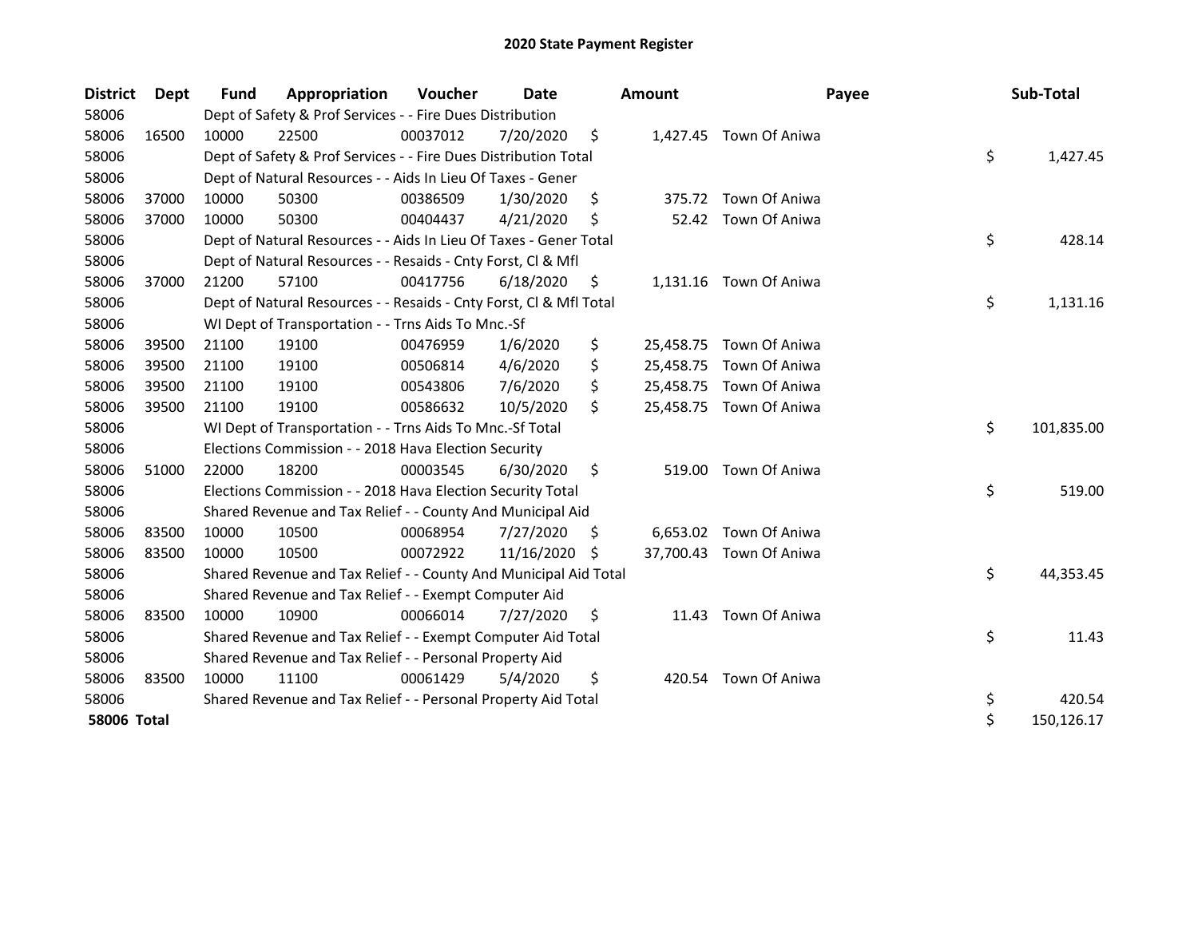# 2020 State Payment Register

| District | Dept | Fund | Appropriation | Voucher | Date | Amount | Payee | Sub-Total |
|---|---|---|---|---|---|---|---|---|
| 58006 | | Dept of Safety & Prof Services - - Fire Dues Distribution | | | | | | |
| 58006 | 16500 | 10000 | 22500 | 00037012 | 7/20/2020 | $ 1,427.45 | Town Of Aniwa | |
| 58006 | | Dept of Safety & Prof Services - - Fire Dues Distribution Total | | | | | | $ 1,427.45 |
| 58006 | | Dept of Natural Resources - - Aids In Lieu Of Taxes - Gener | | | | | | |
| 58006 | 37000 | 10000 | 50300 | 00386509 | 1/30/2020 | $ 375.72 | Town Of Aniwa | |
| 58006 | 37000 | 10000 | 50300 | 00404437 | 4/21/2020 | $ 52.42 | Town Of Aniwa | |
| 58006 | | Dept of Natural Resources - - Aids In Lieu Of Taxes - Gener Total | | | | | | $ 428.14 |
| 58006 | | Dept of Natural Resources - - Resaids - Cnty Forst, Cl & Mfl | | | | | | |
| 58006 | 37000 | 21200 | 57100 | 00417756 | 6/18/2020 | $ 1,131.16 | Town Of Aniwa | |
| 58006 | | Dept of Natural Resources - - Resaids - Cnty Forst, Cl & Mfl Total | | | | | | $ 1,131.16 |
| 58006 | | WI Dept of Transportation - - Trns Aids To Mnc.-Sf | | | | | | |
| 58006 | 39500 | 21100 | 19100 | 00476959 | 1/6/2020 | $ 25,458.75 | Town Of Aniwa | |
| 58006 | 39500 | 21100 | 19100 | 00506814 | 4/6/2020 | $ 25,458.75 | Town Of Aniwa | |
| 58006 | 39500 | 21100 | 19100 | 00543806 | 7/6/2020 | $ 25,458.75 | Town Of Aniwa | |
| 58006 | 39500 | 21100 | 19100 | 00586632 | 10/5/2020 | $ 25,458.75 | Town Of Aniwa | |
| 58006 | | WI Dept of Transportation - - Trns Aids To Mnc.-Sf Total | | | | | | $ 101,835.00 |
| 58006 | | Elections Commission - - 2018 Hava Election Security | | | | | | |
| 58006 | 51000 | 22000 | 18200 | 00003545 | 6/30/2020 | $ 519.00 | Town Of Aniwa | |
| 58006 | | Elections Commission - - 2018 Hava Election Security Total | | | | | | $ 519.00 |
| 58006 | | Shared Revenue and Tax Relief - - County And Municipal Aid | | | | | | |
| 58006 | 83500 | 10000 | 10500 | 00068954 | 7/27/2020 | $ 6,653.02 | Town Of Aniwa | |
| 58006 | 83500 | 10000 | 10500 | 00072922 | 11/16/2020 | $ 37,700.43 | Town Of Aniwa | |
| 58006 | | Shared Revenue and Tax Relief - - County And Municipal Aid Total | | | | | | $ 44,353.45 |
| 58006 | | Shared Revenue and Tax Relief - - Exempt Computer Aid | | | | | | |
| 58006 | 83500 | 10000 | 10900 | 00066014 | 7/27/2020 | $ 11.43 | Town Of Aniwa | |
| 58006 | | Shared Revenue and Tax Relief - - Exempt Computer Aid Total | | | | | | $ 11.43 |
| 58006 | | Shared Revenue and Tax Relief - - Personal Property Aid | | | | | | |
| 58006 | 83500 | 10000 | 11100 | 00061429 | 5/4/2020 | $ 420.54 | Town Of Aniwa | |
| 58006 | | Shared Revenue and Tax Relief - - Personal Property Aid Total | | | | | | $ 420.54 |
| **58006 Total** | | | | | | | | $ 150,126.17 |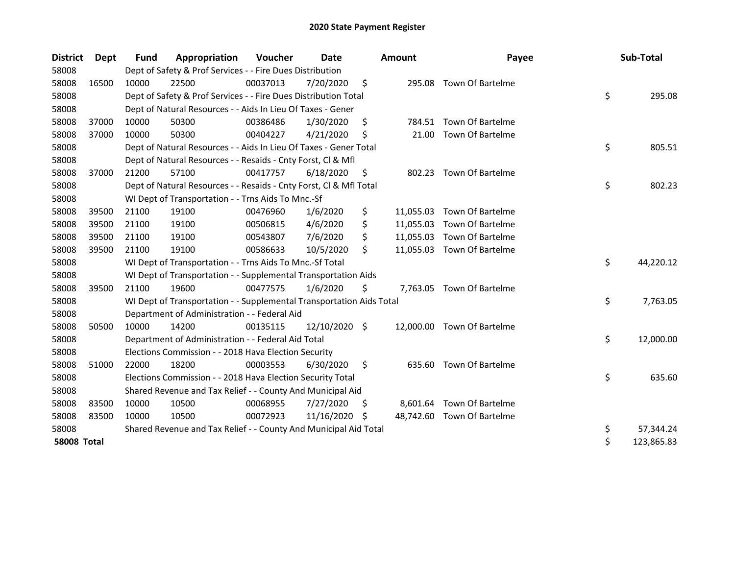# 2020 State Payment Register

| District | Dept | Fund | Appropriation | Voucher | Date | Amount | Payee | Sub-Total |
|---|---|---|---|---|---|---|---|---|
| 58008 | | Dept of Safety & Prof Services - - Fire Dues Distribution | | | | | | |
| 58008 | 16500 | 10000 | 22500 | 00037013 | 7/20/2020 | $ 295.08 | Town Of Bartelme | |
| 58008 | | Dept of Safety & Prof Services - - Fire Dues Distribution Total | | | | | | $ 295.08 |
| 58008 | | Dept of Natural Resources - - Aids In Lieu Of Taxes - Gener | | | | | | |
| 58008 | 37000 | 10000 | 50300 | 00386486 | 1/30/2020 | $ 784.51 | Town Of Bartelme | |
| 58008 | 37000 | 10000 | 50300 | 00404227 | 4/21/2020 | $ 21.00 | Town Of Bartelme | |
| 58008 | | Dept of Natural Resources - - Aids In Lieu Of Taxes - Gener Total | | | | | | $ 805.51 |
| 58008 | | Dept of Natural Resources - - Resaids - Cnty Forst, Cl & Mfl | | | | | | |
| 58008 | 37000 | 21200 | 57100 | 00417757 | 6/18/2020 | $ 802.23 | Town Of Bartelme | |
| 58008 | | Dept of Natural Resources - - Resaids - Cnty Forst, Cl & Mfl Total | | | | | | $ 802.23 |
| 58008 | | WI Dept of Transportation - - Trns Aids To Mnc.-Sf | | | | | | |
| 58008 | 39500 | 21100 | 19100 | 00476960 | 1/6/2020 | $ 11,055.03 | Town Of Bartelme | |
| 58008 | 39500 | 21100 | 19100 | 00506815 | 4/6/2020 | $ 11,055.03 | Town Of Bartelme | |
| 58008 | 39500 | 21100 | 19100 | 00543807 | 7/6/2020 | $ 11,055.03 | Town Of Bartelme | |
| 58008 | 39500 | 21100 | 19100 | 00586633 | 10/5/2020 | $ 11,055.03 | Town Of Bartelme | |
| 58008 | | WI Dept of Transportation - - Trns Aids To Mnc.-Sf Total | | | | | | $ 44,220.12 |
| 58008 | | WI Dept of Transportation - - Supplemental Transportation Aids | | | | | | |
| 58008 | 39500 | 21100 | 19600 | 00477575 | 1/6/2020 | $ 7,763.05 | Town Of Bartelme | |
| 58008 | | WI Dept of Transportation - - Supplemental Transportation Aids Total | | | | | | $ 7,763.05 |
| 58008 | | Department of Administration - - Federal Aid | | | | | | |
| 58008 | 50500 | 10000 | 14200 | 00135115 | 12/10/2020 | $ 12,000.00 | Town Of Bartelme | |
| 58008 | | Department of Administration - - Federal Aid Total | | | | | | $ 12,000.00 |
| 58008 | | Elections Commission - - 2018 Hava Election Security | | | | | | |
| 58008 | 51000 | 22000 | 18200 | 00003553 | 6/30/2020 | $ 635.60 | Town Of Bartelme | |
| 58008 | | Elections Commission - - 2018 Hava Election Security Total | | | | | | $ 635.60 |
| 58008 | | Shared Revenue and Tax Relief - - County And Municipal Aid | | | | | | |
| 58008 | 83500 | 10000 | 10500 | 00068955 | 7/27/2020 | $ 8,601.64 | Town Of Bartelme | |
| 58008 | 83500 | 10000 | 10500 | 00072923 | 11/16/2020 | $ 48,742.60 | Town Of Bartelme | |
| 58008 | | Shared Revenue and Tax Relief - - County And Municipal Aid Total | | | | | | $ 57,344.24 |
| **58008 Total** | | | | | | | | $ 123,865.83 |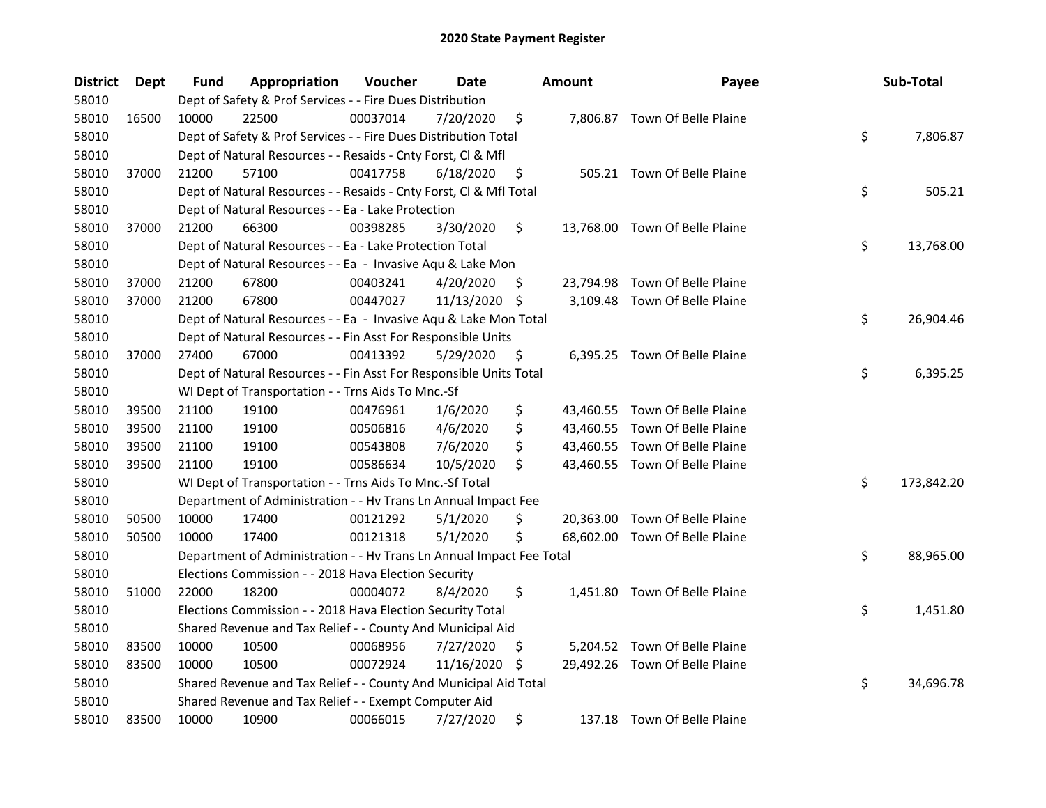# 2020 State Payment Register

| District | Dept | Fund | Appropriation | Voucher | Date | Amount | Payee | Sub-Total |
|---|---|---|---|---|---|---|---|---|
| 58010 | | Dept of Safety & Prof Services - - Fire Dues Distribution | | | | | | |
| 58010 | 16500 | 10000 | 22500 | 00037014 | 7/20/2020 | $ 7,806.87 | Town Of Belle Plaine | |
| 58010 | | Dept of Safety & Prof Services - - Fire Dues Distribution Total | | | | | | $ 7,806.87 |
| 58010 | | Dept of Natural Resources - - Resaids - Cnty Forst, Cl & Mfl | | | | | | |
| 58010 | 37000 | 21200 | 57100 | 00417758 | 6/18/2020 | $ 505.21 | Town Of Belle Plaine | |
| 58010 | | Dept of Natural Resources - - Resaids - Cnty Forst, Cl & Mfl Total | | | | | | $ 505.21 |
| 58010 | | Dept of Natural Resources - - Ea - Lake Protection | | | | | | |
| 58010 | 37000 | 21200 | 66300 | 00398285 | 3/30/2020 | $ 13,768.00 | Town Of Belle Plaine | |
| 58010 | | Dept of Natural Resources - - Ea - Lake Protection Total | | | | | | $ 13,768.00 |
| 58010 | | Dept of Natural Resources - - Ea - Invasive Aqu & Lake Mon | | | | | | |
| 58010 | 37000 | 21200 | 67800 | 00403241 | 4/20/2020 | $ 23,794.98 | Town Of Belle Plaine | |
| 58010 | 37000 | 21200 | 67800 | 00447027 | 11/13/2020 | $ 3,109.48 | Town Of Belle Plaine | |
| 58010 | | Dept of Natural Resources - - Ea - Invasive Aqu & Lake Mon Total | | | | | | $ 26,904.46 |
| 58010 | | Dept of Natural Resources - - Fin Asst For Responsible Units | | | | | | |
| 58010 | 37000 | 27400 | 67000 | 00413392 | 5/29/2020 | $ 6,395.25 | Town Of Belle Plaine | |
| 58010 | | Dept of Natural Resources - - Fin Asst For Responsible Units Total | | | | | | $ 6,395.25 |
| 58010 | | WI Dept of Transportation - - Trns Aids To Mnc.-Sf | | | | | | |
| 58010 | 39500 | 21100 | 19100 | 00476961 | 1/6/2020 | $ 43,460.55 | Town Of Belle Plaine | |
| 58010 | 39500 | 21100 | 19100 | 00506816 | 4/6/2020 | $ 43,460.55 | Town Of Belle Plaine | |
| 58010 | 39500 | 21100 | 19100 | 00543808 | 7/6/2020 | $ 43,460.55 | Town Of Belle Plaine | |
| 58010 | 39500 | 21100 | 19100 | 00586634 | 10/5/2020 | $ 43,460.55 | Town Of Belle Plaine | |
| 58010 | | WI Dept of Transportation - - Trns Aids To Mnc.-Sf Total | | | | | | $ 173,842.20 |
| 58010 | | Department of Administration - - Hv Trans Ln Annual Impact Fee | | | | | | |
| 58010 | 50500 | 10000 | 17400 | 00121292 | 5/1/2020 | $ 20,363.00 | Town Of Belle Plaine | |
| 58010 | 50500 | 10000 | 17400 | 00121318 | 5/1/2020 | $ 68,602.00 | Town Of Belle Plaine | |
| 58010 | | Department of Administration - - Hv Trans Ln Annual Impact Fee Total | | | | | | $ 88,965.00 |
| 58010 | | Elections Commission - - 2018 Hava Election Security | | | | | | |
| 58010 | 51000 | 22000 | 18200 | 00004072 | 8/4/2020 | $ 1,451.80 | Town Of Belle Plaine | |
| 58010 | | Elections Commission - - 2018 Hava Election Security Total | | | | | | $ 1,451.80 |
| 58010 | | Shared Revenue and Tax Relief - - County And Municipal Aid | | | | | | |
| 58010 | 83500 | 10000 | 10500 | 00068956 | 7/27/2020 | $ 5,204.52 | Town Of Belle Plaine | |
| 58010 | 83500 | 10000 | 10500 | 00072924 | 11/16/2020 | $ 29,492.26 | Town Of Belle Plaine | |
| 58010 | | Shared Revenue and Tax Relief - - County And Municipal Aid Total | | | | | | $ 34,696.78 |
| 58010 | | Shared Revenue and Tax Relief - - Exempt Computer Aid | | | | | | |
| 58010 | 83500 | 10000 | 10900 | 00066015 | 7/27/2020 | $ 137.18 | Town Of Belle Plaine | |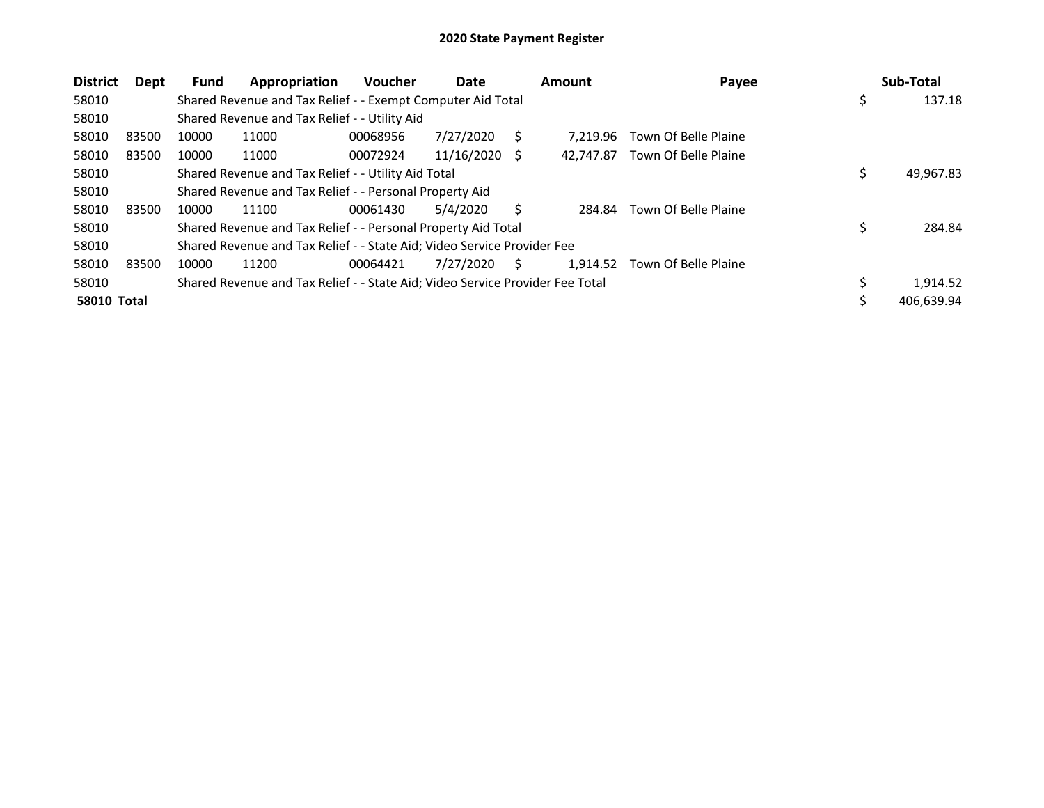# 2020 State Payment Register

| District | Dept | Fund | Appropriation | Voucher | Date | Amount | Payee | Sub-Total |
|---|---|---|---|---|---|---|---|---|
| 58010 | | Shared Revenue and Tax Relief - - Exempt Computer Aid Total | | | | | | $ 137.18 |
| 58010 | | Shared Revenue and Tax Relief - - Utility Aid | | | | | | |
| 58010 | 83500 | 10000 | 11000 | 00068956 | 7/27/2020 | $ 7,219.96 | Town Of Belle Plaine | |
| 58010 | 83500 | 10000 | 11000 | 00072924 | 11/16/2020 | $ 42,747.87 | Town Of Belle Plaine | |
| 58010 | | Shared Revenue and Tax Relief - - Utility Aid Total | | | | | | $ 49,967.83 |
| 58010 | | Shared Revenue and Tax Relief - - Personal Property Aid | | | | | | |
| 58010 | 83500 | 10000 | 11100 | 00061430 | 5/4/2020 | $ 284.84 | Town Of Belle Plaine | |
| 58010 | | Shared Revenue and Tax Relief - - Personal Property Aid Total | | | | | | $ 284.84 |
| 58010 | | Shared Revenue and Tax Relief - - State Aid; Video Service Provider Fee | | | | | | |
| 58010 | 83500 | 10000 | 11200 | 00064421 | 7/27/2020 | $ 1,914.52 | Town Of Belle Plaine | |
| 58010 | | Shared Revenue and Tax Relief - - State Aid; Video Service Provider Fee Total | | | | | | $ 1,914.52 |
| **58010 Total** | | | | | | | | $ 406,639.94 |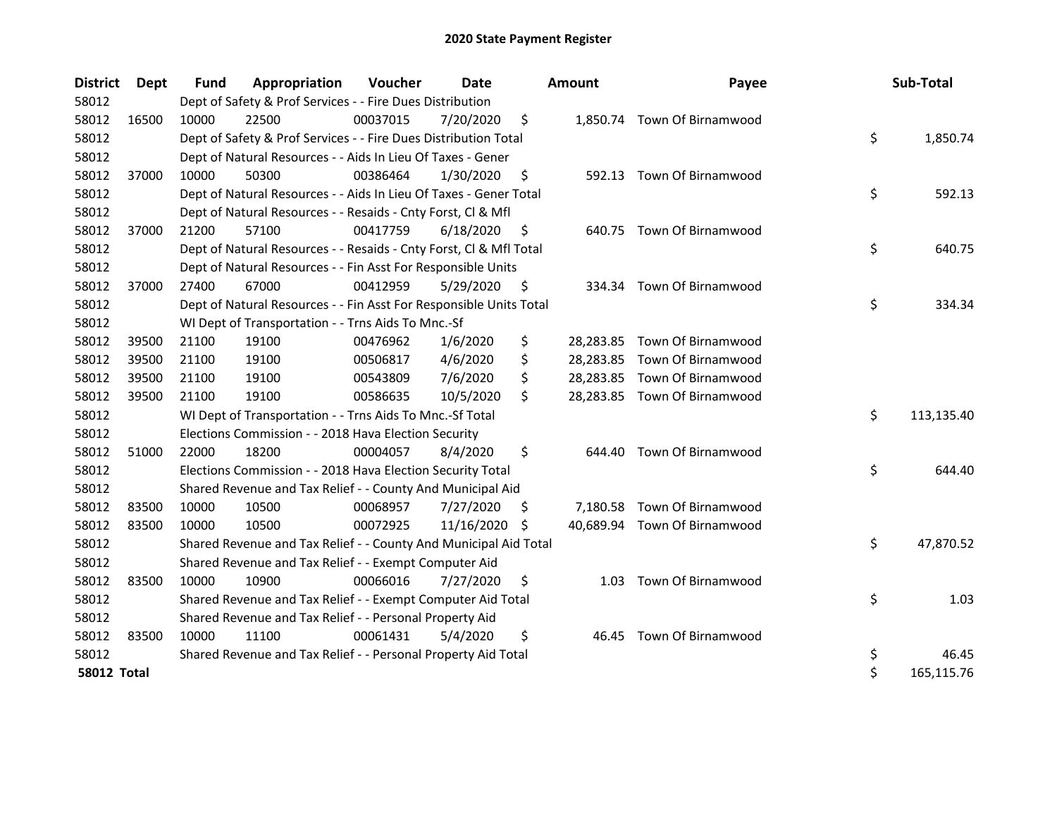# 2020 State Payment Register

| District | Dept | Fund | Appropriation | Voucher | Date | Amount | Payee | Sub-Total |
|---|---|---|---|---|---|---|---|---|
| 58012 | | Dept of Safety & Prof Services - - Fire Dues Distribution | | | | | | |
| 58012 | 16500 | 10000 | 22500 | 00037015 | 7/20/2020 | $ 1,850.74 | Town Of Birnamwood | |
| 58012 | | Dept of Safety & Prof Services - - Fire Dues Distribution Total | | | | | | $ 1,850.74 |
| 58012 | | Dept of Natural Resources - - Aids In Lieu Of Taxes - Gener | | | | | | |
| 58012 | 37000 | 10000 | 50300 | 00386464 | 1/30/2020 | $ 592.13 | Town Of Birnamwood | |
| 58012 | | Dept of Natural Resources - - Aids In Lieu Of Taxes - Gener Total | | | | | | $ 592.13 |
| 58012 | | Dept of Natural Resources - - Resaids - Cnty Forst, Cl & Mfl | | | | | | |
| 58012 | 37000 | 21200 | 57100 | 00417759 | 6/18/2020 | $ 640.75 | Town Of Birnamwood | |
| 58012 | | Dept of Natural Resources - - Resaids - Cnty Forst, Cl & Mfl Total | | | | | | $ 640.75 |
| 58012 | | Dept of Natural Resources - - Fin Asst For Responsible Units | | | | | | |
| 58012 | 37000 | 27400 | 67000 | 00412959 | 5/29/2020 | $ 334.34 | Town Of Birnamwood | |
| 58012 | | Dept of Natural Resources - - Fin Asst For Responsible Units Total | | | | | | $ 334.34 |
| 58012 | | WI Dept of Transportation - - Trns Aids To Mnc.-Sf | | | | | | |
| 58012 | 39500 | 21100 | 19100 | 00476962 | 1/6/2020 | $ 28,283.85 | Town Of Birnamwood | |
| 58012 | 39500 | 21100 | 19100 | 00506817 | 4/6/2020 | $ 28,283.85 | Town Of Birnamwood | |
| 58012 | 39500 | 21100 | 19100 | 00543809 | 7/6/2020 | $ 28,283.85 | Town Of Birnamwood | |
| 58012 | 39500 | 21100 | 19100 | 00586635 | 10/5/2020 | $ 28,283.85 | Town Of Birnamwood | |
| 58012 | | WI Dept of Transportation - - Trns Aids To Mnc.-Sf Total | | | | | | $ 113,135.40 |
| 58012 | | Elections Commission - - 2018 Hava Election Security | | | | | | |
| 58012 | 51000 | 22000 | 18200 | 00004057 | 8/4/2020 | $ 644.40 | Town Of Birnamwood | |
| 58012 | | Elections Commission - - 2018 Hava Election Security Total | | | | | | $ 644.40 |
| 58012 | | Shared Revenue and Tax Relief - - County And Municipal Aid | | | | | | |
| 58012 | 83500 | 10000 | 10500 | 00068957 | 7/27/2020 | $ 7,180.58 | Town Of Birnamwood | |
| 58012 | 83500 | 10000 | 10500 | 00072925 | 11/16/2020 | $ 40,689.94 | Town Of Birnamwood | |
| 58012 | | Shared Revenue and Tax Relief - - County And Municipal Aid Total | | | | | | $ 47,870.52 |
| 58012 | | Shared Revenue and Tax Relief - - Exempt Computer Aid | | | | | | |
| 58012 | 83500 | 10000 | 10900 | 00066016 | 7/27/2020 | $ 1.03 | Town Of Birnamwood | |
| 58012 | | Shared Revenue and Tax Relief - - Exempt Computer Aid Total | | | | | | $ 1.03 |
| 58012 | | Shared Revenue and Tax Relief - - Personal Property Aid | | | | | | |
| 58012 | 83500 | 10000 | 11100 | 00061431 | 5/4/2020 | $ 46.45 | Town Of Birnamwood | |
| 58012 | | Shared Revenue and Tax Relief - - Personal Property Aid Total | | | | | | $ 46.45 |
| **58012 Total** | | | | | | | | $ 165,115.76 |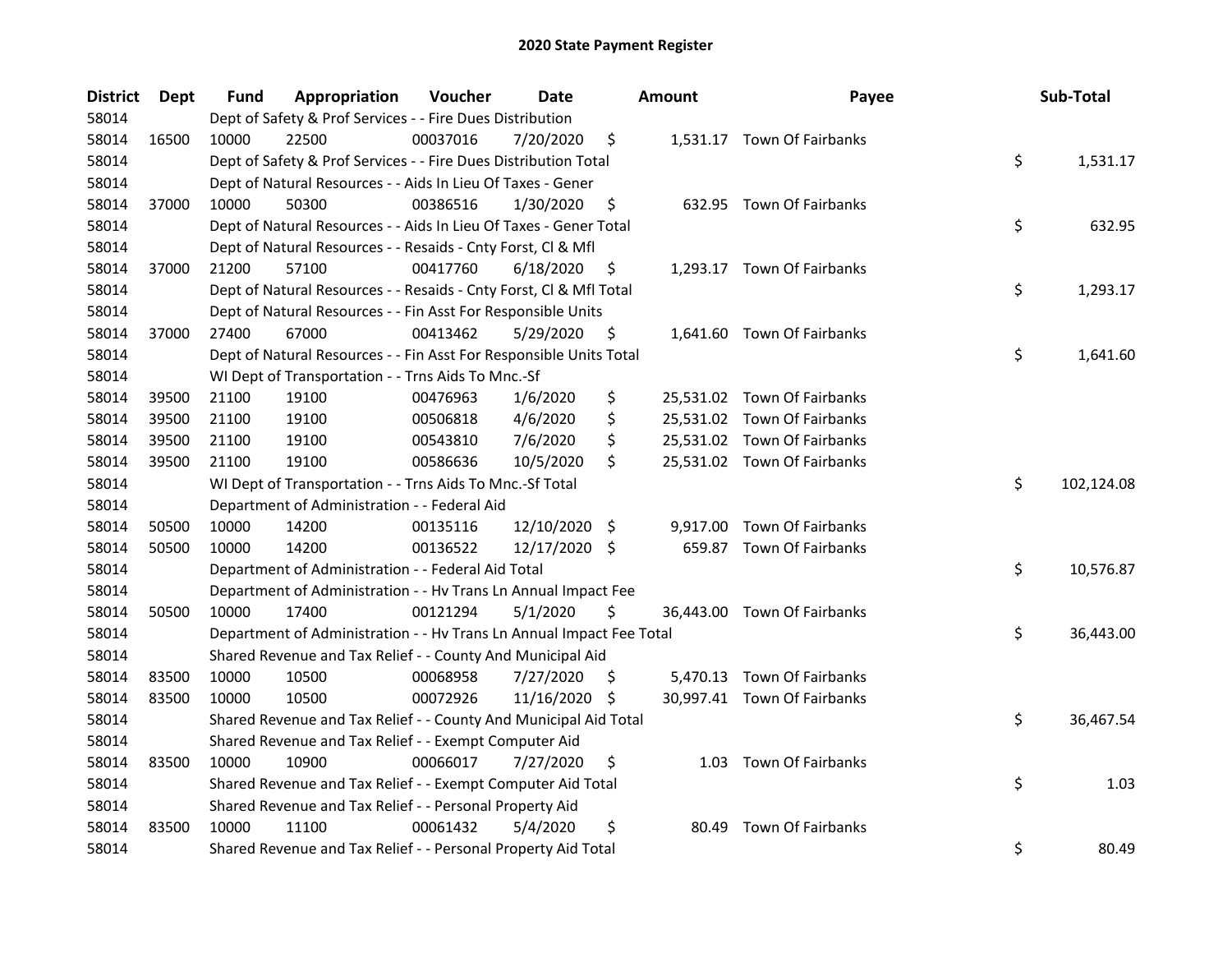# 2020 State Payment Register

| District | Dept | Fund | Appropriation | Voucher | Date | Amount | Payee | Sub-Total |
|---|---|---|---|---|---|---|---|---|
| 58014 | | Dept of Safety & Prof Services - - Fire Dues Distribution | | | | | | |
| 58014 | 16500 | 10000 | 22500 | 00037016 | 7/20/2020 | $ 1,531.17 | Town Of Fairbanks | |
| 58014 | | Dept of Safety & Prof Services - - Fire Dues Distribution Total | | | | | | $ 1,531.17 |
| 58014 | | Dept of Natural Resources - - Aids In Lieu Of Taxes - Gener | | | | | | |
| 58014 | 37000 | 10000 | 50300 | 00386516 | 1/30/2020 | $ 632.95 | Town Of Fairbanks | |
| 58014 | | Dept of Natural Resources - - Aids In Lieu Of Taxes - Gener Total | | | | | | $ 632.95 |
| 58014 | | Dept of Natural Resources - - Resaids - Cnty Forst, Cl & Mfl | | | | | | |
| 58014 | 37000 | 21200 | 57100 | 00417760 | 6/18/2020 | $ 1,293.17 | Town Of Fairbanks | |
| 58014 | | Dept of Natural Resources - - Resaids - Cnty Forst, Cl & Mfl Total | | | | | | $ 1,293.17 |
| 58014 | | Dept of Natural Resources - - Fin Asst For Responsible Units | | | | | | |
| 58014 | 37000 | 27400 | 67000 | 00413462 | 5/29/2020 | $ 1,641.60 | Town Of Fairbanks | |
| 58014 | | Dept of Natural Resources - - Fin Asst For Responsible Units Total | | | | | | $ 1,641.60 |
| 58014 | | WI Dept of Transportation - - Trns Aids To Mnc.-Sf | | | | | | |
| 58014 | 39500 | 21100 | 19100 | 00476963 | 1/6/2020 | $ 25,531.02 | Town Of Fairbanks | |
| 58014 | 39500 | 21100 | 19100 | 00506818 | 4/6/2020 | $ 25,531.02 | Town Of Fairbanks | |
| 58014 | 39500 | 21100 | 19100 | 00543810 | 7/6/2020 | $ 25,531.02 | Town Of Fairbanks | |
| 58014 | 39500 | 21100 | 19100 | 00586636 | 10/5/2020 | $ 25,531.02 | Town Of Fairbanks | |
| 58014 | | WI Dept of Transportation - - Trns Aids To Mnc.-Sf Total | | | | | | $ 102,124.08 |
| 58014 | | Department of Administration - - Federal Aid | | | | | | |
| 58014 | 50500 | 10000 | 14200 | 00135116 | 12/10/2020 | $ 9,917.00 | Town Of Fairbanks | |
| 58014 | 50500 | 10000 | 14200 | 00136522 | 12/17/2020 | $ 659.87 | Town Of Fairbanks | |
| 58014 | | Department of Administration - - Federal Aid Total | | | | | | $ 10,576.87 |
| 58014 | | Department of Administration - - Hv Trans Ln Annual Impact Fee | | | | | | |
| 58014 | 50500 | 10000 | 17400 | 00121294 | 5/1/2020 | $ 36,443.00 | Town Of Fairbanks | |
| 58014 | | Department of Administration - - Hv Trans Ln Annual Impact Fee Total | | | | | | $ 36,443.00 |
| 58014 | | Shared Revenue and Tax Relief - - County And Municipal Aid | | | | | | |
| 58014 | 83500 | 10000 | 10500 | 00068958 | 7/27/2020 | $ 5,470.13 | Town Of Fairbanks | |
| 58014 | 83500 | 10000 | 10500 | 00072926 | 11/16/2020 | $ 30,997.41 | Town Of Fairbanks | |
| 58014 | | Shared Revenue and Tax Relief - - County And Municipal Aid Total | | | | | | $ 36,467.54 |
| 58014 | | Shared Revenue and Tax Relief - - Exempt Computer Aid | | | | | | |
| 58014 | 83500 | 10000 | 10900 | 00066017 | 7/27/2020 | $ 1.03 | Town Of Fairbanks | |
| 58014 | | Shared Revenue and Tax Relief - - Exempt Computer Aid Total | | | | | | $ 1.03 |
| 58014 | | Shared Revenue and Tax Relief - - Personal Property Aid | | | | | | |
| 58014 | 83500 | 10000 | 11100 | 00061432 | 5/4/2020 | $ 80.49 | Town Of Fairbanks | |
| 58014 | | Shared Revenue and Tax Relief - - Personal Property Aid Total | | | | | | $ 80.49 |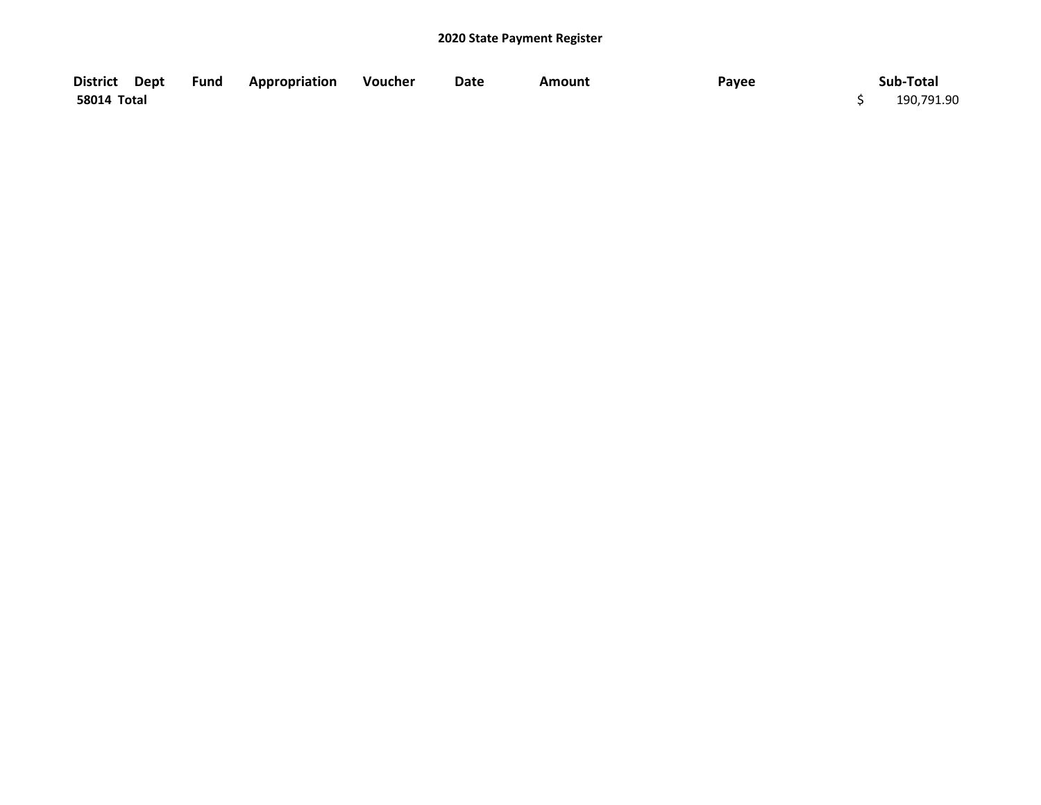**2020 State Payment Register**

| District | Dept | Fund | Appropriation | Voucher | Date | Amount | Payee | Sub-Total |
|---|---|---|---|---|---|---|---|---|
| **58014 Total** | | | | | | | | $ 190,791.90 |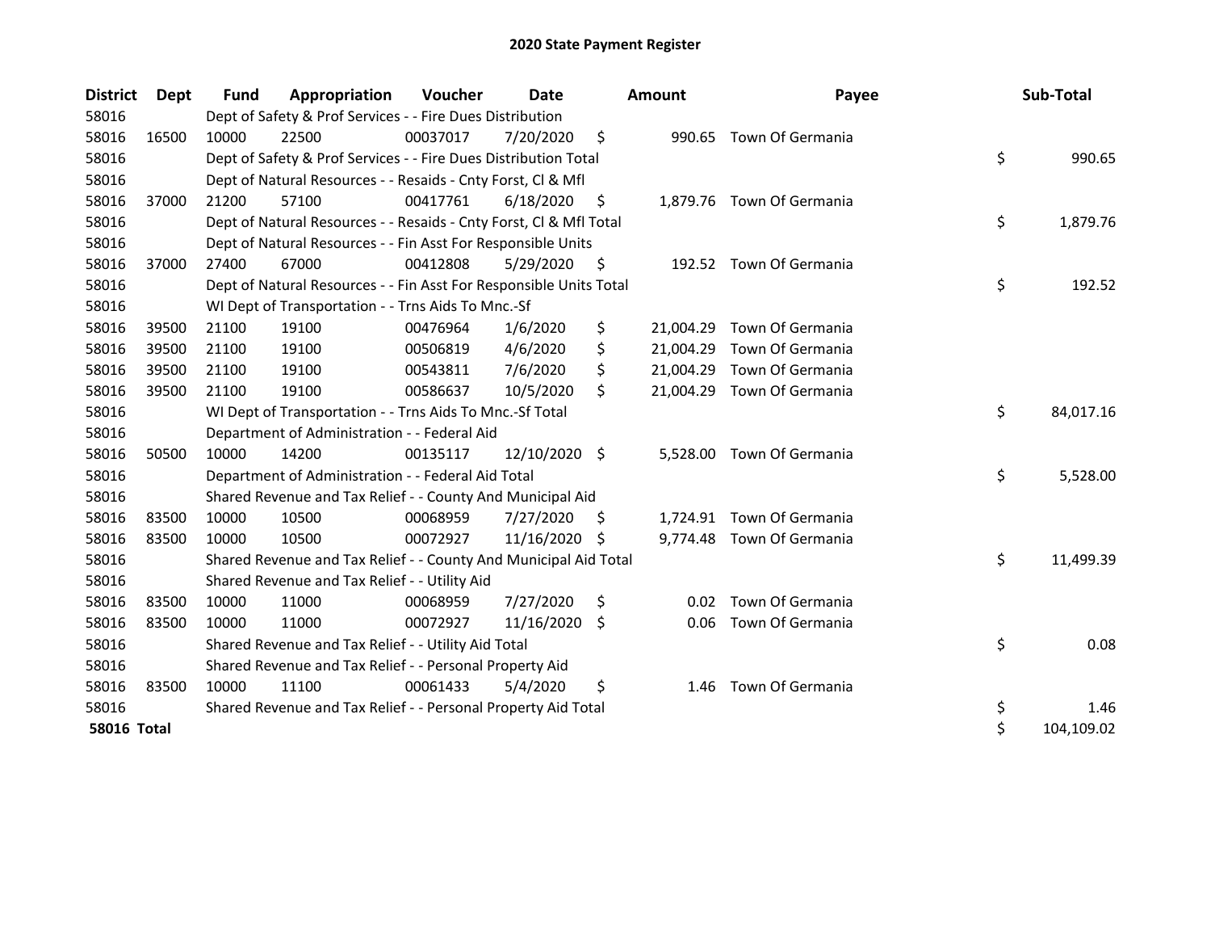# 2020 State Payment Register

| District | Dept | Fund | Appropriation | Voucher | Date | Amount | Payee | Sub-Total |
|---|---|---|---|---|---|---|---|---|
| 58016 | | Dept of Safety & Prof Services - - Fire Dues Distribution | | | | | | |
| 58016 | 16500 | 10000 | 22500 | 00037017 | 7/20/2020 | $ 990.65 | Town Of Germania | |
| 58016 | | Dept of Safety & Prof Services - - Fire Dues Distribution Total | | | | | | $ 990.65 |
| 58016 | | Dept of Natural Resources - - Resaids - Cnty Forst, Cl & Mfl | | | | | | |
| 58016 | 37000 | 21200 | 57100 | 00417761 | 6/18/2020 | $ 1,879.76 | Town Of Germania | |
| 58016 | | Dept of Natural Resources - - Resaids - Cnty Forst, Cl & Mfl Total | | | | | | $ 1,879.76 |
| 58016 | | Dept of Natural Resources - - Fin Asst For Responsible Units | | | | | | |
| 58016 | 37000 | 27400 | 67000 | 00412808 | 5/29/2020 | $ 192.52 | Town Of Germania | |
| 58016 | | Dept of Natural Resources - - Fin Asst For Responsible Units Total | | | | | | $ 192.52 |
| 58016 | | WI Dept of Transportation - - Trns Aids To Mnc.-Sf | | | | | | |
| 58016 | 39500 | 21100 | 19100 | 00476964 | 1/6/2020 | $ 21,004.29 | Town Of Germania | |
| 58016 | 39500 | 21100 | 19100 | 00506819 | 4/6/2020 | $ 21,004.29 | Town Of Germania | |
| 58016 | 39500 | 21100 | 19100 | 00543811 | 7/6/2020 | $ 21,004.29 | Town Of Germania | |
| 58016 | 39500 | 21100 | 19100 | 00586637 | 10/5/2020 | $ 21,004.29 | Town Of Germania | |
| 58016 | | WI Dept of Transportation - - Trns Aids To Mnc.-Sf Total | | | | | | $ 84,017.16 |
| 58016 | | Department of Administration - - Federal Aid | | | | | | |
| 58016 | 50500 | 10000 | 14200 | 00135117 | 12/10/2020 | $ 5,528.00 | Town Of Germania | |
| 58016 | | Department of Administration - - Federal Aid Total | | | | | | $ 5,528.00 |
| 58016 | | Shared Revenue and Tax Relief - - County And Municipal Aid | | | | | | |
| 58016 | 83500 | 10000 | 10500 | 00068959 | 7/27/2020 | $ 1,724.91 | Town Of Germania | |
| 58016 | 83500 | 10000 | 10500 | 00072927 | 11/16/2020 | $ 9,774.48 | Town Of Germania | |
| 58016 | | Shared Revenue and Tax Relief - - County And Municipal Aid Total | | | | | | $ 11,499.39 |
| 58016 | | Shared Revenue and Tax Relief - - Utility Aid | | | | | | |
| 58016 | 83500 | 10000 | 11000 | 00068959 | 7/27/2020 | $ 0.02 | Town Of Germania | |
| 58016 | 83500 | 10000 | 11000 | 00072927 | 11/16/2020 | $ 0.06 | Town Of Germania | |
| 58016 | | Shared Revenue and Tax Relief - - Utility Aid Total | | | | | | $ 0.08 |
| 58016 | | Shared Revenue and Tax Relief - - Personal Property Aid | | | | | | |
| 58016 | 83500 | 10000 | 11100 | 00061433 | 5/4/2020 | $ 1.46 | Town Of Germania | |
| 58016 | | Shared Revenue and Tax Relief - - Personal Property Aid Total | | | | | | $ 1.46 |
| **58016 Total** | | | | | | | | $ 104,109.02 |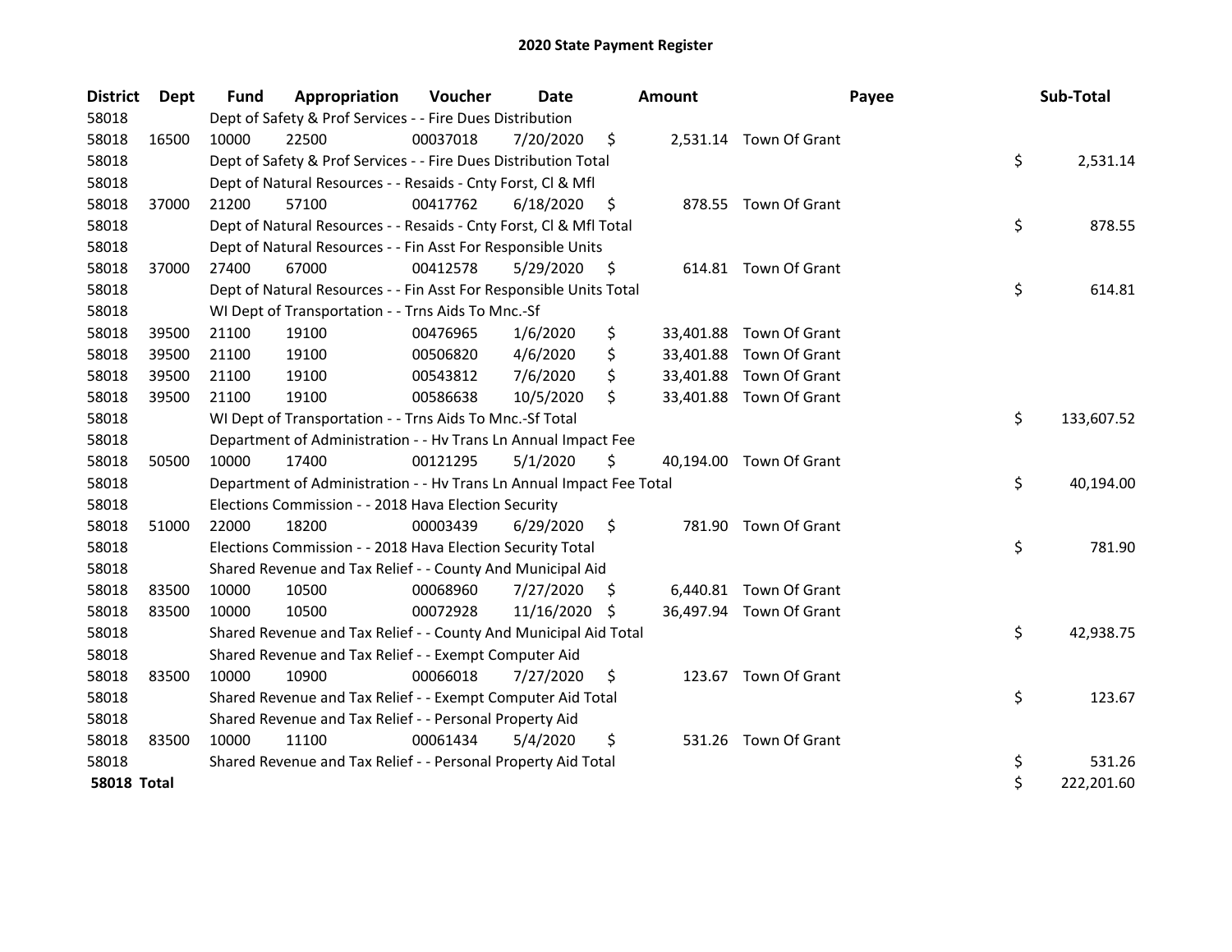# 2020 State Payment Register

| District | Dept | Fund | Appropriation | Voucher | Date | Amount | Payee | Sub-Total |
|---|---|---|---|---|---|---|---|---|
| 58018 | | Dept of Safety & Prof Services - - Fire Dues Distribution | | | | | | |
| 58018 | 16500 | 10000 | 22500 | 00037018 | 7/20/2020 | $ 2,531.14 | Town Of Grant | |
| 58018 | | Dept of Safety & Prof Services - - Fire Dues Distribution Total | | | | | | $ 2,531.14 |
| 58018 | | Dept of Natural Resources - - Resaids - Cnty Forst, Cl & Mfl | | | | | | |
| 58018 | 37000 | 21200 | 57100 | 00417762 | 6/18/2020 | $ 878.55 | Town Of Grant | |
| 58018 | | Dept of Natural Resources - - Resaids - Cnty Forst, Cl & Mfl Total | | | | | | $ 878.55 |
| 58018 | | Dept of Natural Resources - - Fin Asst For Responsible Units | | | | | | |
| 58018 | 37000 | 27400 | 67000 | 00412578 | 5/29/2020 | $ 614.81 | Town Of Grant | |
| 58018 | | Dept of Natural Resources - - Fin Asst For Responsible Units Total | | | | | | $ 614.81 |
| 58018 | | WI Dept of Transportation - - Trns Aids To Mnc.-Sf | | | | | | |
| 58018 | 39500 | 21100 | 19100 | 00476965 | 1/6/2020 | $ 33,401.88 | Town Of Grant | |
| 58018 | 39500 | 21100 | 19100 | 00506820 | 4/6/2020 | $ 33,401.88 | Town Of Grant | |
| 58018 | 39500 | 21100 | 19100 | 00543812 | 7/6/2020 | $ 33,401.88 | Town Of Grant | |
| 58018 | 39500 | 21100 | 19100 | 00586638 | 10/5/2020 | $ 33,401.88 | Town Of Grant | |
| 58018 | | WI Dept of Transportation - - Trns Aids To Mnc.-Sf Total | | | | | | $ 133,607.52 |
| 58018 | | Department of Administration - - Hv Trans Ln Annual Impact Fee | | | | | | |
| 58018 | 50500 | 10000 | 17400 | 00121295 | 5/1/2020 | $ 40,194.00 | Town Of Grant | |
| 58018 | | Department of Administration - - Hv Trans Ln Annual Impact Fee Total | | | | | | $ 40,194.00 |
| 58018 | | Elections Commission - - 2018 Hava Election Security | | | | | | |
| 58018 | 51000 | 22000 | 18200 | 00003439 | 6/29/2020 | $ 781.90 | Town Of Grant | |
| 58018 | | Elections Commission - - 2018 Hava Election Security Total | | | | | | $ 781.90 |
| 58018 | | Shared Revenue and Tax Relief - - County And Municipal Aid | | | | | | |
| 58018 | 83500 | 10000 | 10500 | 00068960 | 7/27/2020 | $ 6,440.81 | Town Of Grant | |
| 58018 | 83500 | 10000 | 10500 | 00072928 | 11/16/2020 | $ 36,497.94 | Town Of Grant | |
| 58018 | | Shared Revenue and Tax Relief - - County And Municipal Aid Total | | | | | | $ 42,938.75 |
| 58018 | | Shared Revenue and Tax Relief - - Exempt Computer Aid | | | | | | |
| 58018 | 83500 | 10000 | 10900 | 00066018 | 7/27/2020 | $ 123.67 | Town Of Grant | |
| 58018 | | Shared Revenue and Tax Relief - - Exempt Computer Aid Total | | | | | | $ 123.67 |
| 58018 | | Shared Revenue and Tax Relief - - Personal Property Aid | | | | | | |
| 58018 | 83500 | 10000 | 11100 | 00061434 | 5/4/2020 | $ 531.26 | Town Of Grant | |
| 58018 | | Shared Revenue and Tax Relief - - Personal Property Aid Total | | | | | | $ 531.26 |
| **58018 Total** | | | | | | | | $ 222,201.60 |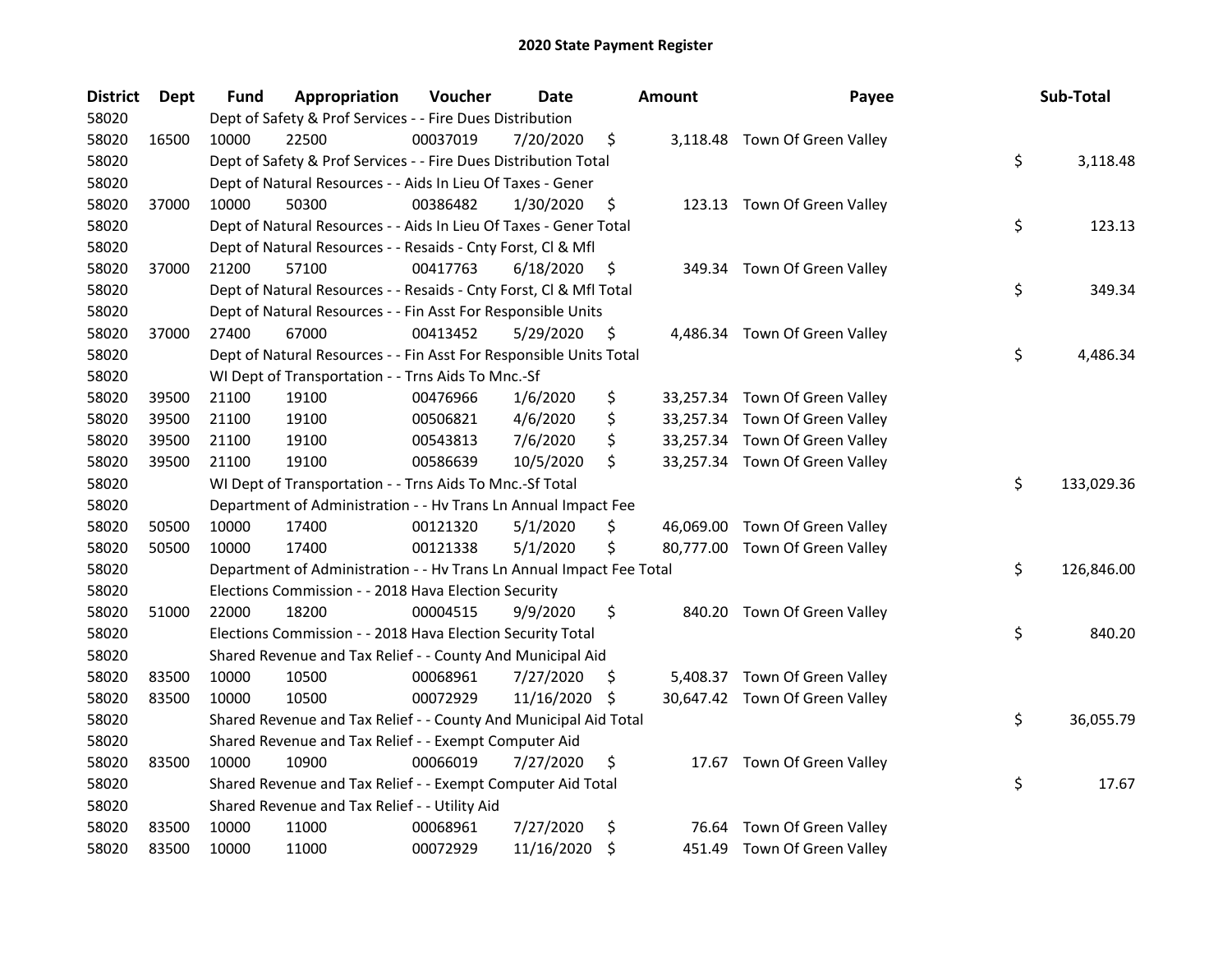# 2020 State Payment Register

| District | Dept | Fund | Appropriation | Voucher | Date | Amount | Payee | Sub-Total |
|---|---|---|---|---|---|---|---|---|
| 58020 | | Dept of Safety & Prof Services - - Fire Dues Distribution | | | | | | |
| 58020 | 16500 | 10000 | 22500 | 00037019 | 7/20/2020 | $ 3,118.48 | Town Of Green Valley | |
| 58020 | | Dept of Safety & Prof Services - - Fire Dues Distribution Total | | | | | | $ 3,118.48 |
| 58020 | | Dept of Natural Resources - - Aids In Lieu Of Taxes - Gener | | | | | | |
| 58020 | 37000 | 10000 | 50300 | 00386482 | 1/30/2020 | $ 123.13 | Town Of Green Valley | |
| 58020 | | Dept of Natural Resources - - Aids In Lieu Of Taxes - Gener Total | | | | | | $ 123.13 |
| 58020 | | Dept of Natural Resources - - Resaids - Cnty Forst, Cl & Mfl | | | | | | |
| 58020 | 37000 | 21200 | 57100 | 00417763 | 6/18/2020 | $ 349.34 | Town Of Green Valley | |
| 58020 | | Dept of Natural Resources - - Resaids - Cnty Forst, Cl & Mfl Total | | | | | | $ 349.34 |
| 58020 | | Dept of Natural Resources - - Fin Asst For Responsible Units | | | | | | |
| 58020 | 37000 | 27400 | 67000 | 00413452 | 5/29/2020 | $ 4,486.34 | Town Of Green Valley | |
| 58020 | | Dept of Natural Resources - - Fin Asst For Responsible Units Total | | | | | | $ 4,486.34 |
| 58020 | | WI Dept of Transportation - - Trns Aids To Mnc.-Sf | | | | | | |
| 58020 | 39500 | 21100 | 19100 | 00476966 | 1/6/2020 | $ 33,257.34 | Town Of Green Valley | |
| 58020 | 39500 | 21100 | 19100 | 00506821 | 4/6/2020 | $ 33,257.34 | Town Of Green Valley | |
| 58020 | 39500 | 21100 | 19100 | 00543813 | 7/6/2020 | $ 33,257.34 | Town Of Green Valley | |
| 58020 | 39500 | 21100 | 19100 | 00586639 | 10/5/2020 | $ 33,257.34 | Town Of Green Valley | |
| 58020 | | WI Dept of Transportation - - Trns Aids To Mnc.-Sf Total | | | | | | $ 133,029.36 |
| 58020 | | Department of Administration - - Hv Trans Ln Annual Impact Fee | | | | | | |
| 58020 | 50500 | 10000 | 17400 | 00121320 | 5/1/2020 | $ 46,069.00 | Town Of Green Valley | |
| 58020 | 50500 | 10000 | 17400 | 00121338 | 5/1/2020 | $ 80,777.00 | Town Of Green Valley | |
| 58020 | | Department of Administration - - Hv Trans Ln Annual Impact Fee Total | | | | | | $ 126,846.00 |
| 58020 | | Elections Commission - - 2018 Hava Election Security | | | | | | |
| 58020 | 51000 | 22000 | 18200 | 00004515 | 9/9/2020 | $ 840.20 | Town Of Green Valley | |
| 58020 | | Elections Commission - - 2018 Hava Election Security Total | | | | | | $ 840.20 |
| 58020 | | Shared Revenue and Tax Relief - - County And Municipal Aid | | | | | | |
| 58020 | 83500 | 10000 | 10500 | 00068961 | 7/27/2020 | $ 5,408.37 | Town Of Green Valley | |
| 58020 | 83500 | 10000 | 10500 | 00072929 | 11/16/2020 | $ 30,647.42 | Town Of Green Valley | |
| 58020 | | Shared Revenue and Tax Relief - - County And Municipal Aid Total | | | | | | $ 36,055.79 |
| 58020 | | Shared Revenue and Tax Relief - - Exempt Computer Aid | | | | | | |
| 58020 | 83500 | 10000 | 10900 | 00066019 | 7/27/2020 | $ 17.67 | Town Of Green Valley | |
| 58020 | | Shared Revenue and Tax Relief - - Exempt Computer Aid Total | | | | | | $ 17.67 |
| 58020 | | Shared Revenue and Tax Relief - - Utility Aid | | | | | | |
| 58020 | 83500 | 10000 | 11000 | 00068961 | 7/27/2020 | $ 76.64 | Town Of Green Valley | |
| 58020 | 83500 | 10000 | 11000 | 00072929 | 11/16/2020 | $ 451.49 | Town Of Green Valley | |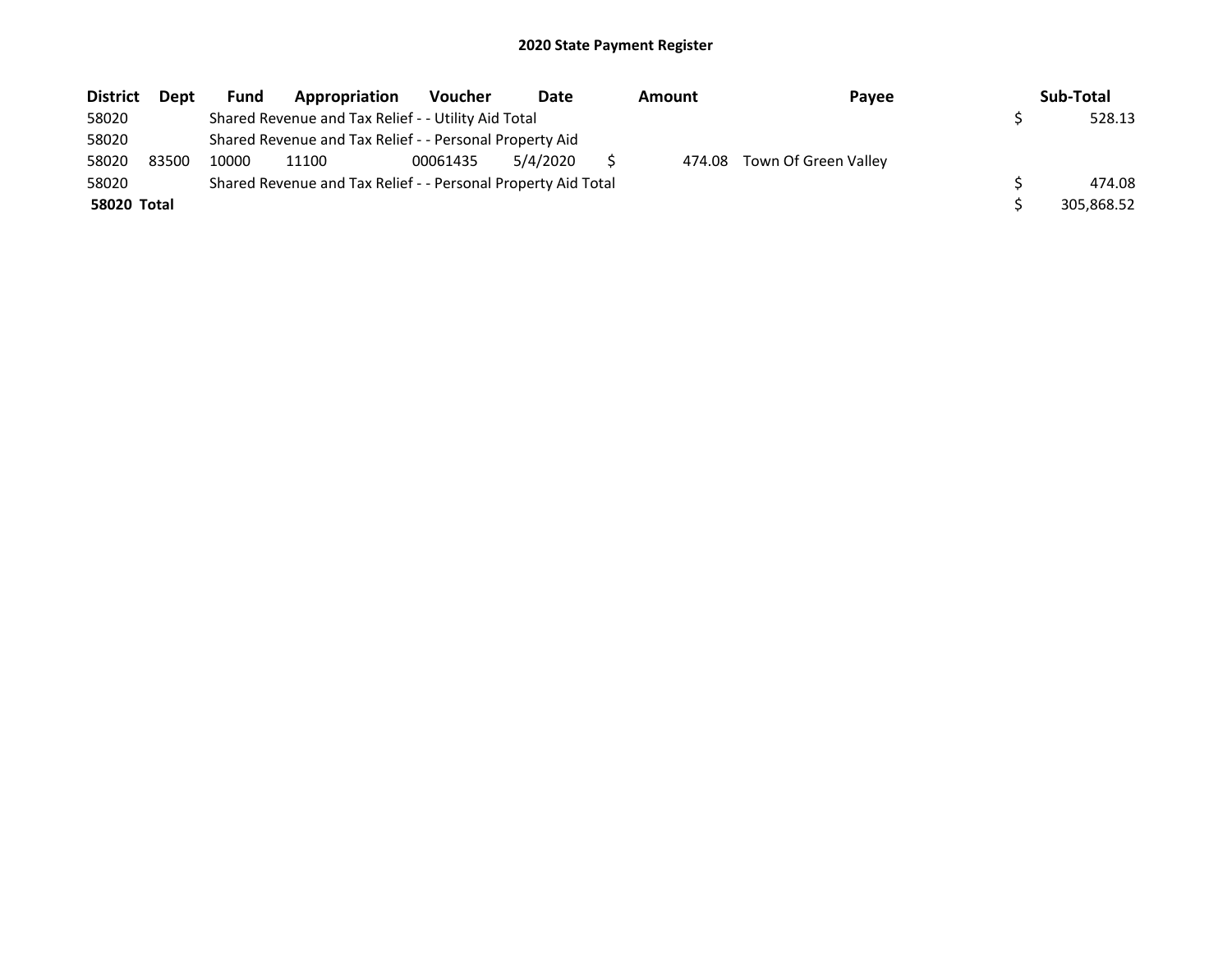# 2020 State Payment Register

| District | Dept | Fund | Appropriation | Voucher | Date | Amount | Payee | Sub-Total |
|---|---|---|---|---|---|---|---|---|
| 58020 | | Shared Revenue and Tax Relief - - Utility Aid Total | | | | | | $ 528.13 |
| 58020 | | Shared Revenue and Tax Relief - - Personal Property Aid | | | | | | |
| 58020 | 83500 | 10000 | 11100 | 00061435 | 5/4/2020 | $ 474.08 | Town Of Green Valley | |
| 58020 | | Shared Revenue and Tax Relief - - Personal Property Aid Total | | | | | | $ 474.08 |
| **58020 Total** | | | | | | | | $ 305,868.52 |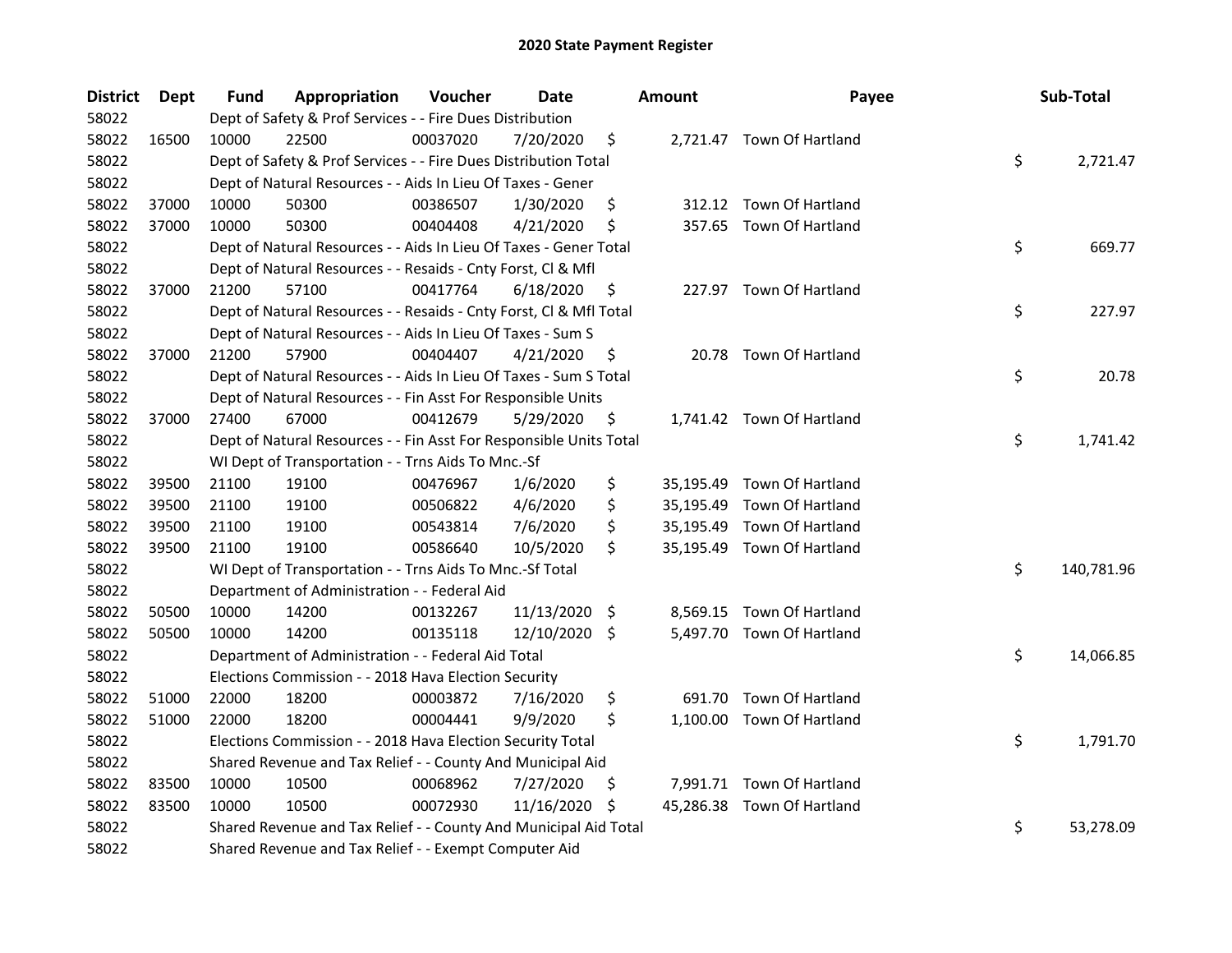# 2020 State Payment Register

| District | Dept | Fund | Appropriation | Voucher | Date | Amount | Payee | Sub-Total |
|---|---|---|---|---|---|---|---|---|
| 58022 | | Dept of Safety & Prof Services - - Fire Dues Distribution | | | | | | |
| 58022 | 16500 | 10000 | 22500 | 00037020 | 7/20/2020 | $ 2,721.47 | Town Of Hartland | |
| 58022 | | Dept of Safety & Prof Services - - Fire Dues Distribution Total | | | | | | $ 2,721.47 |
| 58022 | | Dept of Natural Resources - - Aids In Lieu Of Taxes - Gener | | | | | | |
| 58022 | 37000 | 10000 | 50300 | 00386507 | 1/30/2020 | $ 312.12 | Town Of Hartland | |
| 58022 | 37000 | 10000 | 50300 | 00404408 | 4/21/2020 | $ 357.65 | Town Of Hartland | |
| 58022 | | Dept of Natural Resources - - Aids In Lieu Of Taxes - Gener Total | | | | | | $ 669.77 |
| 58022 | | Dept of Natural Resources - - Resaids - Cnty Forst, Cl & Mfl | | | | | | |
| 58022 | 37000 | 21200 | 57100 | 00417764 | 6/18/2020 | $ 227.97 | Town Of Hartland | |
| 58022 | | Dept of Natural Resources - - Resaids - Cnty Forst, Cl & Mfl Total | | | | | | $ 227.97 |
| 58022 | | Dept of Natural Resources - - Aids In Lieu Of Taxes - Sum S | | | | | | |
| 58022 | 37000 | 21200 | 57900 | 00404407 | 4/21/2020 | $ 20.78 | Town Of Hartland | |
| 58022 | | Dept of Natural Resources - - Aids In Lieu Of Taxes - Sum S Total | | | | | | $ 20.78 |
| 58022 | | Dept of Natural Resources - - Fin Asst For Responsible Units | | | | | | |
| 58022 | 37000 | 27400 | 67000 | 00412679 | 5/29/2020 | $ 1,741.42 | Town Of Hartland | |
| 58022 | | Dept of Natural Resources - - Fin Asst For Responsible Units Total | | | | | | $ 1,741.42 |
| 58022 | | WI Dept of Transportation - - Trns Aids To Mnc.-Sf | | | | | | |
| 58022 | 39500 | 21100 | 19100 | 00476967 | 1/6/2020 | $ 35,195.49 | Town Of Hartland | |
| 58022 | 39500 | 21100 | 19100 | 00506822 | 4/6/2020 | $ 35,195.49 | Town Of Hartland | |
| 58022 | 39500 | 21100 | 19100 | 00543814 | 7/6/2020 | $ 35,195.49 | Town Of Hartland | |
| 58022 | 39500 | 21100 | 19100 | 00586640 | 10/5/2020 | $ 35,195.49 | Town Of Hartland | |
| 58022 | | WI Dept of Transportation - - Trns Aids To Mnc.-Sf Total | | | | | | $ 140,781.96 |
| 58022 | | Department of Administration - - Federal Aid | | | | | | |
| 58022 | 50500 | 10000 | 14200 | 00132267 | 11/13/2020 | $ 8,569.15 | Town Of Hartland | |
| 58022 | 50500 | 10000 | 14200 | 00135118 | 12/10/2020 | $ 5,497.70 | Town Of Hartland | |
| 58022 | | Department of Administration - - Federal Aid Total | | | | | | $ 14,066.85 |
| 58022 | | Elections Commission - - 2018 Hava Election Security | | | | | | |
| 58022 | 51000 | 22000 | 18200 | 00003872 | 7/16/2020 | $ 691.70 | Town Of Hartland | |
| 58022 | 51000 | 22000 | 18200 | 00004441 | 9/9/2020 | $ 1,100.00 | Town Of Hartland | |
| 58022 | | Elections Commission - - 2018 Hava Election Security Total | | | | | | $ 1,791.70 |
| 58022 | | Shared Revenue and Tax Relief - - County And Municipal Aid | | | | | | |
| 58022 | 83500 | 10000 | 10500 | 00068962 | 7/27/2020 | $ 7,991.71 | Town Of Hartland | |
| 58022 | 83500 | 10000 | 10500 | 00072930 | 11/16/2020 | $ 45,286.38 | Town Of Hartland | |
| 58022 | | Shared Revenue and Tax Relief - - County And Municipal Aid Total | | | | | | $ 53,278.09 |
| 58022 | | Shared Revenue and Tax Relief - - Exempt Computer Aid | | | | | | |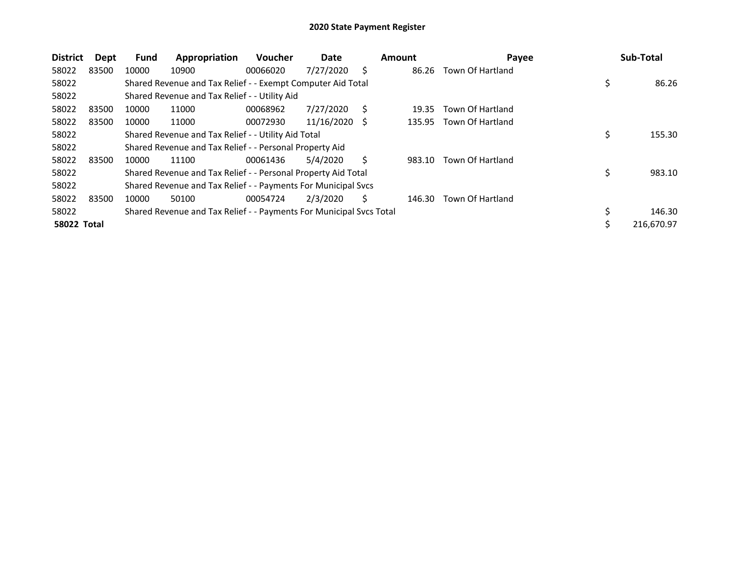# 2020 State Payment Register

| District | Dept | Fund | Appropriation | Voucher | Date | Amount | Payee | Sub-Total |
|---|---|---|---|---|---|---|---|---|
| 58022 | 83500 | 10000 | 10900 | 00066020 | 7/27/2020 | $ 86.26 | Town Of Hartland | |
| 58022 | | Shared Revenue and Tax Relief - - Exempt Computer Aid Total | | | | | | $ 86.26 |
| 58022 | | Shared Revenue and Tax Relief - - Utility Aid | | | | | | |
| 58022 | 83500 | 10000 | 11000 | 00068962 | 7/27/2020 | $ 19.35 | Town Of Hartland | |
| 58022 | 83500 | 10000 | 11000 | 00072930 | 11/16/2020 | $ 135.95 | Town Of Hartland | |
| 58022 | | Shared Revenue and Tax Relief - - Utility Aid Total | | | | | | $ 155.30 |
| 58022 | | Shared Revenue and Tax Relief - - Personal Property Aid | | | | | | |
| 58022 | 83500 | 10000 | 11100 | 00061436 | 5/4/2020 | $ 983.10 | Town Of Hartland | |
| 58022 | | Shared Revenue and Tax Relief - - Personal Property Aid Total | | | | | | $ 983.10 |
| 58022 | | Shared Revenue and Tax Relief - - Payments For Municipal Svcs | | | | | | |
| 58022 | 83500 | 10000 | 50100 | 00054724 | 2/3/2020 | $ 146.30 | Town Of Hartland | |
| 58022 | | Shared Revenue and Tax Relief - - Payments For Municipal Svcs Total | | | | | | $ 146.30 |
| **58022 Total** | | | | | | | | $ 216,670.97 |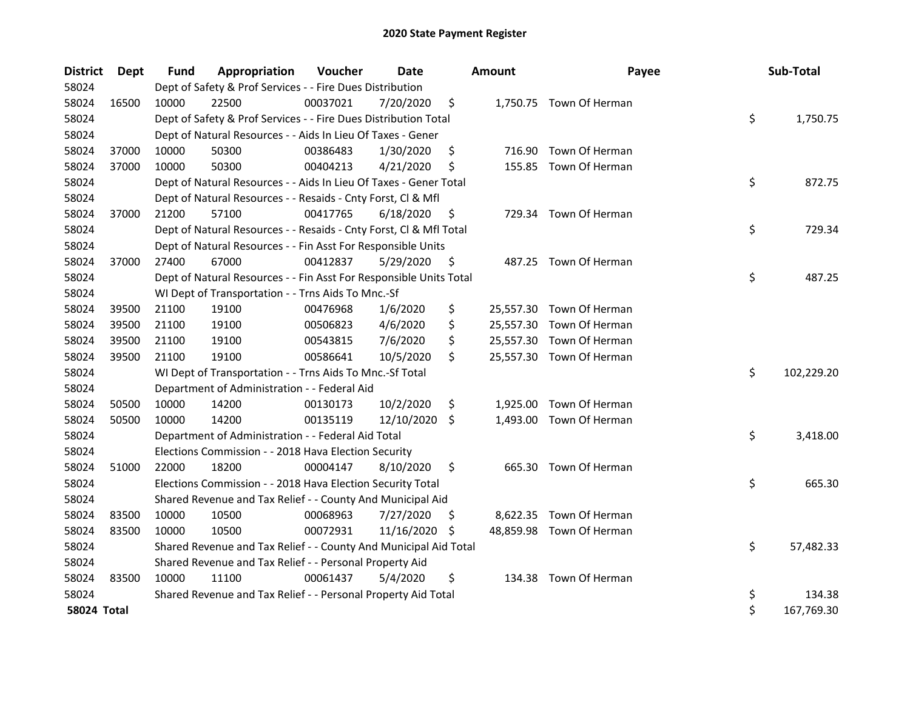# 2020 State Payment Register

| District | Dept | Fund | Appropriation | Voucher | Date | Amount | Payee | Sub-Total |
|---|---|---|---|---|---|---|---|---|
| 58024 | | Dept of Safety & Prof Services - - Fire Dues Distribution | | | | | | |
| 58024 | 16500 | 10000 | 22500 | 00037021 | 7/20/2020 | $ 1,750.75 | Town Of Herman | |
| 58024 | | Dept of Safety & Prof Services - - Fire Dues Distribution Total | | | | | | $ 1,750.75 |
| 58024 | | Dept of Natural Resources - - Aids In Lieu Of Taxes - Gener | | | | | | |
| 58024 | 37000 | 10000 | 50300 | 00386483 | 1/30/2020 | $ 716.90 | Town Of Herman | |
| 58024 | 37000 | 10000 | 50300 | 00404213 | 4/21/2020 | $ 155.85 | Town Of Herman | |
| 58024 | | Dept of Natural Resources - - Aids In Lieu Of Taxes - Gener Total | | | | | | $ 872.75 |
| 58024 | | Dept of Natural Resources - - Resaids - Cnty Forst, Cl & Mfl | | | | | | |
| 58024 | 37000 | 21200 | 57100 | 00417765 | 6/18/2020 | $ 729.34 | Town Of Herman | |
| 58024 | | Dept of Natural Resources - - Resaids - Cnty Forst, Cl & Mfl Total | | | | | | $ 729.34 |
| 58024 | | Dept of Natural Resources - - Fin Asst For Responsible Units | | | | | | |
| 58024 | 37000 | 27400 | 67000 | 00412837 | 5/29/2020 | $ 487.25 | Town Of Herman | |
| 58024 | | Dept of Natural Resources - - Fin Asst For Responsible Units Total | | | | | | $ 487.25 |
| 58024 | | WI Dept of Transportation - - Trns Aids To Mnc.-Sf | | | | | | |
| 58024 | 39500 | 21100 | 19100 | 00476968 | 1/6/2020 | $ 25,557.30 | Town Of Herman | |
| 58024 | 39500 | 21100 | 19100 | 00506823 | 4/6/2020 | $ 25,557.30 | Town Of Herman | |
| 58024 | 39500 | 21100 | 19100 | 00543815 | 7/6/2020 | $ 25,557.30 | Town Of Herman | |
| 58024 | 39500 | 21100 | 19100 | 00586641 | 10/5/2020 | $ 25,557.30 | Town Of Herman | |
| 58024 | | WI Dept of Transportation - - Trns Aids To Mnc.-Sf Total | | | | | | $ 102,229.20 |
| 58024 | | Department of Administration - - Federal Aid | | | | | | |
| 58024 | 50500 | 10000 | 14200 | 00130173 | 10/2/2020 | $ 1,925.00 | Town Of Herman | |
| 58024 | 50500 | 10000 | 14200 | 00135119 | 12/10/2020 | $ 1,493.00 | Town Of Herman | |
| 58024 | | Department of Administration - - Federal Aid Total | | | | | | $ 3,418.00 |
| 58024 | | Elections Commission - - 2018 Hava Election Security | | | | | | |
| 58024 | 51000 | 22000 | 18200 | 00004147 | 8/10/2020 | $ 665.30 | Town Of Herman | |
| 58024 | | Elections Commission - - 2018 Hava Election Security Total | | | | | | $ 665.30 |
| 58024 | | Shared Revenue and Tax Relief - - County And Municipal Aid | | | | | | |
| 58024 | 83500 | 10000 | 10500 | 00068963 | 7/27/2020 | $ 8,622.35 | Town Of Herman | |
| 58024 | 83500 | 10000 | 10500 | 00072931 | 11/16/2020 | $ 48,859.98 | Town Of Herman | |
| 58024 | | Shared Revenue and Tax Relief - - County And Municipal Aid Total | | | | | | $ 57,482.33 |
| 58024 | | Shared Revenue and Tax Relief - - Personal Property Aid | | | | | | |
| 58024 | 83500 | 10000 | 11100 | 00061437 | 5/4/2020 | $ 134.38 | Town Of Herman | |
| 58024 | | Shared Revenue and Tax Relief - - Personal Property Aid Total | | | | | | $ 134.38 |
| **58024 Total** | | | | | | | | $ 167,769.30 |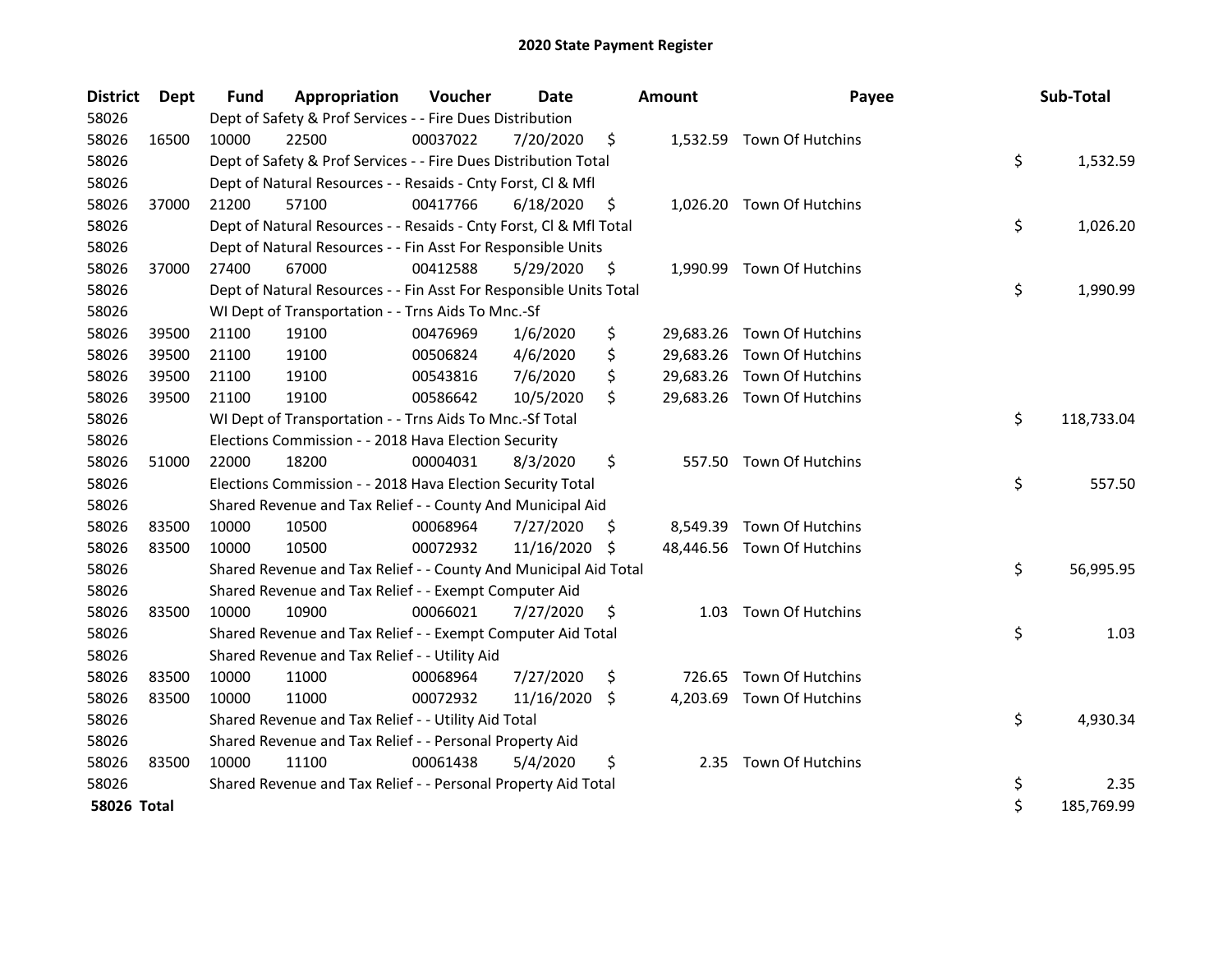# 2020 State Payment Register

| District | Dept | Fund | Appropriation | Voucher | Date | Amount | Payee | Sub-Total |
|---|---|---|---|---|---|---|---|---|
| 58026 | | Dept of Safety & Prof Services - - Fire Dues Distribution | | | | | | |
| 58026 | 16500 | 10000 | 22500 | 00037022 | 7/20/2020 | $ 1,532.59 | Town Of Hutchins | |
| 58026 | | Dept of Safety & Prof Services - - Fire Dues Distribution Total | | | | | | $ 1,532.59 |
| 58026 | | Dept of Natural Resources - - Resaids - Cnty Forst, Cl & Mfl | | | | | | |
| 58026 | 37000 | 21200 | 57100 | 00417766 | 6/18/2020 | $ 1,026.20 | Town Of Hutchins | |
| 58026 | | Dept of Natural Resources - - Resaids - Cnty Forst, Cl & Mfl Total | | | | | | $ 1,026.20 |
| 58026 | | Dept of Natural Resources - - Fin Asst For Responsible Units | | | | | | |
| 58026 | 37000 | 27400 | 67000 | 00412588 | 5/29/2020 | $ 1,990.99 | Town Of Hutchins | |
| 58026 | | Dept of Natural Resources - - Fin Asst For Responsible Units Total | | | | | | $ 1,990.99 |
| 58026 | | WI Dept of Transportation - - Trns Aids To Mnc.-Sf | | | | | | |
| 58026 | 39500 | 21100 | 19100 | 00476969 | 1/6/2020 | $ 29,683.26 | Town Of Hutchins | |
| 58026 | 39500 | 21100 | 19100 | 00506824 | 4/6/2020 | $ 29,683.26 | Town Of Hutchins | |
| 58026 | 39500 | 21100 | 19100 | 00543816 | 7/6/2020 | $ 29,683.26 | Town Of Hutchins | |
| 58026 | 39500 | 21100 | 19100 | 00586642 | 10/5/2020 | $ 29,683.26 | Town Of Hutchins | |
| 58026 | | WI Dept of Transportation - - Trns Aids To Mnc.-Sf Total | | | | | | $ 118,733.04 |
| 58026 | | Elections Commission - - 2018 Hava Election Security | | | | | | |
| 58026 | 51000 | 22000 | 18200 | 00004031 | 8/3/2020 | $ 557.50 | Town Of Hutchins | |
| 58026 | | Elections Commission - - 2018 Hava Election Security Total | | | | | | $ 557.50 |
| 58026 | | Shared Revenue and Tax Relief - - County And Municipal Aid | | | | | | |
| 58026 | 83500 | 10000 | 10500 | 00068964 | 7/27/2020 | $ 8,549.39 | Town Of Hutchins | |
| 58026 | 83500 | 10000 | 10500 | 00072932 | 11/16/2020 | $ 48,446.56 | Town Of Hutchins | |
| 58026 | | Shared Revenue and Tax Relief - - County And Municipal Aid Total | | | | | | $ 56,995.95 |
| 58026 | | Shared Revenue and Tax Relief - - Exempt Computer Aid | | | | | | |
| 58026 | 83500 | 10000 | 10900 | 00066021 | 7/27/2020 | $ 1.03 | Town Of Hutchins | |
| 58026 | | Shared Revenue and Tax Relief - - Exempt Computer Aid Total | | | | | | $ 1.03 |
| 58026 | | Shared Revenue and Tax Relief - - Utility Aid | | | | | | |
| 58026 | 83500 | 10000 | 11000 | 00068964 | 7/27/2020 | $ 726.65 | Town Of Hutchins | |
| 58026 | 83500 | 10000 | 11000 | 00072932 | 11/16/2020 | $ 4,203.69 | Town Of Hutchins | |
| 58026 | | Shared Revenue and Tax Relief - - Utility Aid Total | | | | | | $ 4,930.34 |
| 58026 | | Shared Revenue and Tax Relief - - Personal Property Aid | | | | | | |
| 58026 | 83500 | 10000 | 11100 | 00061438 | 5/4/2020 | $ 2.35 | Town Of Hutchins | |
| 58026 | | Shared Revenue and Tax Relief - - Personal Property Aid Total | | | | | | $ 2.35 |
| **58026 Total** | | | | | | | | $ 185,769.99 |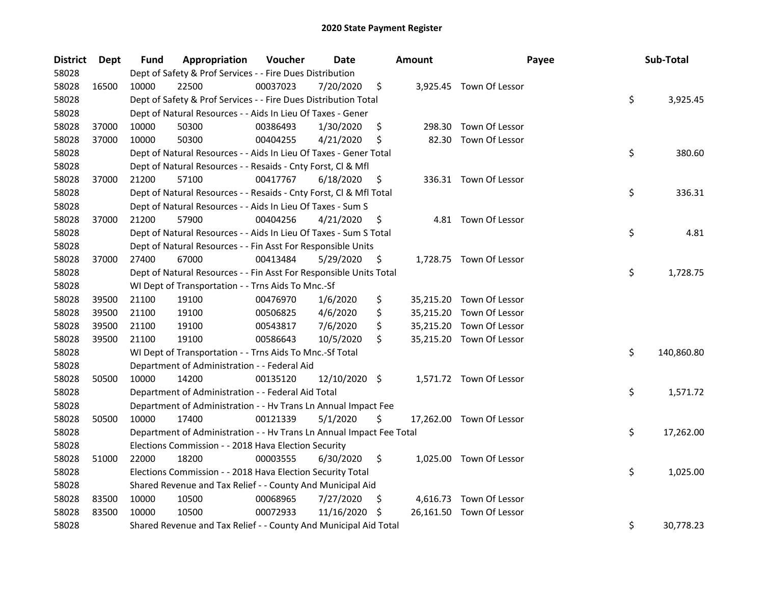# 2020 State Payment Register

| District | Dept | Fund | Appropriation | Voucher | Date | Amount | Payee | Sub-Total |
|---|---|---|---|---|---|---|---|---|
| 58028 | | Dept of Safety & Prof Services - - Fire Dues Distribution | | | | | | |
| 58028 | 16500 | 10000 | 22500 | 00037023 | 7/20/2020 | $ 3,925.45 | Town Of Lessor | |
| 58028 | | Dept of Safety & Prof Services - - Fire Dues Distribution Total | | | | | | $ 3,925.45 |
| 58028 | | Dept of Natural Resources - - Aids In Lieu Of Taxes - Gener | | | | | | |
| 58028 | 37000 | 10000 | 50300 | 00386493 | 1/30/2020 | $ 298.30 | Town Of Lessor | |
| 58028 | 37000 | 10000 | 50300 | 00404255 | 4/21/2020 | $ 82.30 | Town Of Lessor | |
| 58028 | | Dept of Natural Resources - - Aids In Lieu Of Taxes - Gener Total | | | | | | $ 380.60 |
| 58028 | | Dept of Natural Resources - - Resaids - Cnty Forst, Cl & Mfl | | | | | | |
| 58028 | 37000 | 21200 | 57100 | 00417767 | 6/18/2020 | $ 336.31 | Town Of Lessor | |
| 58028 | | Dept of Natural Resources - - Resaids - Cnty Forst, Cl & Mfl Total | | | | | | $ 336.31 |
| 58028 | | Dept of Natural Resources - - Aids In Lieu Of Taxes - Sum S | | | | | | |
| 58028 | 37000 | 21200 | 57900 | 00404256 | 4/21/2020 | $ 4.81 | Town Of Lessor | |
| 58028 | | Dept of Natural Resources - - Aids In Lieu Of Taxes - Sum S Total | | | | | | $ 4.81 |
| 58028 | | Dept of Natural Resources - - Fin Asst For Responsible Units | | | | | | |
| 58028 | 37000 | 27400 | 67000 | 00413484 | 5/29/2020 | $ 1,728.75 | Town Of Lessor | |
| 58028 | | Dept of Natural Resources - - Fin Asst For Responsible Units Total | | | | | | $ 1,728.75 |
| 58028 | | WI Dept of Transportation - - Trns Aids To Mnc.-Sf | | | | | | |
| 58028 | 39500 | 21100 | 19100 | 00476970 | 1/6/2020 | $ 35,215.20 | Town Of Lessor | |
| 58028 | 39500 | 21100 | 19100 | 00506825 | 4/6/2020 | $ 35,215.20 | Town Of Lessor | |
| 58028 | 39500 | 21100 | 19100 | 00543817 | 7/6/2020 | $ 35,215.20 | Town Of Lessor | |
| 58028 | 39500 | 21100 | 19100 | 00586643 | 10/5/2020 | $ 35,215.20 | Town Of Lessor | |
| 58028 | | WI Dept of Transportation - - Trns Aids To Mnc.-Sf Total | | | | | | $ 140,860.80 |
| 58028 | | Department of Administration - - Federal Aid | | | | | | |
| 58028 | 50500 | 10000 | 14200 | 00135120 | 12/10/2020 | $ 1,571.72 | Town Of Lessor | |
| 58028 | | Department of Administration - - Federal Aid Total | | | | | | $ 1,571.72 |
| 58028 | | Department of Administration - - Hv Trans Ln Annual Impact Fee | | | | | | |
| 58028 | 50500 | 10000 | 17400 | 00121339 | 5/1/2020 | $ 17,262.00 | Town Of Lessor | |
| 58028 | | Department of Administration - - Hv Trans Ln Annual Impact Fee Total | | | | | | $ 17,262.00 |
| 58028 | | Elections Commission - - 2018 Hava Election Security | | | | | | |
| 58028 | 51000 | 22000 | 18200 | 00003555 | 6/30/2020 | $ 1,025.00 | Town Of Lessor | |
| 58028 | | Elections Commission - - 2018 Hava Election Security Total | | | | | | $ 1,025.00 |
| 58028 | | Shared Revenue and Tax Relief - - County And Municipal Aid | | | | | | |
| 58028 | 83500 | 10000 | 10500 | 00068965 | 7/27/2020 | $ 4,616.73 | Town Of Lessor | |
| 58028 | 83500 | 10000 | 10500 | 00072933 | 11/16/2020 | $ 26,161.50 | Town Of Lessor | |
| 58028 | | Shared Revenue and Tax Relief - - County And Municipal Aid Total | | | | | | $ 30,778.23 |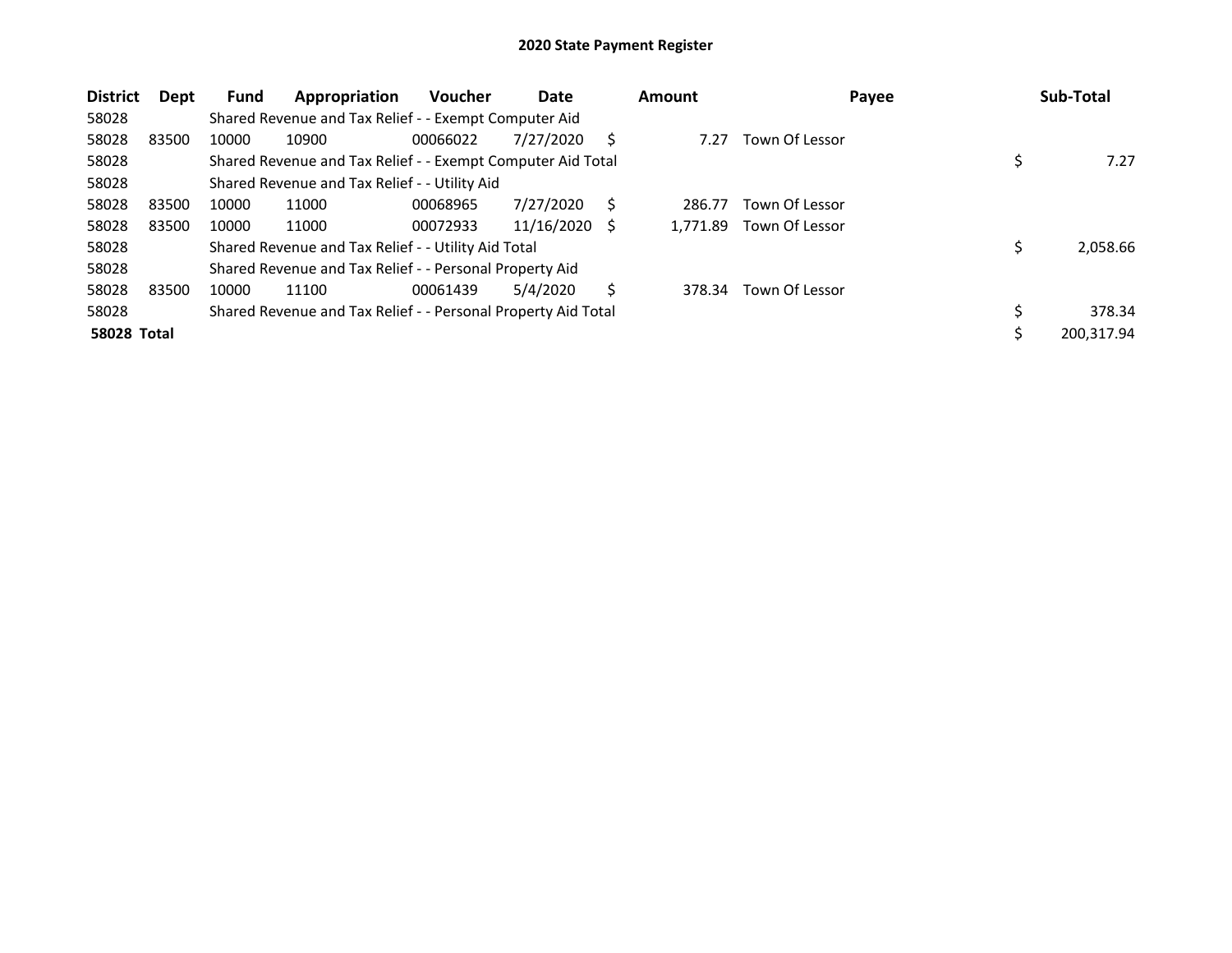# 2020 State Payment Register

| District | Dept | Fund | Appropriation | Voucher | Date | Amount | Payee | Sub-Total |
|---|---|---|---|---|---|---|---|---|
| 58028 | | Shared Revenue and Tax Relief - - Exempt Computer Aid | | | | | | |
| 58028 | 83500 | 10000 | 10900 | 00066022 | 7/27/2020 | $ 7.27 | Town Of Lessor | |
| 58028 | | Shared Revenue and Tax Relief - - Exempt Computer Aid Total | | | | | | $ 7.27 |
| 58028 | | Shared Revenue and Tax Relief - - Utility Aid | | | | | | |
| 58028 | 83500 | 10000 | 11000 | 00068965 | 7/27/2020 | $ 286.77 | Town Of Lessor | |
| 58028 | 83500 | 10000 | 11000 | 00072933 | 11/16/2020 | $ 1,771.89 | Town Of Lessor | |
| 58028 | | Shared Revenue and Tax Relief - - Utility Aid Total | | | | | | $ 2,058.66 |
| 58028 | | Shared Revenue and Tax Relief - - Personal Property Aid | | | | | | |
| 58028 | 83500 | 10000 | 11100 | 00061439 | 5/4/2020 | $ 378.34 | Town Of Lessor | |
| 58028 | | Shared Revenue and Tax Relief - - Personal Property Aid Total | | | | | | $ 378.34 |
| **58028 Total** | | | | | | | | $ 200,317.94 |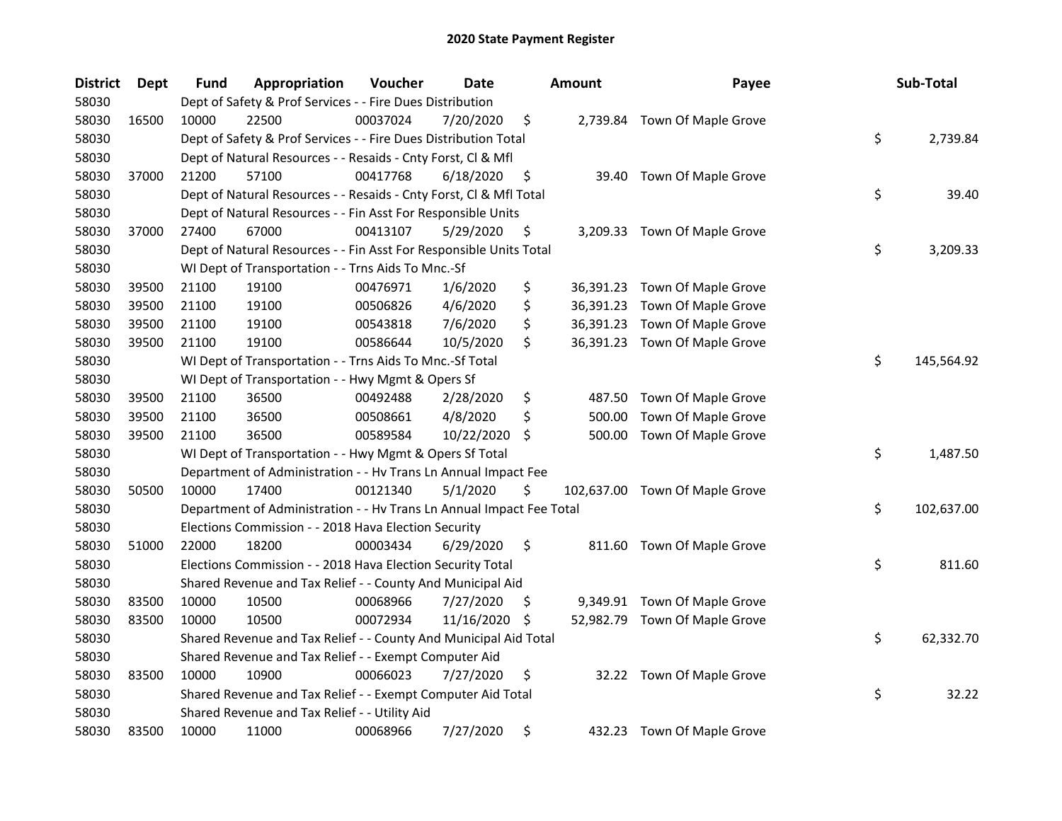# 2020 State Payment Register

| District | Dept | Fund | Appropriation | Voucher | Date | Amount | Payee | Sub-Total |
|---|---|---|---|---|---|---|---|---|
| 58030 | | Dept of Safety & Prof Services - - Fire Dues Distribution | | | | | | |
| 58030 | 16500 | 10000 | 22500 | 00037024 | 7/20/2020 | $ 2,739.84 | Town Of Maple Grove | |
| 58030 | | Dept of Safety & Prof Services - - Fire Dues Distribution Total | | | | | | $ 2,739.84 |
| 58030 | | Dept of Natural Resources - - Resaids - Cnty Forst, Cl & Mfl | | | | | | |
| 58030 | 37000 | 21200 | 57100 | 00417768 | 6/18/2020 | $ 39.40 | Town Of Maple Grove | |
| 58030 | | Dept of Natural Resources - - Resaids - Cnty Forst, Cl & Mfl Total | | | | | | $ 39.40 |
| 58030 | | Dept of Natural Resources - - Fin Asst For Responsible Units | | | | | | |
| 58030 | 37000 | 27400 | 67000 | 00413107 | 5/29/2020 | $ 3,209.33 | Town Of Maple Grove | |
| 58030 | | Dept of Natural Resources - - Fin Asst For Responsible Units Total | | | | | | $ 3,209.33 |
| 58030 | | WI Dept of Transportation - - Trns Aids To Mnc.-Sf | | | | | | |
| 58030 | 39500 | 21100 | 19100 | 00476971 | 1/6/2020 | $ 36,391.23 | Town Of Maple Grove | |
| 58030 | 39500 | 21100 | 19100 | 00506826 | 4/6/2020 | $ 36,391.23 | Town Of Maple Grove | |
| 58030 | 39500 | 21100 | 19100 | 00543818 | 7/6/2020 | $ 36,391.23 | Town Of Maple Grove | |
| 58030 | 39500 | 21100 | 19100 | 00586644 | 10/5/2020 | $ 36,391.23 | Town Of Maple Grove | |
| 58030 | | WI Dept of Transportation - - Trns Aids To Mnc.-Sf Total | | | | | | $ 145,564.92 |
| 58030 | | WI Dept of Transportation - - Hwy Mgmt & Opers Sf | | | | | | |
| 58030 | 39500 | 21100 | 36500 | 00492488 | 2/28/2020 | $ 487.50 | Town Of Maple Grove | |
| 58030 | 39500 | 21100 | 36500 | 00508661 | 4/8/2020 | $ 500.00 | Town Of Maple Grove | |
| 58030 | 39500 | 21100 | 36500 | 00589584 | 10/22/2020 | $ 500.00 | Town Of Maple Grove | |
| 58030 | | WI Dept of Transportation - - Hwy Mgmt & Opers Sf Total | | | | | | $ 1,487.50 |
| 58030 | | Department of Administration - - Hv Trans Ln Annual Impact Fee | | | | | | |
| 58030 | 50500 | 10000 | 17400 | 00121340 | 5/1/2020 | $ 102,637.00 | Town Of Maple Grove | |
| 58030 | | Department of Administration - - Hv Trans Ln Annual Impact Fee Total | | | | | | $ 102,637.00 |
| 58030 | | Elections Commission - - 2018 Hava Election Security | | | | | | |
| 58030 | 51000 | 22000 | 18200 | 00003434 | 6/29/2020 | $ 811.60 | Town Of Maple Grove | |
| 58030 | | Elections Commission - - 2018 Hava Election Security Total | | | | | | $ 811.60 |
| 58030 | | Shared Revenue and Tax Relief - - County And Municipal Aid | | | | | | |
| 58030 | 83500 | 10000 | 10500 | 00068966 | 7/27/2020 | $ 9,349.91 | Town Of Maple Grove | |
| 58030 | 83500 | 10000 | 10500 | 00072934 | 11/16/2020 | $ 52,982.79 | Town Of Maple Grove | |
| 58030 | | Shared Revenue and Tax Relief - - County And Municipal Aid Total | | | | | | $ 62,332.70 |
| 58030 | | Shared Revenue and Tax Relief - - Exempt Computer Aid | | | | | | |
| 58030 | 83500 | 10000 | 10900 | 00066023 | 7/27/2020 | $ 32.22 | Town Of Maple Grove | |
| 58030 | | Shared Revenue and Tax Relief - - Exempt Computer Aid Total | | | | | | $ 32.22 |
| 58030 | | Shared Revenue and Tax Relief - - Utility Aid | | | | | | |
| 58030 | 83500 | 10000 | 11000 | 00068966 | 7/27/2020 | $ 432.23 | Town Of Maple Grove | |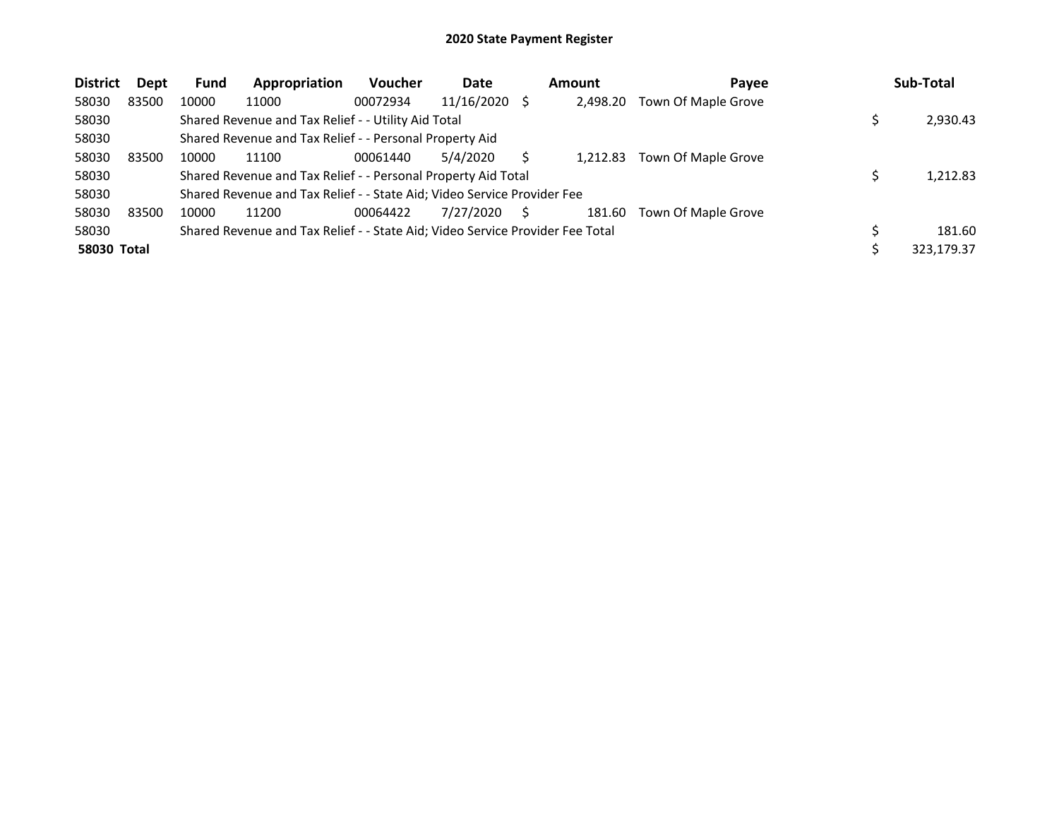# 2020 State Payment Register

| District | Dept | Fund | Appropriation | Voucher | Date | Amount | Payee | Sub-Total |
|---|---|---|---|---|---|---|---|---|
| 58030 | 83500 | 10000 | 11000 | 00072934 | 11/16/2020 | $ 2,498.20 | Town Of Maple Grove | |
| 58030 | | Shared Revenue and Tax Relief - - Utility Aid Total | | | | | | $ 2,930.43 |
| 58030 | | Shared Revenue and Tax Relief - - Personal Property Aid | | | | | | |
| 58030 | 83500 | 10000 | 11100 | 00061440 | 5/4/2020 | $ 1,212.83 | Town Of Maple Grove | |
| 58030 | | Shared Revenue and Tax Relief - - Personal Property Aid Total | | | | | | $ 1,212.83 |
| 58030 | | Shared Revenue and Tax Relief - - State Aid; Video Service Provider Fee | | | | | | |
| 58030 | 83500 | 10000 | 11200 | 00064422 | 7/27/2020 | $ 181.60 | Town Of Maple Grove | |
| 58030 | | Shared Revenue and Tax Relief - - State Aid; Video Service Provider Fee Total | | | | | | $ 181.60 |
| **58030 Total** | | | | | | | | $ 323,179.37 |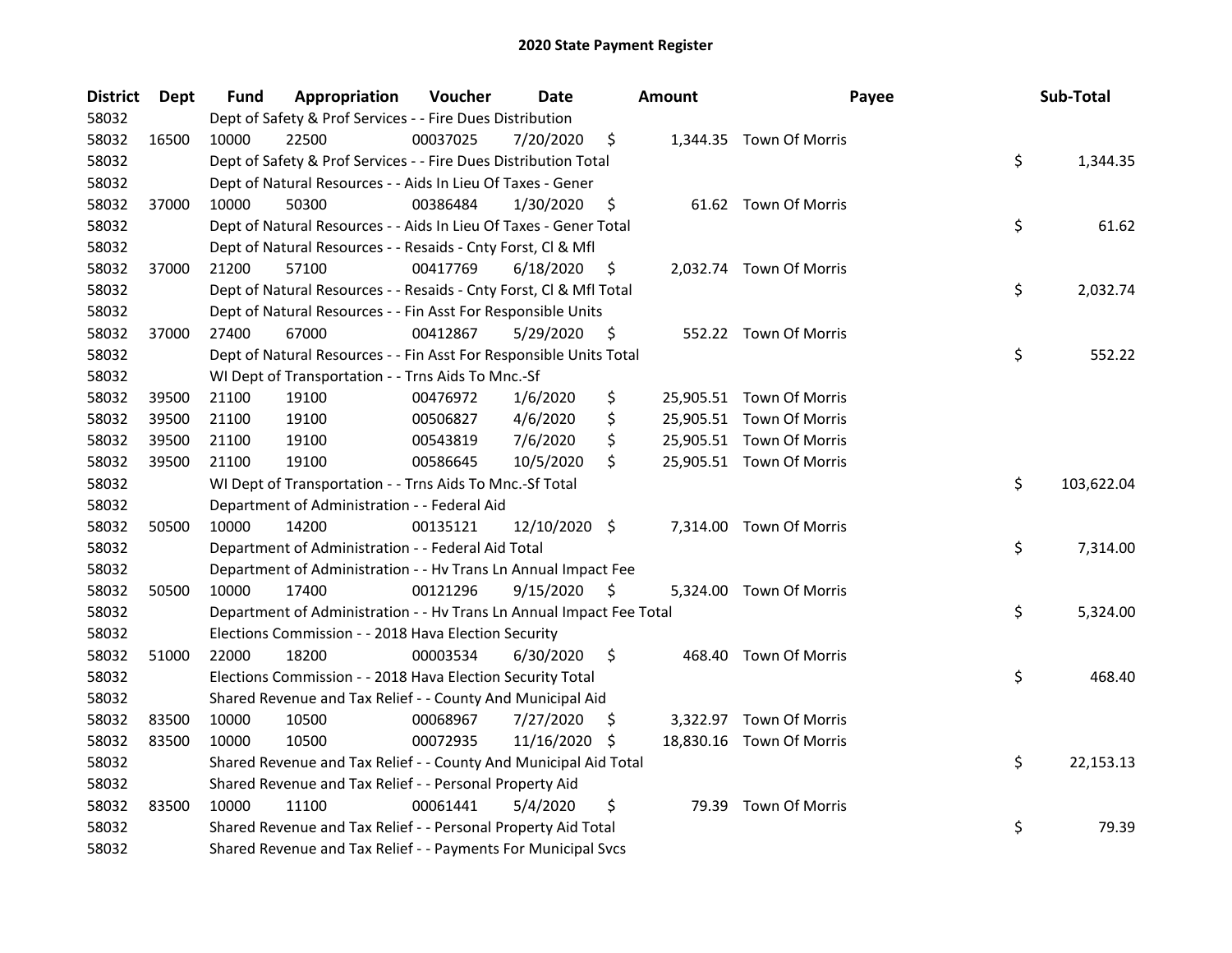# 2020 State Payment Register

| District | Dept | Fund | Appropriation | Voucher | Date | Amount | Payee | Sub-Total |
|---|---|---|---|---|---|---|---|---|
| 58032 | | Dept of Safety & Prof Services - - Fire Dues Distribution | | | | | | |
| 58032 | 16500 | 10000 | 22500 | 00037025 | 7/20/2020 | $ 1,344.35 | Town Of Morris | |
| 58032 | | Dept of Safety & Prof Services - - Fire Dues Distribution Total | | | | | | $ 1,344.35 |
| 58032 | | Dept of Natural Resources - - Aids In Lieu Of Taxes - Gener | | | | | | |
| 58032 | 37000 | 10000 | 50300 | 00386484 | 1/30/2020 | $ 61.62 | Town Of Morris | |
| 58032 | | Dept of Natural Resources - - Aids In Lieu Of Taxes - Gener Total | | | | | | $ 61.62 |
| 58032 | | Dept of Natural Resources - - Resaids - Cnty Forst, Cl & Mfl | | | | | | |
| 58032 | 37000 | 21200 | 57100 | 00417769 | 6/18/2020 | $ 2,032.74 | Town Of Morris | |
| 58032 | | Dept of Natural Resources - - Resaids - Cnty Forst, Cl & Mfl Total | | | | | | $ 2,032.74 |
| 58032 | | Dept of Natural Resources - - Fin Asst For Responsible Units | | | | | | |
| 58032 | 37000 | 27400 | 67000 | 00412867 | 5/29/2020 | $ 552.22 | Town Of Morris | |
| 58032 | | Dept of Natural Resources - - Fin Asst For Responsible Units Total | | | | | | $ 552.22 |
| 58032 | | WI Dept of Transportation - - Trns Aids To Mnc.-Sf | | | | | | |
| 58032 | 39500 | 21100 | 19100 | 00476972 | 1/6/2020 | $ 25,905.51 | Town Of Morris | |
| 58032 | 39500 | 21100 | 19100 | 00506827 | 4/6/2020 | $ 25,905.51 | Town Of Morris | |
| 58032 | 39500 | 21100 | 19100 | 00543819 | 7/6/2020 | $ 25,905.51 | Town Of Morris | |
| 58032 | 39500 | 21100 | 19100 | 00586645 | 10/5/2020 | $ 25,905.51 | Town Of Morris | |
| 58032 | | WI Dept of Transportation - - Trns Aids To Mnc.-Sf Total | | | | | | $ 103,622.04 |
| 58032 | | Department of Administration - - Federal Aid | | | | | | |
| 58032 | 50500 | 10000 | 14200 | 00135121 | 12/10/2020 | $ 7,314.00 | Town Of Morris | |
| 58032 | | Department of Administration - - Federal Aid Total | | | | | | $ 7,314.00 |
| 58032 | | Department of Administration - - Hv Trans Ln Annual Impact Fee | | | | | | |
| 58032 | 50500 | 10000 | 17400 | 00121296 | 9/15/2020 | $ 5,324.00 | Town Of Morris | |
| 58032 | | Department of Administration - - Hv Trans Ln Annual Impact Fee Total | | | | | | $ 5,324.00 |
| 58032 | | Elections Commission - - 2018 Hava Election Security | | | | | | |
| 58032 | 51000 | 22000 | 18200 | 00003534 | 6/30/2020 | $ 468.40 | Town Of Morris | |
| 58032 | | Elections Commission - - 2018 Hava Election Security Total | | | | | | $ 468.40 |
| 58032 | | Shared Revenue and Tax Relief - - County And Municipal Aid | | | | | | |
| 58032 | 83500 | 10000 | 10500 | 00068967 | 7/27/2020 | $ 3,322.97 | Town Of Morris | |
| 58032 | 83500 | 10000 | 10500 | 00072935 | 11/16/2020 | $ 18,830.16 | Town Of Morris | |
| 58032 | | Shared Revenue and Tax Relief - - County And Municipal Aid Total | | | | | | $ 22,153.13 |
| 58032 | | Shared Revenue and Tax Relief - - Personal Property Aid | | | | | | |
| 58032 | 83500 | 10000 | 11100 | 00061441 | 5/4/2020 | $ 79.39 | Town Of Morris | |
| 58032 | | Shared Revenue and Tax Relief - - Personal Property Aid Total | | | | | | $ 79.39 |
| 58032 | | Shared Revenue and Tax Relief - - Payments For Municipal Svcs | | | | | | |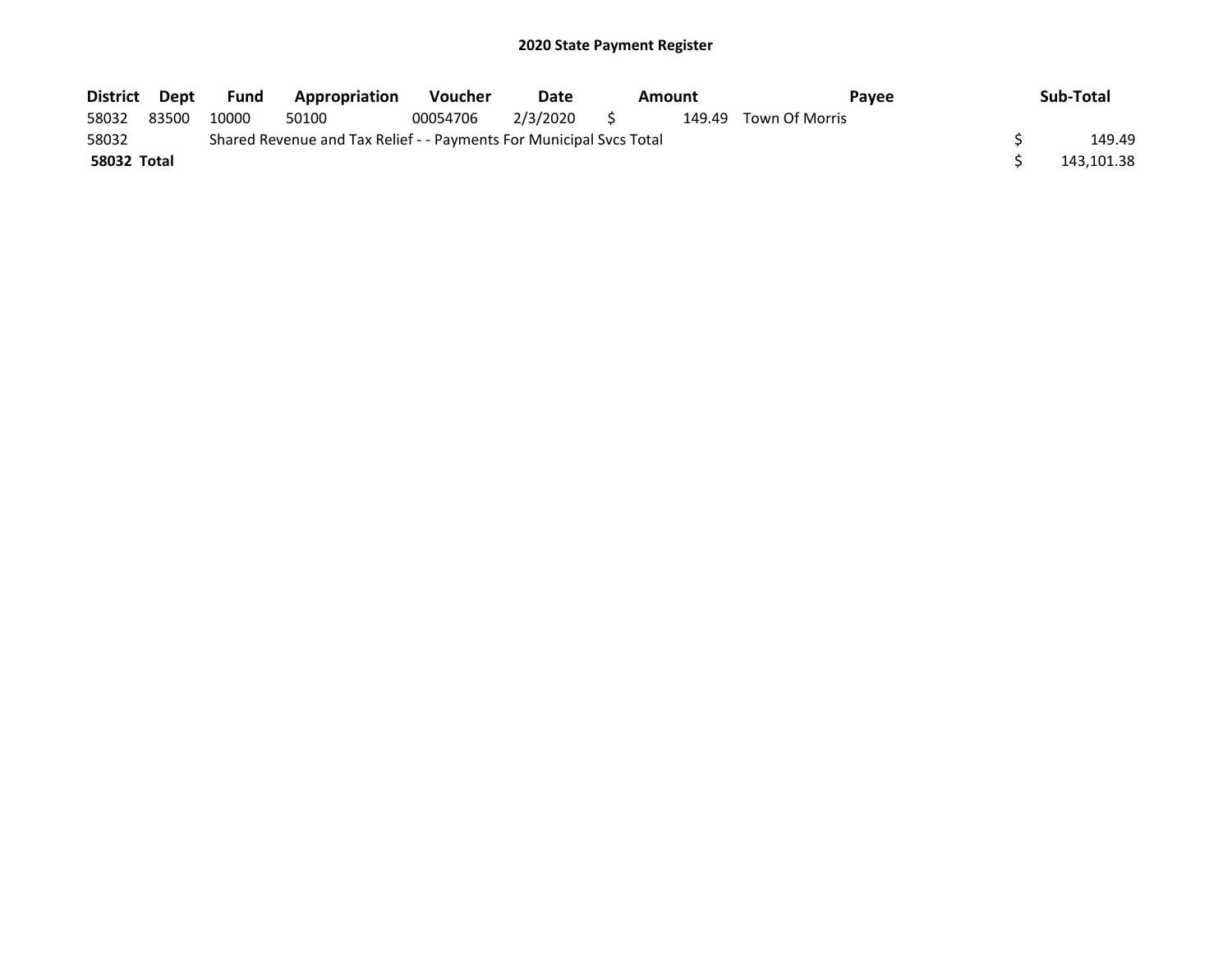# 2020 State Payment Register

| District | Dept | Fund | Appropriation | Voucher | Date | Amount | Payee | Sub-Total |
|---|---|---|---|---|---|---|---|---|
| 58032 | 83500 | 10000 | 50100 | 00054706 | 2/3/2020 | $ 149.49 | Town Of Morris | |
| 58032 | | Shared Revenue and Tax Relief - - Payments For Municipal Svcs Total | | | | | | $ 149.49 |
| **58032 Total** | | | | | | | | $ 143,101.38 |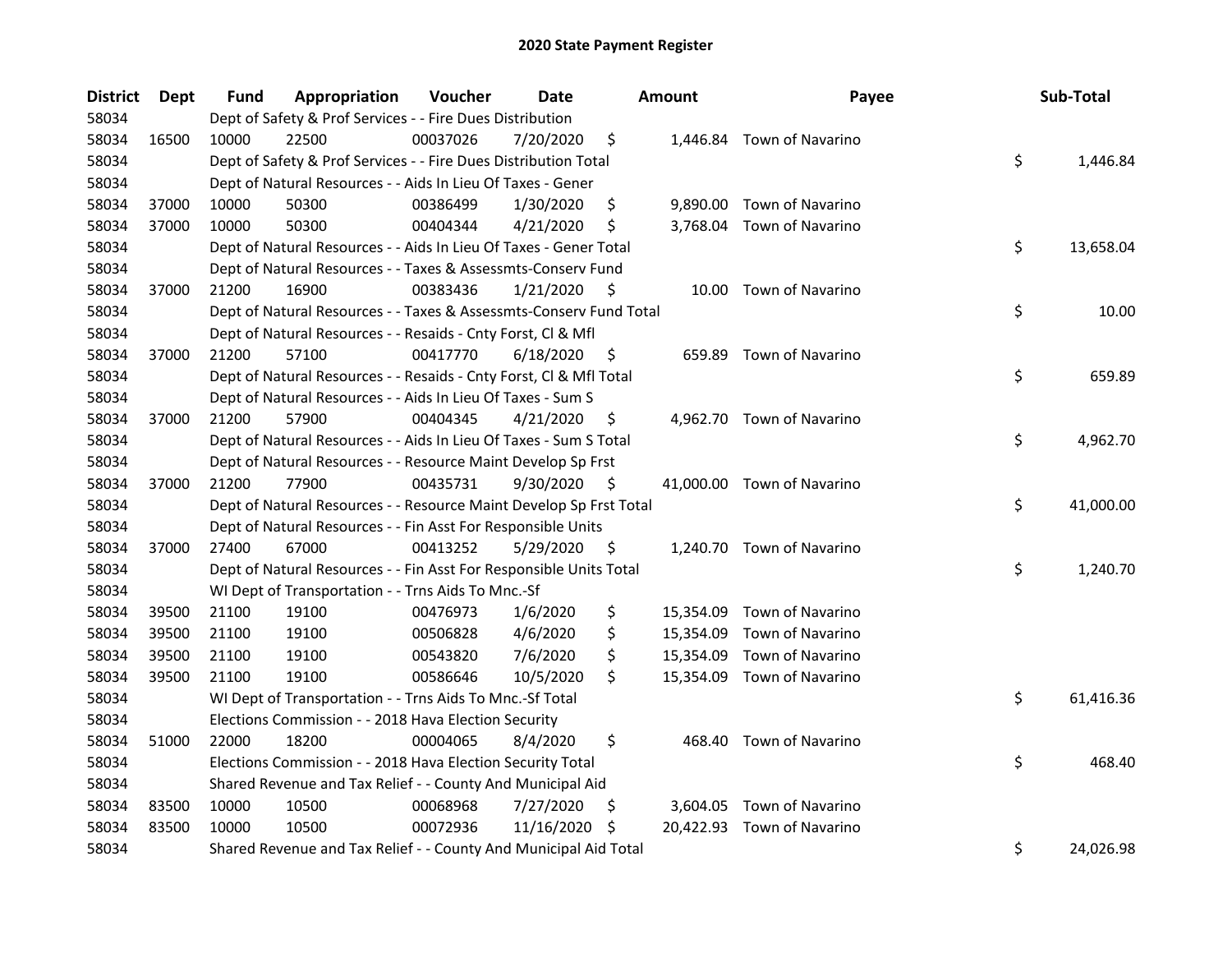# 2020 State Payment Register

| District | Dept | Fund | Appropriation | Voucher | Date | Amount | Payee | Sub-Total |
|---|---|---|---|---|---|---|---|---|
| 58034 | | Dept of Safety & Prof Services - - Fire Dues Distribution | | | | | | |
| 58034 | 16500 | 10000 | 22500 | 00037026 | 7/20/2020 | $ 1,446.84 | Town of Navarino | |
| 58034 | | Dept of Safety & Prof Services - - Fire Dues Distribution Total | | | | | | $ 1,446.84 |
| 58034 | | Dept of Natural Resources - - Aids In Lieu Of Taxes - Gener | | | | | | |
| 58034 | 37000 | 10000 | 50300 | 00386499 | 1/30/2020 | $ 9,890.00 | Town of Navarino | |
| 58034 | 37000 | 10000 | 50300 | 00404344 | 4/21/2020 | $ 3,768.04 | Town of Navarino | |
| 58034 | | Dept of Natural Resources - - Aids In Lieu Of Taxes - Gener Total | | | | | | $ 13,658.04 |
| 58034 | | Dept of Natural Resources - - Taxes & Assessmts-Conserv Fund | | | | | | |
| 58034 | 37000 | 21200 | 16900 | 00383436 | 1/21/2020 | $ 10.00 | Town of Navarino | |
| 58034 | | Dept of Natural Resources - - Taxes & Assessmts-Conserv Fund Total | | | | | | $ 10.00 |
| 58034 | | Dept of Natural Resources - - Resaids - Cnty Forst, Cl & Mfl | | | | | | |
| 58034 | 37000 | 21200 | 57100 | 00417770 | 6/18/2020 | $ 659.89 | Town of Navarino | |
| 58034 | | Dept of Natural Resources - - Resaids - Cnty Forst, Cl & Mfl Total | | | | | | $ 659.89 |
| 58034 | | Dept of Natural Resources - - Aids In Lieu Of Taxes - Sum S | | | | | | |
| 58034 | 37000 | 21200 | 57900 | 00404345 | 4/21/2020 | $ 4,962.70 | Town of Navarino | |
| 58034 | | Dept of Natural Resources - - Aids In Lieu Of Taxes - Sum S Total | | | | | | $ 4,962.70 |
| 58034 | | Dept of Natural Resources - - Resource Maint Develop Sp Frst | | | | | | |
| 58034 | 37000 | 21200 | 77900 | 00435731 | 9/30/2020 | $ 41,000.00 | Town of Navarino | |
| 58034 | | Dept of Natural Resources - - Resource Maint Develop Sp Frst Total | | | | | | $ 41,000.00 |
| 58034 | | Dept of Natural Resources - - Fin Asst For Responsible Units | | | | | | |
| 58034 | 37000 | 27400 | 67000 | 00413252 | 5/29/2020 | $ 1,240.70 | Town of Navarino | |
| 58034 | | Dept of Natural Resources - - Fin Asst For Responsible Units Total | | | | | | $ 1,240.70 |
| 58034 | | WI Dept of Transportation - - Trns Aids To Mnc.-Sf | | | | | | |
| 58034 | 39500 | 21100 | 19100 | 00476973 | 1/6/2020 | $ 15,354.09 | Town of Navarino | |
| 58034 | 39500 | 21100 | 19100 | 00506828 | 4/6/2020 | $ 15,354.09 | Town of Navarino | |
| 58034 | 39500 | 21100 | 19100 | 00543820 | 7/6/2020 | $ 15,354.09 | Town of Navarino | |
| 58034 | 39500 | 21100 | 19100 | 00586646 | 10/5/2020 | $ 15,354.09 | Town of Navarino | |
| 58034 | | WI Dept of Transportation - - Trns Aids To Mnc.-Sf Total | | | | | | $ 61,416.36 |
| 58034 | | Elections Commission - - 2018 Hava Election Security | | | | | | |
| 58034 | 51000 | 22000 | 18200 | 00004065 | 8/4/2020 | $ 468.40 | Town of Navarino | |
| 58034 | | Elections Commission - - 2018 Hava Election Security Total | | | | | | $ 468.40 |
| 58034 | | Shared Revenue and Tax Relief - - County And Municipal Aid | | | | | | |
| 58034 | 83500 | 10000 | 10500 | 00068968 | 7/27/2020 | $ 3,604.05 | Town of Navarino | |
| 58034 | 83500 | 10000 | 10500 | 00072936 | 11/16/2020 | $ 20,422.93 | Town of Navarino | |
| 58034 | | Shared Revenue and Tax Relief - - County And Municipal Aid Total | | | | | | $ 24,026.98 |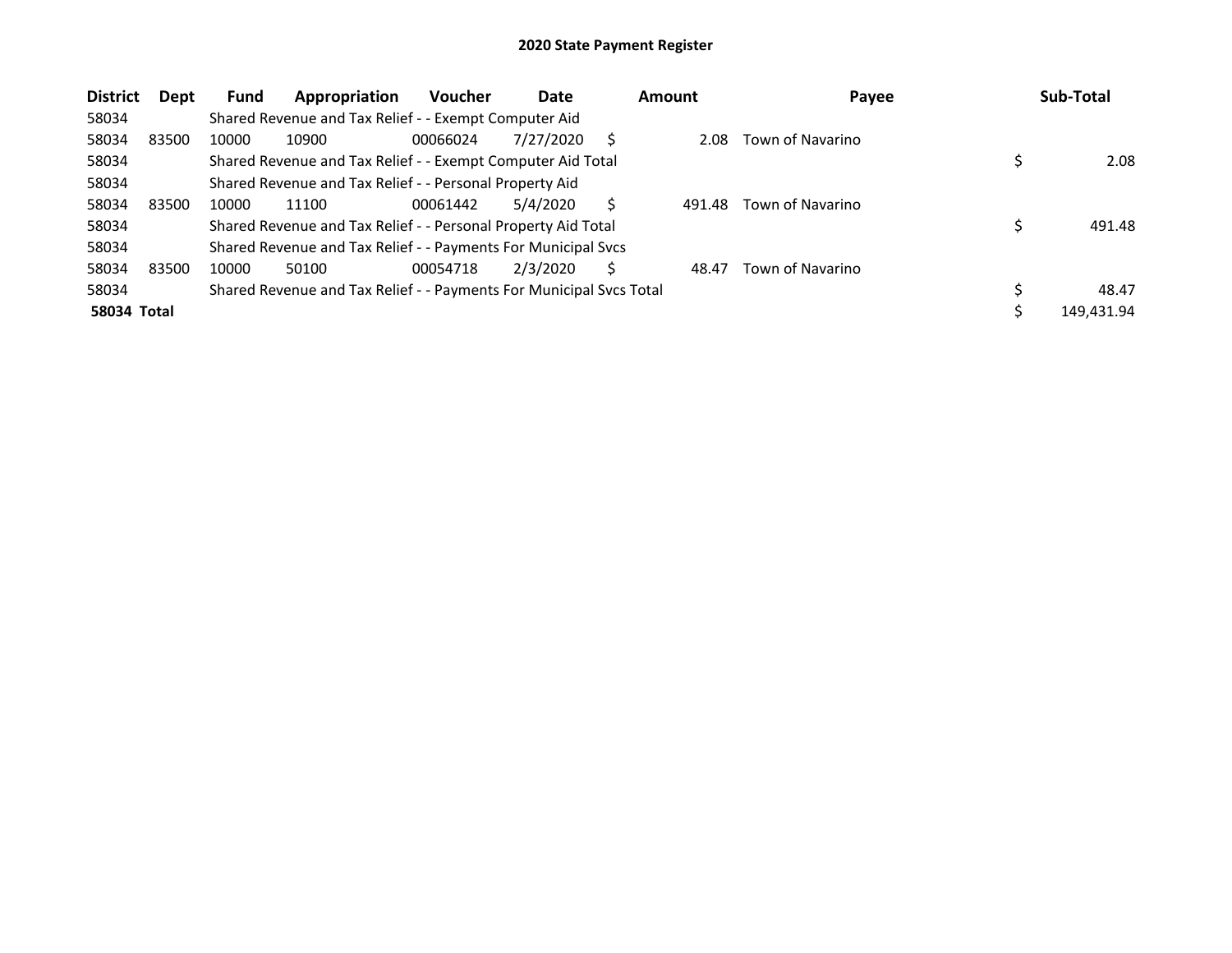# 2020 State Payment Register

| District | Dept | Fund | Appropriation | Voucher | Date | Amount | Payee | Sub-Total |
|---|---|---|---|---|---|---|---|---|
| 58034 | | Shared Revenue and Tax Relief - - Exempt Computer Aid | | | | | | |
| 58034 | 83500 | 10000 | 10900 | 00066024 | 7/27/2020 | $ 2.08 | Town of Navarino | |
| 58034 | | Shared Revenue and Tax Relief - - Exempt Computer Aid Total | | | | | | $ 2.08 |
| 58034 | | Shared Revenue and Tax Relief - - Personal Property Aid | | | | | | |
| 58034 | 83500 | 10000 | 11100 | 00061442 | 5/4/2020 | $ 491.48 | Town of Navarino | |
| 58034 | | Shared Revenue and Tax Relief - - Personal Property Aid Total | | | | | | $ 491.48 |
| 58034 | | Shared Revenue and Tax Relief - - Payments For Municipal Svcs | | | | | | |
| 58034 | 83500 | 10000 | 50100 | 00054718 | 2/3/2020 | $ 48.47 | Town of Navarino | |
| 58034 | | Shared Revenue and Tax Relief - - Payments For Municipal Svcs Total | | | | | | $ 48.47 |
| **58034 Total** | | | | | | | | $ 149,431.94 |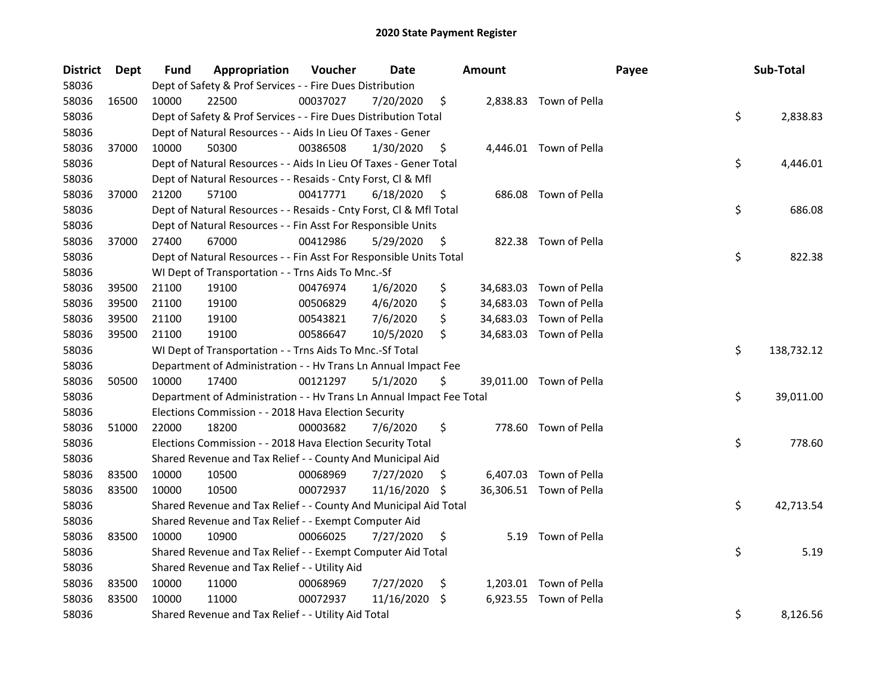# 2020 State Payment Register

| District | Dept | Fund | Appropriation | Voucher | Date | Amount | Payee | Sub-Total |
|---|---|---|---|---|---|---|---|---|
| 58036 | | Dept of Safety & Prof Services - - Fire Dues Distribution | | | | | | |
| 58036 | 16500 | 10000 | 22500 | 00037027 | 7/20/2020 | $ 2,838.83 | Town of Pella | |
| 58036 | | Dept of Safety & Prof Services - - Fire Dues Distribution Total | | | | | | $ 2,838.83 |
| 58036 | | Dept of Natural Resources - - Aids In Lieu Of Taxes - Gener | | | | | | |
| 58036 | 37000 | 10000 | 50300 | 00386508 | 1/30/2020 | $ 4,446.01 | Town of Pella | |
| 58036 | | Dept of Natural Resources - - Aids In Lieu Of Taxes - Gener Total | | | | | | $ 4,446.01 |
| 58036 | | Dept of Natural Resources - - Resaids - Cnty Forst, Cl & Mfl | | | | | | |
| 58036 | 37000 | 21200 | 57100 | 00417771 | 6/18/2020 | $ 686.08 | Town of Pella | |
| 58036 | | Dept of Natural Resources - - Resaids - Cnty Forst, Cl & Mfl Total | | | | | | $ 686.08 |
| 58036 | | Dept of Natural Resources - - Fin Asst For Responsible Units | | | | | | |
| 58036 | 37000 | 27400 | 67000 | 00412986 | 5/29/2020 | $ 822.38 | Town of Pella | |
| 58036 | | Dept of Natural Resources - - Fin Asst For Responsible Units Total | | | | | | $ 822.38 |
| 58036 | | WI Dept of Transportation - - Trns Aids To Mnc.-Sf | | | | | | |
| 58036 | 39500 | 21100 | 19100 | 00476974 | 1/6/2020 | $ 34,683.03 | Town of Pella | |
| 58036 | 39500 | 21100 | 19100 | 00506829 | 4/6/2020 | $ 34,683.03 | Town of Pella | |
| 58036 | 39500 | 21100 | 19100 | 00543821 | 7/6/2020 | $ 34,683.03 | Town of Pella | |
| 58036 | 39500 | 21100 | 19100 | 00586647 | 10/5/2020 | $ 34,683.03 | Town of Pella | |
| 58036 | | WI Dept of Transportation - - Trns Aids To Mnc.-Sf Total | | | | | | $ 138,732.12 |
| 58036 | | Department of Administration - - Hv Trans Ln Annual Impact Fee | | | | | | |
| 58036 | 50500 | 10000 | 17400 | 00121297 | 5/1/2020 | $ 39,011.00 | Town of Pella | |
| 58036 | | Department of Administration - - Hv Trans Ln Annual Impact Fee Total | | | | | | $ 39,011.00 |
| 58036 | | Elections Commission - - 2018 Hava Election Security | | | | | | |
| 58036 | 51000 | 22000 | 18200 | 00003682 | 7/6/2020 | $ 778.60 | Town of Pella | |
| 58036 | | Elections Commission - - 2018 Hava Election Security Total | | | | | | $ 778.60 |
| 58036 | | Shared Revenue and Tax Relief - - County And Municipal Aid | | | | | | |
| 58036 | 83500 | 10000 | 10500 | 00068969 | 7/27/2020 | $ 6,407.03 | Town of Pella | |
| 58036 | 83500 | 10000 | 10500 | 00072937 | 11/16/2020 | $ 36,306.51 | Town of Pella | |
| 58036 | | Shared Revenue and Tax Relief - - County And Municipal Aid Total | | | | | | $ 42,713.54 |
| 58036 | | Shared Revenue and Tax Relief - - Exempt Computer Aid | | | | | | |
| 58036 | 83500 | 10000 | 10900 | 00066025 | 7/27/2020 | $ 5.19 | Town of Pella | |
| 58036 | | Shared Revenue and Tax Relief - - Exempt Computer Aid Total | | | | | | $ 5.19 |
| 58036 | | Shared Revenue and Tax Relief - - Utility Aid | | | | | | |
| 58036 | 83500 | 10000 | 11000 | 00068969 | 7/27/2020 | $ 1,203.01 | Town of Pella | |
| 58036 | 83500 | 10000 | 11000 | 00072937 | 11/16/2020 | $ 6,923.55 | Town of Pella | |
| 58036 | | Shared Revenue and Tax Relief - - Utility Aid Total | | | | | | $ 8,126.56 |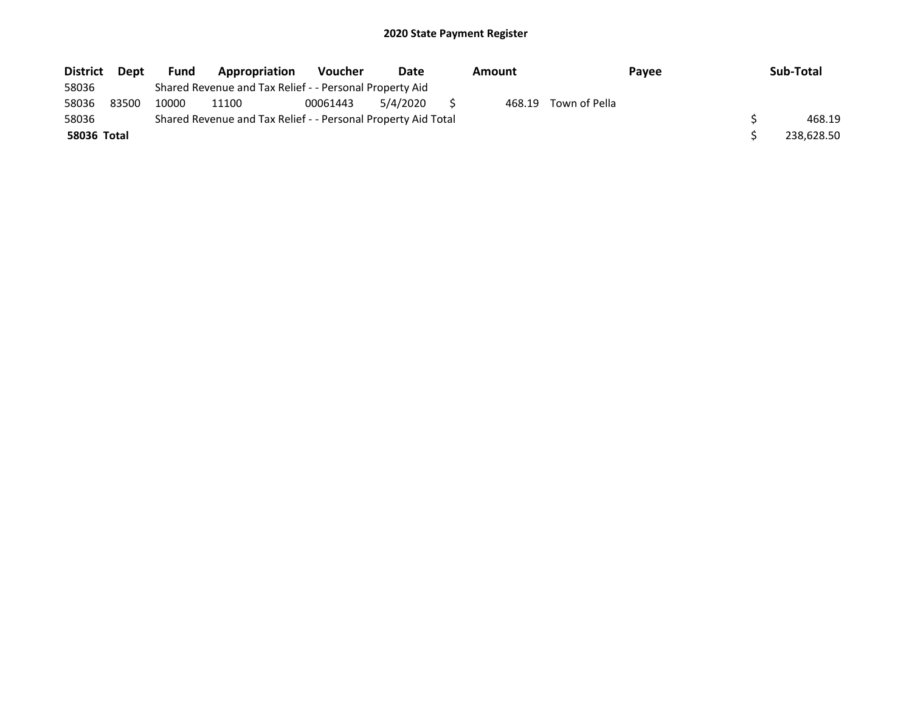## 2020 State Payment Register

| District | Dept | Fund | Appropriation | Voucher | Date | Amount | Payee | Sub-Total |
|---|---|---|---|---|---|---|---|---|
| 58036 | | Shared Revenue and Tax Relief - - Personal Property Aid | | | | | | |
| 58036 | 83500 | 10000 | 11100 | 00061443 | 5/4/2020 | $ 468.19 | Town of Pella | |
| 58036 | | Shared Revenue and Tax Relief - - Personal Property Aid Total | | | | | | $ 468.19 |
| **58036 Total** | | | | | | | | $ 238,628.50 |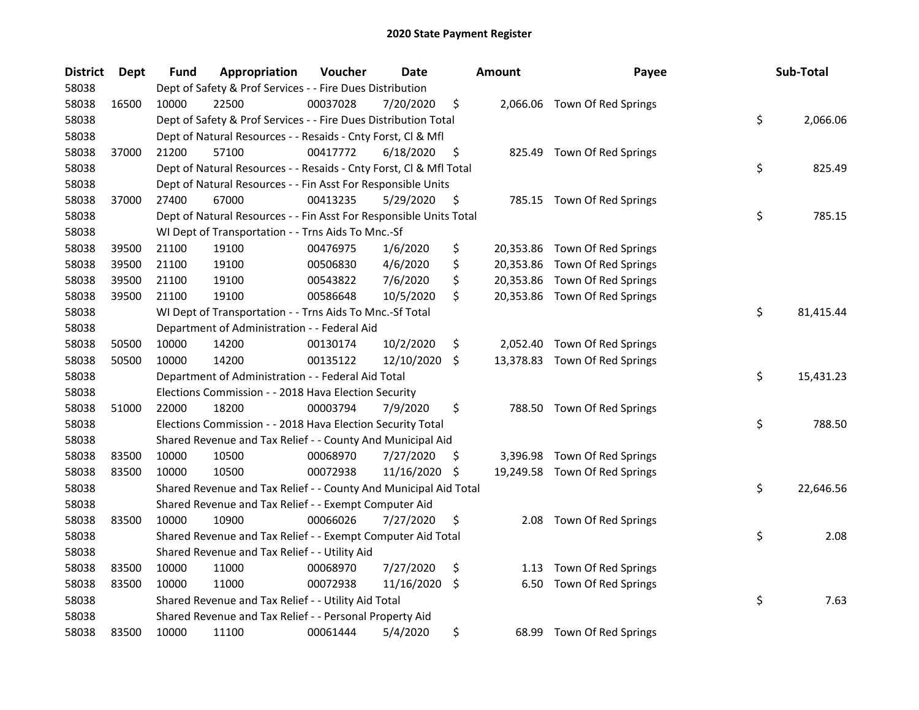# 2020 State Payment Register

| District | Dept | Fund | Appropriation | Voucher | Date | Amount | Payee | Sub-Total |
|---|---|---|---|---|---|---|---|---|
| 58038 | | Dept of Safety & Prof Services - - Fire Dues Distribution | | | | | | |
| 58038 | 16500 | 10000 | 22500 | 00037028 | 7/20/2020 | $ 2,066.06 | Town Of Red Springs | |
| 58038 | | Dept of Safety & Prof Services - - Fire Dues Distribution Total | | | | | | $ 2,066.06 |
| 58038 | | Dept of Natural Resources - - Resaids - Cnty Forst, Cl & Mfl | | | | | | |
| 58038 | 37000 | 21200 | 57100 | 00417772 | 6/18/2020 | $ 825.49 | Town Of Red Springs | |
| 58038 | | Dept of Natural Resources - - Resaids - Cnty Forst, Cl & Mfl Total | | | | | | $ 825.49 |
| 58038 | | Dept of Natural Resources - - Fin Asst For Responsible Units | | | | | | |
| 58038 | 37000 | 27400 | 67000 | 00413235 | 5/29/2020 | $ 785.15 | Town Of Red Springs | |
| 58038 | | Dept of Natural Resources - - Fin Asst For Responsible Units Total | | | | | | $ 785.15 |
| 58038 | | WI Dept of Transportation - - Trns Aids To Mnc.-Sf | | | | | | |
| 58038 | 39500 | 21100 | 19100 | 00476975 | 1/6/2020 | $ 20,353.86 | Town Of Red Springs | |
| 58038 | 39500 | 21100 | 19100 | 00506830 | 4/6/2020 | $ 20,353.86 | Town Of Red Springs | |
| 58038 | 39500 | 21100 | 19100 | 00543822 | 7/6/2020 | $ 20,353.86 | Town Of Red Springs | |
| 58038 | 39500 | 21100 | 19100 | 00586648 | 10/5/2020 | $ 20,353.86 | Town Of Red Springs | |
| 58038 | | WI Dept of Transportation - - Trns Aids To Mnc.-Sf Total | | | | | | $ 81,415.44 |
| 58038 | | Department of Administration - - Federal Aid | | | | | | |
| 58038 | 50500 | 10000 | 14200 | 00130174 | 10/2/2020 | $ 2,052.40 | Town Of Red Springs | |
| 58038 | 50500 | 10000 | 14200 | 00135122 | 12/10/2020 | $ 13,378.83 | Town Of Red Springs | |
| 58038 | | Department of Administration - - Federal Aid Total | | | | | | $ 15,431.23 |
| 58038 | | Elections Commission - - 2018 Hava Election Security | | | | | | |
| 58038 | 51000 | 22000 | 18200 | 00003794 | 7/9/2020 | $ 788.50 | Town Of Red Springs | |
| 58038 | | Elections Commission - - 2018 Hava Election Security Total | | | | | | $ 788.50 |
| 58038 | | Shared Revenue and Tax Relief - - County And Municipal Aid | | | | | | |
| 58038 | 83500 | 10000 | 10500 | 00068970 | 7/27/2020 | $ 3,396.98 | Town Of Red Springs | |
| 58038 | 83500 | 10000 | 10500 | 00072938 | 11/16/2020 | $ 19,249.58 | Town Of Red Springs | |
| 58038 | | Shared Revenue and Tax Relief - - County And Municipal Aid Total | | | | | | $ 22,646.56 |
| 58038 | | Shared Revenue and Tax Relief - - Exempt Computer Aid | | | | | | |
| 58038 | 83500 | 10000 | 10900 | 00066026 | 7/27/2020 | $ 2.08 | Town Of Red Springs | |
| 58038 | | Shared Revenue and Tax Relief - - Exempt Computer Aid Total | | | | | | $ 2.08 |
| 58038 | | Shared Revenue and Tax Relief - - Utility Aid | | | | | | |
| 58038 | 83500 | 10000 | 11000 | 00068970 | 7/27/2020 | $ 1.13 | Town Of Red Springs | |
| 58038 | 83500 | 10000 | 11000 | 00072938 | 11/16/2020 | $ 6.50 | Town Of Red Springs | |
| 58038 | | Shared Revenue and Tax Relief - - Utility Aid Total | | | | | | $ 7.63 |
| 58038 | | Shared Revenue and Tax Relief - - Personal Property Aid | | | | | | |
| 58038 | 83500 | 10000 | 11100 | 00061444 | 5/4/2020 | $ 68.99 | Town Of Red Springs | |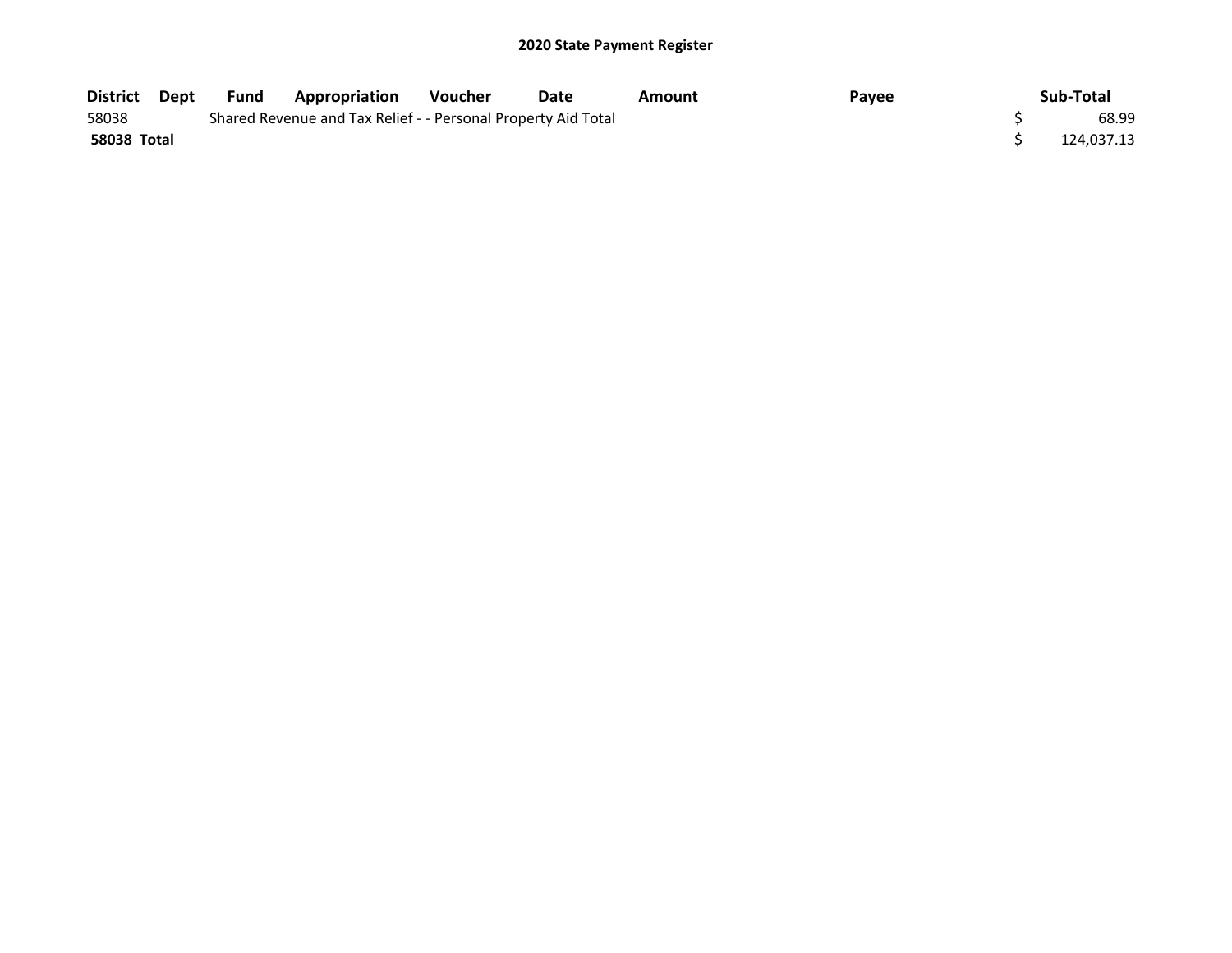# 2020 State Payment Register

| District | Dept | Fund | Appropriation | Voucher | Date | Amount | Payee | Sub-Total |
|---|---|---|---|---|---|---|---|---|
| 58038 | | Shared Revenue and Tax Relief - - Personal Property Aid Total | | | | | | $ 68.99 |
| **58038 Total** | | | | | | | | $ 124,037.13 |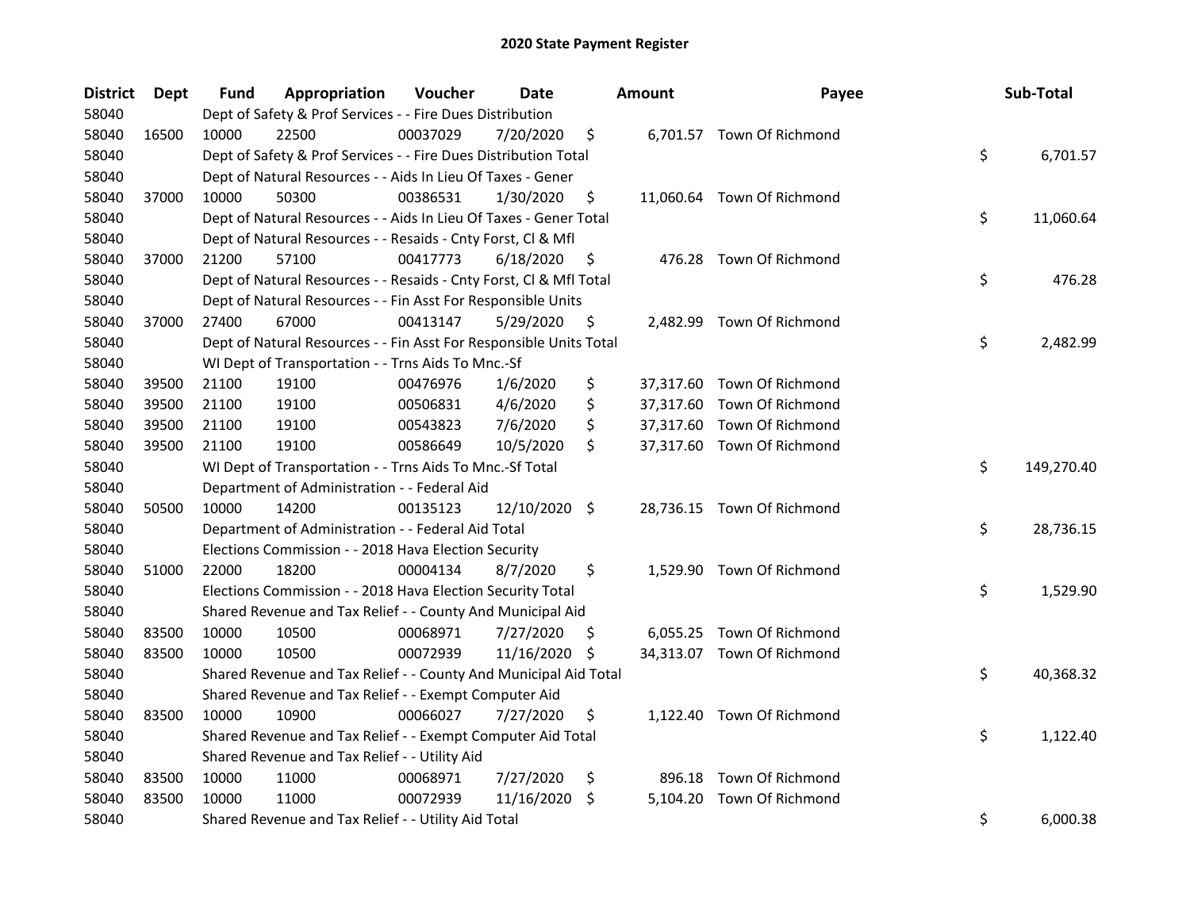# 2020 State Payment Register

| District | Dept | Fund | Appropriation | Voucher | Date | Amount | Payee | Sub-Total |
|---|---|---|---|---|---|---|---|---|
| 58040 | | Dept of Safety & Prof Services - - Fire Dues Distribution | | | | | | |
| 58040 | 16500 | 10000 | 22500 | 00037029 | 7/20/2020 | $ 6,701.57 | Town Of Richmond | |
| 58040 | | Dept of Safety & Prof Services - - Fire Dues Distribution Total | | | | | | $ 6,701.57 |
| 58040 | | Dept of Natural Resources - - Aids In Lieu Of Taxes - Gener | | | | | | |
| 58040 | 37000 | 10000 | 50300 | 00386531 | 1/30/2020 | $ 11,060.64 | Town Of Richmond | |
| 58040 | | Dept of Natural Resources - - Aids In Lieu Of Taxes - Gener Total | | | | | | $ 11,060.64 |
| 58040 | | Dept of Natural Resources - - Resaids - Cnty Forst, Cl & Mfl | | | | | | |
| 58040 | 37000 | 21200 | 57100 | 00417773 | 6/18/2020 | $ 476.28 | Town Of Richmond | |
| 58040 | | Dept of Natural Resources - - Resaids - Cnty Forst, Cl & Mfl Total | | | | | | $ 476.28 |
| 58040 | | Dept of Natural Resources - - Fin Asst For Responsible Units | | | | | | |
| 58040 | 37000 | 27400 | 67000 | 00413147 | 5/29/2020 | $ 2,482.99 | Town Of Richmond | |
| 58040 | | Dept of Natural Resources - - Fin Asst For Responsible Units Total | | | | | | $ 2,482.99 |
| 58040 | | WI Dept of Transportation - - Trns Aids To Mnc.-Sf | | | | | | |
| 58040 | 39500 | 21100 | 19100 | 00476976 | 1/6/2020 | $ 37,317.60 | Town Of Richmond | |
| 58040 | 39500 | 21100 | 19100 | 00506831 | 4/6/2020 | $ 37,317.60 | Town Of Richmond | |
| 58040 | 39500 | 21100 | 19100 | 00543823 | 7/6/2020 | $ 37,317.60 | Town Of Richmond | |
| 58040 | 39500 | 21100 | 19100 | 00586649 | 10/5/2020 | $ 37,317.60 | Town Of Richmond | |
| 58040 | | WI Dept of Transportation - - Trns Aids To Mnc.-Sf Total | | | | | | $ 149,270.40 |
| 58040 | | Department of Administration - - Federal Aid | | | | | | |
| 58040 | 50500 | 10000 | 14200 | 00135123 | 12/10/2020 | $ 28,736.15 | Town Of Richmond | |
| 58040 | | Department of Administration - - Federal Aid Total | | | | | | $ 28,736.15 |
| 58040 | | Elections Commission - - 2018 Hava Election Security | | | | | | |
| 58040 | 51000 | 22000 | 18200 | 00004134 | 8/7/2020 | $ 1,529.90 | Town Of Richmond | |
| 58040 | | Elections Commission - - 2018 Hava Election Security Total | | | | | | $ 1,529.90 |
| 58040 | | Shared Revenue and Tax Relief - - County And Municipal Aid | | | | | | |
| 58040 | 83500 | 10000 | 10500 | 00068971 | 7/27/2020 | $ 6,055.25 | Town Of Richmond | |
| 58040 | 83500 | 10000 | 10500 | 00072939 | 11/16/2020 | $ 34,313.07 | Town Of Richmond | |
| 58040 | | Shared Revenue and Tax Relief - - County And Municipal Aid Total | | | | | | $ 40,368.32 |
| 58040 | | Shared Revenue and Tax Relief - - Exempt Computer Aid | | | | | | |
| 58040 | 83500 | 10000 | 10900 | 00066027 | 7/27/2020 | $ 1,122.40 | Town Of Richmond | |
| 58040 | | Shared Revenue and Tax Relief - - Exempt Computer Aid Total | | | | | | $ 1,122.40 |
| 58040 | | Shared Revenue and Tax Relief - - Utility Aid | | | | | | |
| 58040 | 83500 | 10000 | 11000 | 00068971 | 7/27/2020 | $ 896.18 | Town Of Richmond | |
| 58040 | 83500 | 10000 | 11000 | 00072939 | 11/16/2020 | $ 5,104.20 | Town Of Richmond | |
| 58040 | | Shared Revenue and Tax Relief - - Utility Aid Total | | | | | | $ 6,000.38 |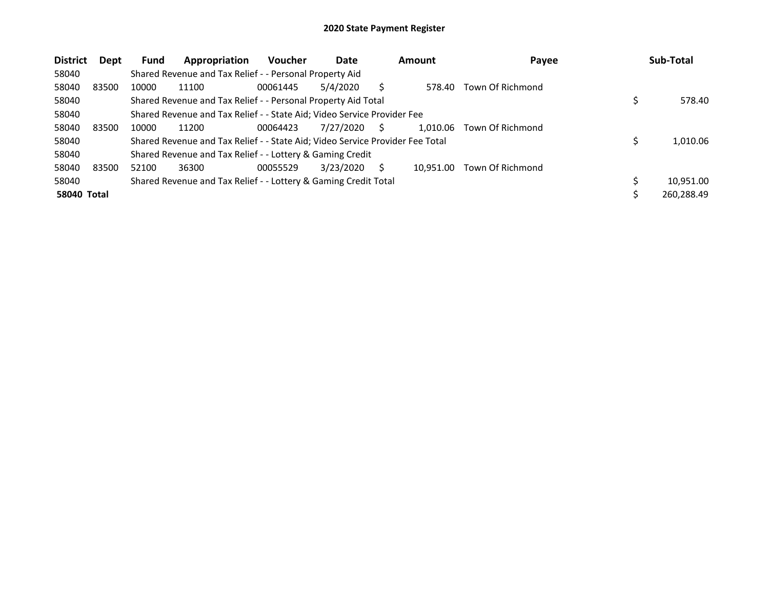# 2020 State Payment Register

| District | Dept | Fund | Appropriation | Voucher | Date | Amount | Payee | Sub-Total |
|---|---|---|---|---|---|---|---|---|
| 58040 | | Shared Revenue and Tax Relief - - Personal Property Aid | | | | | | |
| 58040 | 83500 | 10000 | 11100 | 00061445 | 5/4/2020 | $ 578.40 | Town Of Richmond | |
| 58040 | | Shared Revenue and Tax Relief - - Personal Property Aid Total | | | | | | $ 578.40 |
| 58040 | | Shared Revenue and Tax Relief - - State Aid; Video Service Provider Fee | | | | | | |
| 58040 | 83500 | 10000 | 11200 | 00064423 | 7/27/2020 | $ 1,010.06 | Town Of Richmond | |
| 58040 | | Shared Revenue and Tax Relief - - State Aid; Video Service Provider Fee Total | | | | | | $ 1,010.06 |
| 58040 | | Shared Revenue and Tax Relief - - Lottery & Gaming Credit | | | | | | |
| 58040 | 83500 | 52100 | 36300 | 00055529 | 3/23/2020 | $ 10,951.00 | Town Of Richmond | |
| 58040 | | Shared Revenue and Tax Relief - - Lottery & Gaming Credit Total | | | | | | $ 10,951.00 |
| **58040 Total** | | | | | | | | $ 260,288.49 |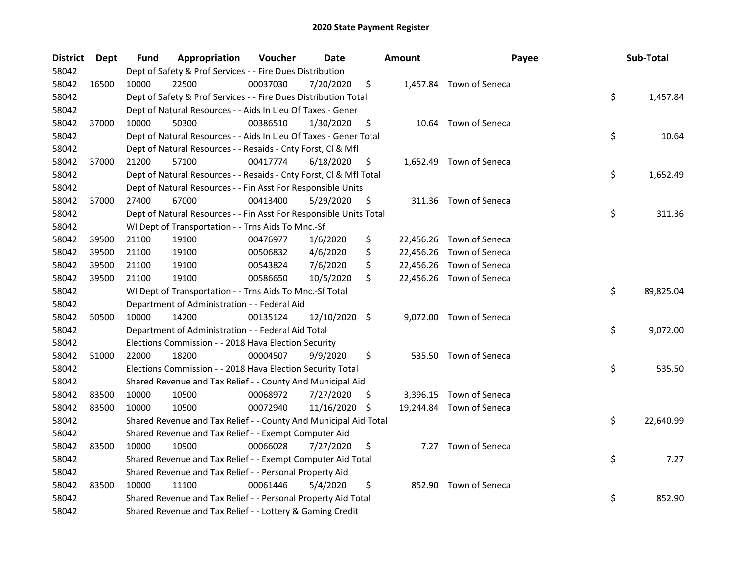# 2020 State Payment Register

| District | Dept | Fund | Appropriation | Voucher | Date | Amount | Payee | Sub-Total |
|---|---|---|---|---|---|---|---|---|
| 58042 | | Dept of Safety & Prof Services - - Fire Dues Distribution | | | | | | |
| 58042 | 16500 | 10000 | 22500 | 00037030 | 7/20/2020 | $ 1,457.84 | Town of Seneca | |
| 58042 | | Dept of Safety & Prof Services - - Fire Dues Distribution Total | | | | | | $ 1,457.84 |
| 58042 | | Dept of Natural Resources - - Aids In Lieu Of Taxes - Gener | | | | | | |
| 58042 | 37000 | 10000 | 50300 | 00386510 | 1/30/2020 | $ 10.64 | Town of Seneca | |
| 58042 | | Dept of Natural Resources - - Aids In Lieu Of Taxes - Gener Total | | | | | | $ 10.64 |
| 58042 | | Dept of Natural Resources - - Resaids - Cnty Forst, Cl & Mfl | | | | | | |
| 58042 | 37000 | 21200 | 57100 | 00417774 | 6/18/2020 | $ 1,652.49 | Town of Seneca | |
| 58042 | | Dept of Natural Resources - - Resaids - Cnty Forst, Cl & Mfl Total | | | | | | $ 1,652.49 |
| 58042 | | Dept of Natural Resources - - Fin Asst For Responsible Units | | | | | | |
| 58042 | 37000 | 27400 | 67000 | 00413400 | 5/29/2020 | $ 311.36 | Town of Seneca | |
| 58042 | | Dept of Natural Resources - - Fin Asst For Responsible Units Total | | | | | | $ 311.36 |
| 58042 | | WI Dept of Transportation - - Trns Aids To Mnc.-Sf | | | | | | |
| 58042 | 39500 | 21100 | 19100 | 00476977 | 1/6/2020 | $ 22,456.26 | Town of Seneca | |
| 58042 | 39500 | 21100 | 19100 | 00506832 | 4/6/2020 | $ 22,456.26 | Town of Seneca | |
| 58042 | 39500 | 21100 | 19100 | 00543824 | 7/6/2020 | $ 22,456.26 | Town of Seneca | |
| 58042 | 39500 | 21100 | 19100 | 00586650 | 10/5/2020 | $ 22,456.26 | Town of Seneca | |
| 58042 | | WI Dept of Transportation - - Trns Aids To Mnc.-Sf Total | | | | | | $ 89,825.04 |
| 58042 | | Department of Administration - - Federal Aid | | | | | | |
| 58042 | 50500 | 10000 | 14200 | 00135124 | 12/10/2020 | $ 9,072.00 | Town of Seneca | |
| 58042 | | Department of Administration - - Federal Aid Total | | | | | | $ 9,072.00 |
| 58042 | | Elections Commission - - 2018 Hava Election Security | | | | | | |
| 58042 | 51000 | 22000 | 18200 | 00004507 | 9/9/2020 | $ 535.50 | Town of Seneca | |
| 58042 | | Elections Commission - - 2018 Hava Election Security Total | | | | | | $ 535.50 |
| 58042 | | Shared Revenue and Tax Relief - - County And Municipal Aid | | | | | | |
| 58042 | 83500 | 10000 | 10500 | 00068972 | 7/27/2020 | $ 3,396.15 | Town of Seneca | |
| 58042 | 83500 | 10000 | 10500 | 00072940 | 11/16/2020 | $ 19,244.84 | Town of Seneca | |
| 58042 | | Shared Revenue and Tax Relief - - County And Municipal Aid Total | | | | | | $ 22,640.99 |
| 58042 | | Shared Revenue and Tax Relief - - Exempt Computer Aid | | | | | | |
| 58042 | 83500 | 10000 | 10900 | 00066028 | 7/27/2020 | $ 7.27 | Town of Seneca | |
| 58042 | | Shared Revenue and Tax Relief - - Exempt Computer Aid Total | | | | | | $ 7.27 |
| 58042 | | Shared Revenue and Tax Relief - - Personal Property Aid | | | | | | |
| 58042 | 83500 | 10000 | 11100 | 00061446 | 5/4/2020 | $ 852.90 | Town of Seneca | |
| 58042 | | Shared Revenue and Tax Relief - - Personal Property Aid Total | | | | | | $ 852.90 |
| 58042 | | Shared Revenue and Tax Relief - - Lottery & Gaming Credit | | | | | | |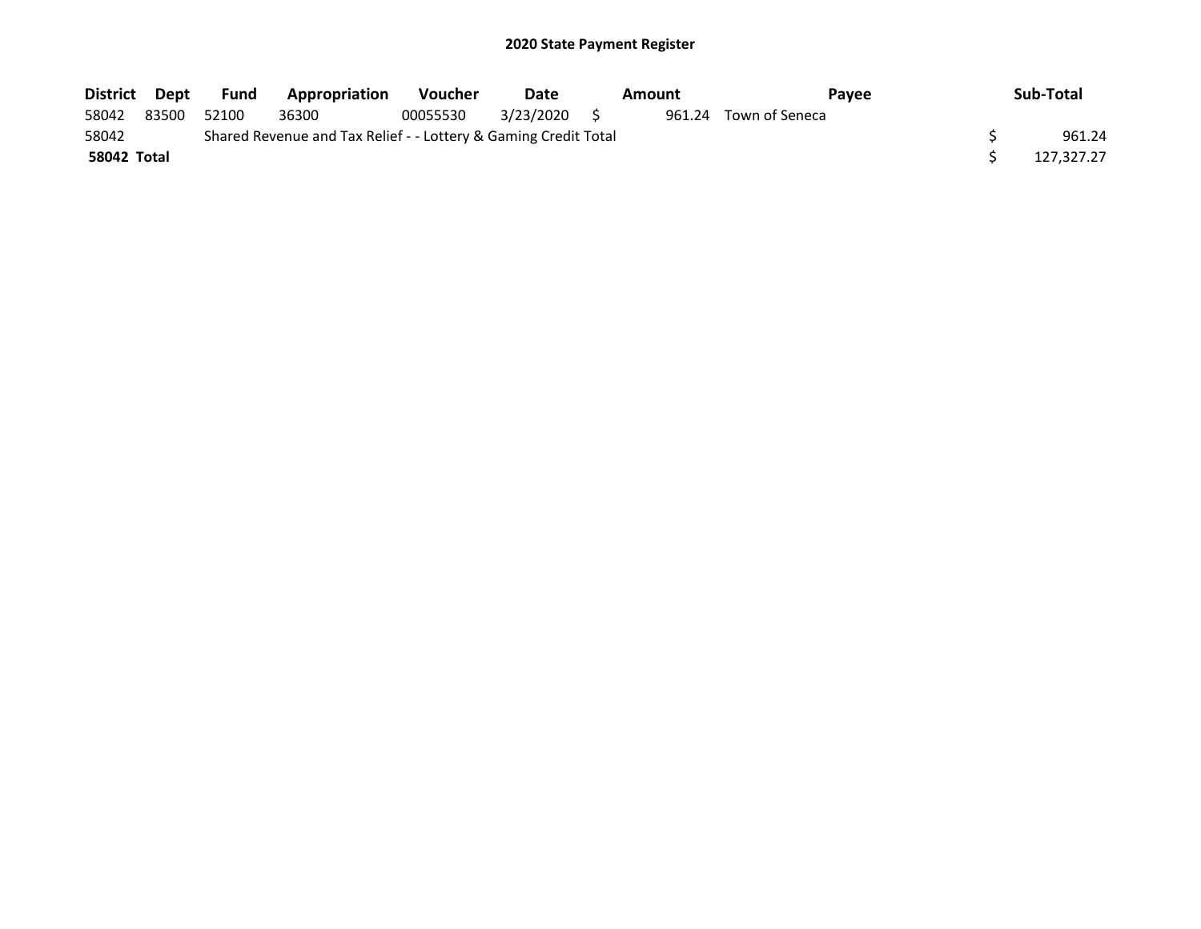## 2020 State Payment Register

| District | Dept | Fund | Appropriation | Voucher | Date | Amount | Payee | Sub-Total |
|---|---|---|---|---|---|---|---|---|
| 58042 | 83500 | 52100 | 36300 | 00055530 | 3/23/2020 | $ 961.24 | Town of Seneca | |
| 58042 | | Shared Revenue and Tax Relief - - Lottery & Gaming Credit Total | | | | | | $ 961.24 |
| **58042 Total** | | | | | | | | $ 127,327.27 |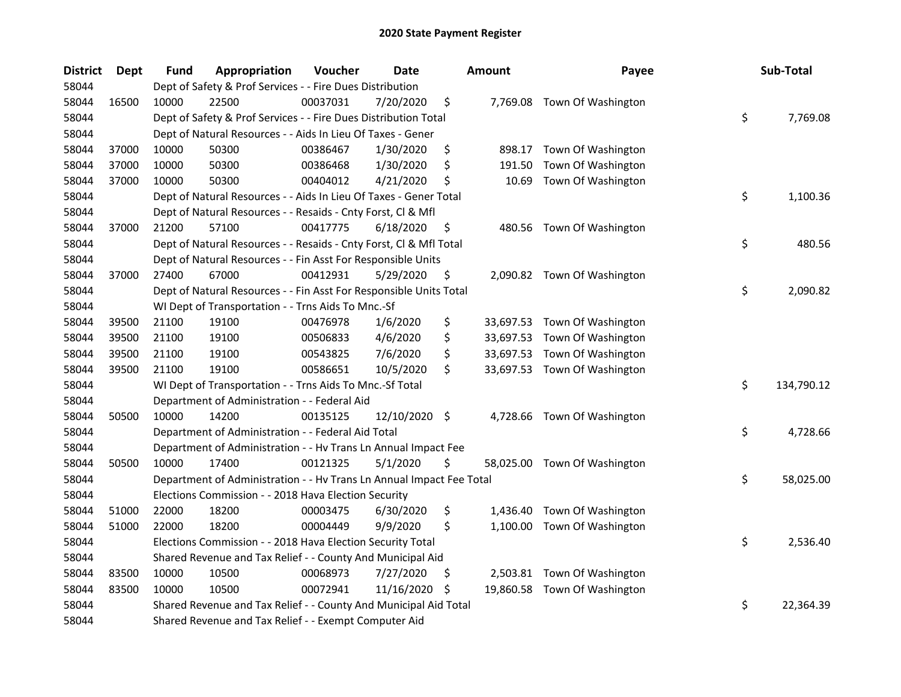# 2020 State Payment Register

| District | Dept | Fund | Appropriation | Voucher | Date | Amount | Payee | Sub-Total |
|---|---|---|---|---|---|---|---|---|
| 58044 | Dept of Safety & Prof Services - - Fire Dues Distribution | | | | | | | |
| 58044 | 16500 | 10000 | 22500 | 00037031 | 7/20/2020 | $ 7,769.08 | Town Of Washington | |
| 58044 | Dept of Safety & Prof Services - - Fire Dues Distribution Total | | | | | | | $ 7,769.08 |
| 58044 | Dept of Natural Resources - - Aids In Lieu Of Taxes - Gener | | | | | | | |
| 58044 | 37000 | 10000 | 50300 | 00386467 | 1/30/2020 | $ 898.17 | Town Of Washington | |
| 58044 | 37000 | 10000 | 50300 | 00386468 | 1/30/2020 | $ 191.50 | Town Of Washington | |
| 58044 | 37000 | 10000 | 50300 | 00404012 | 4/21/2020 | $ 10.69 | Town Of Washington | |
| 58044 | Dept of Natural Resources - - Aids In Lieu Of Taxes - Gener Total | | | | | | | $ 1,100.36 |
| 58044 | Dept of Natural Resources - - Resaids - Cnty Forst, Cl & Mfl | | | | | | | |
| 58044 | 37000 | 21200 | 57100 | 00417775 | 6/18/2020 | $ 480.56 | Town Of Washington | |
| 58044 | Dept of Natural Resources - - Resaids - Cnty Forst, Cl & Mfl Total | | | | | | | $ 480.56 |
| 58044 | Dept of Natural Resources - - Fin Asst For Responsible Units | | | | | | | |
| 58044 | 37000 | 27400 | 67000 | 00412931 | 5/29/2020 | $ 2,090.82 | Town Of Washington | |
| 58044 | Dept of Natural Resources - - Fin Asst For Responsible Units Total | | | | | | | $ 2,090.82 |
| 58044 | WI Dept of Transportation - - Trns Aids To Mnc.-Sf | | | | | | | |
| 58044 | 39500 | 21100 | 19100 | 00476978 | 1/6/2020 | $ 33,697.53 | Town Of Washington | |
| 58044 | 39500 | 21100 | 19100 | 00506833 | 4/6/2020 | $ 33,697.53 | Town Of Washington | |
| 58044 | 39500 | 21100 | 19100 | 00543825 | 7/6/2020 | $ 33,697.53 | Town Of Washington | |
| 58044 | 39500 | 21100 | 19100 | 00586651 | 10/5/2020 | $ 33,697.53 | Town Of Washington | |
| 58044 | WI Dept of Transportation - - Trns Aids To Mnc.-Sf Total | | | | | | | $ 134,790.12 |
| 58044 | Department of Administration - - Federal Aid | | | | | | | |
| 58044 | 50500 | 10000 | 14200 | 00135125 | 12/10/2020 | $ 4,728.66 | Town Of Washington | |
| 58044 | Department of Administration - - Federal Aid Total | | | | | | | $ 4,728.66 |
| 58044 | Department of Administration - - Hv Trans Ln Annual Impact Fee | | | | | | | |
| 58044 | 50500 | 10000 | 17400 | 00121325 | 5/1/2020 | $ 58,025.00 | Town Of Washington | |
| 58044 | Department of Administration - - Hv Trans Ln Annual Impact Fee Total | | | | | | | $ 58,025.00 |
| 58044 | Elections Commission - - 2018 Hava Election Security | | | | | | | |
| 58044 | 51000 | 22000 | 18200 | 00003475 | 6/30/2020 | $ 1,436.40 | Town Of Washington | |
| 58044 | 51000 | 22000 | 18200 | 00004449 | 9/9/2020 | $ 1,100.00 | Town Of Washington | |
| 58044 | Elections Commission - - 2018 Hava Election Security Total | | | | | | | $ 2,536.40 |
| 58044 | Shared Revenue and Tax Relief - - County And Municipal Aid | | | | | | | |
| 58044 | 83500 | 10000 | 10500 | 00068973 | 7/27/2020 | $ 2,503.81 | Town Of Washington | |
| 58044 | 83500 | 10000 | 10500 | 00072941 | 11/16/2020 | $ 19,860.58 | Town Of Washington | |
| 58044 | Shared Revenue and Tax Relief - - County And Municipal Aid Total | | | | | | | $ 22,364.39 |
| 58044 | Shared Revenue and Tax Relief - - Exempt Computer Aid | | | | | | | |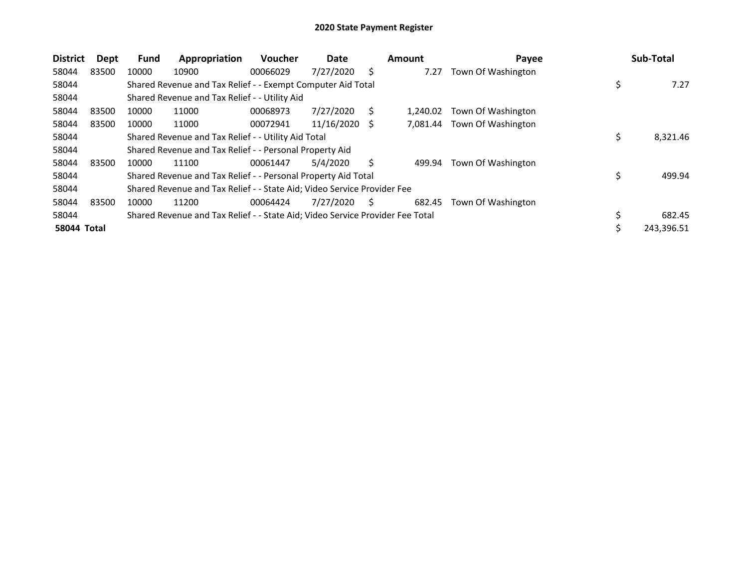# 2020 State Payment Register

| District | Dept | Fund | Appropriation | Voucher | Date | Amount | Payee | Sub-Total |
|---|---|---|---|---|---|---|---|---|
| 58044 | 83500 | 10000 | 10900 | 00066029 | 7/27/2020 | $ 7.27 | Town Of Washington | |
| 58044 | | Shared Revenue and Tax Relief - - Exempt Computer Aid Total | | | | | | $ 7.27 |
| 58044 | | Shared Revenue and Tax Relief - - Utility Aid | | | | | | |
| 58044 | 83500 | 10000 | 11000 | 00068973 | 7/27/2020 | $ 1,240.02 | Town Of Washington | |
| 58044 | 83500 | 10000 | 11000 | 00072941 | 11/16/2020 | $ 7,081.44 | Town Of Washington | |
| 58044 | | Shared Revenue and Tax Relief - - Utility Aid Total | | | | | | $ 8,321.46 |
| 58044 | | Shared Revenue and Tax Relief - - Personal Property Aid | | | | | | |
| 58044 | 83500 | 10000 | 11100 | 00061447 | 5/4/2020 | $ 499.94 | Town Of Washington | |
| 58044 | | Shared Revenue and Tax Relief - - Personal Property Aid Total | | | | | | $ 499.94 |
| 58044 | | Shared Revenue and Tax Relief - - State Aid; Video Service Provider Fee | | | | | | |
| 58044 | 83500 | 10000 | 11200 | 00064424 | 7/27/2020 | $ 682.45 | Town Of Washington | |
| 58044 | | Shared Revenue and Tax Relief - - State Aid; Video Service Provider Fee Total | | | | | | $ 682.45 |
| **58044 Total** | | | | | | | | $ 243,396.51 |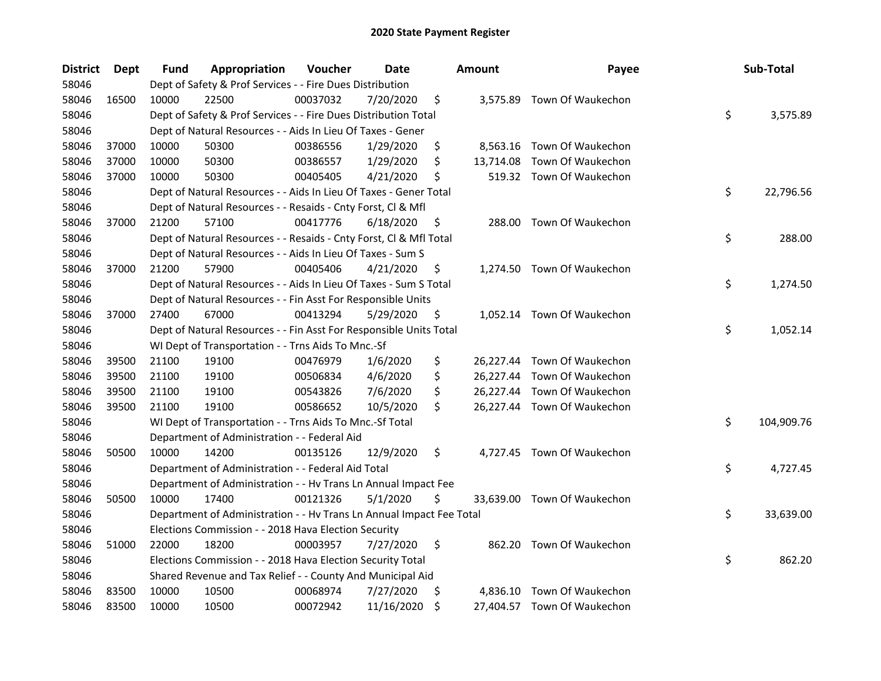# 2020 State Payment Register

| District | Dept | Fund | Appropriation | Voucher | Date | Amount | Payee | Sub-Total |
|---|---|---|---|---|---|---|---|---|
| 58046 | | Dept of Safety & Prof Services - - Fire Dues Distribution | | | | | | |
| 58046 | 16500 | 10000 | 22500 | 00037032 | 7/20/2020 | $ 3,575.89 | Town Of Waukechon | |
| 58046 | | Dept of Safety & Prof Services - - Fire Dues Distribution Total | | | | | | $ 3,575.89 |
| 58046 | | Dept of Natural Resources - - Aids In Lieu Of Taxes - Gener | | | | | | |
| 58046 | 37000 | 10000 | 50300 | 00386556 | 1/29/2020 | $ 8,563.16 | Town Of Waukechon | |
| 58046 | 37000 | 10000 | 50300 | 00386557 | 1/29/2020 | $ 13,714.08 | Town Of Waukechon | |
| 58046 | 37000 | 10000 | 50300 | 00405405 | 4/21/2020 | $ 519.32 | Town Of Waukechon | |
| 58046 | | Dept of Natural Resources - - Aids In Lieu Of Taxes - Gener Total | | | | | | $ 22,796.56 |
| 58046 | | Dept of Natural Resources - - Resaids - Cnty Forst, Cl & Mfl | | | | | | |
| 58046 | 37000 | 21200 | 57100 | 00417776 | 6/18/2020 | $ 288.00 | Town Of Waukechon | |
| 58046 | | Dept of Natural Resources - - Resaids - Cnty Forst, Cl & Mfl Total | | | | | | $ 288.00 |
| 58046 | | Dept of Natural Resources - - Aids In Lieu Of Taxes - Sum S | | | | | | |
| 58046 | 37000 | 21200 | 57900 | 00405406 | 4/21/2020 | $ 1,274.50 | Town Of Waukechon | |
| 58046 | | Dept of Natural Resources - - Aids In Lieu Of Taxes - Sum S Total | | | | | | $ 1,274.50 |
| 58046 | | Dept of Natural Resources - - Fin Asst For Responsible Units | | | | | | |
| 58046 | 37000 | 27400 | 67000 | 00413294 | 5/29/2020 | $ 1,052.14 | Town Of Waukechon | |
| 58046 | | Dept of Natural Resources - - Fin Asst For Responsible Units Total | | | | | | $ 1,052.14 |
| 58046 | | WI Dept of Transportation - - Trns Aids To Mnc.-Sf | | | | | | |
| 58046 | 39500 | 21100 | 19100 | 00476979 | 1/6/2020 | $ 26,227.44 | Town Of Waukechon | |
| 58046 | 39500 | 21100 | 19100 | 00506834 | 4/6/2020 | $ 26,227.44 | Town Of Waukechon | |
| 58046 | 39500 | 21100 | 19100 | 00543826 | 7/6/2020 | $ 26,227.44 | Town Of Waukechon | |
| 58046 | 39500 | 21100 | 19100 | 00586652 | 10/5/2020 | $ 26,227.44 | Town Of Waukechon | |
| 58046 | | WI Dept of Transportation - - Trns Aids To Mnc.-Sf Total | | | | | | $ 104,909.76 |
| 58046 | | Department of Administration - - Federal Aid | | | | | | |
| 58046 | 50500 | 10000 | 14200 | 00135126 | 12/9/2020 | $ 4,727.45 | Town Of Waukechon | |
| 58046 | | Department of Administration - - Federal Aid Total | | | | | | $ 4,727.45 |
| 58046 | | Department of Administration - - Hv Trans Ln Annual Impact Fee | | | | | | |
| 58046 | 50500 | 10000 | 17400 | 00121326 | 5/1/2020 | $ 33,639.00 | Town Of Waukechon | |
| 58046 | | Department of Administration - - Hv Trans Ln Annual Impact Fee Total | | | | | | $ 33,639.00 |
| 58046 | | Elections Commission - - 2018 Hava Election Security | | | | | | |
| 58046 | 51000 | 22000 | 18200 | 00003957 | 7/27/2020 | $ 862.20 | Town Of Waukechon | |
| 58046 | | Elections Commission - - 2018 Hava Election Security Total | | | | | | $ 862.20 |
| 58046 | | Shared Revenue and Tax Relief - - County And Municipal Aid | | | | | | |
| 58046 | 83500 | 10000 | 10500 | 00068974 | 7/27/2020 | $ 4,836.10 | Town Of Waukechon | |
| 58046 | 83500 | 10000 | 10500 | 00072942 | 11/16/2020 | $ 27,404.57 | Town Of Waukechon | |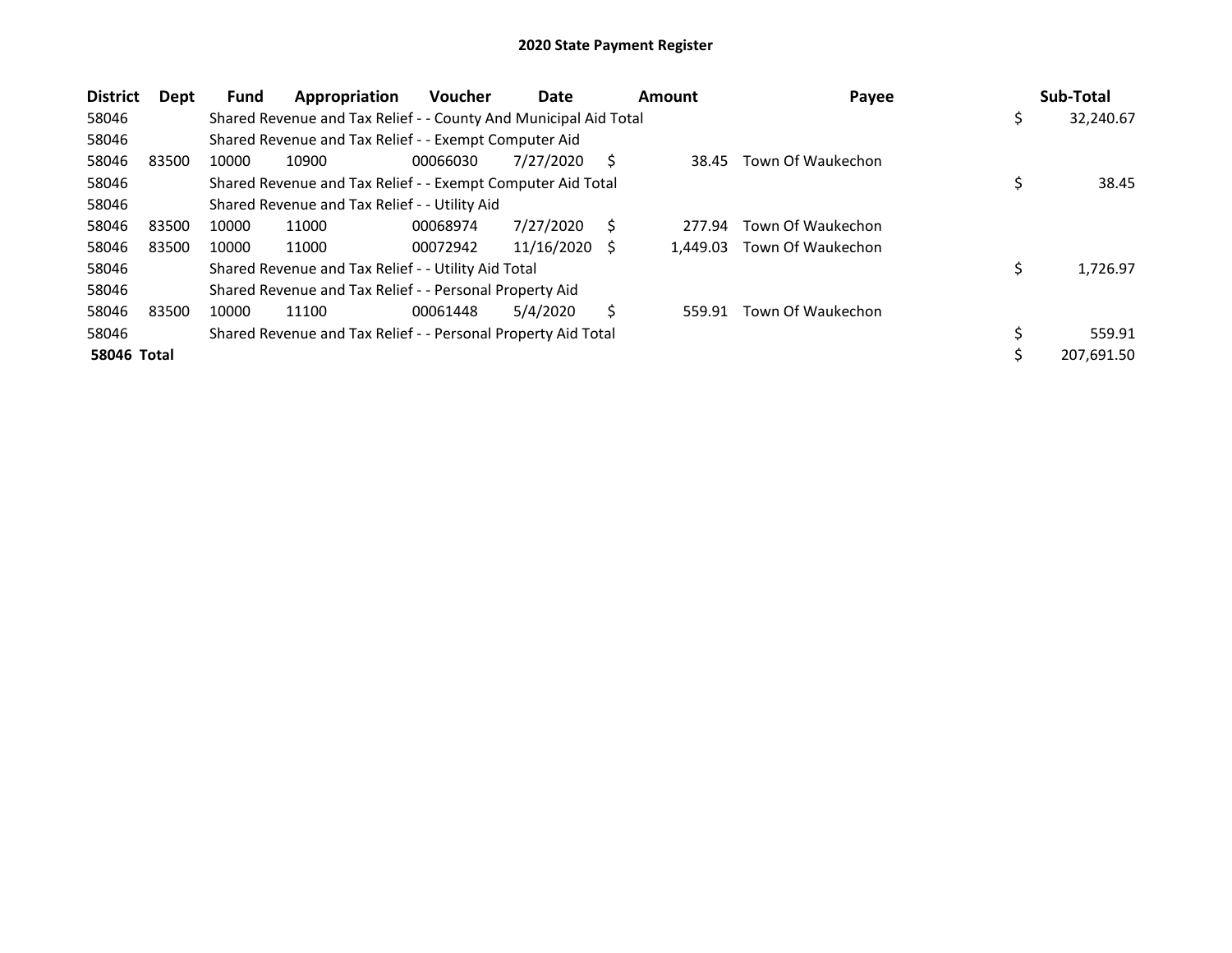# 2020 State Payment Register

| District | Dept | Fund | Appropriation | Voucher | Date | Amount | Payee | Sub-Total |
|---|---|---|---|---|---|---|---|---|
| 58046 | | Shared Revenue and Tax Relief - - County And Municipal Aid Total | | | | | | $ 32,240.67 |
| 58046 | | Shared Revenue and Tax Relief - - Exempt Computer Aid | | | | | | |
| 58046 | 83500 | 10000 | 10900 | 00066030 | 7/27/2020 | $ 38.45 | Town Of Waukechon | |
| 58046 | | Shared Revenue and Tax Relief - - Exempt Computer Aid Total | | | | | | $ 38.45 |
| 58046 | | Shared Revenue and Tax Relief - - Utility Aid | | | | | | |
| 58046 | 83500 | 10000 | 11000 | 00068974 | 7/27/2020 | $ 277.94 | Town Of Waukechon | |
| 58046 | 83500 | 10000 | 11000 | 00072942 | 11/16/2020 | $ 1,449.03 | Town Of Waukechon | |
| 58046 | | Shared Revenue and Tax Relief - - Utility Aid Total | | | | | | $ 1,726.97 |
| 58046 | | Shared Revenue and Tax Relief - - Personal Property Aid | | | | | | |
| 58046 | 83500 | 10000 | 11100 | 00061448 | 5/4/2020 | $ 559.91 | Town Of Waukechon | |
| 58046 | | Shared Revenue and Tax Relief - - Personal Property Aid Total | | | | | | $ 559.91 |
| **58046 Total** | | | | | | | | $ 207,691.50 |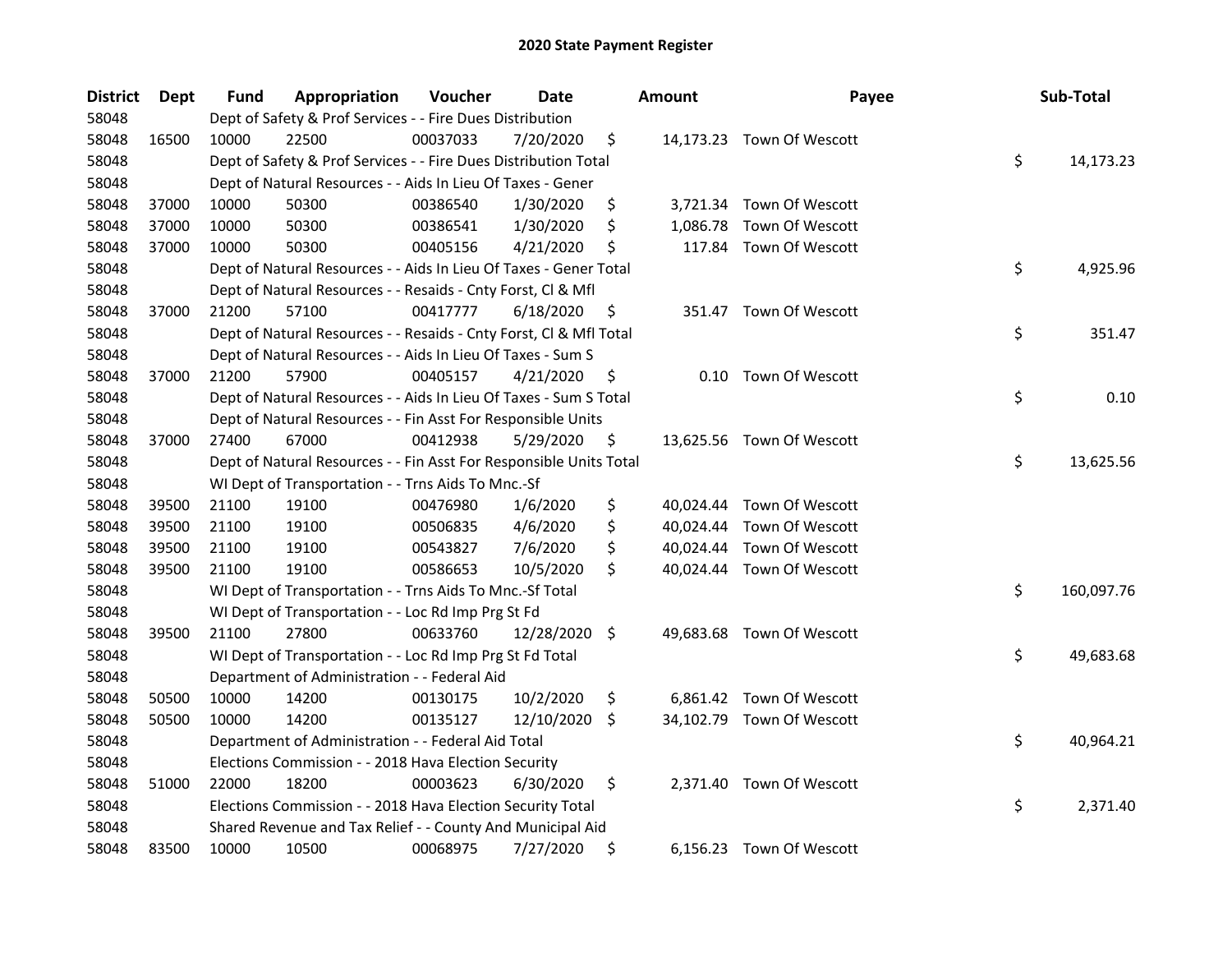# 2020 State Payment Register

| District | Dept | Fund | Appropriation | Voucher | Date | Amount | Payee | Sub-Total |
|---|---|---|---|---|---|---|---|---|
| 58048 | | Dept of Safety & Prof Services - - Fire Dues Distribution | | | | | | |
| 58048 | 16500 | 10000 | 22500 | 00037033 | 7/20/2020 | $ 14,173.23 | Town Of Wescott | |
| 58048 | | Dept of Safety & Prof Services - - Fire Dues Distribution Total | | | | | | $ 14,173.23 |
| 58048 | | Dept of Natural Resources - - Aids In Lieu Of Taxes - Gener | | | | | | |
| 58048 | 37000 | 10000 | 50300 | 00386540 | 1/30/2020 | $ 3,721.34 | Town Of Wescott | |
| 58048 | 37000 | 10000 | 50300 | 00386541 | 1/30/2020 | $ 1,086.78 | Town Of Wescott | |
| 58048 | 37000 | 10000 | 50300 | 00405156 | 4/21/2020 | $ 117.84 | Town Of Wescott | |
| 58048 | | Dept of Natural Resources - - Aids In Lieu Of Taxes - Gener Total | | | | | | $ 4,925.96 |
| 58048 | | Dept of Natural Resources - - Resaids - Cnty Forst, Cl & Mfl | | | | | | |
| 58048 | 37000 | 21200 | 57100 | 00417777 | 6/18/2020 | $ 351.47 | Town Of Wescott | |
| 58048 | | Dept of Natural Resources - - Resaids - Cnty Forst, Cl & Mfl Total | | | | | | $ 351.47 |
| 58048 | | Dept of Natural Resources - - Aids In Lieu Of Taxes - Sum S | | | | | | |
| 58048 | 37000 | 21200 | 57900 | 00405157 | 4/21/2020 | $ 0.10 | Town Of Wescott | |
| 58048 | | Dept of Natural Resources - - Aids In Lieu Of Taxes - Sum S Total | | | | | | $ 0.10 |
| 58048 | | Dept of Natural Resources - - Fin Asst For Responsible Units | | | | | | |
| 58048 | 37000 | 27400 | 67000 | 00412938 | 5/29/2020 | $ 13,625.56 | Town Of Wescott | |
| 58048 | | Dept of Natural Resources - - Fin Asst For Responsible Units Total | | | | | | $ 13,625.56 |
| 58048 | | WI Dept of Transportation - - Trns Aids To Mnc.-Sf | | | | | | |
| 58048 | 39500 | 21100 | 19100 | 00476980 | 1/6/2020 | $ 40,024.44 | Town Of Wescott | |
| 58048 | 39500 | 21100 | 19100 | 00506835 | 4/6/2020 | $ 40,024.44 | Town Of Wescott | |
| 58048 | 39500 | 21100 | 19100 | 00543827 | 7/6/2020 | $ 40,024.44 | Town Of Wescott | |
| 58048 | 39500 | 21100 | 19100 | 00586653 | 10/5/2020 | $ 40,024.44 | Town Of Wescott | |
| 58048 | | WI Dept of Transportation - - Trns Aids To Mnc.-Sf Total | | | | | | $ 160,097.76 |
| 58048 | | WI Dept of Transportation - - Loc Rd Imp Prg St Fd | | | | | | |
| 58048 | 39500 | 21100 | 27800 | 00633760 | 12/28/2020 | $ 49,683.68 | Town Of Wescott | |
| 58048 | | WI Dept of Transportation - - Loc Rd Imp Prg St Fd Total | | | | | | $ 49,683.68 |
| 58048 | | Department of Administration - - Federal Aid | | | | | | |
| 58048 | 50500 | 10000 | 14200 | 00130175 | 10/2/2020 | $ 6,861.42 | Town Of Wescott | |
| 58048 | 50500 | 10000 | 14200 | 00135127 | 12/10/2020 | $ 34,102.79 | Town Of Wescott | |
| 58048 | | Department of Administration - - Federal Aid Total | | | | | | $ 40,964.21 |
| 58048 | | Elections Commission - - 2018 Hava Election Security | | | | | | |
| 58048 | 51000 | 22000 | 18200 | 00003623 | 6/30/2020 | $ 2,371.40 | Town Of Wescott | |
| 58048 | | Elections Commission - - 2018 Hava Election Security Total | | | | | | $ 2,371.40 |
| 58048 | | Shared Revenue and Tax Relief - - County And Municipal Aid | | | | | | |
| 58048 | 83500 | 10000 | 10500 | 00068975 | 7/27/2020 | $ 6,156.23 | Town Of Wescott | |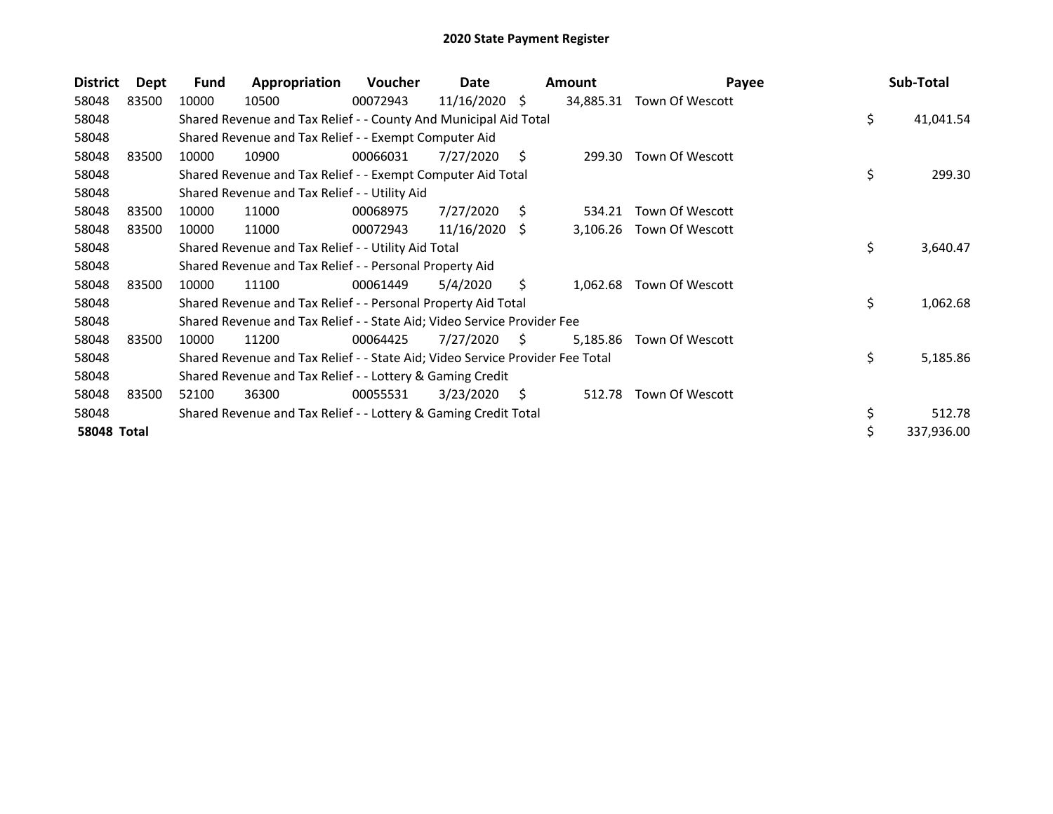# 2020 State Payment Register

| District | Dept | Fund | Appropriation | Voucher | Date | Amount | Payee | Sub-Total |
|---|---|---|---|---|---|---|---|---|
| 58048 | 83500 | 10000 | 10500 | 00072943 | 11/16/2020 | $ 34,885.31 | Town Of Wescott | |
| 58048 | | Shared Revenue and Tax Relief - - County And Municipal Aid Total | | | | | | $ 41,041.54 |
| 58048 | | Shared Revenue and Tax Relief - - Exempt Computer Aid | | | | | | |
| 58048 | 83500 | 10000 | 10900 | 00066031 | 7/27/2020 | $ 299.30 | Town Of Wescott | |
| 58048 | | Shared Revenue and Tax Relief - - Exempt Computer Aid Total | | | | | | $ 299.30 |
| 58048 | | Shared Revenue and Tax Relief - - Utility Aid | | | | | | |
| 58048 | 83500 | 10000 | 11000 | 00068975 | 7/27/2020 | $ 534.21 | Town Of Wescott | |
| 58048 | 83500 | 10000 | 11000 | 00072943 | 11/16/2020 | $ 3,106.26 | Town Of Wescott | |
| 58048 | | Shared Revenue and Tax Relief - - Utility Aid Total | | | | | | $ 3,640.47 |
| 58048 | | Shared Revenue and Tax Relief - - Personal Property Aid | | | | | | |
| 58048 | 83500 | 10000 | 11100 | 00061449 | 5/4/2020 | $ 1,062.68 | Town Of Wescott | |
| 58048 | | Shared Revenue and Tax Relief - - Personal Property Aid Total | | | | | | $ 1,062.68 |
| 58048 | | Shared Revenue and Tax Relief - - State Aid; Video Service Provider Fee | | | | | | |
| 58048 | 83500 | 10000 | 11200 | 00064425 | 7/27/2020 | $ 5,185.86 | Town Of Wescott | |
| 58048 | | Shared Revenue and Tax Relief - - State Aid; Video Service Provider Fee Total | | | | | | $ 5,185.86 |
| 58048 | | Shared Revenue and Tax Relief - - Lottery & Gaming Credit | | | | | | |
| 58048 | 83500 | 52100 | 36300 | 00055531 | 3/23/2020 | $ 512.78 | Town Of Wescott | |
| 58048 | | Shared Revenue and Tax Relief - - Lottery & Gaming Credit Total | | | | | | $ 512.78 |
| **58048 Total** | | | | | | | | $ 337,936.00 |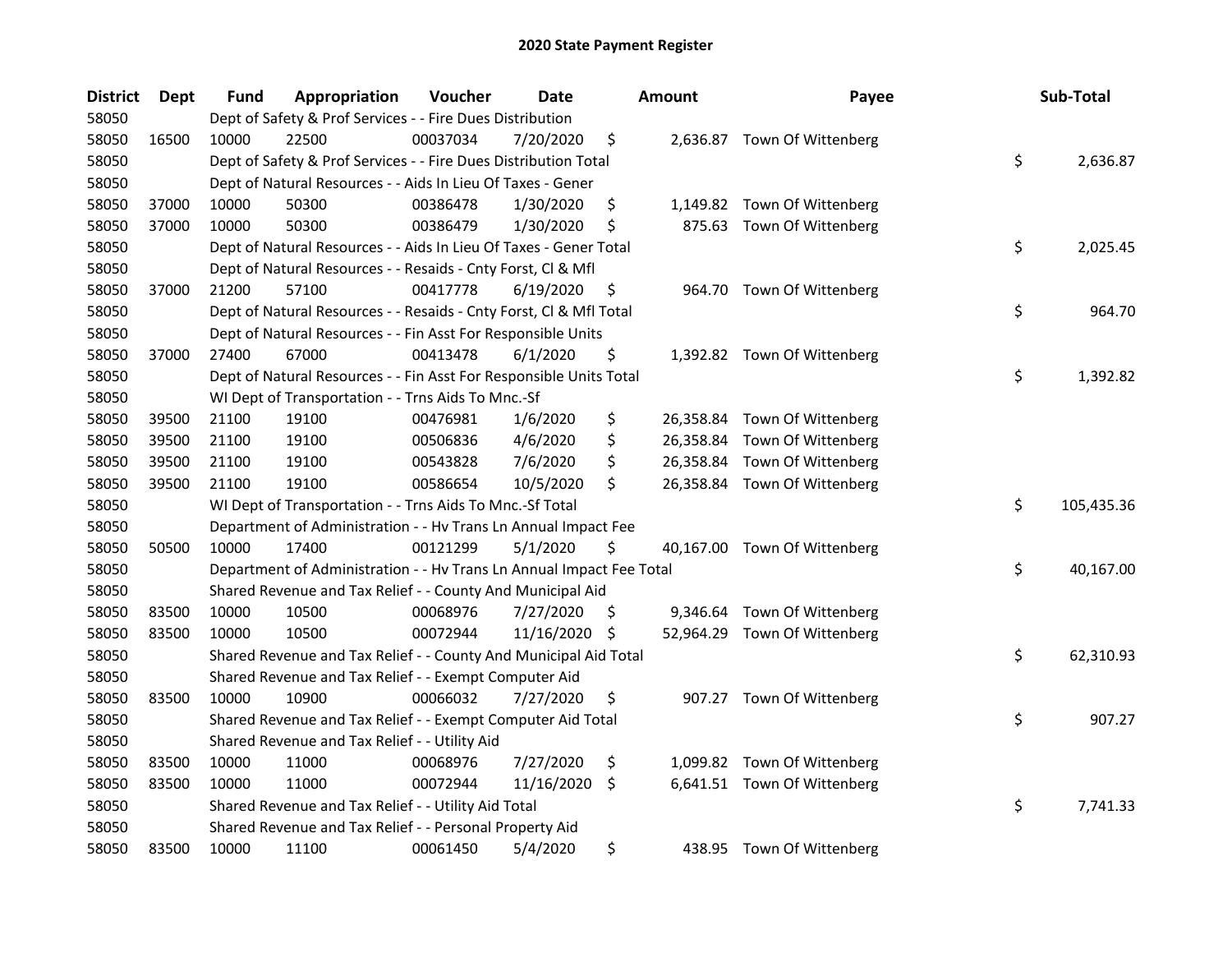# 2020 State Payment Register

| District | Dept | Fund | Appropriation | Voucher | Date | Amount | Payee | Sub-Total |
|---|---|---|---|---|---|---|---|---|
| 58050 | | Dept of Safety & Prof Services - - Fire Dues Distribution | | | | | | |
| 58050 | 16500 | 10000 | 22500 | 00037034 | 7/20/2020 | $ 2,636.87 | Town Of Wittenberg | |
| 58050 | | Dept of Safety & Prof Services - - Fire Dues Distribution Total | | | | | | $ 2,636.87 |
| 58050 | | Dept of Natural Resources - - Aids In Lieu Of Taxes - Gener | | | | | | |
| 58050 | 37000 | 10000 | 50300 | 00386478 | 1/30/2020 | $ 1,149.82 | Town Of Wittenberg | |
| 58050 | 37000 | 10000 | 50300 | 00386479 | 1/30/2020 | $ 875.63 | Town Of Wittenberg | |
| 58050 | | Dept of Natural Resources - - Aids In Lieu Of Taxes - Gener Total | | | | | | $ 2,025.45 |
| 58050 | | Dept of Natural Resources - - Resaids - Cnty Forst, Cl & Mfl | | | | | | |
| 58050 | 37000 | 21200 | 57100 | 00417778 | 6/19/2020 | $ 964.70 | Town Of Wittenberg | |
| 58050 | | Dept of Natural Resources - - Resaids - Cnty Forst, Cl & Mfl Total | | | | | | $ 964.70 |
| 58050 | | Dept of Natural Resources - - Fin Asst For Responsible Units | | | | | | |
| 58050 | 37000 | 27400 | 67000 | 00413478 | 6/1/2020 | $ 1,392.82 | Town Of Wittenberg | |
| 58050 | | Dept of Natural Resources - - Fin Asst For Responsible Units Total | | | | | | $ 1,392.82 |
| 58050 | | WI Dept of Transportation - - Trns Aids To Mnc.-Sf | | | | | | |
| 58050 | 39500 | 21100 | 19100 | 00476981 | 1/6/2020 | $ 26,358.84 | Town Of Wittenberg | |
| 58050 | 39500 | 21100 | 19100 | 00506836 | 4/6/2020 | $ 26,358.84 | Town Of Wittenberg | |
| 58050 | 39500 | 21100 | 19100 | 00543828 | 7/6/2020 | $ 26,358.84 | Town Of Wittenberg | |
| 58050 | 39500 | 21100 | 19100 | 00586654 | 10/5/2020 | $ 26,358.84 | Town Of Wittenberg | |
| 58050 | | WI Dept of Transportation - - Trns Aids To Mnc.-Sf Total | | | | | | $ 105,435.36 |
| 58050 | | Department of Administration - - Hv Trans Ln Annual Impact Fee | | | | | | |
| 58050 | 50500 | 10000 | 17400 | 00121299 | 5/1/2020 | $ 40,167.00 | Town Of Wittenberg | |
| 58050 | | Department of Administration - - Hv Trans Ln Annual Impact Fee Total | | | | | | $ 40,167.00 |
| 58050 | | Shared Revenue and Tax Relief - - County And Municipal Aid | | | | | | |
| 58050 | 83500 | 10000 | 10500 | 00068976 | 7/27/2020 | $ 9,346.64 | Town Of Wittenberg | |
| 58050 | 83500 | 10000 | 10500 | 00072944 | 11/16/2020 | $ 52,964.29 | Town Of Wittenberg | |
| 58050 | | Shared Revenue and Tax Relief - - County And Municipal Aid Total | | | | | | $ 62,310.93 |
| 58050 | | Shared Revenue and Tax Relief - - Exempt Computer Aid | | | | | | |
| 58050 | 83500 | 10000 | 10900 | 00066032 | 7/27/2020 | $ 907.27 | Town Of Wittenberg | |
| 58050 | | Shared Revenue and Tax Relief - - Exempt Computer Aid Total | | | | | | $ 907.27 |
| 58050 | | Shared Revenue and Tax Relief - - Utility Aid | | | | | | |
| 58050 | 83500 | 10000 | 11000 | 00068976 | 7/27/2020 | $ 1,099.82 | Town Of Wittenberg | |
| 58050 | 83500 | 10000 | 11000 | 00072944 | 11/16/2020 | $ 6,641.51 | Town Of Wittenberg | |
| 58050 | | Shared Revenue and Tax Relief - - Utility Aid Total | | | | | | $ 7,741.33 |
| 58050 | | Shared Revenue and Tax Relief - - Personal Property Aid | | | | | | |
| 58050 | 83500 | 10000 | 11100 | 00061450 | 5/4/2020 | $ 438.95 | Town Of Wittenberg | |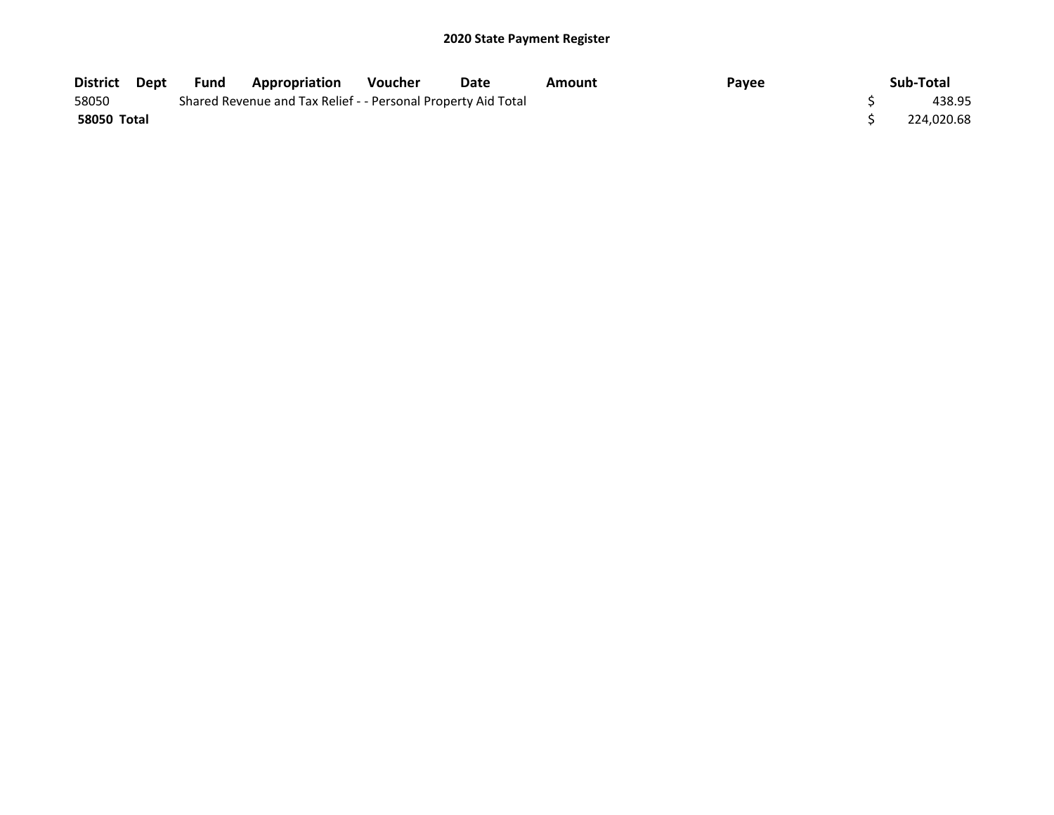**2020 State Payment Register**

| District | Dept | Fund | Appropriation | Voucher | Date | Amount | Payee | Sub-Total |
|---|---|---|---|---|---|---|---|---|
| 58050 | | Shared Revenue and Tax Relief - - Personal Property Aid Total | | | | | | $ 438.95 |
| **58050 Total** | | | | | | | | $ 224,020.68 |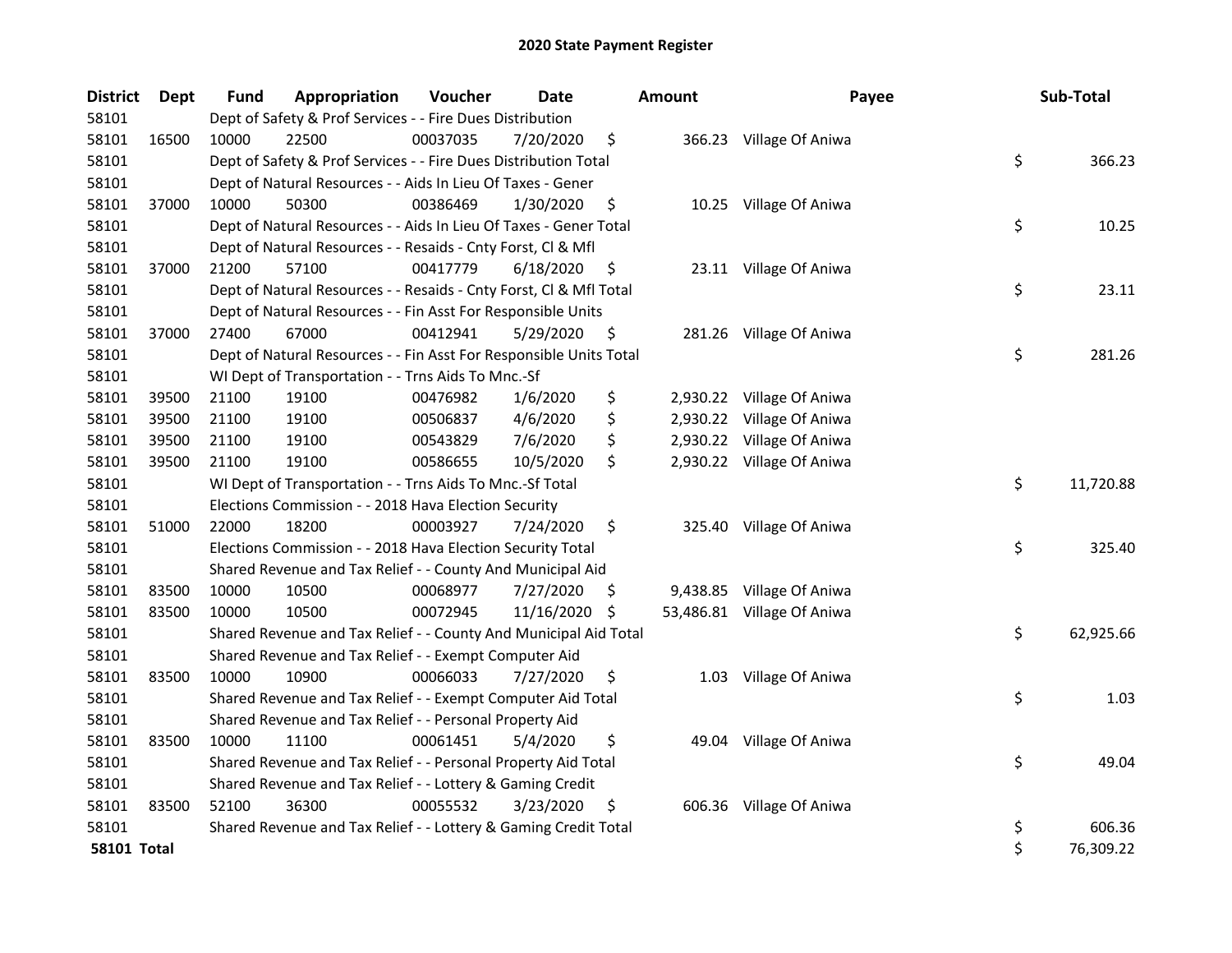# 2020 State Payment Register

| District | Dept | Fund | Appropriation | Voucher | Date | Amount | Payee | Sub-Total |
|---|---|---|---|---|---|---|---|---|
| 58101 | | Dept of Safety & Prof Services - - Fire Dues Distribution | | | | | | |
| 58101 | 16500 | 10000 | 22500 | 00037035 | 7/20/2020 | $ 366.23 | Village Of Aniwa | |
| 58101 | | Dept of Safety & Prof Services - - Fire Dues Distribution Total | | | | | | $ 366.23 |
| 58101 | | Dept of Natural Resources - - Aids In Lieu Of Taxes - Gener | | | | | | |
| 58101 | 37000 | 10000 | 50300 | 00386469 | 1/30/2020 | $ 10.25 | Village Of Aniwa | |
| 58101 | | Dept of Natural Resources - - Aids In Lieu Of Taxes - Gener Total | | | | | | $ 10.25 |
| 58101 | | Dept of Natural Resources - - Resaids - Cnty Forst, Cl & Mfl | | | | | | |
| 58101 | 37000 | 21200 | 57100 | 00417779 | 6/18/2020 | $ 23.11 | Village Of Aniwa | |
| 58101 | | Dept of Natural Resources - - Resaids - Cnty Forst, Cl & Mfl Total | | | | | | $ 23.11 |
| 58101 | | Dept of Natural Resources - - Fin Asst For Responsible Units | | | | | | |
| 58101 | 37000 | 27400 | 67000 | 00412941 | 5/29/2020 | $ 281.26 | Village Of Aniwa | |
| 58101 | | Dept of Natural Resources - - Fin Asst For Responsible Units Total | | | | | | $ 281.26 |
| 58101 | | WI Dept of Transportation - - Trns Aids To Mnc.-Sf | | | | | | |
| 58101 | 39500 | 21100 | 19100 | 00476982 | 1/6/2020 | $ 2,930.22 | Village Of Aniwa | |
| 58101 | 39500 | 21100 | 19100 | 00506837 | 4/6/2020 | $ 2,930.22 | Village Of Aniwa | |
| 58101 | 39500 | 21100 | 19100 | 00543829 | 7/6/2020 | $ 2,930.22 | Village Of Aniwa | |
| 58101 | 39500 | 21100 | 19100 | 00586655 | 10/5/2020 | $ 2,930.22 | Village Of Aniwa | |
| 58101 | | WI Dept of Transportation - - Trns Aids To Mnc.-Sf Total | | | | | | $ 11,720.88 |
| 58101 | | Elections Commission - - 2018 Hava Election Security | | | | | | |
| 58101 | 51000 | 22000 | 18200 | 00003927 | 7/24/2020 | $ 325.40 | Village Of Aniwa | |
| 58101 | | Elections Commission - - 2018 Hava Election Security Total | | | | | | $ 325.40 |
| 58101 | | Shared Revenue and Tax Relief - - County And Municipal Aid | | | | | | |
| 58101 | 83500 | 10000 | 10500 | 00068977 | 7/27/2020 | $ 9,438.85 | Village Of Aniwa | |
| 58101 | 83500 | 10000 | 10500 | 00072945 | 11/16/2020 | $ 53,486.81 | Village Of Aniwa | |
| 58101 | | Shared Revenue and Tax Relief - - County And Municipal Aid Total | | | | | | $ 62,925.66 |
| 58101 | | Shared Revenue and Tax Relief - - Exempt Computer Aid | | | | | | |
| 58101 | 83500 | 10000 | 10900 | 00066033 | 7/27/2020 | $ 1.03 | Village Of Aniwa | |
| 58101 | | Shared Revenue and Tax Relief - - Exempt Computer Aid Total | | | | | | $ 1.03 |
| 58101 | | Shared Revenue and Tax Relief - - Personal Property Aid | | | | | | |
| 58101 | 83500 | 10000 | 11100 | 00061451 | 5/4/2020 | $ 49.04 | Village Of Aniwa | |
| 58101 | | Shared Revenue and Tax Relief - - Personal Property Aid Total | | | | | | $ 49.04 |
| 58101 | | Shared Revenue and Tax Relief - - Lottery & Gaming Credit | | | | | | |
| 58101 | 83500 | 52100 | 36300 | 00055532 | 3/23/2020 | $ 606.36 | Village Of Aniwa | |
| 58101 | | Shared Revenue and Tax Relief - - Lottery & Gaming Credit Total | | | | | | $ 606.36 |
| **58101 Total** | | | | | | | | $ 76,309.22 |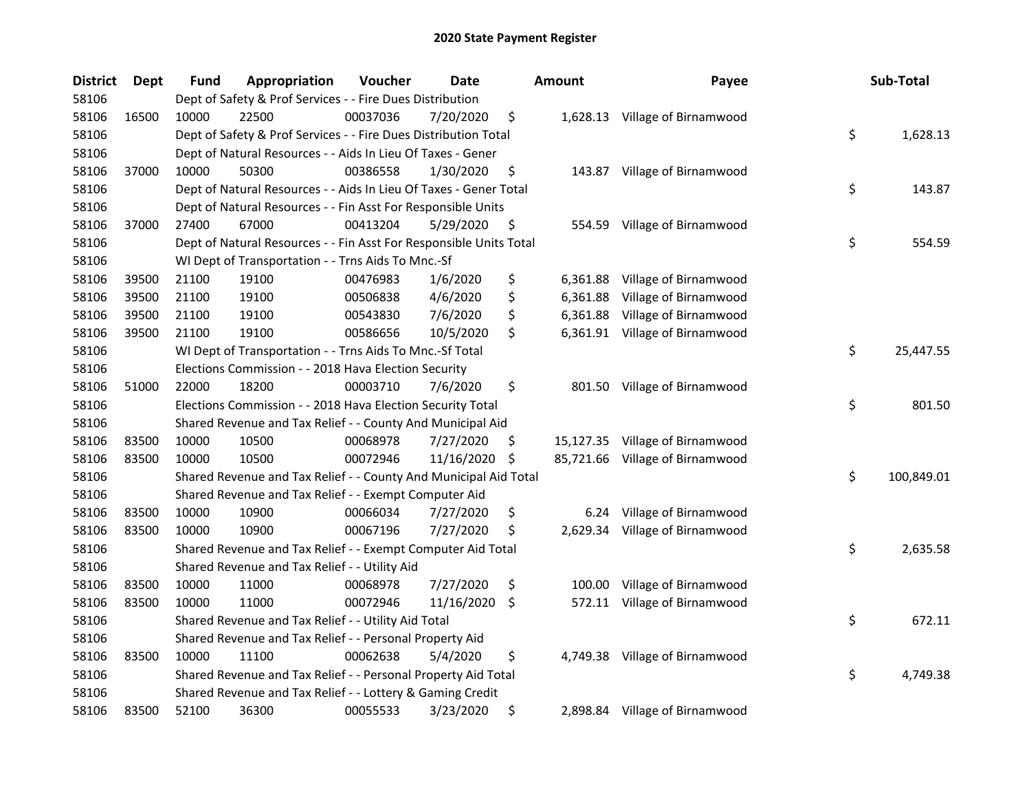# 2020 State Payment Register

| District | Dept | Fund | Appropriation | Voucher | Date | Amount | Payee | Sub-Total |
|---|---|---|---|---|---|---|---|---|
| 58106 | | Dept of Safety & Prof Services - - Fire Dues Distribution | | | | | | |
| 58106 | 16500 | 10000 | 22500 | 00037036 | 7/20/2020 | $ 1,628.13 | Village of Birnamwood | |
| 58106 | | Dept of Safety & Prof Services - - Fire Dues Distribution Total | | | | | | $ 1,628.13 |
| 58106 | | Dept of Natural Resources - - Aids In Lieu Of Taxes - Gener | | | | | | |
| 58106 | 37000 | 10000 | 50300 | 00386558 | 1/30/2020 | $ 143.87 | Village of Birnamwood | |
| 58106 | | Dept of Natural Resources - - Aids In Lieu Of Taxes - Gener Total | | | | | | $ 143.87 |
| 58106 | | Dept of Natural Resources - - Fin Asst For Responsible Units | | | | | | |
| 58106 | 37000 | 27400 | 67000 | 00413204 | 5/29/2020 | $ 554.59 | Village of Birnamwood | |
| 58106 | | Dept of Natural Resources - - Fin Asst For Responsible Units Total | | | | | | $ 554.59 |
| 58106 | | WI Dept of Transportation - - Trns Aids To Mnc.-Sf | | | | | | |
| 58106 | 39500 | 21100 | 19100 | 00476983 | 1/6/2020 | $ 6,361.88 | Village of Birnamwood | |
| 58106 | 39500 | 21100 | 19100 | 00506838 | 4/6/2020 | $ 6,361.88 | Village of Birnamwood | |
| 58106 | 39500 | 21100 | 19100 | 00543830 | 7/6/2020 | $ 6,361.88 | Village of Birnamwood | |
| 58106 | 39500 | 21100 | 19100 | 00586656 | 10/5/2020 | $ 6,361.91 | Village of Birnamwood | |
| 58106 | | WI Dept of Transportation - - Trns Aids To Mnc.-Sf Total | | | | | | $ 25,447.55 |
| 58106 | | Elections Commission - - 2018 Hava Election Security | | | | | | |
| 58106 | 51000 | 22000 | 18200 | 00003710 | 7/6/2020 | $ 801.50 | Village of Birnamwood | |
| 58106 | | Elections Commission - - 2018 Hava Election Security Total | | | | | | $ 801.50 |
| 58106 | | Shared Revenue and Tax Relief - - County And Municipal Aid | | | | | | |
| 58106 | 83500 | 10000 | 10500 | 00068978 | 7/27/2020 | $ 15,127.35 | Village of Birnamwood | |
| 58106 | 83500 | 10000 | 10500 | 00072946 | 11/16/2020 | $ 85,721.66 | Village of Birnamwood | |
| 58106 | | Shared Revenue and Tax Relief - - County And Municipal Aid Total | | | | | | $ 100,849.01 |
| 58106 | | Shared Revenue and Tax Relief - - Exempt Computer Aid | | | | | | |
| 58106 | 83500 | 10000 | 10900 | 00066034 | 7/27/2020 | $ 6.24 | Village of Birnamwood | |
| 58106 | 83500 | 10000 | 10900 | 00067196 | 7/27/2020 | $ 2,629.34 | Village of Birnamwood | |
| 58106 | | Shared Revenue and Tax Relief - - Exempt Computer Aid Total | | | | | | $ 2,635.58 |
| 58106 | | Shared Revenue and Tax Relief - - Utility Aid | | | | | | |
| 58106 | 83500 | 10000 | 11000 | 00068978 | 7/27/2020 | $ 100.00 | Village of Birnamwood | |
| 58106 | 83500 | 10000 | 11000 | 00072946 | 11/16/2020 | $ 572.11 | Village of Birnamwood | |
| 58106 | | Shared Revenue and Tax Relief - - Utility Aid Total | | | | | | $ 672.11 |
| 58106 | | Shared Revenue and Tax Relief - - Personal Property Aid | | | | | | |
| 58106 | 83500 | 10000 | 11100 | 00062638 | 5/4/2020 | $ 4,749.38 | Village of Birnamwood | |
| 58106 | | Shared Revenue and Tax Relief - - Personal Property Aid Total | | | | | | $ 4,749.38 |
| 58106 | | Shared Revenue and Tax Relief - - Lottery & Gaming Credit | | | | | | |
| 58106 | 83500 | 52100 | 36300 | 00055533 | 3/23/2020 | $ 2,898.84 | Village of Birnamwood | |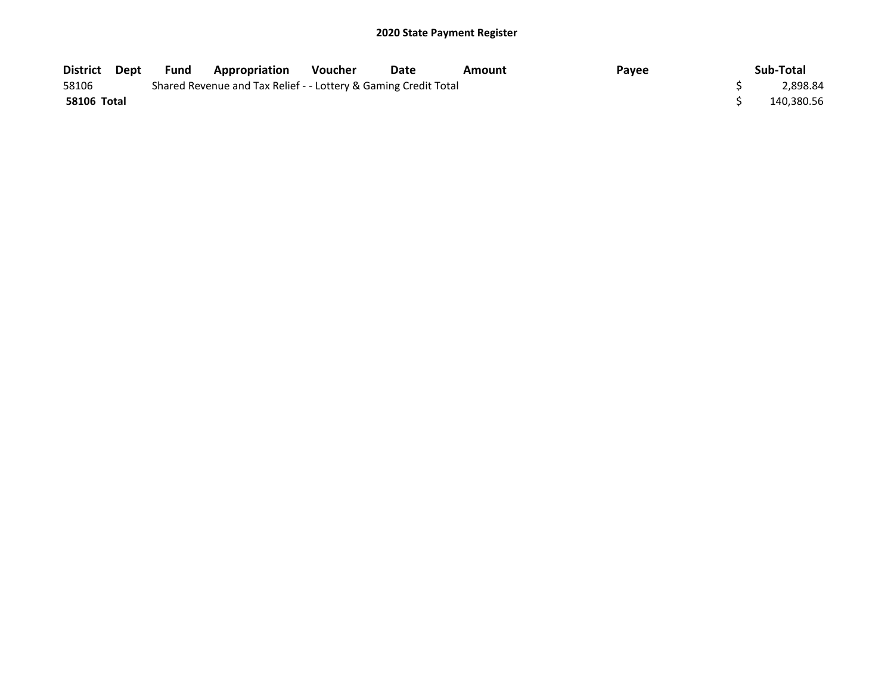# 2020 State Payment Register

| District | Dept | Fund | Appropriation | Voucher | Date | Amount | Payee | Sub-Total |
|---|---|---|---|---|---|---|---|---|
| 58106 | | Shared Revenue and Tax Relief - - Lottery & Gaming Credit Total | | | | | | $ 2,898.84 |
| **58106 Total** | | | | | | | | $ 140,380.56 |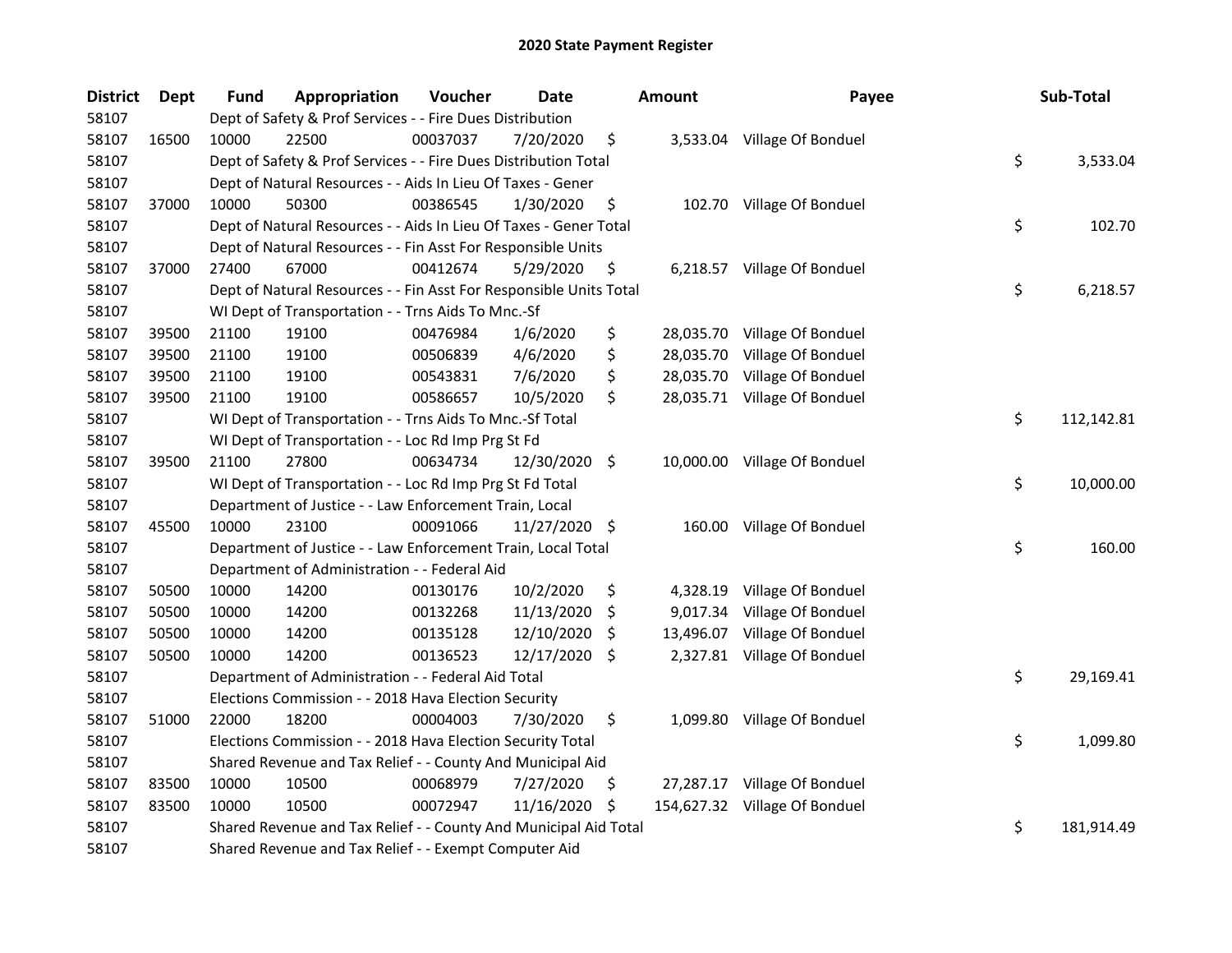# 2020 State Payment Register

| District | Dept | Fund | Appropriation | Voucher | Date | Amount | Payee | Sub-Total |
|---|---|---|---|---|---|---|---|---|
| 58107 | | Dept of Safety & Prof Services - - Fire Dues Distribution | | | | | | |
| 58107 | 16500 | 10000 | 22500 | 00037037 | 7/20/2020 | $ 3,533.04 | Village Of Bonduel | |
| 58107 | | Dept of Safety & Prof Services - - Fire Dues Distribution Total | | | | | | $ 3,533.04 |
| 58107 | | Dept of Natural Resources - - Aids In Lieu Of Taxes - Gener | | | | | | |
| 58107 | 37000 | 10000 | 50300 | 00386545 | 1/30/2020 | $ 102.70 | Village Of Bonduel | |
| 58107 | | Dept of Natural Resources - - Aids In Lieu Of Taxes - Gener Total | | | | | | $ 102.70 |
| 58107 | | Dept of Natural Resources - - Fin Asst For Responsible Units | | | | | | |
| 58107 | 37000 | 27400 | 67000 | 00412674 | 5/29/2020 | $ 6,218.57 | Village Of Bonduel | |
| 58107 | | Dept of Natural Resources - - Fin Asst For Responsible Units Total | | | | | | $ 6,218.57 |
| 58107 | | WI Dept of Transportation - - Trns Aids To Mnc.-Sf | | | | | | |
| 58107 | 39500 | 21100 | 19100 | 00476984 | 1/6/2020 | $ 28,035.70 | Village Of Bonduel | |
| 58107 | 39500 | 21100 | 19100 | 00506839 | 4/6/2020 | $ 28,035.70 | Village Of Bonduel | |
| 58107 | 39500 | 21100 | 19100 | 00543831 | 7/6/2020 | $ 28,035.70 | Village Of Bonduel | |
| 58107 | 39500 | 21100 | 19100 | 00586657 | 10/5/2020 | $ 28,035.71 | Village Of Bonduel | |
| 58107 | | WI Dept of Transportation - - Trns Aids To Mnc.-Sf Total | | | | | | $ 112,142.81 |
| 58107 | | WI Dept of Transportation - - Loc Rd Imp Prg St Fd | | | | | | |
| 58107 | 39500 | 21100 | 27800 | 00634734 | 12/30/2020 | $ 10,000.00 | Village Of Bonduel | |
| 58107 | | WI Dept of Transportation - - Loc Rd Imp Prg St Fd Total | | | | | | $ 10,000.00 |
| 58107 | | Department of Justice - - Law Enforcement Train, Local | | | | | | |
| 58107 | 45500 | 10000 | 23100 | 00091066 | 11/27/2020 | $ 160.00 | Village Of Bonduel | |
| 58107 | | Department of Justice - - Law Enforcement Train, Local Total | | | | | | $ 160.00 |
| 58107 | | Department of Administration - - Federal Aid | | | | | | |
| 58107 | 50500 | 10000 | 14200 | 00130176 | 10/2/2020 | $ 4,328.19 | Village Of Bonduel | |
| 58107 | 50500 | 10000 | 14200 | 00132268 | 11/13/2020 | $ 9,017.34 | Village Of Bonduel | |
| 58107 | 50500 | 10000 | 14200 | 00135128 | 12/10/2020 | $ 13,496.07 | Village Of Bonduel | |
| 58107 | 50500 | 10000 | 14200 | 00136523 | 12/17/2020 | $ 2,327.81 | Village Of Bonduel | |
| 58107 | | Department of Administration - - Federal Aid Total | | | | | | $ 29,169.41 |
| 58107 | | Elections Commission - - 2018 Hava Election Security | | | | | | |
| 58107 | 51000 | 22000 | 18200 | 00004003 | 7/30/2020 | $ 1,099.80 | Village Of Bonduel | |
| 58107 | | Elections Commission - - 2018 Hava Election Security Total | | | | | | $ 1,099.80 |
| 58107 | | Shared Revenue and Tax Relief - - County And Municipal Aid | | | | | | |
| 58107 | 83500 | 10000 | 10500 | 00068979 | 7/27/2020 | $ 27,287.17 | Village Of Bonduel | |
| 58107 | 83500 | 10000 | 10500 | 00072947 | 11/16/2020 | $ 154,627.32 | Village Of Bonduel | |
| 58107 | | Shared Revenue and Tax Relief - - County And Municipal Aid Total | | | | | | $ 181,914.49 |
| 58107 | | Shared Revenue and Tax Relief - - Exempt Computer Aid | | | | | | |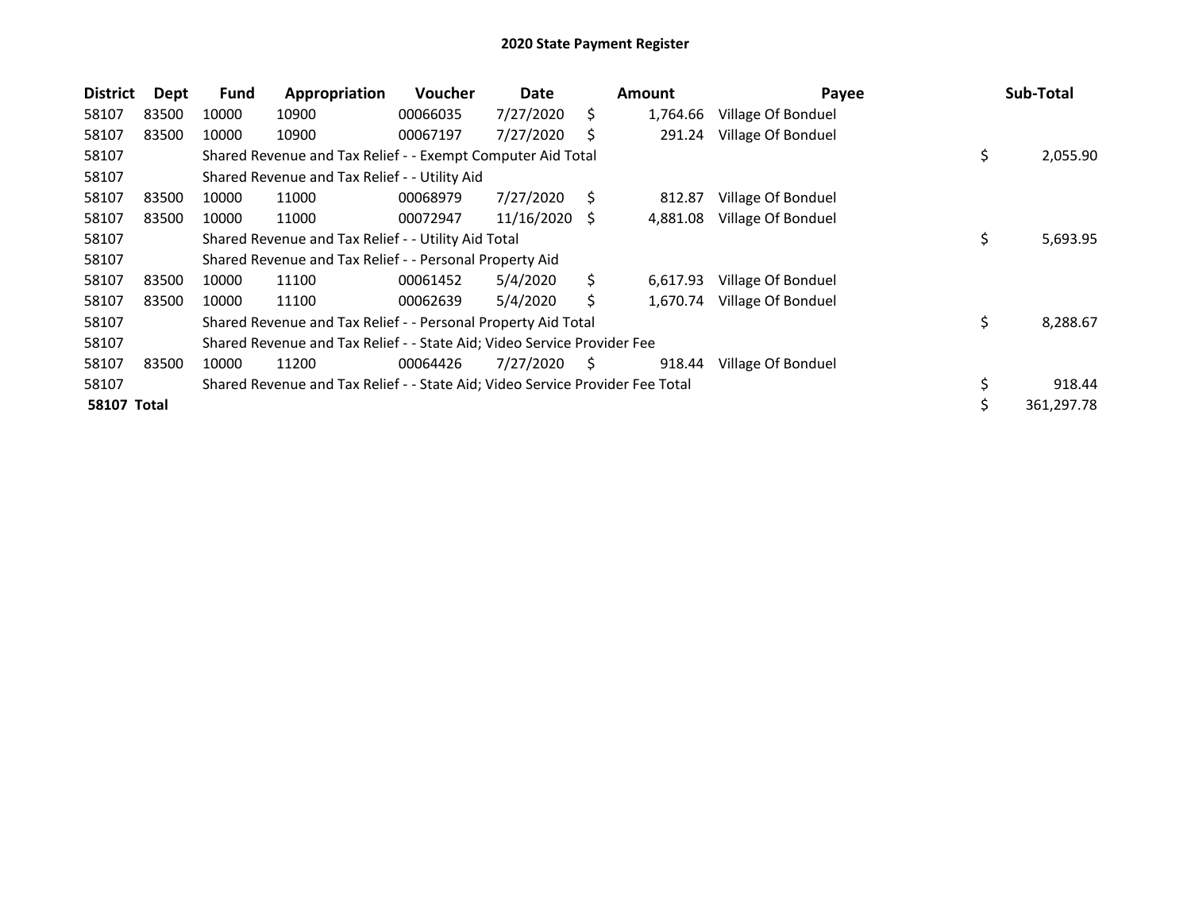# 2020 State Payment Register

| District | Dept | Fund | Appropriation | Voucher | Date | Amount | Payee | Sub-Total |
|---|---|---|---|---|---|---|---|---|
| 58107 | 83500 | 10000 | 10900 | 00066035 | 7/27/2020 | $ 1,764.66 | Village Of Bonduel | |
| 58107 | 83500 | 10000 | 10900 | 00067197 | 7/27/2020 | $ 291.24 | Village Of Bonduel | |
| 58107 | | Shared Revenue and Tax Relief - - Exempt Computer Aid Total | | | | | | $ 2,055.90 |
| 58107 | | Shared Revenue and Tax Relief - - Utility Aid | | | | | | |
| 58107 | 83500 | 10000 | 11000 | 00068979 | 7/27/2020 | $ 812.87 | Village Of Bonduel | |
| 58107 | 83500 | 10000 | 11000 | 00072947 | 11/16/2020 | $ 4,881.08 | Village Of Bonduel | |
| 58107 | | Shared Revenue and Tax Relief - - Utility Aid Total | | | | | | $ 5,693.95 |
| 58107 | | Shared Revenue and Tax Relief - - Personal Property Aid | | | | | | |
| 58107 | 83500 | 10000 | 11100 | 00061452 | 5/4/2020 | $ 6,617.93 | Village Of Bonduel | |
| 58107 | 83500 | 10000 | 11100 | 00062639 | 5/4/2020 | $ 1,670.74 | Village Of Bonduel | |
| 58107 | | Shared Revenue and Tax Relief - - Personal Property Aid Total | | | | | | $ 8,288.67 |
| 58107 | | Shared Revenue and Tax Relief - - State Aid; Video Service Provider Fee | | | | | | |
| 58107 | 83500 | 10000 | 11200 | 00064426 | 7/27/2020 | $ 918.44 | Village Of Bonduel | |
| 58107 | | Shared Revenue and Tax Relief - - State Aid; Video Service Provider Fee Total | | | | | | $ 918.44 |
| **58107 Total** | | | | | | | | $ 361,297.78 |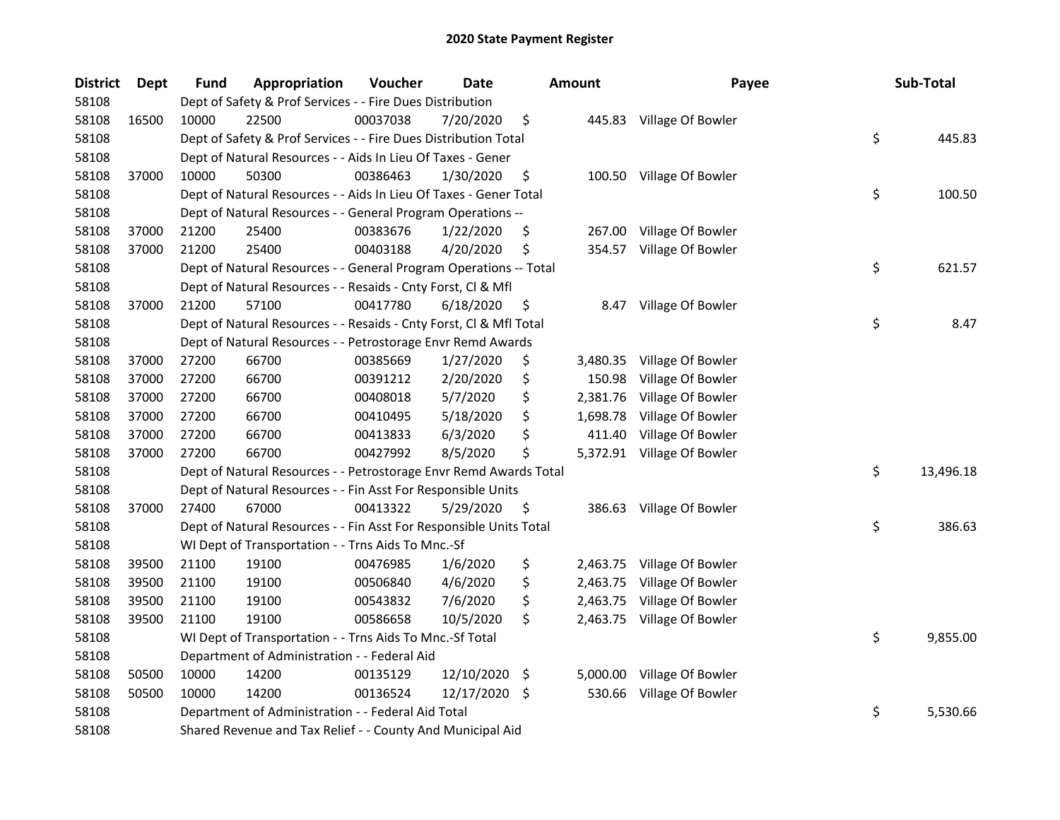## 2020 State Payment Register

| District | Dept | Fund | Appropriation | Voucher | Date | Amount | Payee | Sub-Total |
|---|---|---|---|---|---|---|---|---|
| 58108 | | Dept of Safety & Prof Services - - Fire Dues Distribution | | | | | | |
| 58108 | 16500 | 10000 | 22500 | 00037038 | 7/20/2020 | $ 445.83 | Village Of Bowler | |
| 58108 | | Dept of Safety & Prof Services - - Fire Dues Distribution Total | | | | | | $ 445.83 |
| 58108 | | Dept of Natural Resources - - Aids In Lieu Of Taxes - Gener | | | | | | |
| 58108 | 37000 | 10000 | 50300 | 00386463 | 1/30/2020 | $ 100.50 | Village Of Bowler | |
| 58108 | | Dept of Natural Resources - - Aids In Lieu Of Taxes - Gener Total | | | | | | $ 100.50 |
| 58108 | | Dept of Natural Resources - - General Program Operations -- | | | | | | |
| 58108 | 37000 | 21200 | 25400 | 00383676 | 1/22/2020 | $ 267.00 | Village Of Bowler | |
| 58108 | 37000 | 21200 | 25400 | 00403188 | 4/20/2020 | $ 354.57 | Village Of Bowler | |
| 58108 | | Dept of Natural Resources - - General Program Operations -- Total | | | | | | $ 621.57 |
| 58108 | | Dept of Natural Resources - - Resaids - Cnty Forst, Cl & Mfl | | | | | | |
| 58108 | 37000 | 21200 | 57100 | 00417780 | 6/18/2020 | $ 8.47 | Village Of Bowler | |
| 58108 | | Dept of Natural Resources - - Resaids - Cnty Forst, Cl & Mfl Total | | | | | | $ 8.47 |
| 58108 | | Dept of Natural Resources - - Petrostorage Envr Remd Awards | | | | | | |
| 58108 | 37000 | 27200 | 66700 | 00385669 | 1/27/2020 | $ 3,480.35 | Village Of Bowler | |
| 58108 | 37000 | 27200 | 66700 | 00391212 | 2/20/2020 | $ 150.98 | Village Of Bowler | |
| 58108 | 37000 | 27200 | 66700 | 00408018 | 5/7/2020 | $ 2,381.76 | Village Of Bowler | |
| 58108 | 37000 | 27200 | 66700 | 00410495 | 5/18/2020 | $ 1,698.78 | Village Of Bowler | |
| 58108 | 37000 | 27200 | 66700 | 00413833 | 6/3/2020 | $ 411.40 | Village Of Bowler | |
| 58108 | 37000 | 27200 | 66700 | 00427992 | 8/5/2020 | $ 5,372.91 | Village Of Bowler | |
| 58108 | | Dept of Natural Resources - - Petrostorage Envr Remd Awards Total | | | | | | $ 13,496.18 |
| 58108 | | Dept of Natural Resources - - Fin Asst For Responsible Units | | | | | | |
| 58108 | 37000 | 27400 | 67000 | 00413322 | 5/29/2020 | $ 386.63 | Village Of Bowler | |
| 58108 | | Dept of Natural Resources - - Fin Asst For Responsible Units Total | | | | | | $ 386.63 |
| 58108 | | WI Dept of Transportation - - Trns Aids To Mnc.-Sf | | | | | | |
| 58108 | 39500 | 21100 | 19100 | 00476985 | 1/6/2020 | $ 2,463.75 | Village Of Bowler | |
| 58108 | 39500 | 21100 | 19100 | 00506840 | 4/6/2020 | $ 2,463.75 | Village Of Bowler | |
| 58108 | 39500 | 21100 | 19100 | 00543832 | 7/6/2020 | $ 2,463.75 | Village Of Bowler | |
| 58108 | 39500 | 21100 | 19100 | 00586658 | 10/5/2020 | $ 2,463.75 | Village Of Bowler | |
| 58108 | | WI Dept of Transportation - - Trns Aids To Mnc.-Sf Total | | | | | | $ 9,855.00 |
| 58108 | | Department of Administration - - Federal Aid | | | | | | |
| 58108 | 50500 | 10000 | 14200 | 00135129 | 12/10/2020 | $ 5,000.00 | Village Of Bowler | |
| 58108 | 50500 | 10000 | 14200 | 00136524 | 12/17/2020 | $ 530.66 | Village Of Bowler | |
| 58108 | | Department of Administration - - Federal Aid Total | | | | | | $ 5,530.66 |
| 58108 | | Shared Revenue and Tax Relief - - County And Municipal Aid | | | | | | |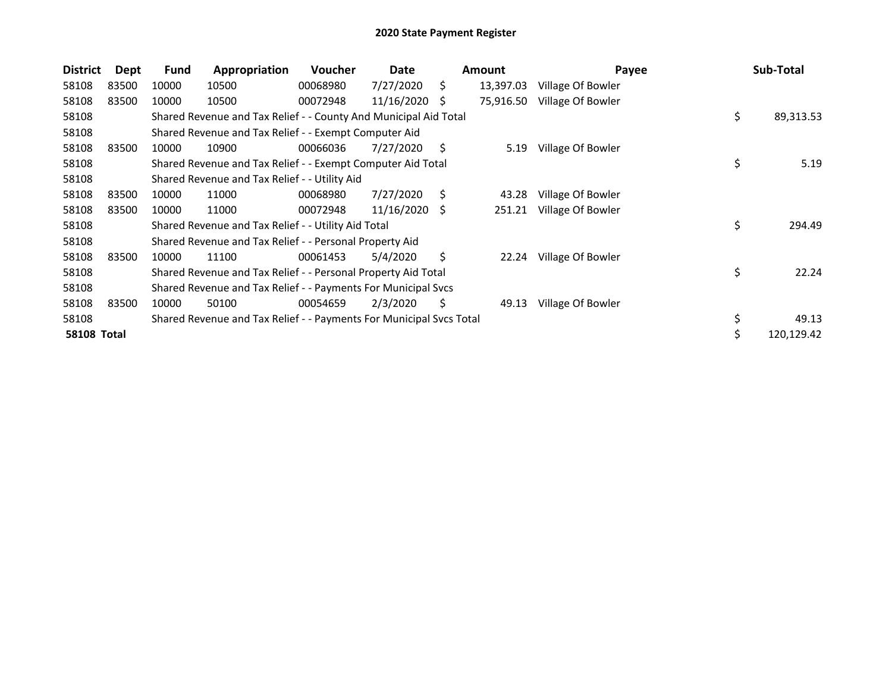# 2020 State Payment Register

| District | Dept | Fund | Appropriation | Voucher | Date | Amount | Payee | Sub-Total |
|---|---|---|---|---|---|---|---|---|
| 58108 | 83500 | 10000 | 10500 | 00068980 | 7/27/2020 | $ 13,397.03 | Village Of Bowler | |
| 58108 | 83500 | 10000 | 10500 | 00072948 | 11/16/2020 | $ 75,916.50 | Village Of Bowler | |
| 58108 | | Shared Revenue and Tax Relief - - County And Municipal Aid Total | | | | | | $ 89,313.53 |
| 58108 | | Shared Revenue and Tax Relief - - Exempt Computer Aid | | | | | | |
| 58108 | 83500 | 10000 | 10900 | 00066036 | 7/27/2020 | $ 5.19 | Village Of Bowler | |
| 58108 | | Shared Revenue and Tax Relief - - Exempt Computer Aid Total | | | | | | $ 5.19 |
| 58108 | | Shared Revenue and Tax Relief - - Utility Aid | | | | | | |
| 58108 | 83500 | 10000 | 11000 | 00068980 | 7/27/2020 | $ 43.28 | Village Of Bowler | |
| 58108 | 83500 | 10000 | 11000 | 00072948 | 11/16/2020 | $ 251.21 | Village Of Bowler | |
| 58108 | | Shared Revenue and Tax Relief - - Utility Aid Total | | | | | | $ 294.49 |
| 58108 | | Shared Revenue and Tax Relief - - Personal Property Aid | | | | | | |
| 58108 | 83500 | 10000 | 11100 | 00061453 | 5/4/2020 | $ 22.24 | Village Of Bowler | |
| 58108 | | Shared Revenue and Tax Relief - - Personal Property Aid Total | | | | | | $ 22.24 |
| 58108 | | Shared Revenue and Tax Relief - - Payments For Municipal Svcs | | | | | | |
| 58108 | 83500 | 10000 | 50100 | 00054659 | 2/3/2020 | $ 49.13 | Village Of Bowler | |
| 58108 | | Shared Revenue and Tax Relief - - Payments For Municipal Svcs Total | | | | | | $ 49.13 |
| **58108 Total** | | | | | | | | $ 120,129.42 |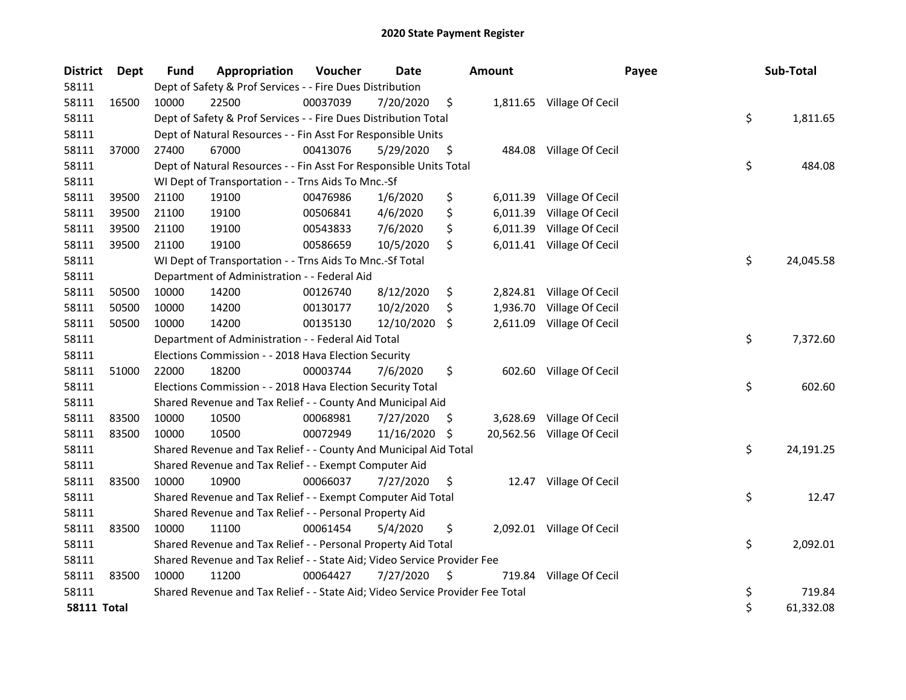# 2020 State Payment Register

| District | Dept | Fund | Appropriation | Voucher | Date | Amount | Payee | Sub-Total |
|---|---|---|---|---|---|---|---|---|
| 58111 | | Dept of Safety & Prof Services - - Fire Dues Distribution | | | | | | |
| 58111 | 16500 | 10000 | 22500 | 00037039 | 7/20/2020 | $ 1,811.65 | Village Of Cecil | |
| 58111 | | Dept of Safety & Prof Services - - Fire Dues Distribution Total | | | | | | $ 1,811.65 |
| 58111 | | Dept of Natural Resources - - Fin Asst For Responsible Units | | | | | | |
| 58111 | 37000 | 27400 | 67000 | 00413076 | 5/29/2020 | $ 484.08 | Village Of Cecil | |
| 58111 | | Dept of Natural Resources - - Fin Asst For Responsible Units Total | | | | | | $ 484.08 |
| 58111 | | WI Dept of Transportation - - Trns Aids To Mnc.-Sf | | | | | | |
| 58111 | 39500 | 21100 | 19100 | 00476986 | 1/6/2020 | $ 6,011.39 | Village Of Cecil | |
| 58111 | 39500 | 21100 | 19100 | 00506841 | 4/6/2020 | $ 6,011.39 | Village Of Cecil | |
| 58111 | 39500 | 21100 | 19100 | 00543833 | 7/6/2020 | $ 6,011.39 | Village Of Cecil | |
| 58111 | 39500 | 21100 | 19100 | 00586659 | 10/5/2020 | $ 6,011.41 | Village Of Cecil | |
| 58111 | | WI Dept of Transportation - - Trns Aids To Mnc.-Sf Total | | | | | | $ 24,045.58 |
| 58111 | | Department of Administration - - Federal Aid | | | | | | |
| 58111 | 50500 | 10000 | 14200 | 00126740 | 8/12/2020 | $ 2,824.81 | Village Of Cecil | |
| 58111 | 50500 | 10000 | 14200 | 00130177 | 10/2/2020 | $ 1,936.70 | Village Of Cecil | |
| 58111 | 50500 | 10000 | 14200 | 00135130 | 12/10/2020 | $ 2,611.09 | Village Of Cecil | |
| 58111 | | Department of Administration - - Federal Aid Total | | | | | | $ 7,372.60 |
| 58111 | | Elections Commission - - 2018 Hava Election Security | | | | | | |
| 58111 | 51000 | 22000 | 18200 | 00003744 | 7/6/2020 | $ 602.60 | Village Of Cecil | |
| 58111 | | Elections Commission - - 2018 Hava Election Security Total | | | | | | $ 602.60 |
| 58111 | | Shared Revenue and Tax Relief - - County And Municipal Aid | | | | | | |
| 58111 | 83500 | 10000 | 10500 | 00068981 | 7/27/2020 | $ 3,628.69 | Village Of Cecil | |
| 58111 | 83500 | 10000 | 10500 | 00072949 | 11/16/2020 | $ 20,562.56 | Village Of Cecil | |
| 58111 | | Shared Revenue and Tax Relief - - County And Municipal Aid Total | | | | | | $ 24,191.25 |
| 58111 | | Shared Revenue and Tax Relief - - Exempt Computer Aid | | | | | | |
| 58111 | 83500 | 10000 | 10900 | 00066037 | 7/27/2020 | $ 12.47 | Village Of Cecil | |
| 58111 | | Shared Revenue and Tax Relief - - Exempt Computer Aid Total | | | | | | $ 12.47 |
| 58111 | | Shared Revenue and Tax Relief - - Personal Property Aid | | | | | | |
| 58111 | 83500 | 10000 | 11100 | 00061454 | 5/4/2020 | $ 2,092.01 | Village Of Cecil | |
| 58111 | | Shared Revenue and Tax Relief - - Personal Property Aid Total | | | | | | $ 2,092.01 |
| 58111 | | Shared Revenue and Tax Relief - - State Aid; Video Service Provider Fee | | | | | | |
| 58111 | 83500 | 10000 | 11200 | 00064427 | 7/27/2020 | $ 719.84 | Village Of Cecil | |
| 58111 | | Shared Revenue and Tax Relief - - State Aid; Video Service Provider Fee Total | | | | | | $ 719.84 |
| **58111 Total** | | | | | | | | $ 61,332.08 |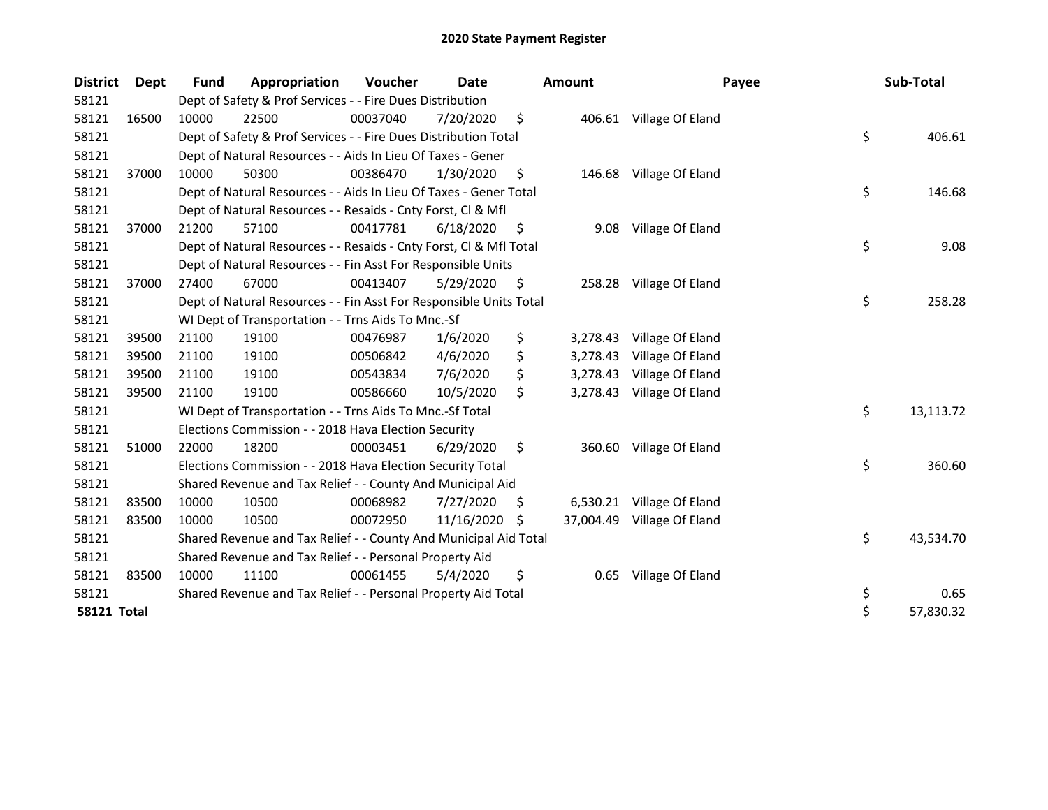# 2020 State Payment Register

| District | Dept | Fund | Appropriation | Voucher | Date | Amount | Payee | Sub-Total |
|---|---|---|---|---|---|---|---|---|
| 58121 | | Dept of Safety & Prof Services - - Fire Dues Distribution | | | | | | |
| 58121 | 16500 | 10000 | 22500 | 00037040 | 7/20/2020 | $ 406.61 | Village Of Eland | |
| 58121 | | Dept of Safety & Prof Services - - Fire Dues Distribution Total | | | | | | $ 406.61 |
| 58121 | | Dept of Natural Resources - - Aids In Lieu Of Taxes - Gener | | | | | | |
| 58121 | 37000 | 10000 | 50300 | 00386470 | 1/30/2020 | $ 146.68 | Village Of Eland | |
| 58121 | | Dept of Natural Resources - - Aids In Lieu Of Taxes - Gener Total | | | | | | $ 146.68 |
| 58121 | | Dept of Natural Resources - - Resaids - Cnty Forst, Cl & Mfl | | | | | | |
| 58121 | 37000 | 21200 | 57100 | 00417781 | 6/18/2020 | $ 9.08 | Village Of Eland | |
| 58121 | | Dept of Natural Resources - - Resaids - Cnty Forst, Cl & Mfl Total | | | | | | $ 9.08 |
| 58121 | | Dept of Natural Resources - - Fin Asst For Responsible Units | | | | | | |
| 58121 | 37000 | 27400 | 67000 | 00413407 | 5/29/2020 | $ 258.28 | Village Of Eland | |
| 58121 | | Dept of Natural Resources - - Fin Asst For Responsible Units Total | | | | | | $ 258.28 |
| 58121 | | WI Dept of Transportation - - Trns Aids To Mnc.-Sf | | | | | | |
| 58121 | 39500 | 21100 | 19100 | 00476987 | 1/6/2020 | $ 3,278.43 | Village Of Eland | |
| 58121 | 39500 | 21100 | 19100 | 00506842 | 4/6/2020 | $ 3,278.43 | Village Of Eland | |
| 58121 | 39500 | 21100 | 19100 | 00543834 | 7/6/2020 | $ 3,278.43 | Village Of Eland | |
| 58121 | 39500 | 21100 | 19100 | 00586660 | 10/5/2020 | $ 3,278.43 | Village Of Eland | |
| 58121 | | WI Dept of Transportation - - Trns Aids To Mnc.-Sf Total | | | | | | $ 13,113.72 |
| 58121 | | Elections Commission - - 2018 Hava Election Security | | | | | | |
| 58121 | 51000 | 22000 | 18200 | 00003451 | 6/29/2020 | $ 360.60 | Village Of Eland | |
| 58121 | | Elections Commission - - 2018 Hava Election Security Total | | | | | | $ 360.60 |
| 58121 | | Shared Revenue and Tax Relief - - County And Municipal Aid | | | | | | |
| 58121 | 83500 | 10000 | 10500 | 00068982 | 7/27/2020 | $ 6,530.21 | Village Of Eland | |
| 58121 | 83500 | 10000 | 10500 | 00072950 | 11/16/2020 | $ 37,004.49 | Village Of Eland | |
| 58121 | | Shared Revenue and Tax Relief - - County And Municipal Aid Total | | | | | | $ 43,534.70 |
| 58121 | | Shared Revenue and Tax Relief - - Personal Property Aid | | | | | | |
| 58121 | 83500 | 10000 | 11100 | 00061455 | 5/4/2020 | $ 0.65 | Village Of Eland | |
| 58121 | | Shared Revenue and Tax Relief - - Personal Property Aid Total | | | | | | $ 0.65 |
| **58121 Total** | | | | | | | | $ 57,830.32 |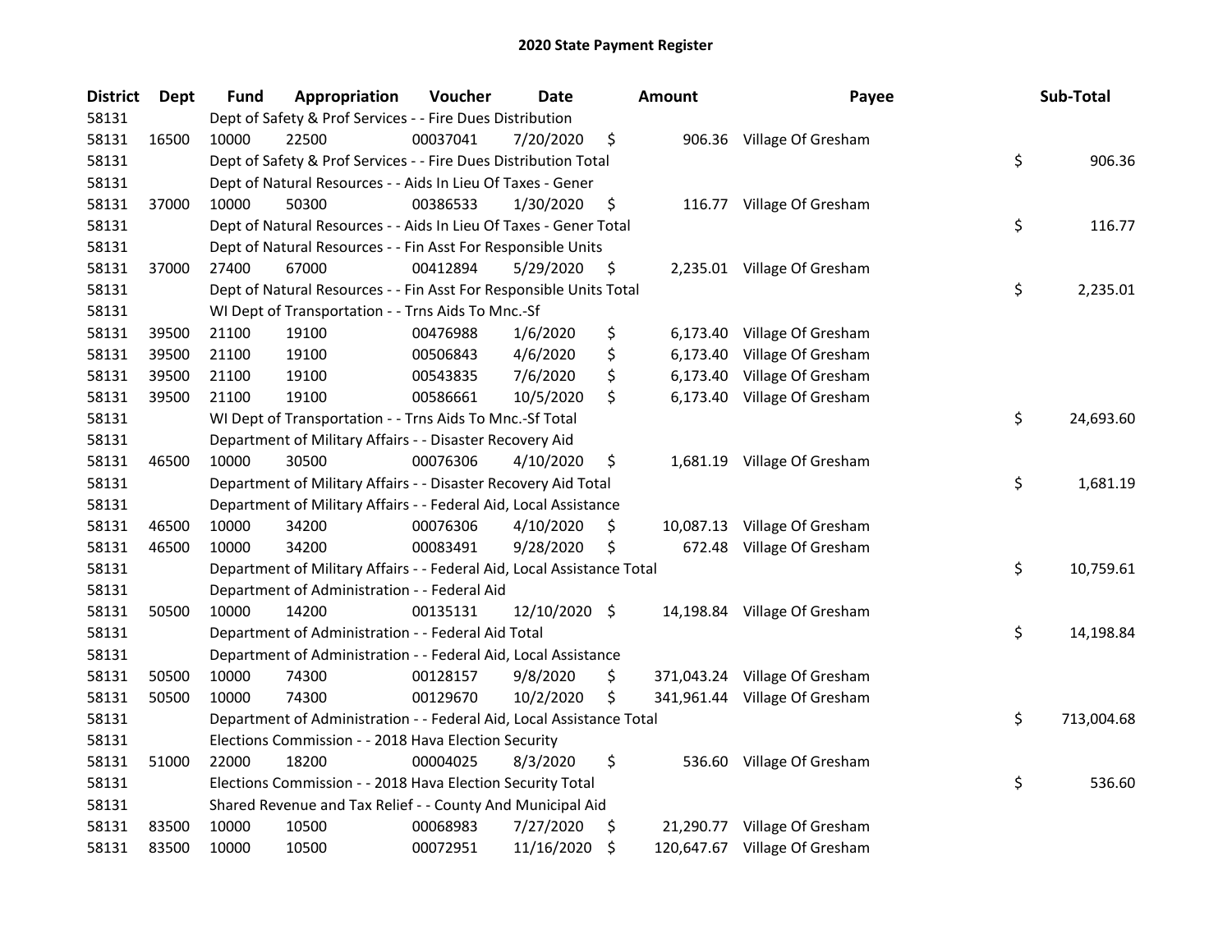# 2020 State Payment Register

| District | Dept | Fund | Appropriation | Voucher | Date | Amount | Payee | Sub-Total |
|---|---|---|---|---|---|---|---|---|
| 58131 | | Dept of Safety & Prof Services - - Fire Dues Distribution | | | | | | |
| 58131 | 16500 | 10000 | 22500 | 00037041 | 7/20/2020 | $ 906.36 | Village Of Gresham | |
| 58131 | | Dept of Safety & Prof Services - - Fire Dues Distribution Total | | | | | | $ 906.36 |
| 58131 | | Dept of Natural Resources - - Aids In Lieu Of Taxes - Gener | | | | | | |
| 58131 | 37000 | 10000 | 50300 | 00386533 | 1/30/2020 | $ 116.77 | Village Of Gresham | |
| 58131 | | Dept of Natural Resources - - Aids In Lieu Of Taxes - Gener Total | | | | | | $ 116.77 |
| 58131 | | Dept of Natural Resources - - Fin Asst For Responsible Units | | | | | | |
| 58131 | 37000 | 27400 | 67000 | 00412894 | 5/29/2020 | $ 2,235.01 | Village Of Gresham | |
| 58131 | | Dept of Natural Resources - - Fin Asst For Responsible Units Total | | | | | | $ 2,235.01 |
| 58131 | | WI Dept of Transportation - - Trns Aids To Mnc.-Sf | | | | | | |
| 58131 | 39500 | 21100 | 19100 | 00476988 | 1/6/2020 | $ 6,173.40 | Village Of Gresham | |
| 58131 | 39500 | 21100 | 19100 | 00506843 | 4/6/2020 | $ 6,173.40 | Village Of Gresham | |
| 58131 | 39500 | 21100 | 19100 | 00543835 | 7/6/2020 | $ 6,173.40 | Village Of Gresham | |
| 58131 | 39500 | 21100 | 19100 | 00586661 | 10/5/2020 | $ 6,173.40 | Village Of Gresham | |
| 58131 | | WI Dept of Transportation - - Trns Aids To Mnc.-Sf Total | | | | | | $ 24,693.60 |
| 58131 | | Department of Military Affairs - - Disaster Recovery Aid | | | | | | |
| 58131 | 46500 | 10000 | 30500 | 00076306 | 4/10/2020 | $ 1,681.19 | Village Of Gresham | |
| 58131 | | Department of Military Affairs - - Disaster Recovery Aid Total | | | | | | $ 1,681.19 |
| 58131 | | Department of Military Affairs - - Federal Aid, Local Assistance | | | | | | |
| 58131 | 46500 | 10000 | 34200 | 00076306 | 4/10/2020 | $ 10,087.13 | Village Of Gresham | |
| 58131 | 46500 | 10000 | 34200 | 00083491 | 9/28/2020 | $ 672.48 | Village Of Gresham | |
| 58131 | | Department of Military Affairs - - Federal Aid, Local Assistance Total | | | | | | $ 10,759.61 |
| 58131 | | Department of Administration - - Federal Aid | | | | | | |
| 58131 | 50500 | 10000 | 14200 | 00135131 | 12/10/2020 | $ 14,198.84 | Village Of Gresham | |
| 58131 | | Department of Administration - - Federal Aid Total | | | | | | $ 14,198.84 |
| 58131 | | Department of Administration - - Federal Aid, Local Assistance | | | | | | |
| 58131 | 50500 | 10000 | 74300 | 00128157 | 9/8/2020 | $ 371,043.24 | Village Of Gresham | |
| 58131 | 50500 | 10000 | 74300 | 00129670 | 10/2/2020 | $ 341,961.44 | Village Of Gresham | |
| 58131 | | Department of Administration - - Federal Aid, Local Assistance Total | | | | | | $ 713,004.68 |
| 58131 | | Elections Commission - - 2018 Hava Election Security | | | | | | |
| 58131 | 51000 | 22000 | 18200 | 00004025 | 8/3/2020 | $ 536.60 | Village Of Gresham | |
| 58131 | | Elections Commission - - 2018 Hava Election Security Total | | | | | | $ 536.60 |
| 58131 | | Shared Revenue and Tax Relief - - County And Municipal Aid | | | | | | |
| 58131 | 83500 | 10000 | 10500 | 00068983 | 7/27/2020 | $ 21,290.77 | Village Of Gresham | |
| 58131 | 83500 | 10000 | 10500 | 00072951 | 11/16/2020 | $ 120,647.67 | Village Of Gresham | |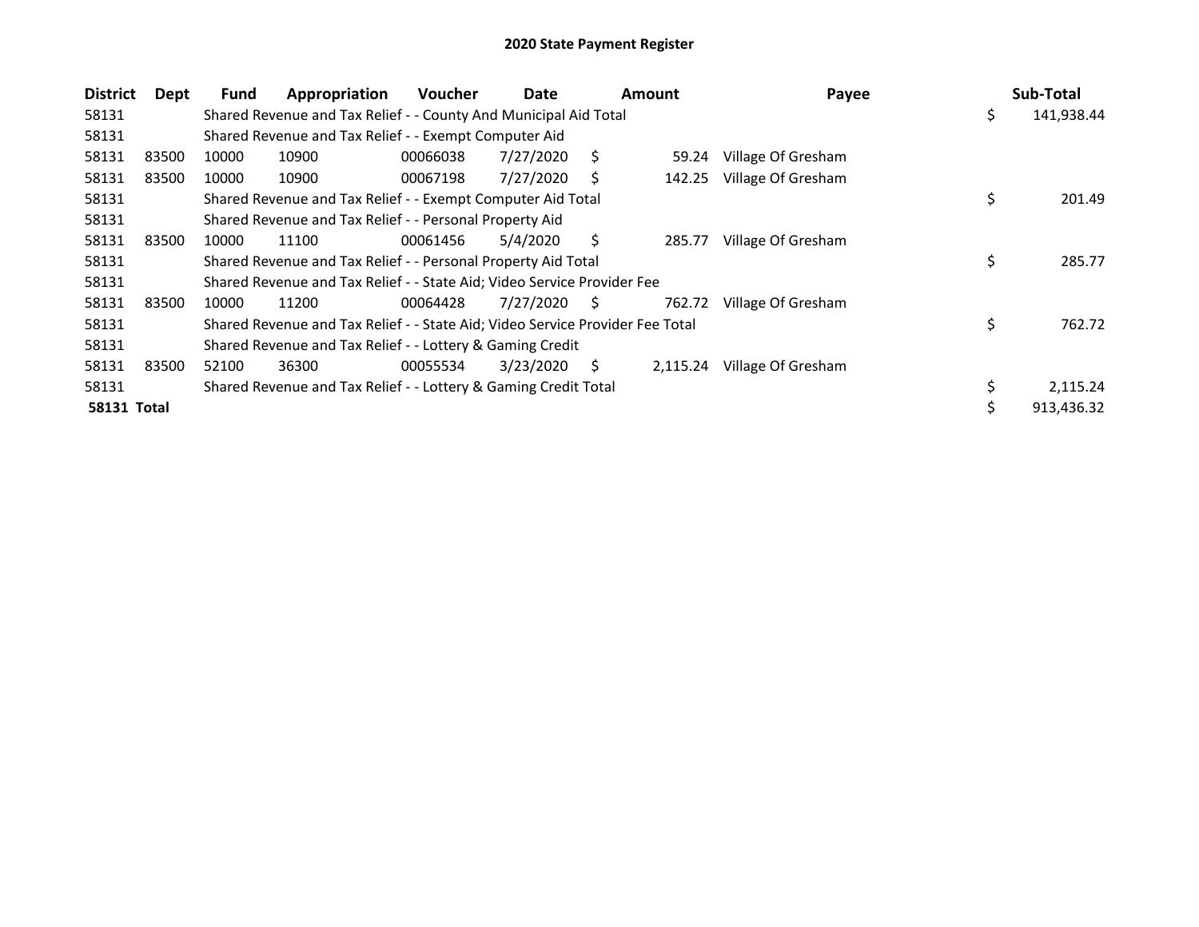# 2020 State Payment Register

| District | Dept | Fund | Appropriation | Voucher | Date | Amount | Payee | Sub-Total |
|---|---|---|---|---|---|---|---|---|
| 58131 | | Shared Revenue and Tax Relief - - County And Municipal Aid Total | | | | | | $ 141,938.44 |
| 58131 | | Shared Revenue and Tax Relief - - Exempt Computer Aid | | | | | | |
| 58131 | 83500 | 10000 | 10900 | 00066038 | 7/27/2020 | $ 59.24 | Village Of Gresham | |
| 58131 | 83500 | 10000 | 10900 | 00067198 | 7/27/2020 | $ 142.25 | Village Of Gresham | |
| 58131 | | Shared Revenue and Tax Relief - - Exempt Computer Aid Total | | | | | | $ 201.49 |
| 58131 | | Shared Revenue and Tax Relief - - Personal Property Aid | | | | | | |
| 58131 | 83500 | 10000 | 11100 | 00061456 | 5/4/2020 | $ 285.77 | Village Of Gresham | |
| 58131 | | Shared Revenue and Tax Relief - - Personal Property Aid Total | | | | | | $ 285.77 |
| 58131 | | Shared Revenue and Tax Relief - - State Aid; Video Service Provider Fee | | | | | | |
| 58131 | 83500 | 10000 | 11200 | 00064428 | 7/27/2020 | $ 762.72 | Village Of Gresham | |
| 58131 | | Shared Revenue and Tax Relief - - State Aid; Video Service Provider Fee Total | | | | | | $ 762.72 |
| 58131 | | Shared Revenue and Tax Relief - - Lottery & Gaming Credit | | | | | | |
| 58131 | 83500 | 52100 | 36300 | 00055534 | 3/23/2020 | $ 2,115.24 | Village Of Gresham | |
| 58131 | | Shared Revenue and Tax Relief - - Lottery & Gaming Credit Total | | | | | | $ 2,115.24 |
| **58131 Total** | | | | | | | | $ 913,436.32 |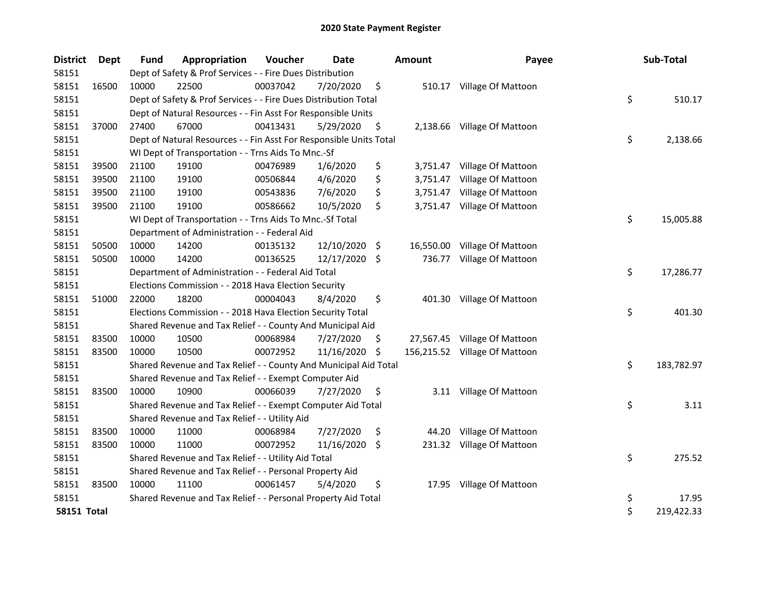# 2020 State Payment Register

| District | Dept | Fund | Appropriation | Voucher | Date | Amount | Payee | Sub-Total |
|---|---|---|---|---|---|---|---|---|
| 58151 | | Dept of Safety & Prof Services - - Fire Dues Distribution | | | | | | |
| 58151 | 16500 | 10000 | 22500 | 00037042 | 7/20/2020 | $ 510.17 | Village Of Mattoon | |
| 58151 | | Dept of Safety & Prof Services - - Fire Dues Distribution Total | | | | | | $ 510.17 |
| 58151 | | Dept of Natural Resources - - Fin Asst For Responsible Units | | | | | | |
| 58151 | 37000 | 27400 | 67000 | 00413431 | 5/29/2020 | $ 2,138.66 | Village Of Mattoon | |
| 58151 | | Dept of Natural Resources - - Fin Asst For Responsible Units Total | | | | | | $ 2,138.66 |
| 58151 | | WI Dept of Transportation - - Trns Aids To Mnc.-Sf | | | | | | |
| 58151 | 39500 | 21100 | 19100 | 00476989 | 1/6/2020 | $ 3,751.47 | Village Of Mattoon | |
| 58151 | 39500 | 21100 | 19100 | 00506844 | 4/6/2020 | $ 3,751.47 | Village Of Mattoon | |
| 58151 | 39500 | 21100 | 19100 | 00543836 | 7/6/2020 | $ 3,751.47 | Village Of Mattoon | |
| 58151 | 39500 | 21100 | 19100 | 00586662 | 10/5/2020 | $ 3,751.47 | Village Of Mattoon | |
| 58151 | | WI Dept of Transportation - - Trns Aids To Mnc.-Sf Total | | | | | | $ 15,005.88 |
| 58151 | | Department of Administration - - Federal Aid | | | | | | |
| 58151 | 50500 | 10000 | 14200 | 00135132 | 12/10/2020 | $ 16,550.00 | Village Of Mattoon | |
| 58151 | 50500 | 10000 | 14200 | 00136525 | 12/17/2020 | $ 736.77 | Village Of Mattoon | |
| 58151 | | Department of Administration - - Federal Aid Total | | | | | | $ 17,286.77 |
| 58151 | | Elections Commission - - 2018 Hava Election Security | | | | | | |
| 58151 | 51000 | 22000 | 18200 | 00004043 | 8/4/2020 | $ 401.30 | Village Of Mattoon | |
| 58151 | | Elections Commission - - 2018 Hava Election Security Total | | | | | | $ 401.30 |
| 58151 | | Shared Revenue and Tax Relief - - County And Municipal Aid | | | | | | |
| 58151 | 83500 | 10000 | 10500 | 00068984 | 7/27/2020 | $ 27,567.45 | Village Of Mattoon | |
| 58151 | 83500 | 10000 | 10500 | 00072952 | 11/16/2020 | $ 156,215.52 | Village Of Mattoon | |
| 58151 | | Shared Revenue and Tax Relief - - County And Municipal Aid Total | | | | | | $ 183,782.97 |
| 58151 | | Shared Revenue and Tax Relief - - Exempt Computer Aid | | | | | | |
| 58151 | 83500 | 10000 | 10900 | 00066039 | 7/27/2020 | $ 3.11 | Village Of Mattoon | |
| 58151 | | Shared Revenue and Tax Relief - - Exempt Computer Aid Total | | | | | | $ 3.11 |
| 58151 | | Shared Revenue and Tax Relief - - Utility Aid | | | | | | |
| 58151 | 83500 | 10000 | 11000 | 00068984 | 7/27/2020 | $ 44.20 | Village Of Mattoon | |
| 58151 | 83500 | 10000 | 11000 | 00072952 | 11/16/2020 | $ 231.32 | Village Of Mattoon | |
| 58151 | | Shared Revenue and Tax Relief - - Utility Aid Total | | | | | | $ 275.52 |
| 58151 | | Shared Revenue and Tax Relief - - Personal Property Aid | | | | | | |
| 58151 | 83500 | 10000 | 11100 | 00061457 | 5/4/2020 | $ 17.95 | Village Of Mattoon | |
| 58151 | | Shared Revenue and Tax Relief - - Personal Property Aid Total | | | | | | $ 17.95 |
| **58151 Total** | | | | | | | | $ 219,422.33 |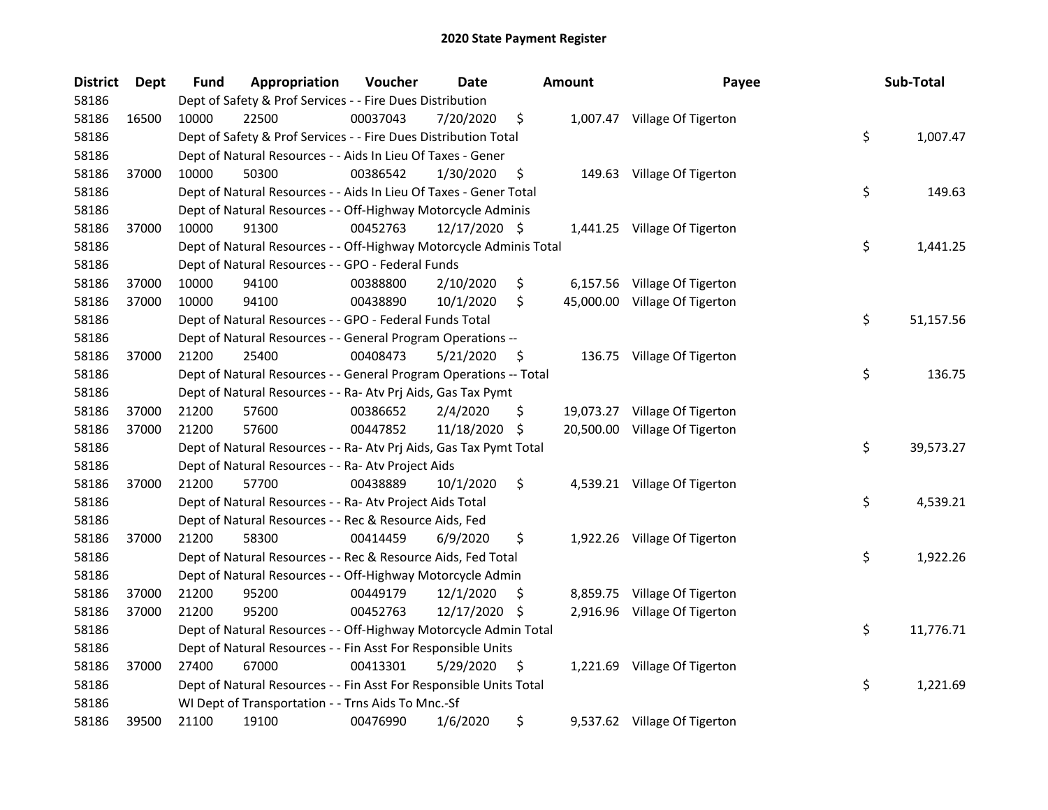# 2020 State Payment Register

| District | Dept | Fund | Appropriation | Voucher | Date | Amount | Payee | Sub-Total |
|---|---|---|---|---|---|---|---|---|
| 58186 | | Dept of Safety & Prof Services - - Fire Dues Distribution | | | | | | |
| 58186 | 16500 | 10000 | 22500 | 00037043 | 7/20/2020 | $ 1,007.47 | Village Of Tigerton | |
| 58186 | | Dept of Safety & Prof Services - - Fire Dues Distribution Total | | | | | | $ 1,007.47 |
| 58186 | | Dept of Natural Resources - - Aids In Lieu Of Taxes - Gener | | | | | | |
| 58186 | 37000 | 10000 | 50300 | 00386542 | 1/30/2020 | $ 149.63 | Village Of Tigerton | |
| 58186 | | Dept of Natural Resources - - Aids In Lieu Of Taxes - Gener Total | | | | | | $ 149.63 |
| 58186 | | Dept of Natural Resources - - Off-Highway Motorcycle Adminis | | | | | | |
| 58186 | 37000 | 10000 | 91300 | 00452763 | 12/17/2020 | $ 1,441.25 | Village Of Tigerton | |
| 58186 | | Dept of Natural Resources - - Off-Highway Motorcycle Adminis Total | | | | | | $ 1,441.25 |
| 58186 | | Dept of Natural Resources - - GPO - Federal Funds | | | | | | |
| 58186 | 37000 | 10000 | 94100 | 00388800 | 2/10/2020 | $ 6,157.56 | Village Of Tigerton | |
| 58186 | 37000 | 10000 | 94100 | 00438890 | 10/1/2020 | $ 45,000.00 | Village Of Tigerton | |
| 58186 | | Dept of Natural Resources - - GPO - Federal Funds Total | | | | | | $ 51,157.56 |
| 58186 | | Dept of Natural Resources - - General Program Operations -- | | | | | | |
| 58186 | 37000 | 21200 | 25400 | 00408473 | 5/21/2020 | $ 136.75 | Village Of Tigerton | |
| 58186 | | Dept of Natural Resources - - General Program Operations -- Total | | | | | | $ 136.75 |
| 58186 | | Dept of Natural Resources - - Ra- Atv Prj Aids, Gas Tax Pymt | | | | | | |
| 58186 | 37000 | 21200 | 57600 | 00386652 | 2/4/2020 | $ 19,073.27 | Village Of Tigerton | |
| 58186 | 37000 | 21200 | 57600 | 00447852 | 11/18/2020 | $ 20,500.00 | Village Of Tigerton | |
| 58186 | | Dept of Natural Resources - - Ra- Atv Prj Aids, Gas Tax Pymt Total | | | | | | $ 39,573.27 |
| 58186 | | Dept of Natural Resources - - Ra- Atv Project Aids | | | | | | |
| 58186 | 37000 | 21200 | 57700 | 00438889 | 10/1/2020 | $ 4,539.21 | Village Of Tigerton | |
| 58186 | | Dept of Natural Resources - - Ra- Atv Project Aids Total | | | | | | $ 4,539.21 |
| 58186 | | Dept of Natural Resources - - Rec & Resource Aids, Fed | | | | | | |
| 58186 | 37000 | 21200 | 58300 | 00414459 | 6/9/2020 | $ 1,922.26 | Village Of Tigerton | |
| 58186 | | Dept of Natural Resources - - Rec & Resource Aids, Fed Total | | | | | | $ 1,922.26 |
| 58186 | | Dept of Natural Resources - - Off-Highway Motorcycle Admin | | | | | | |
| 58186 | 37000 | 21200 | 95200 | 00449179 | 12/1/2020 | $ 8,859.75 | Village Of Tigerton | |
| 58186 | 37000 | 21200 | 95200 | 00452763 | 12/17/2020 | $ 2,916.96 | Village Of Tigerton | |
| 58186 | | Dept of Natural Resources - - Off-Highway Motorcycle Admin Total | | | | | | $ 11,776.71 |
| 58186 | | Dept of Natural Resources - - Fin Asst For Responsible Units | | | | | | |
| 58186 | 37000 | 27400 | 67000 | 00413301 | 5/29/2020 | $ 1,221.69 | Village Of Tigerton | |
| 58186 | | Dept of Natural Resources - - Fin Asst For Responsible Units Total | | | | | | $ 1,221.69 |
| 58186 | | WI Dept of Transportation - - Trns Aids To Mnc.-Sf | | | | | | |
| 58186 | 39500 | 21100 | 19100 | 00476990 | 1/6/2020 | $ 9,537.62 | Village Of Tigerton | |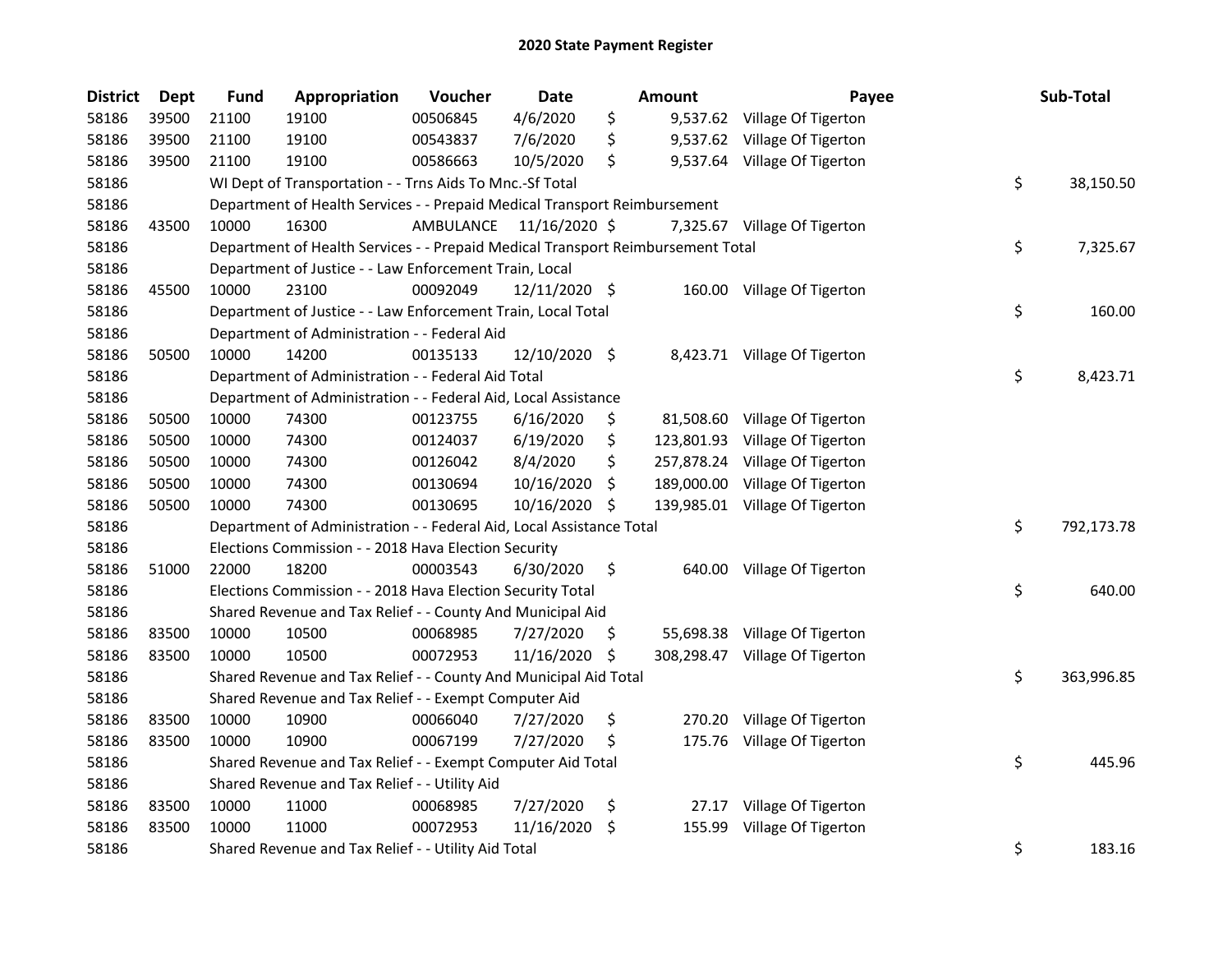# 2020 State Payment Register

| District | Dept | Fund | Appropriation | Voucher | Date | Amount | Payee | Sub-Total |
|---|---|---|---|---|---|---|---|---|
| 58186 | 39500 | 21100 | 19100 | 00506845 | 4/6/2020 | $ 9,537.62 | Village Of Tigerton | |
| 58186 | 39500 | 21100 | 19100 | 00543837 | 7/6/2020 | $ 9,537.62 | Village Of Tigerton | |
| 58186 | 39500 | 21100 | 19100 | 00586663 | 10/5/2020 | $ 9,537.64 | Village Of Tigerton | |
| 58186 | | WI Dept of Transportation - - Trns Aids To Mnc.-Sf Total | | | | | | $ 38,150.50 |
| 58186 | | Department of Health Services - - Prepaid Medical Transport Reimbursement | | | | | | |
| 58186 | 43500 | 10000 | 16300 | AMBULANCE | 11/16/2020 | $ 7,325.67 | Village Of Tigerton | |
| 58186 | | Department of Health Services - - Prepaid Medical Transport Reimbursement Total | | | | | | $ 7,325.67 |
| 58186 | | Department of Justice - - Law Enforcement Train, Local | | | | | | |
| 58186 | 45500 | 10000 | 23100 | 00092049 | 12/11/2020 | $ 160.00 | Village Of Tigerton | |
| 58186 | | Department of Justice - - Law Enforcement Train, Local Total | | | | | | $ 160.00 |
| 58186 | | Department of Administration - - Federal Aid | | | | | | |
| 58186 | 50500 | 10000 | 14200 | 00135133 | 12/10/2020 | $ 8,423.71 | Village Of Tigerton | |
| 58186 | | Department of Administration - - Federal Aid Total | | | | | | $ 8,423.71 |
| 58186 | | Department of Administration - - Federal Aid, Local Assistance | | | | | | |
| 58186 | 50500 | 10000 | 74300 | 00123755 | 6/16/2020 | $ 81,508.60 | Village Of Tigerton | |
| 58186 | 50500 | 10000 | 74300 | 00124037 | 6/19/2020 | $ 123,801.93 | Village Of Tigerton | |
| 58186 | 50500 | 10000 | 74300 | 00126042 | 8/4/2020 | $ 257,878.24 | Village Of Tigerton | |
| 58186 | 50500 | 10000 | 74300 | 00130694 | 10/16/2020 | $ 189,000.00 | Village Of Tigerton | |
| 58186 | 50500 | 10000 | 74300 | 00130695 | 10/16/2020 | $ 139,985.01 | Village Of Tigerton | |
| 58186 | | Department of Administration - - Federal Aid, Local Assistance Total | | | | | | $ 792,173.78 |
| 58186 | | Elections Commission - - 2018 Hava Election Security | | | | | | |
| 58186 | 51000 | 22000 | 18200 | 00003543 | 6/30/2020 | $ 640.00 | Village Of Tigerton | |
| 58186 | | Elections Commission - - 2018 Hava Election Security Total | | | | | | $ 640.00 |
| 58186 | | Shared Revenue and Tax Relief - - County And Municipal Aid | | | | | | |
| 58186 | 83500 | 10000 | 10500 | 00068985 | 7/27/2020 | $ 55,698.38 | Village Of Tigerton | |
| 58186 | 83500 | 10000 | 10500 | 00072953 | 11/16/2020 | $ 308,298.47 | Village Of Tigerton | |
| 58186 | | Shared Revenue and Tax Relief - - County And Municipal Aid Total | | | | | | $ 363,996.85 |
| 58186 | | Shared Revenue and Tax Relief - - Exempt Computer Aid | | | | | | |
| 58186 | 83500 | 10000 | 10900 | 00066040 | 7/27/2020 | $ 270.20 | Village Of Tigerton | |
| 58186 | 83500 | 10000 | 10900 | 00067199 | 7/27/2020 | $ 175.76 | Village Of Tigerton | |
| 58186 | | Shared Revenue and Tax Relief - - Exempt Computer Aid Total | | | | | | $ 445.96 |
| 58186 | | Shared Revenue and Tax Relief - - Utility Aid | | | | | | |
| 58186 | 83500 | 10000 | 11000 | 00068985 | 7/27/2020 | $ 27.17 | Village Of Tigerton | |
| 58186 | 83500 | 10000 | 11000 | 00072953 | 11/16/2020 | $ 155.99 | Village Of Tigerton | |
| 58186 | | Shared Revenue and Tax Relief - - Utility Aid Total | | | | | | $ 183.16 |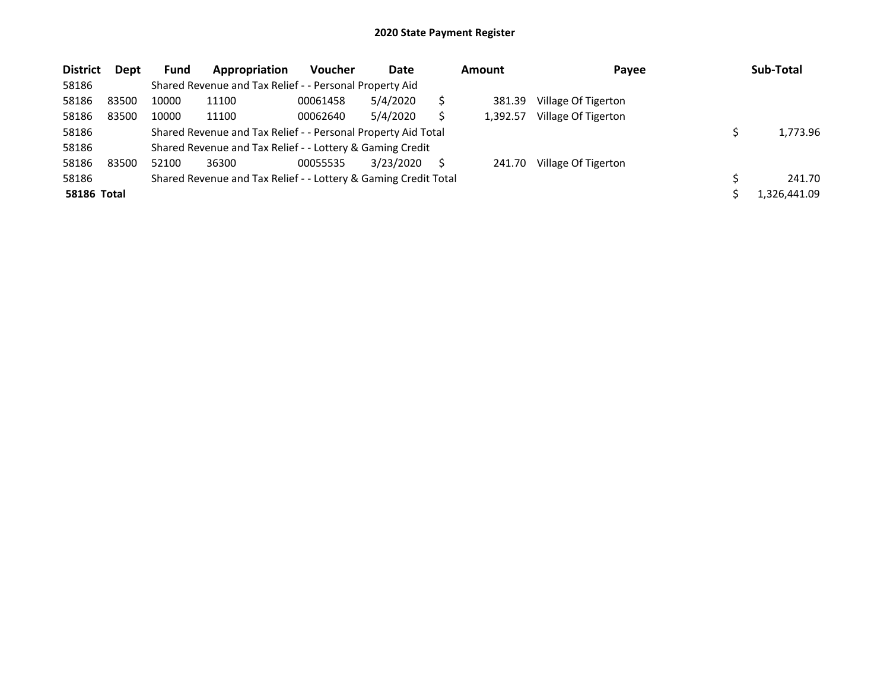# 2020 State Payment Register

| District | Dept | Fund | Appropriation | Voucher | Date | Amount | Payee | Sub-Total |
|---|---|---|---|---|---|---|---|---|
| 58186 | | Shared Revenue and Tax Relief - - Personal Property Aid | | | | | | |
| 58186 | 83500 | 10000 | 11100 | 00061458 | 5/4/2020 | $ 381.39 | Village Of Tigerton | |
| 58186 | 83500 | 10000 | 11100 | 00062640 | 5/4/2020 | $ 1,392.57 | Village Of Tigerton | |
| 58186 | | Shared Revenue and Tax Relief - - Personal Property Aid Total | | | | | | $ 1,773.96 |
| 58186 | | Shared Revenue and Tax Relief - - Lottery & Gaming Credit | | | | | | |
| 58186 | 83500 | 52100 | 36300 | 00055535 | 3/23/2020 | $ 241.70 | Village Of Tigerton | |
| 58186 | | Shared Revenue and Tax Relief - - Lottery & Gaming Credit Total | | | | | | $ 241.70 |
| **58186 Total** | | | | | | | | $ 1,326,441.09 |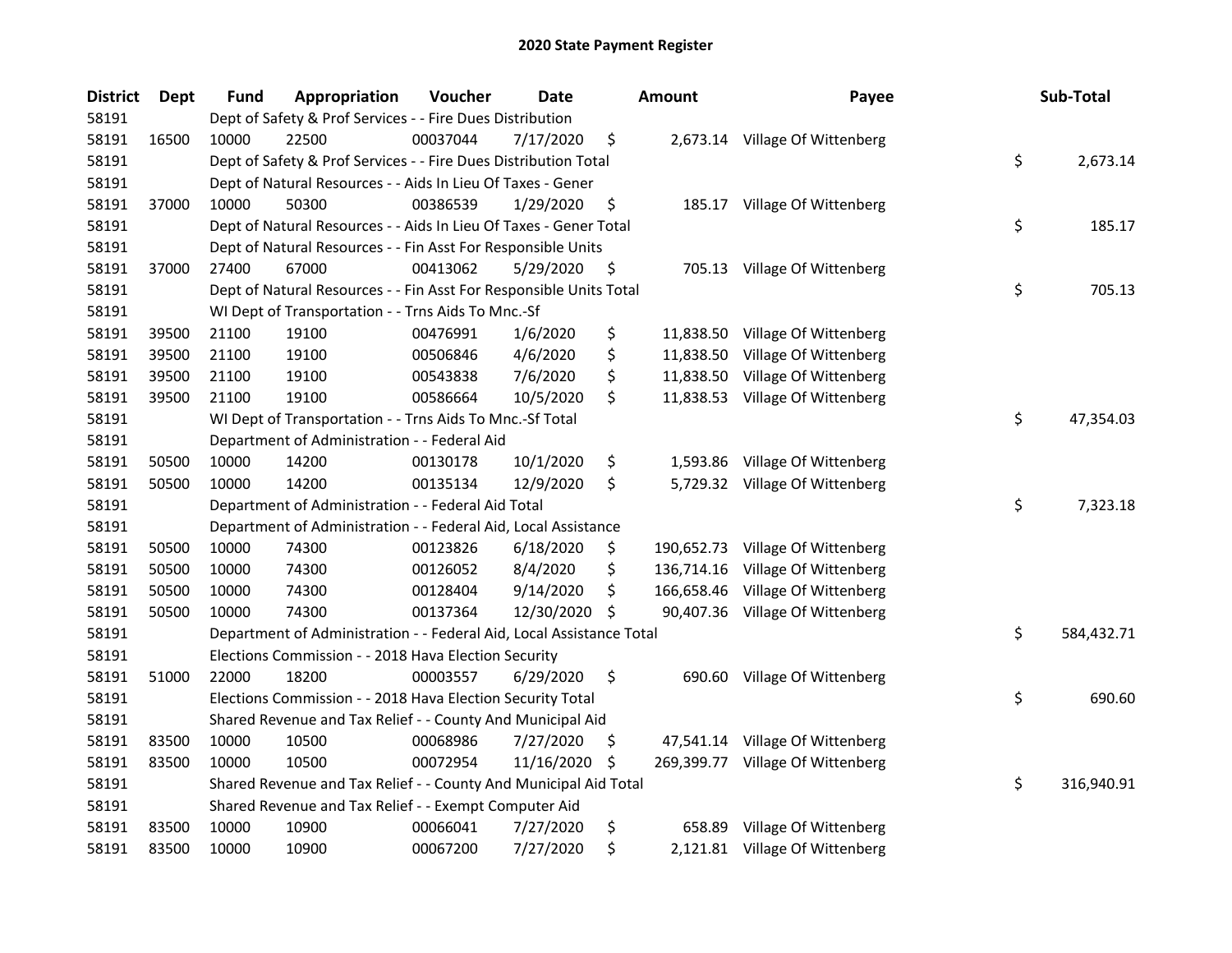# 2020 State Payment Register

| District | Dept | Fund | Appropriation | Voucher | Date | Amount | Payee | Sub-Total |
|---|---|---|---|---|---|---|---|---|
| 58191 | | Dept of Safety & Prof Services - - Fire Dues Distribution | | | | | | |
| 58191 | 16500 | 10000 | 22500 | 00037044 | 7/17/2020 | $ 2,673.14 | Village Of Wittenberg | |
| 58191 | | Dept of Safety & Prof Services - - Fire Dues Distribution Total | | | | | | $ 2,673.14 |
| 58191 | | Dept of Natural Resources - - Aids In Lieu Of Taxes - Gener | | | | | | |
| 58191 | 37000 | 10000 | 50300 | 00386539 | 1/29/2020 | $ 185.17 | Village Of Wittenberg | |
| 58191 | | Dept of Natural Resources - - Aids In Lieu Of Taxes - Gener Total | | | | | | $ 185.17 |
| 58191 | | Dept of Natural Resources - - Fin Asst For Responsible Units | | | | | | |
| 58191 | 37000 | 27400 | 67000 | 00413062 | 5/29/2020 | $ 705.13 | Village Of Wittenberg | |
| 58191 | | Dept of Natural Resources - - Fin Asst For Responsible Units Total | | | | | | $ 705.13 |
| 58191 | | WI Dept of Transportation - - Trns Aids To Mnc.-Sf | | | | | | |
| 58191 | 39500 | 21100 | 19100 | 00476991 | 1/6/2020 | $ 11,838.50 | Village Of Wittenberg | |
| 58191 | 39500 | 21100 | 19100 | 00506846 | 4/6/2020 | $ 11,838.50 | Village Of Wittenberg | |
| 58191 | 39500 | 21100 | 19100 | 00543838 | 7/6/2020 | $ 11,838.50 | Village Of Wittenberg | |
| 58191 | 39500 | 21100 | 19100 | 00586664 | 10/5/2020 | $ 11,838.53 | Village Of Wittenberg | |
| 58191 | | WI Dept of Transportation - - Trns Aids To Mnc.-Sf Total | | | | | | $ 47,354.03 |
| 58191 | | Department of Administration - - Federal Aid | | | | | | |
| 58191 | 50500 | 10000 | 14200 | 00130178 | 10/1/2020 | $ 1,593.86 | Village Of Wittenberg | |
| 58191 | 50500 | 10000 | 14200 | 00135134 | 12/9/2020 | $ 5,729.32 | Village Of Wittenberg | |
| 58191 | | Department of Administration - - Federal Aid Total | | | | | | $ 7,323.18 |
| 58191 | | Department of Administration - - Federal Aid, Local Assistance | | | | | | |
| 58191 | 50500 | 10000 | 74300 | 00123826 | 6/18/2020 | $ 190,652.73 | Village Of Wittenberg | |
| 58191 | 50500 | 10000 | 74300 | 00126052 | 8/4/2020 | $ 136,714.16 | Village Of Wittenberg | |
| 58191 | 50500 | 10000 | 74300 | 00128404 | 9/14/2020 | $ 166,658.46 | Village Of Wittenberg | |
| 58191 | 50500 | 10000 | 74300 | 00137364 | 12/30/2020 | $ 90,407.36 | Village Of Wittenberg | |
| 58191 | | Department of Administration - - Federal Aid, Local Assistance Total | | | | | | $ 584,432.71 |
| 58191 | | Elections Commission - - 2018 Hava Election Security | | | | | | |
| 58191 | 51000 | 22000 | 18200 | 00003557 | 6/29/2020 | $ 690.60 | Village Of Wittenberg | |
| 58191 | | Elections Commission - - 2018 Hava Election Security Total | | | | | | $ 690.60 |
| 58191 | | Shared Revenue and Tax Relief - - County And Municipal Aid | | | | | | |
| 58191 | 83500 | 10000 | 10500 | 00068986 | 7/27/2020 | $ 47,541.14 | Village Of Wittenberg | |
| 58191 | 83500 | 10000 | 10500 | 00072954 | 11/16/2020 | $ 269,399.77 | Village Of Wittenberg | |
| 58191 | | Shared Revenue and Tax Relief - - County And Municipal Aid Total | | | | | | $ 316,940.91 |
| 58191 | | Shared Revenue and Tax Relief - - Exempt Computer Aid | | | | | | |
| 58191 | 83500 | 10000 | 10900 | 00066041 | 7/27/2020 | $ 658.89 | Village Of Wittenberg | |
| 58191 | 83500 | 10000 | 10900 | 00067200 | 7/27/2020 | $ 2,121.81 | Village Of Wittenberg | |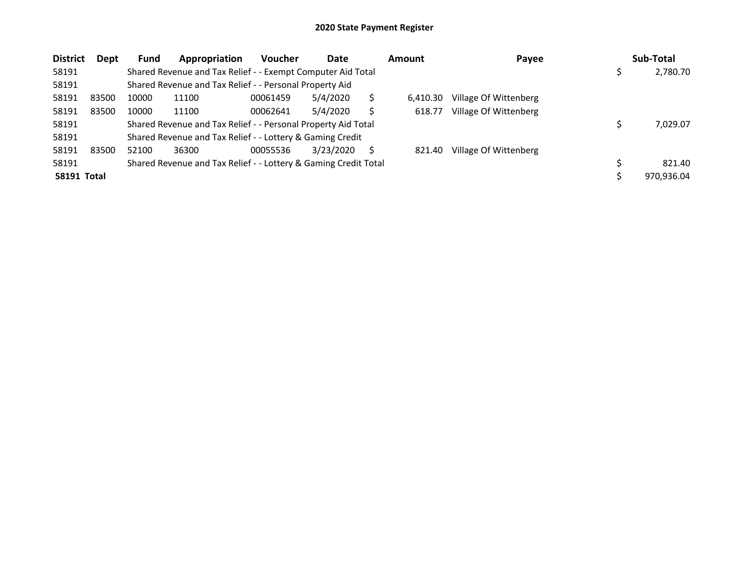## 2020 State Payment Register

| District | Dept | Fund | Appropriation | Voucher | Date | Amount | Payee | Sub-Total |
|---|---|---|---|---|---|---|---|---|
| 58191 | | Shared Revenue and Tax Relief - - Exempt Computer Aid Total | | | | | | $ 2,780.70 |
| 58191 | | Shared Revenue and Tax Relief - - Personal Property Aid | | | | | | |
| 58191 | 83500 | 10000 | 11100 | 00061459 | 5/4/2020 | $ 6,410.30 | Village Of Wittenberg | |
| 58191 | 83500 | 10000 | 11100 | 00062641 | 5/4/2020 | $ 618.77 | Village Of Wittenberg | |
| 58191 | | Shared Revenue and Tax Relief - - Personal Property Aid Total | | | | | | $ 7,029.07 |
| 58191 | | Shared Revenue and Tax Relief - - Lottery & Gaming Credit | | | | | | |
| 58191 | 83500 | 52100 | 36300 | 00055536 | 3/23/2020 | $ 821.40 | Village Of Wittenberg | |
| 58191 | | Shared Revenue and Tax Relief - - Lottery & Gaming Credit Total | | | | | | $ 821.40 |
| **58191 Total** | | | | | | | | $ 970,936.04 |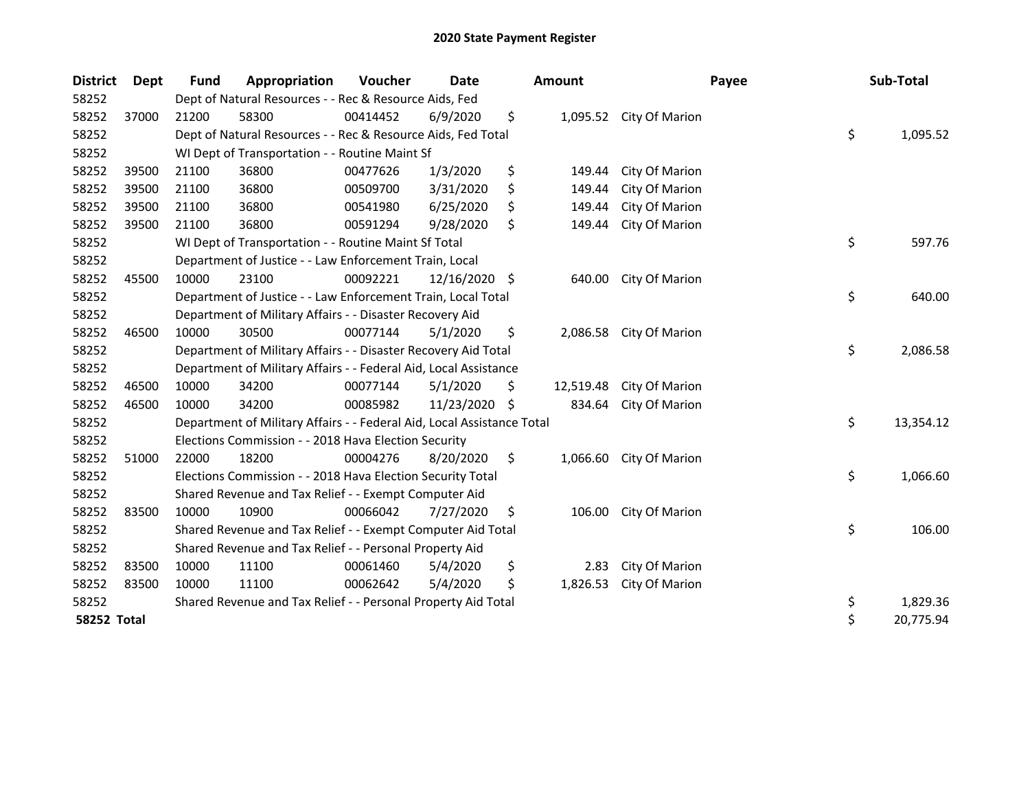# 2020 State Payment Register

| District | Dept | Fund | Appropriation | Voucher | Date | Amount | Payee | Sub-Total |
|---|---|---|---|---|---|---|---|---|
| 58252 | | Dept of Natural Resources - - Rec & Resource Aids, Fed | | | | | | |
| 58252 | 37000 | 21200 | 58300 | 00414452 | 6/9/2020 | $ 1,095.52 | City Of Marion | |
| 58252 | | Dept of Natural Resources - - Rec & Resource Aids, Fed Total | | | | | | $ 1,095.52 |
| 58252 | | WI Dept of Transportation - - Routine Maint Sf | | | | | | |
| 58252 | 39500 | 21100 | 36800 | 00477626 | 1/3/2020 | $ 149.44 | City Of Marion | |
| 58252 | 39500 | 21100 | 36800 | 00509700 | 3/31/2020 | $ 149.44 | City Of Marion | |
| 58252 | 39500 | 21100 | 36800 | 00541980 | 6/25/2020 | $ 149.44 | City Of Marion | |
| 58252 | 39500 | 21100 | 36800 | 00591294 | 9/28/2020 | $ 149.44 | City Of Marion | |
| 58252 | | WI Dept of Transportation - - Routine Maint Sf Total | | | | | | $ 597.76 |
| 58252 | | Department of Justice - - Law Enforcement Train, Local | | | | | | |
| 58252 | 45500 | 10000 | 23100 | 00092221 | 12/16/2020 | $ 640.00 | City Of Marion | |
| 58252 | | Department of Justice - - Law Enforcement Train, Local Total | | | | | | $ 640.00 |
| 58252 | | Department of Military Affairs - - Disaster Recovery Aid | | | | | | |
| 58252 | 46500 | 10000 | 30500 | 00077144 | 5/1/2020 | $ 2,086.58 | City Of Marion | |
| 58252 | | Department of Military Affairs - - Disaster Recovery Aid Total | | | | | | $ 2,086.58 |
| 58252 | | Department of Military Affairs - - Federal Aid, Local Assistance | | | | | | |
| 58252 | 46500 | 10000 | 34200 | 00077144 | 5/1/2020 | $ 12,519.48 | City Of Marion | |
| 58252 | 46500 | 10000 | 34200 | 00085982 | 11/23/2020 | $ 834.64 | City Of Marion | |
| 58252 | | Department of Military Affairs - - Federal Aid, Local Assistance Total | | | | | | $ 13,354.12 |
| 58252 | | Elections Commission - - 2018 Hava Election Security | | | | | | |
| 58252 | 51000 | 22000 | 18200 | 00004276 | 8/20/2020 | $ 1,066.60 | City Of Marion | |
| 58252 | | Elections Commission - - 2018 Hava Election Security Total | | | | | | $ 1,066.60 |
| 58252 | | Shared Revenue and Tax Relief - - Exempt Computer Aid | | | | | | |
| 58252 | 83500 | 10000 | 10900 | 00066042 | 7/27/2020 | $ 106.00 | City Of Marion | |
| 58252 | | Shared Revenue and Tax Relief - - Exempt Computer Aid Total | | | | | | $ 106.00 |
| 58252 | | Shared Revenue and Tax Relief - - Personal Property Aid | | | | | | |
| 58252 | 83500 | 10000 | 11100 | 00061460 | 5/4/2020 | $ 2.83 | City Of Marion | |
| 58252 | 83500 | 10000 | 11100 | 00062642 | 5/4/2020 | $ 1,826.53 | City Of Marion | |
| 58252 | | Shared Revenue and Tax Relief - - Personal Property Aid Total | | | | | | $ 1,829.36 |
| **58252 Total** | | | | | | | | $ 20,775.94 |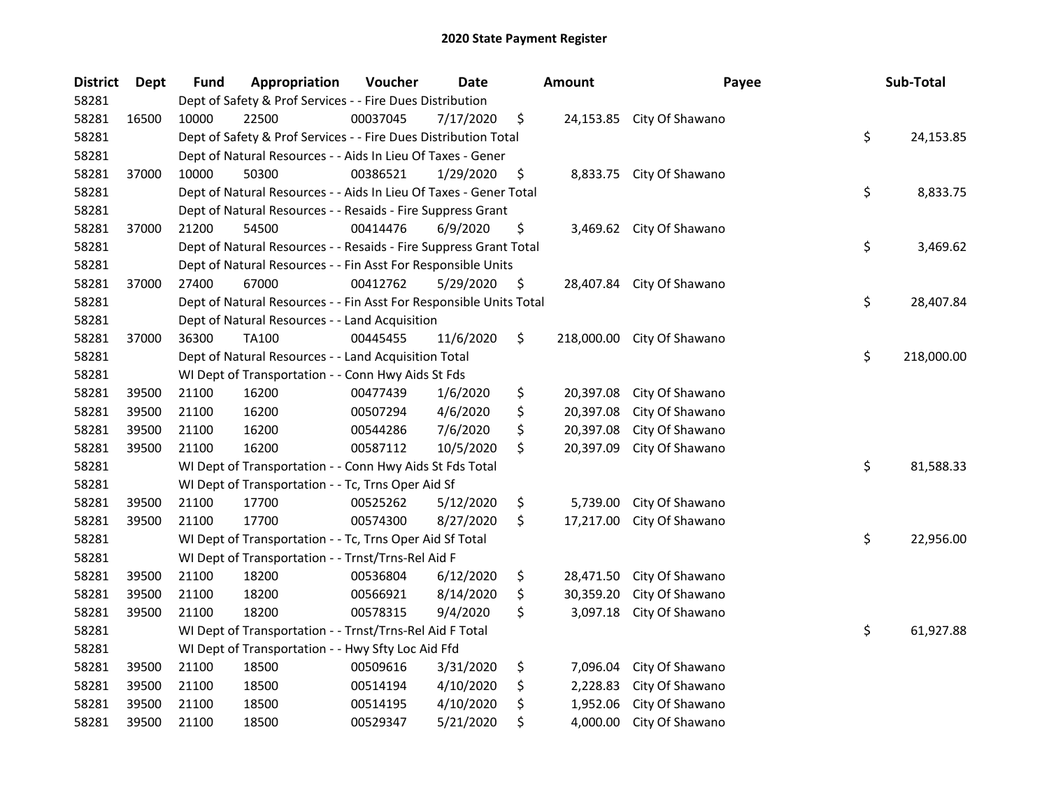# 2020 State Payment Register

| District | Dept | Fund | Appropriation | Voucher | Date | Amount | Payee | Sub-Total |
|---|---|---|---|---|---|---|---|---|
| 58281 | | Dept of Safety & Prof Services - - Fire Dues Distribution | | | | | | |
| 58281 | 16500 | 10000 | 22500 | 00037045 | 7/17/2020 | $ 24,153.85 | City Of Shawano | |
| 58281 | | Dept of Safety & Prof Services - - Fire Dues Distribution Total | | | | | | $ 24,153.85 |
| 58281 | | Dept of Natural Resources - - Aids In Lieu Of Taxes - Gener | | | | | | |
| 58281 | 37000 | 10000 | 50300 | 00386521 | 1/29/2020 | $ 8,833.75 | City Of Shawano | |
| 58281 | | Dept of Natural Resources - - Aids In Lieu Of Taxes - Gener Total | | | | | | $ 8,833.75 |
| 58281 | | Dept of Natural Resources - - Resaids - Fire Suppress Grant | | | | | | |
| 58281 | 37000 | 21200 | 54500 | 00414476 | 6/9/2020 | $ 3,469.62 | City Of Shawano | |
| 58281 | | Dept of Natural Resources - - Resaids - Fire Suppress Grant Total | | | | | | $ 3,469.62 |
| 58281 | | Dept of Natural Resources - - Fin Asst For Responsible Units | | | | | | |
| 58281 | 37000 | 27400 | 67000 | 00412762 | 5/29/2020 | $ 28,407.84 | City Of Shawano | |
| 58281 | | Dept of Natural Resources - - Fin Asst For Responsible Units Total | | | | | | $ 28,407.84 |
| 58281 | | Dept of Natural Resources - - Land Acquisition | | | | | | |
| 58281 | 37000 | 36300 | TA100 | 00445455 | 11/6/2020 | $ 218,000.00 | City Of Shawano | |
| 58281 | | Dept of Natural Resources - - Land Acquisition Total | | | | | | $ 218,000.00 |
| 58281 | | WI Dept of Transportation - - Conn Hwy Aids St Fds | | | | | | |
| 58281 | 39500 | 21100 | 16200 | 00477439 | 1/6/2020 | $ 20,397.08 | City Of Shawano | |
| 58281 | 39500 | 21100 | 16200 | 00507294 | 4/6/2020 | $ 20,397.08 | City Of Shawano | |
| 58281 | 39500 | 21100 | 16200 | 00544286 | 7/6/2020 | $ 20,397.08 | City Of Shawano | |
| 58281 | 39500 | 21100 | 16200 | 00587112 | 10/5/2020 | $ 20,397.09 | City Of Shawano | |
| 58281 | | WI Dept of Transportation - - Conn Hwy Aids St Fds Total | | | | | | $ 81,588.33 |
| 58281 | | WI Dept of Transportation - - Tc, Trns Oper Aid Sf | | | | | | |
| 58281 | 39500 | 21100 | 17700 | 00525262 | 5/12/2020 | $ 5,739.00 | City Of Shawano | |
| 58281 | 39500 | 21100 | 17700 | 00574300 | 8/27/2020 | $ 17,217.00 | City Of Shawano | |
| 58281 | | WI Dept of Transportation - - Tc, Trns Oper Aid Sf Total | | | | | | $ 22,956.00 |
| 58281 | | WI Dept of Transportation - - Trnst/Trns-Rel Aid F | | | | | | |
| 58281 | 39500 | 21100 | 18200 | 00536804 | 6/12/2020 | $ 28,471.50 | City Of Shawano | |
| 58281 | 39500 | 21100 | 18200 | 00566921 | 8/14/2020 | $ 30,359.20 | City Of Shawano | |
| 58281 | 39500 | 21100 | 18200 | 00578315 | 9/4/2020 | $ 3,097.18 | City Of Shawano | |
| 58281 | | WI Dept of Transportation - - Trnst/Trns-Rel Aid F Total | | | | | | $ 61,927.88 |
| 58281 | | WI Dept of Transportation - - Hwy Sfty Loc Aid Ffd | | | | | | |
| 58281 | 39500 | 21100 | 18500 | 00509616 | 3/31/2020 | $ 7,096.04 | City Of Shawano | |
| 58281 | 39500 | 21100 | 18500 | 00514194 | 4/10/2020 | $ 2,228.83 | City Of Shawano | |
| 58281 | 39500 | 21100 | 18500 | 00514195 | 4/10/2020 | $ 1,952.06 | City Of Shawano | |
| 58281 | 39500 | 21100 | 18500 | 00529347 | 5/21/2020 | $ 4,000.00 | City Of Shawano | |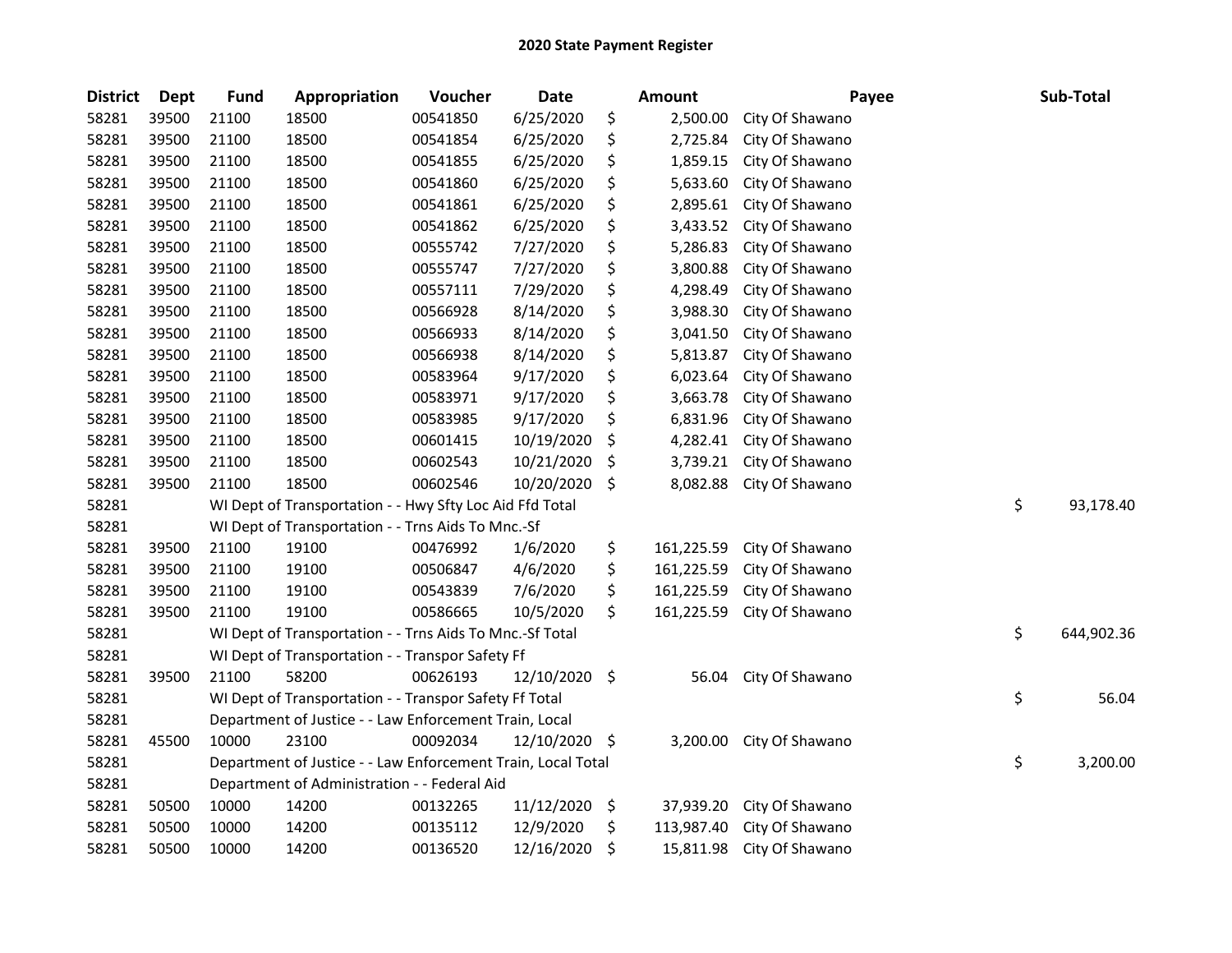# 2020 State Payment Register

| District | Dept | Fund | Appropriation | Voucher | Date | Amount | Payee | Sub-Total |
|---|---|---|---|---|---|---|---|---|
| 58281 | 39500 | 21100 | 18500 | 00541850 | 6/25/2020 | $ 2,500.00 | City Of Shawano | |
| 58281 | 39500 | 21100 | 18500 | 00541854 | 6/25/2020 | $ 2,725.84 | City Of Shawano | |
| 58281 | 39500 | 21100 | 18500 | 00541855 | 6/25/2020 | $ 1,859.15 | City Of Shawano | |
| 58281 | 39500 | 21100 | 18500 | 00541860 | 6/25/2020 | $ 5,633.60 | City Of Shawano | |
| 58281 | 39500 | 21100 | 18500 | 00541861 | 6/25/2020 | $ 2,895.61 | City Of Shawano | |
| 58281 | 39500 | 21100 | 18500 | 00541862 | 6/25/2020 | $ 3,433.52 | City Of Shawano | |
| 58281 | 39500 | 21100 | 18500 | 00555742 | 7/27/2020 | $ 5,286.83 | City Of Shawano | |
| 58281 | 39500 | 21100 | 18500 | 00555747 | 7/27/2020 | $ 3,800.88 | City Of Shawano | |
| 58281 | 39500 | 21100 | 18500 | 00557111 | 7/29/2020 | $ 4,298.49 | City Of Shawano | |
| 58281 | 39500 | 21100 | 18500 | 00566928 | 8/14/2020 | $ 3,988.30 | City Of Shawano | |
| 58281 | 39500 | 21100 | 18500 | 00566933 | 8/14/2020 | $ 3,041.50 | City Of Shawano | |
| 58281 | 39500 | 21100 | 18500 | 00566938 | 8/14/2020 | $ 5,813.87 | City Of Shawano | |
| 58281 | 39500 | 21100 | 18500 | 00583964 | 9/17/2020 | $ 6,023.64 | City Of Shawano | |
| 58281 | 39500 | 21100 | 18500 | 00583971 | 9/17/2020 | $ 3,663.78 | City Of Shawano | |
| 58281 | 39500 | 21100 | 18500 | 00583985 | 9/17/2020 | $ 6,831.96 | City Of Shawano | |
| 58281 | 39500 | 21100 | 18500 | 00601415 | 10/19/2020 | $ 4,282.41 | City Of Shawano | |
| 58281 | 39500 | 21100 | 18500 | 00602543 | 10/21/2020 | $ 3,739.21 | City Of Shawano | |
| 58281 | 39500 | 21100 | 18500 | 00602546 | 10/20/2020 | $ 8,082.88 | City Of Shawano | |
| 58281 | | WI Dept of Transportation - - Hwy Sfty Loc Aid Ffd Total | | | | | | $ 93,178.40 |
| 58281 | | WI Dept of Transportation - - Trns Aids To Mnc.-Sf | | | | | | |
| 58281 | 39500 | 21100 | 19100 | 00476992 | 1/6/2020 | $ 161,225.59 | City Of Shawano | |
| 58281 | 39500 | 21100 | 19100 | 00506847 | 4/6/2020 | $ 161,225.59 | City Of Shawano | |
| 58281 | 39500 | 21100 | 19100 | 00543839 | 7/6/2020 | $ 161,225.59 | City Of Shawano | |
| 58281 | 39500 | 21100 | 19100 | 00586665 | 10/5/2020 | $ 161,225.59 | City Of Shawano | |
| 58281 | | WI Dept of Transportation - - Trns Aids To Mnc.-Sf Total | | | | | | $ 644,902.36 |
| 58281 | | WI Dept of Transportation - - Transpor Safety Ff | | | | | | |
| 58281 | 39500 | 21100 | 58200 | 00626193 | 12/10/2020 | $ 56.04 | City Of Shawano | |
| 58281 | | WI Dept of Transportation - - Transpor Safety Ff Total | | | | | | $ 56.04 |
| 58281 | | Department of Justice - - Law Enforcement Train, Local | | | | | | |
| 58281 | 45500 | 10000 | 23100 | 00092034 | 12/10/2020 | $ 3,200.00 | City Of Shawano | |
| 58281 | | Department of Justice - - Law Enforcement Train, Local Total | | | | | | $ 3,200.00 |
| 58281 | | Department of Administration - - Federal Aid | | | | | | |
| 58281 | 50500 | 10000 | 14200 | 00132265 | 11/12/2020 | $ 37,939.20 | City Of Shawano | |
| 58281 | 50500 | 10000 | 14200 | 00135112 | 12/9/2020 | $ 113,987.40 | City Of Shawano | |
| 58281 | 50500 | 10000 | 14200 | 00136520 | 12/16/2020 | $ 15,811.98 | City Of Shawano | |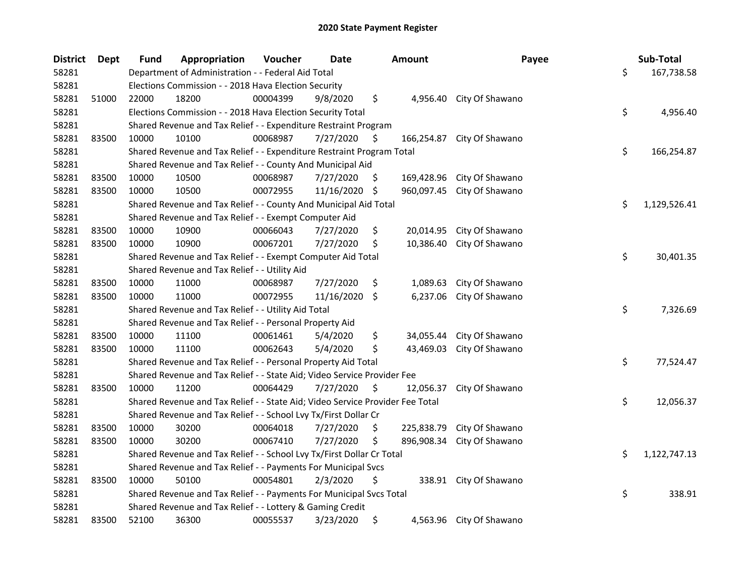# 2020 State Payment Register

| District | Dept | Fund | Appropriation | Voucher | Date | Amount | Payee | Sub-Total |
|---|---|---|---|---|---|---|---|---|
| 58281 | | Department of Administration - - Federal Aid Total | | | | | | $ 167,738.58 |
| 58281 | | Elections Commission - - 2018 Hava Election Security | | | | | | |
| 58281 | 51000 | 22000 | 18200 | 00004399 | 9/8/2020 | $ 4,956.40 | City Of Shawano | |
| 58281 | | Elections Commission - - 2018 Hava Election Security Total | | | | | | $ 4,956.40 |
| 58281 | | Shared Revenue and Tax Relief - - Expenditure Restraint Program | | | | | | |
| 58281 | 83500 | 10000 | 10100 | 00068987 | 7/27/2020 | $ 166,254.87 | City Of Shawano | |
| 58281 | | Shared Revenue and Tax Relief - - Expenditure Restraint Program Total | | | | | | $ 166,254.87 |
| 58281 | | Shared Revenue and Tax Relief - - County And Municipal Aid | | | | | | |
| 58281 | 83500 | 10000 | 10500 | 00068987 | 7/27/2020 | $ 169,428.96 | City Of Shawano | |
| 58281 | 83500 | 10000 | 10500 | 00072955 | 11/16/2020 | $ 960,097.45 | City Of Shawano | |
| 58281 | | Shared Revenue and Tax Relief - - County And Municipal Aid Total | | | | | | $ 1,129,526.41 |
| 58281 | | Shared Revenue and Tax Relief - - Exempt Computer Aid | | | | | | |
| 58281 | 83500 | 10000 | 10900 | 00066043 | 7/27/2020 | $ 20,014.95 | City Of Shawano | |
| 58281 | 83500 | 10000 | 10900 | 00067201 | 7/27/2020 | $ 10,386.40 | City Of Shawano | |
| 58281 | | Shared Revenue and Tax Relief - - Exempt Computer Aid Total | | | | | | $ 30,401.35 |
| 58281 | | Shared Revenue and Tax Relief - - Utility Aid | | | | | | |
| 58281 | 83500 | 10000 | 11000 | 00068987 | 7/27/2020 | $ 1,089.63 | City Of Shawano | |
| 58281 | 83500 | 10000 | 11000 | 00072955 | 11/16/2020 | $ 6,237.06 | City Of Shawano | |
| 58281 | | Shared Revenue and Tax Relief - - Utility Aid Total | | | | | | $ 7,326.69 |
| 58281 | | Shared Revenue and Tax Relief - - Personal Property Aid | | | | | | |
| 58281 | 83500 | 10000 | 11100 | 00061461 | 5/4/2020 | $ 34,055.44 | City Of Shawano | |
| 58281 | 83500 | 10000 | 11100 | 00062643 | 5/4/2020 | $ 43,469.03 | City Of Shawano | |
| 58281 | | Shared Revenue and Tax Relief - - Personal Property Aid Total | | | | | | $ 77,524.47 |
| 58281 | | Shared Revenue and Tax Relief - - State Aid; Video Service Provider Fee | | | | | | |
| 58281 | 83500 | 10000 | 11200 | 00064429 | 7/27/2020 | $ 12,056.37 | City Of Shawano | |
| 58281 | | Shared Revenue and Tax Relief - - State Aid; Video Service Provider Fee Total | | | | | | $ 12,056.37 |
| 58281 | | Shared Revenue and Tax Relief - - School Lvy Tx/First Dollar Cr | | | | | | |
| 58281 | 83500 | 10000 | 30200 | 00064018 | 7/27/2020 | $ 225,838.79 | City Of Shawano | |
| 58281 | 83500 | 10000 | 30200 | 00067410 | 7/27/2020 | $ 896,908.34 | City Of Shawano | |
| 58281 | | Shared Revenue and Tax Relief - - School Lvy Tx/First Dollar Cr Total | | | | | | $ 1,122,747.13 |
| 58281 | | Shared Revenue and Tax Relief - - Payments For Municipal Svcs | | | | | | |
| 58281 | 83500 | 10000 | 50100 | 00054801 | 2/3/2020 | $ 338.91 | City Of Shawano | |
| 58281 | | Shared Revenue and Tax Relief - - Payments For Municipal Svcs Total | | | | | | $ 338.91 |
| 58281 | | Shared Revenue and Tax Relief - - Lottery & Gaming Credit | | | | | | |
| 58281 | 83500 | 52100 | 36300 | 00055537 | 3/23/2020 | $ 4,563.96 | City Of Shawano | |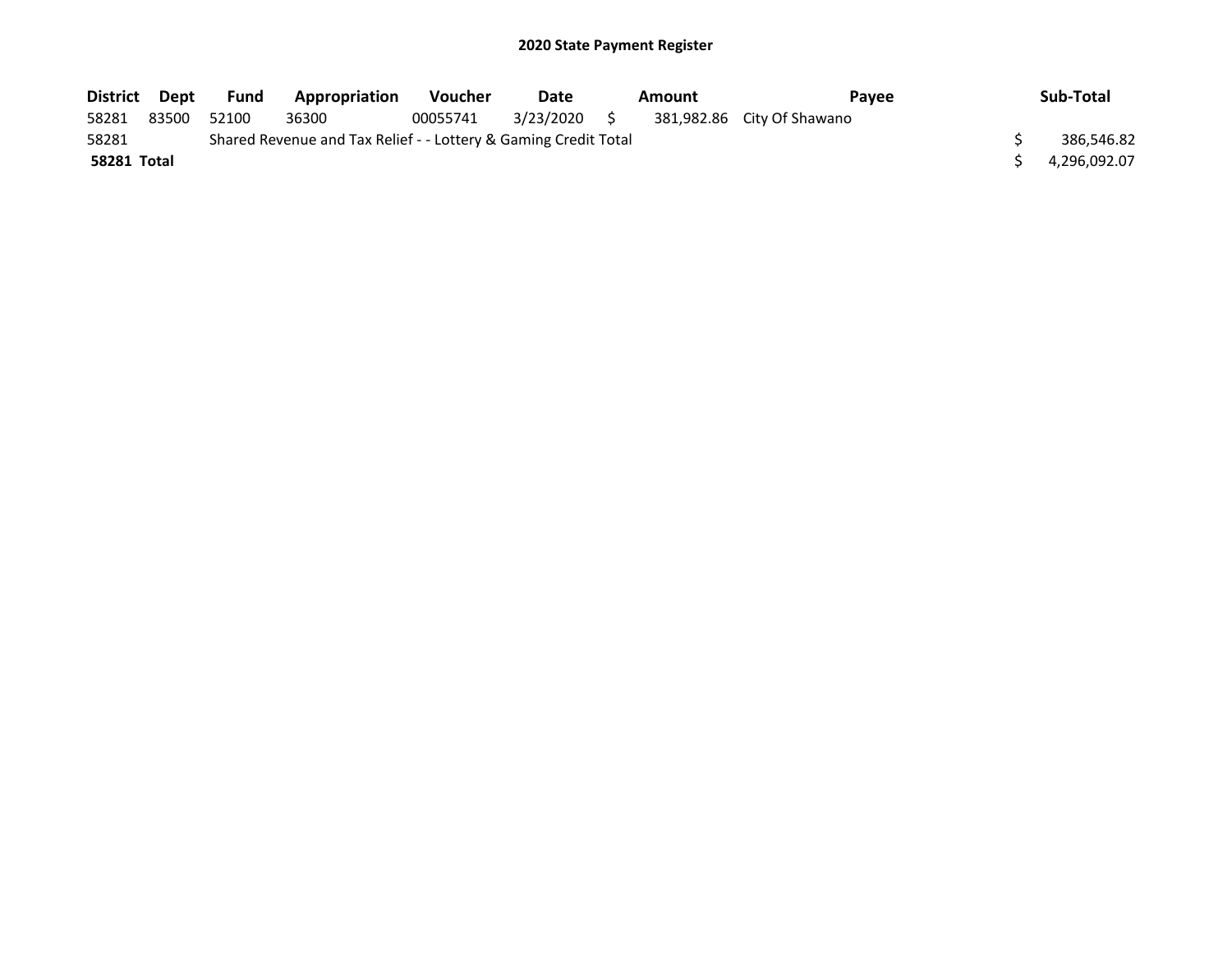# 2020 State Payment Register

| District | Dept | Fund | Appropriation | Voucher | Date | Amount | Payee | Sub-Total |
|---|---|---|---|---|---|---|---|---|
| 58281 | 83500 | 52100 | 36300 | 00055741 | 3/23/2020 | $ 381,982.86 | City Of Shawano | |
| 58281 | | Shared Revenue and Tax Relief - - Lottery & Gaming Credit Total | | | | | | $ 386,546.82 |
| **58281 Total** | | | | | | | | $ 4,296,092.07 |